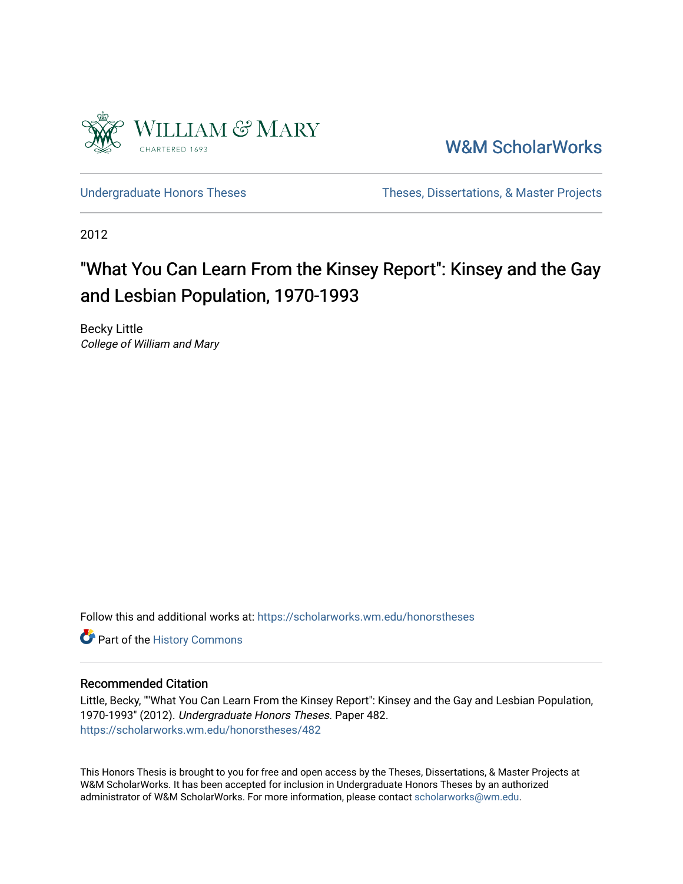William & Mary
CHARTERED 1693

W&M ScholarWorks

Undergraduate Honors Theses | Theses, Dissertations, & Master Projects

2012

# "What You Can Learn From the Kinsey Report": Kinsey and the Gay and Lesbian Population, 1970-1993

Becky Little
*College of William and Mary*

Follow this and additional works at: https://scholarworks.wm.edu/honorstheses

Part of the History Commons

## Recommended Citation

Little, Becky, ""What You Can Learn From the Kinsey Report": Kinsey and the Gay and Lesbian Population, 1970-1993" (2012). *Undergraduate Honors Theses.* Paper 482.
https://scholarworks.wm.edu/honorstheses/482

This Honors Thesis is brought to you for free and open access by the Theses, Dissertations, & Master Projects at W&M ScholarWorks. It has been accepted for inclusion in Undergraduate Honors Theses by an authorized administrator of W&M ScholarWorks. For more information, please contact scholarworks@wm.edu.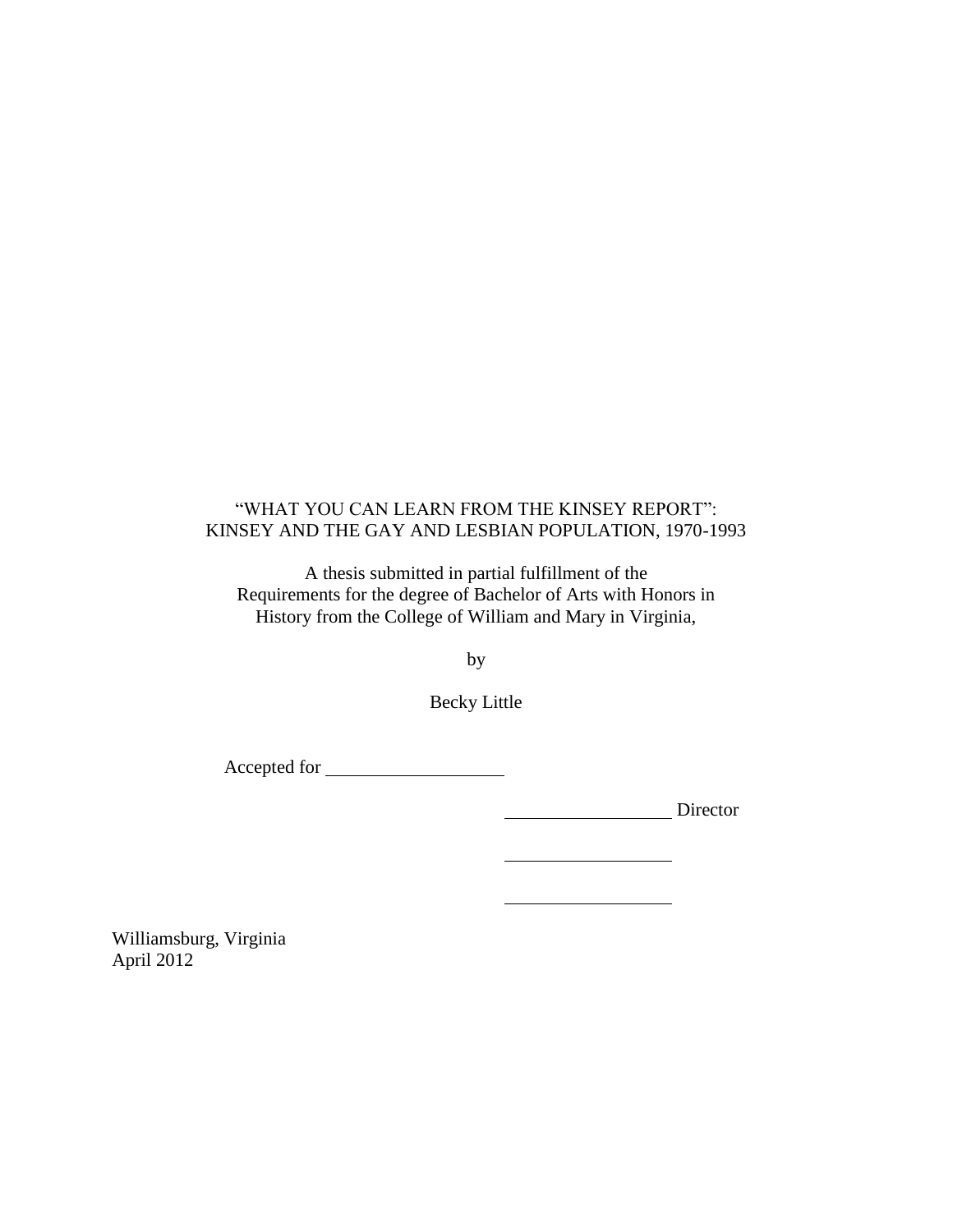“WHAT YOU CAN LEARN FROM THE KINSEY REPORT”:
KINSEY AND THE GAY AND LESBIAN POPULATION, 1970-1993

A thesis submitted in partial fulfillment of the
Requirements for the degree of Bachelor of Arts with Honors in
History from the College of William and Mary in Virginia,

by

Becky Little

Accepted for ____________________

__________________ Director

__________________

__________________

Williamsburg, Virginia
April 2012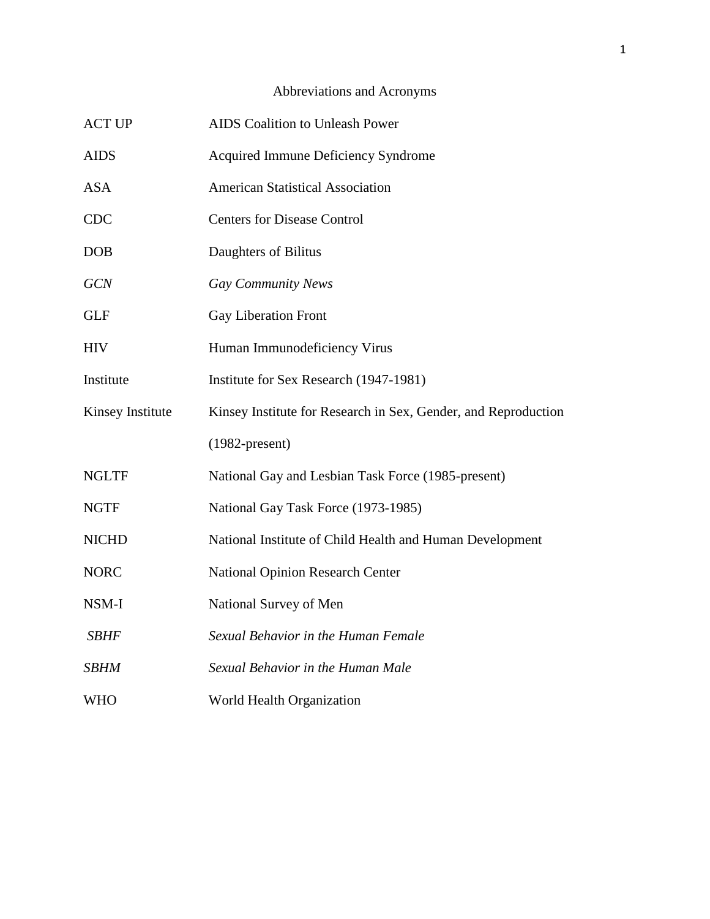# Abbreviations and Acronyms

| | |
|---|---|
| ACT UP | AIDS Coalition to Unleash Power |
| AIDS | Acquired Immune Deficiency Syndrome |
| ASA | American Statistical Association |
| CDC | Centers for Disease Control |
| DOB | Daughters of Bilitus |
| *GCN* | *Gay Community News* |
| GLF | Gay Liberation Front |
| HIV | Human Immunodeficiency Virus |
| Institute | Institute for Sex Research (1947-1981) |
| Kinsey Institute | Kinsey Institute for Research in Sex, Gender, and Reproduction (1982-present) |
| NGLTF | National Gay and Lesbian Task Force (1985-present) |
| NGTF | National Gay Task Force (1973-1985) |
| NICHD | National Institute of Child Health and Human Development |
| NORC | National Opinion Research Center |
| NSM-I | National Survey of Men |
| *SBHF* | *Sexual Behavior in the Human Female* |
| *SBHM* | *Sexual Behavior in the Human Male* |
| WHO | World Health Organization |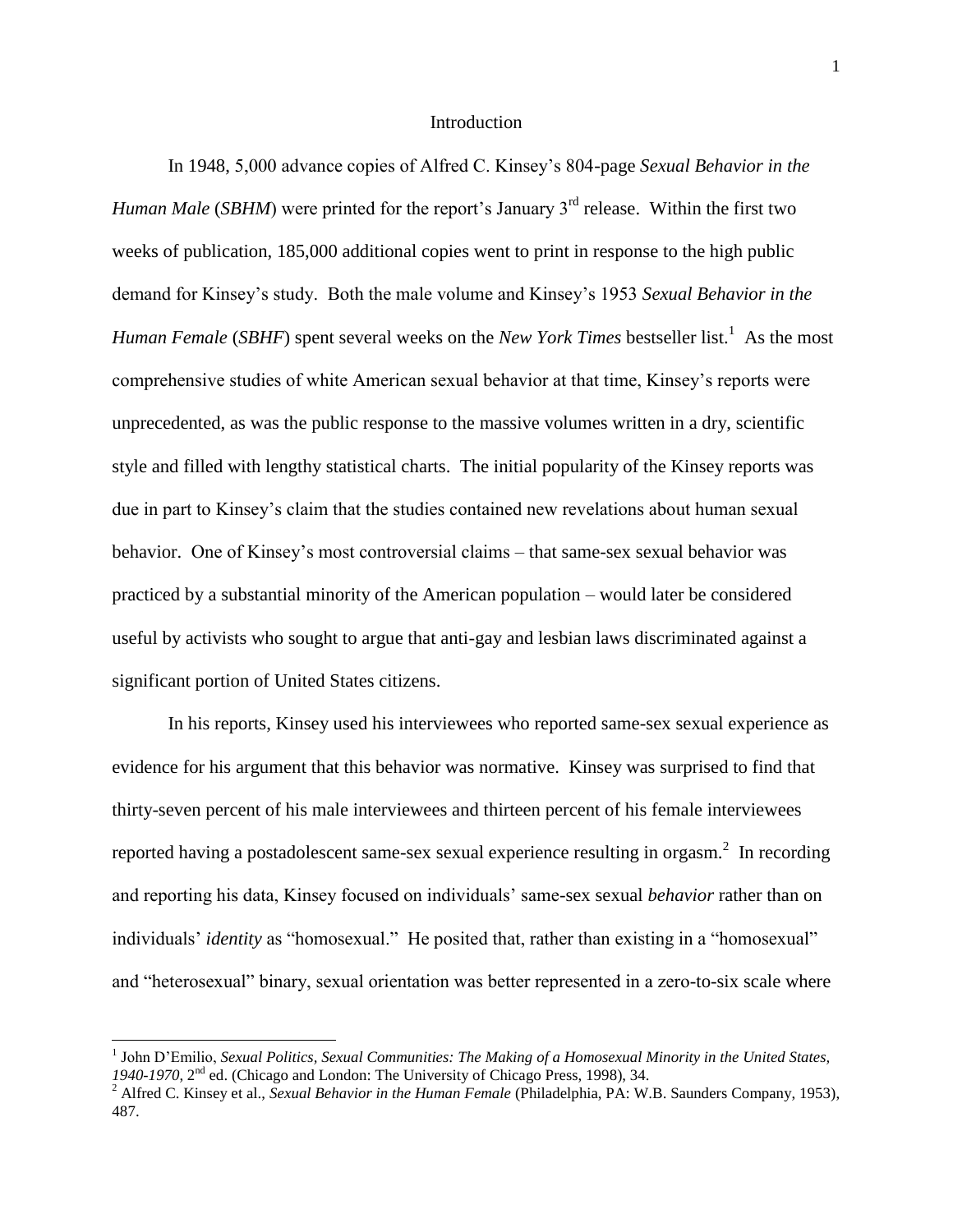# Introduction

In 1948, 5,000 advance copies of Alfred C. Kinsey's 804-page *Sexual Behavior in the Human Male* (*SBHM*) were printed for the report's January 3rd release. Within the first two weeks of publication, 185,000 additional copies went to print in response to the high public demand for Kinsey's study. Both the male volume and Kinsey's 1953 *Sexual Behavior in the Human Female* (*SBHF*) spent several weeks on the *New York Times* bestseller list.[1] As the most comprehensive studies of white American sexual behavior at that time, Kinsey's reports were unprecedented, as was the public response to the massive volumes written in a dry, scientific style and filled with lengthy statistical charts. The initial popularity of the Kinsey reports was due in part to Kinsey's claim that the studies contained new revelations about human sexual behavior. One of Kinsey's most controversial claims – that same-sex sexual behavior was practiced by a substantial minority of the American population – would later be considered useful by activists who sought to argue that anti-gay and lesbian laws discriminated against a significant portion of United States citizens.

In his reports, Kinsey used his interviewees who reported same-sex sexual experience as evidence for his argument that this behavior was normative. Kinsey was surprised to find that thirty-seven percent of his male interviewees and thirteen percent of his female interviewees reported having a postadolescent same-sex sexual experience resulting in orgasm.[2] In recording and reporting his data, Kinsey focused on individuals' same-sex sexual *behavior* rather than on individuals' *identity* as "homosexual." He posited that, rather than existing in a "homosexual" and "heterosexual" binary, sexual orientation was better represented in a zero-to-six scale where

---

[1] John D'Emilio, *Sexual Politics, Sexual Communities: The Making of a Homosexual Minority in the United States, 1940-1970*, 2nd ed. (Chicago and London: The University of Chicago Press, 1998), 34.

[2] Alfred C. Kinsey et al., *Sexual Behavior in the Human Female* (Philadelphia, PA: W.B. Saunders Company, 1953), 487.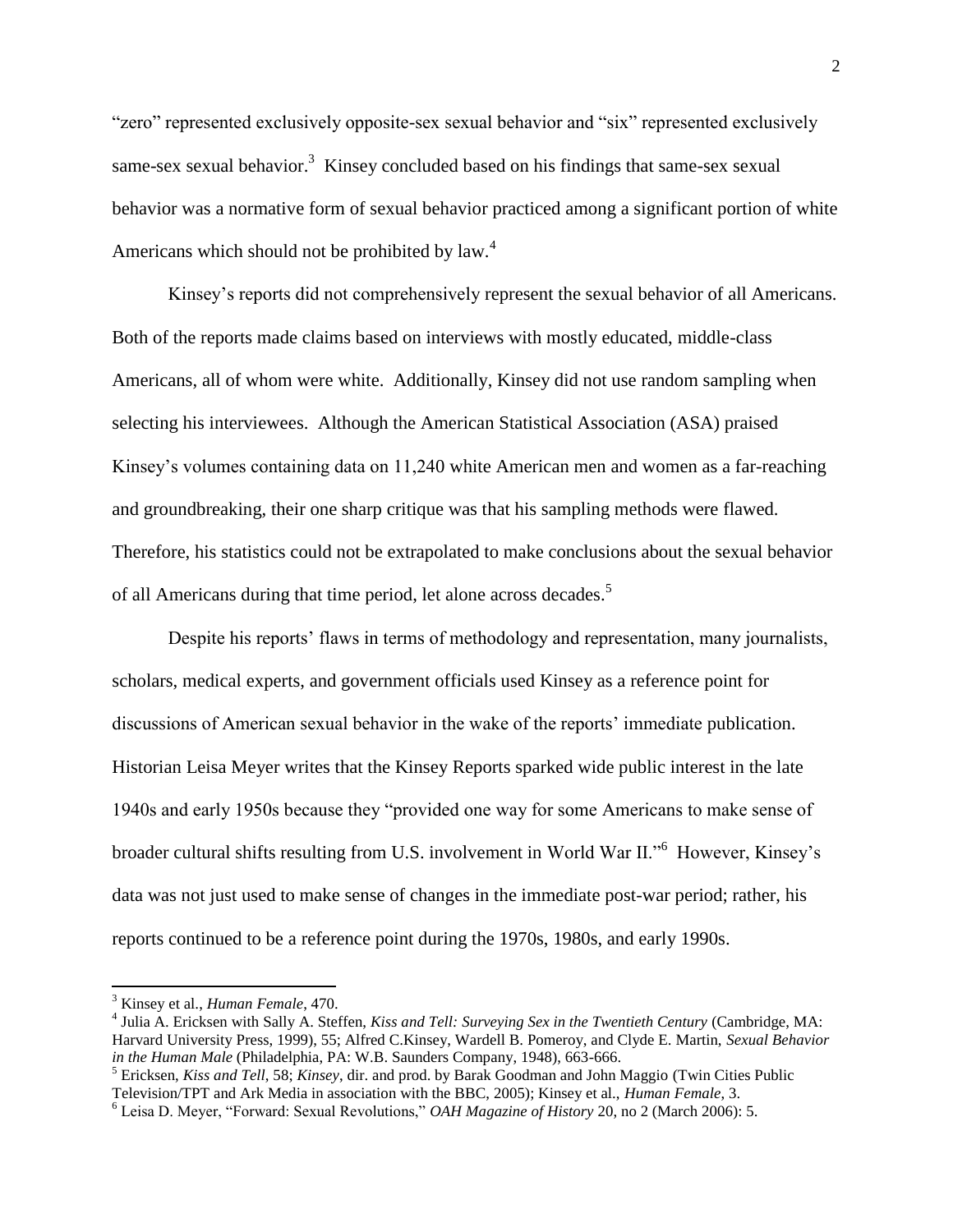"zero" represented exclusively opposite-sex sexual behavior and "six" represented exclusively same-sex sexual behavior.[3] Kinsey concluded based on his findings that same-sex sexual behavior was a normative form of sexual behavior practiced among a significant portion of white Americans which should not be prohibited by law.[4]

Kinsey's reports did not comprehensively represent the sexual behavior of all Americans. Both of the reports made claims based on interviews with mostly educated, middle-class Americans, all of whom were white. Additionally, Kinsey did not use random sampling when selecting his interviewees. Although the American Statistical Association (ASA) praised Kinsey's volumes containing data on 11,240 white American men and women as a far-reaching and groundbreaking, their one sharp critique was that his sampling methods were flawed. Therefore, his statistics could not be extrapolated to make conclusions about the sexual behavior of all Americans during that time period, let alone across decades.[5]

Despite his reports' flaws in terms of methodology and representation, many journalists, scholars, medical experts, and government officials used Kinsey as a reference point for discussions of American sexual behavior in the wake of the reports' immediate publication. Historian Leisa Meyer writes that the Kinsey Reports sparked wide public interest in the late 1940s and early 1950s because they "provided one way for some Americans to make sense of broader cultural shifts resulting from U.S. involvement in World War II."[6] However, Kinsey's data was not just used to make sense of changes in the immediate post-war period; rather, his reports continued to be a reference point during the 1970s, 1980s, and early 1990s.

---

[3] Kinsey et al., *Human Female*, 470.

[4] Julia A. Ericksen with Sally A. Steffen, *Kiss and Tell: Surveying Sex in the Twentieth Century* (Cambridge, MA: Harvard University Press, 1999), 55; Alfred C.Kinsey, Wardell B. Pomeroy, and Clyde E. Martin, *Sexual Behavior in the Human Male* (Philadelphia, PA: W.B. Saunders Company, 1948), 663-666.

[5] Ericksen, *Kiss and Tell*, 58; *Kinsey*, dir. and prod. by Barak Goodman and John Maggio (Twin Cities Public Television/TPT and Ark Media in association with the BBC, 2005); Kinsey et al., *Human Female*, 3.

[6] Leisa D. Meyer, "Forward: Sexual Revolutions," *OAH Magazine of History* 20, no 2 (March 2006): 5.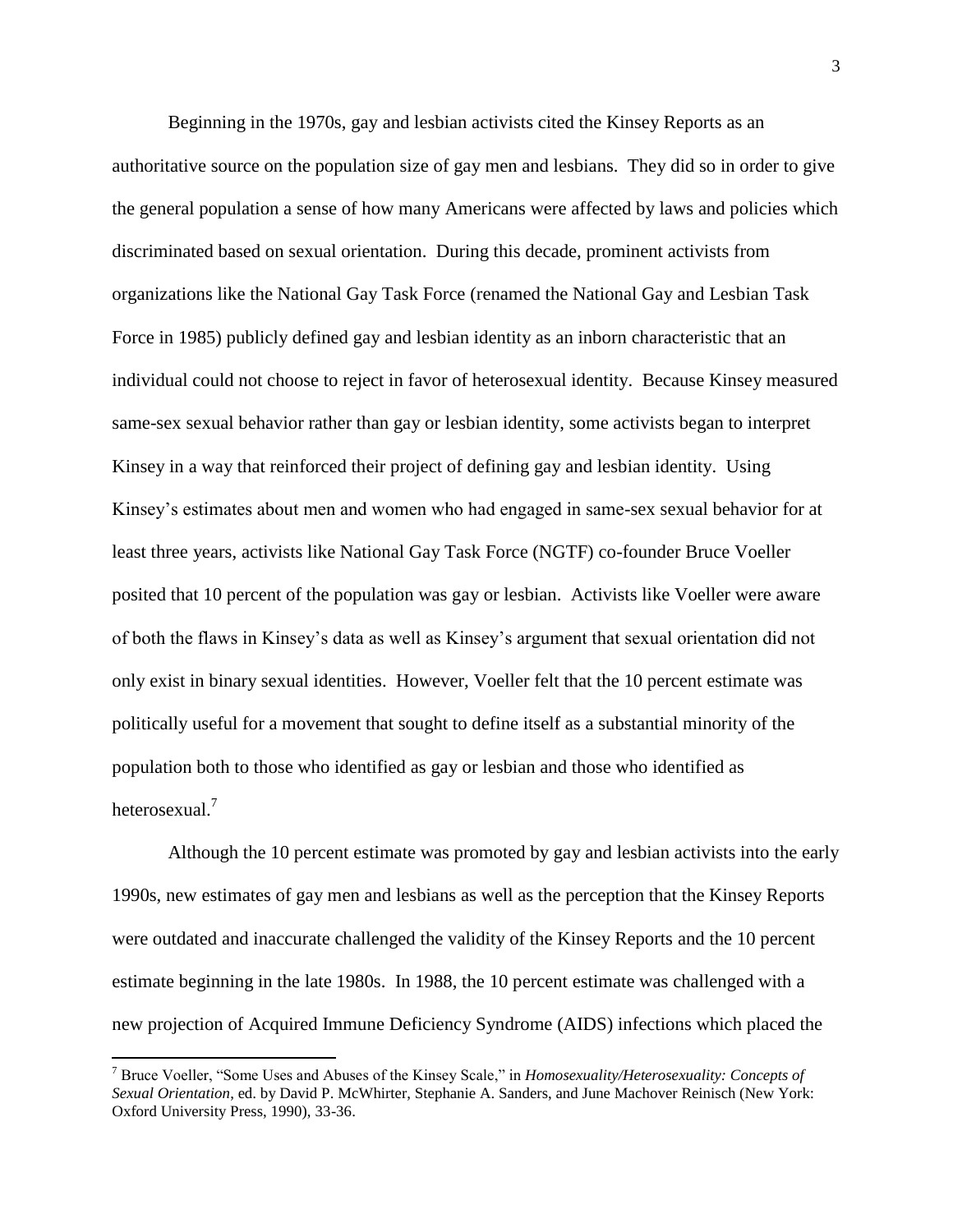Beginning in the 1970s, gay and lesbian activists cited the Kinsey Reports as an authoritative source on the population size of gay men and lesbians. They did so in order to give the general population a sense of how many Americans were affected by laws and policies which discriminated based on sexual orientation. During this decade, prominent activists from organizations like the National Gay Task Force (renamed the National Gay and Lesbian Task Force in 1985) publicly defined gay and lesbian identity as an inborn characteristic that an individual could not choose to reject in favor of heterosexual identity. Because Kinsey measured same-sex sexual behavior rather than gay or lesbian identity, some activists began to interpret Kinsey in a way that reinforced their project of defining gay and lesbian identity. Using Kinsey's estimates about men and women who had engaged in same-sex sexual behavior for at least three years, activists like National Gay Task Force (NGTF) co-founder Bruce Voeller posited that 10 percent of the population was gay or lesbian. Activists like Voeller were aware of both the flaws in Kinsey's data as well as Kinsey's argument that sexual orientation did not only exist in binary sexual identities. However, Voeller felt that the 10 percent estimate was politically useful for a movement that sought to define itself as a substantial minority of the population both to those who identified as gay or lesbian and those who identified as heterosexual.[7]

Although the 10 percent estimate was promoted by gay and lesbian activists into the early 1990s, new estimates of gay men and lesbians as well as the perception that the Kinsey Reports were outdated and inaccurate challenged the validity of the Kinsey Reports and the 10 percent estimate beginning in the late 1980s. In 1988, the 10 percent estimate was challenged with a new projection of Acquired Immune Deficiency Syndrome (AIDS) infections which placed the

[7] Bruce Voeller, "Some Uses and Abuses of the Kinsey Scale," in *Homosexuality/Heterosexuality: Concepts of Sexual Orientation*, ed. by David P. McWhirter, Stephanie A. Sanders, and June Machover Reinisch (New York: Oxford University Press, 1990), 33-36.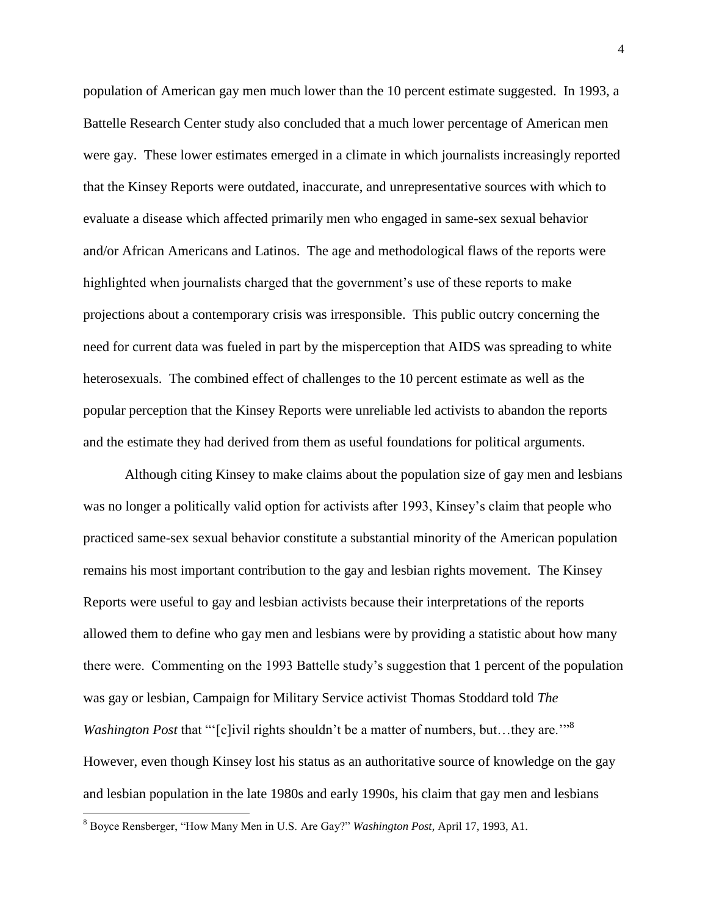population of American gay men much lower than the 10 percent estimate suggested. In 1993, a Battelle Research Center study also concluded that a much lower percentage of American men were gay. These lower estimates emerged in a climate in which journalists increasingly reported that the Kinsey Reports were outdated, inaccurate, and unrepresentative sources with which to evaluate a disease which affected primarily men who engaged in same-sex sexual behavior and/or African Americans and Latinos. The age and methodological flaws of the reports were highlighted when journalists charged that the government's use of these reports to make projections about a contemporary crisis was irresponsible. This public outcry concerning the need for current data was fueled in part by the misperception that AIDS was spreading to white heterosexuals. The combined effect of challenges to the 10 percent estimate as well as the popular perception that the Kinsey Reports were unreliable led activists to abandon the reports and the estimate they had derived from them as useful foundations for political arguments.

Although citing Kinsey to make claims about the population size of gay men and lesbians was no longer a politically valid option for activists after 1993, Kinsey's claim that people who practiced same-sex sexual behavior constitute a substantial minority of the American population remains his most important contribution to the gay and lesbian rights movement. The Kinsey Reports were useful to gay and lesbian activists because their interpretations of the reports allowed them to define who gay men and lesbians were by providing a statistic about how many there were. Commenting on the 1993 Battelle study's suggestion that 1 percent of the population was gay or lesbian, Campaign for Military Service activist Thomas Stoddard told *The Washington Post* that "'[c]ivil rights shouldn't be a matter of numbers, but…they are.'"[8] However, even though Kinsey lost his status as an authoritative source of knowledge on the gay and lesbian population in the late 1980s and early 1990s, his claim that gay men and lesbians

[8] Boyce Rensberger, "How Many Men in U.S. Are Gay?" *Washington Post*, April 17, 1993, A1.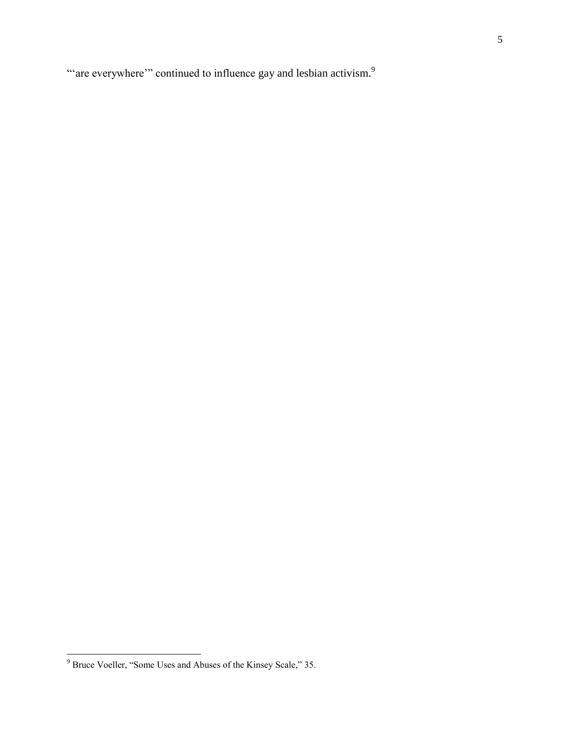"'are everywhere'" continued to influence gay and lesbian activism.[9]

---

[9] Bruce Voeller, "Some Uses and Abuses of the Kinsey Scale," 35.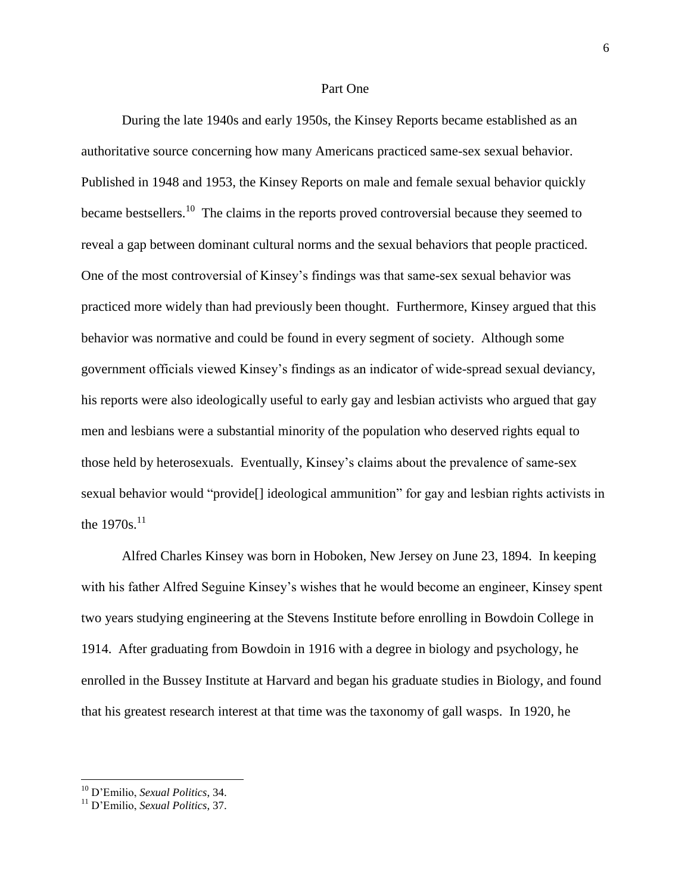## Part One

During the late 1940s and early 1950s, the Kinsey Reports became established as an authoritative source concerning how many Americans practiced same-sex sexual behavior. Published in 1948 and 1953, the Kinsey Reports on male and female sexual behavior quickly became bestsellers.[10] The claims in the reports proved controversial because they seemed to reveal a gap between dominant cultural norms and the sexual behaviors that people practiced. One of the most controversial of Kinsey's findings was that same-sex sexual behavior was practiced more widely than had previously been thought. Furthermore, Kinsey argued that this behavior was normative and could be found in every segment of society. Although some government officials viewed Kinsey's findings as an indicator of wide-spread sexual deviancy, his reports were also ideologically useful to early gay and lesbian activists who argued that gay men and lesbians were a substantial minority of the population who deserved rights equal to those held by heterosexuals. Eventually, Kinsey's claims about the prevalence of same-sex sexual behavior would "provide[] ideological ammunition" for gay and lesbian rights activists in the 1970s.[11]

Alfred Charles Kinsey was born in Hoboken, New Jersey on June 23, 1894. In keeping with his father Alfred Seguine Kinsey's wishes that he would become an engineer, Kinsey spent two years studying engineering at the Stevens Institute before enrolling in Bowdoin College in 1914. After graduating from Bowdoin in 1916 with a degree in biology and psychology, he enrolled in the Bussey Institute at Harvard and began his graduate studies in Biology, and found that his greatest research interest at that time was the taxonomy of gall wasps. In 1920, he

---

[10] D'Emilio, *Sexual Politics*, 34.

[11] D'Emilio, *Sexual Politics*, 37.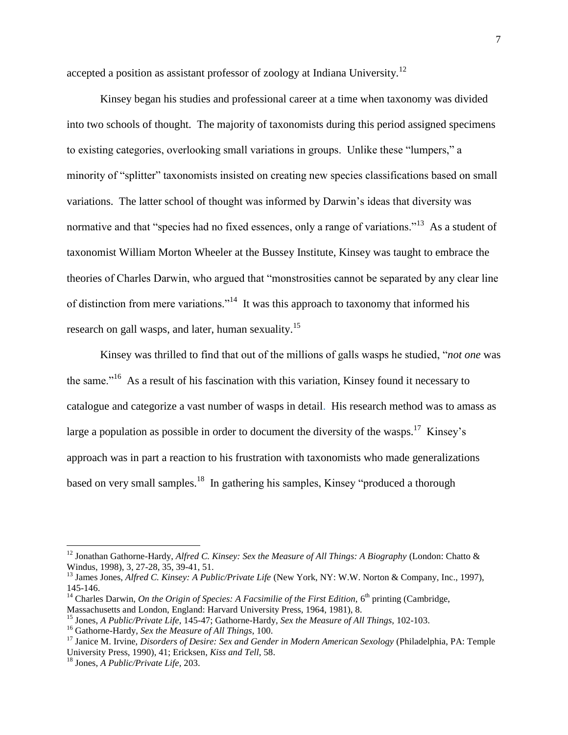accepted a position as assistant professor of zoology at Indiana University.[12]

Kinsey began his studies and professional career at a time when taxonomy was divided into two schools of thought. The majority of taxonomists during this period assigned specimens to existing categories, overlooking small variations in groups. Unlike these "lumpers," a minority of "splitter" taxonomists insisted on creating new species classifications based on small variations. The latter school of thought was informed by Darwin's ideas that diversity was normative and that "species had no fixed essences, only a range of variations."[13] As a student of taxonomist William Morton Wheeler at the Bussey Institute, Kinsey was taught to embrace the theories of Charles Darwin, who argued that "monstrosities cannot be separated by any clear line of distinction from mere variations."[14] It was this approach to taxonomy that informed his research on gall wasps, and later, human sexuality.[15]

Kinsey was thrilled to find that out of the millions of galls wasps he studied, "*not one* was the same."[16] As a result of his fascination with this variation, Kinsey found it necessary to catalogue and categorize a vast number of wasps in detail. His research method was to amass as large a population as possible in order to document the diversity of the wasps.[17] Kinsey's approach was in part a reaction to his frustration with taxonomists who made generalizations based on very small samples.[18] In gathering his samples, Kinsey "produced a thorough

---

[12] Jonathan Gathorne-Hardy, *Alfred C. Kinsey: Sex the Measure of All Things: A Biography* (London: Chatto & Windus, 1998), 3, 27-28, 35, 39-41, 51.

[13] James Jones, *Alfred C. Kinsey: A Public/Private Life* (New York, NY: W.W. Norton & Company, Inc., 1997), 145-146.

[14] Charles Darwin, *On the Origin of Species: A Facsimilie of the First Edition*, 6th printing (Cambridge, Massachusetts and London, England: Harvard University Press, 1964, 1981), 8.

[15] Jones, *A Public/Private Life*, 145-47; Gathorne-Hardy, *Sex the Measure of All Things*, 102-103.

[16] Gathorne-Hardy, *Sex the Measure of All Things*, 100.

[17] Janice M. Irvine, *Disorders of Desire: Sex and Gender in Modern American Sexology* (Philadelphia, PA: Temple University Press, 1990), 41; Ericksen, *Kiss and Tell*, 58.

[18] Jones, *A Public/Private Life*, 203.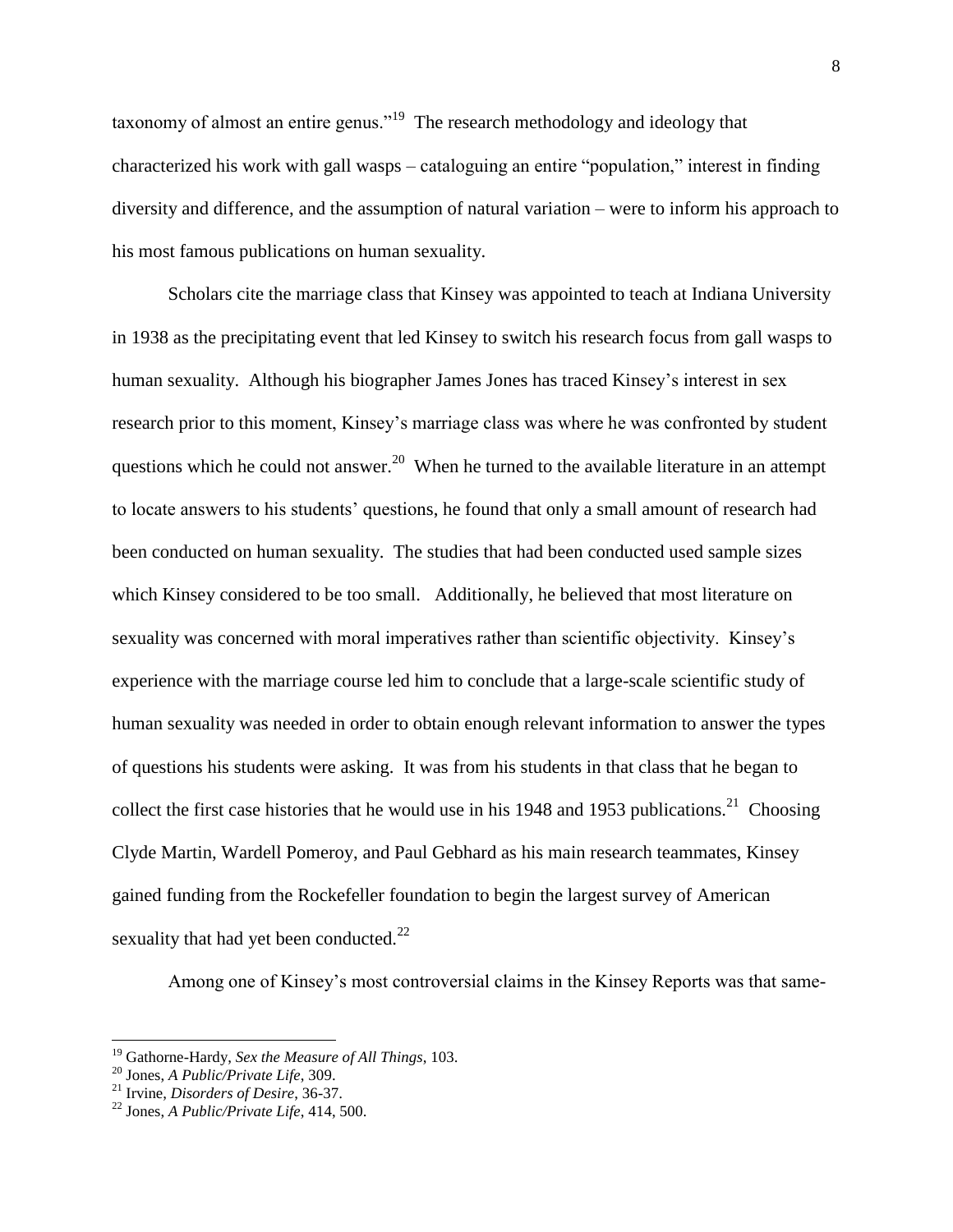taxonomy of almost an entire genus."[19] The research methodology and ideology that characterized his work with gall wasps – cataloguing an entire "population," interest in finding diversity and difference, and the assumption of natural variation – were to inform his approach to his most famous publications on human sexuality.

Scholars cite the marriage class that Kinsey was appointed to teach at Indiana University in 1938 as the precipitating event that led Kinsey to switch his research focus from gall wasps to human sexuality. Although his biographer James Jones has traced Kinsey's interest in sex research prior to this moment, Kinsey's marriage class was where he was confronted by student questions which he could not answer.[20] When he turned to the available literature in an attempt to locate answers to his students' questions, he found that only a small amount of research had been conducted on human sexuality. The studies that had been conducted used sample sizes which Kinsey considered to be too small. Additionally, he believed that most literature on sexuality was concerned with moral imperatives rather than scientific objectivity. Kinsey's experience with the marriage course led him to conclude that a large-scale scientific study of human sexuality was needed in order to obtain enough relevant information to answer the types of questions his students were asking. It was from his students in that class that he began to collect the first case histories that he would use in his 1948 and 1953 publications.[21] Choosing Clyde Martin, Wardell Pomeroy, and Paul Gebhard as his main research teammates, Kinsey gained funding from the Rockefeller foundation to begin the largest survey of American sexuality that had yet been conducted.[22]

Among one of Kinsey's most controversial claims in the Kinsey Reports was that same-

---

[19] Gathorne-Hardy, *Sex the Measure of All Things*, 103.

[20] Jones, *A Public/Private Life*, 309.

[21] Irvine, *Disorders of Desire*, 36-37.

[22] Jones, *A Public/Private Life*, 414, 500.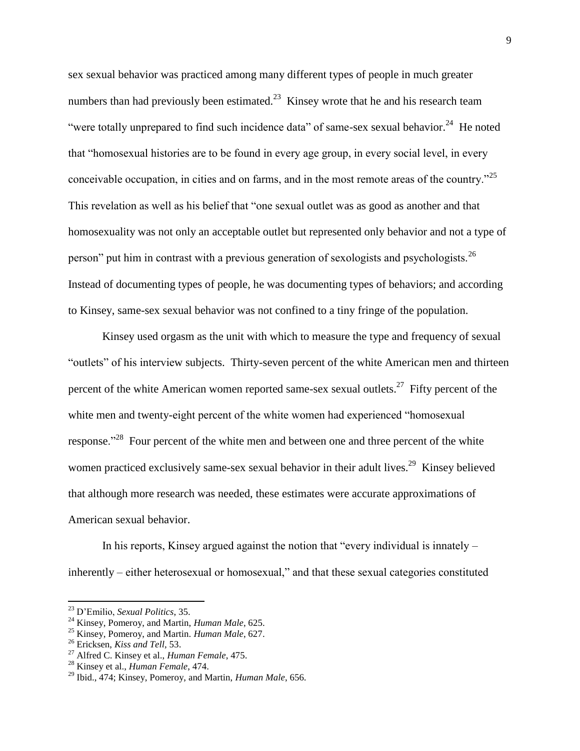sex sexual behavior was practiced among many different types of people in much greater numbers than had previously been estimated.[23] Kinsey wrote that he and his research team "were totally unprepared to find such incidence data" of same-sex sexual behavior.[24] He noted that "homosexual histories are to be found in every age group, in every social level, in every conceivable occupation, in cities and on farms, and in the most remote areas of the country."[25] This revelation as well as his belief that "one sexual outlet was as good as another and that homosexuality was not only an acceptable outlet but represented only behavior and not a type of person" put him in contrast with a previous generation of sexologists and psychologists.[26] Instead of documenting types of people, he was documenting types of behaviors; and according to Kinsey, same-sex sexual behavior was not confined to a tiny fringe of the population.

Kinsey used orgasm as the unit with which to measure the type and frequency of sexual "outlets" of his interview subjects. Thirty-seven percent of the white American men and thirteen percent of the white American women reported same-sex sexual outlets.[27] Fifty percent of the white men and twenty-eight percent of the white women had experienced "homosexual response."[28] Four percent of the white men and between one and three percent of the white women practiced exclusively same-sex sexual behavior in their adult lives.[29] Kinsey believed that although more research was needed, these estimates were accurate approximations of American sexual behavior.

In his reports, Kinsey argued against the notion that "every individual is innately – inherently – either heterosexual or homosexual," and that these sexual categories constituted

---

[23] D'Emilio, *Sexual Politics*, 35.

[24] Kinsey, Pomeroy, and Martin, *Human Male*, 625.

[25] Kinsey, Pomeroy, and Martin. *Human Male*, 627.

[26] Ericksen, *Kiss and Tell*, 53.

[27] Alfred C. Kinsey et al., *Human Female*, 475.

[28] Kinsey et al., *Human Female*, 474.

[29] Ibid., 474; Kinsey, Pomeroy, and Martin, *Human Male*, 656.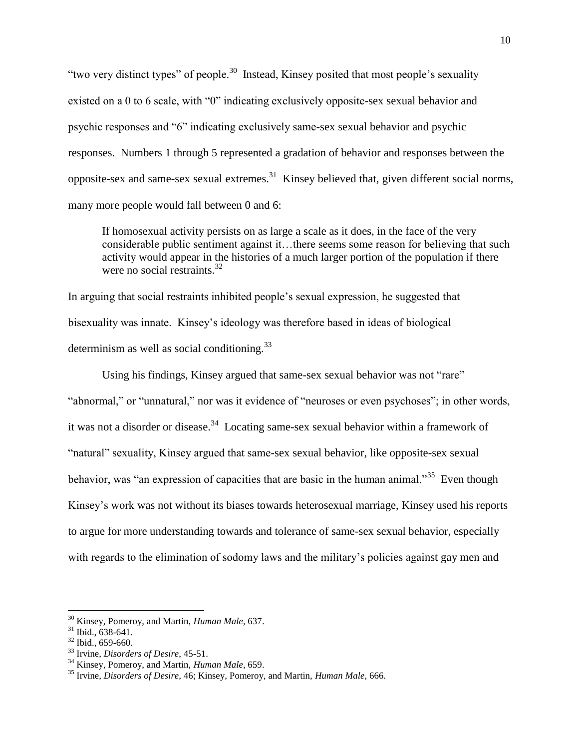"two very distinct types" of people.[30] Instead, Kinsey posited that most people's sexuality existed on a 0 to 6 scale, with "0" indicating exclusively opposite-sex sexual behavior and psychic responses and "6" indicating exclusively same-sex sexual behavior and psychic responses. Numbers 1 through 5 represented a gradation of behavior and responses between the opposite-sex and same-sex sexual extremes.[31] Kinsey believed that, given different social norms, many more people would fall between 0 and 6:

> If homosexual activity persists on as large a scale as it does, in the face of the very considerable public sentiment against it…there seems some reason for believing that such activity would appear in the histories of a much larger portion of the population if there were no social restraints.[32]

In arguing that social restraints inhibited people's sexual expression, he suggested that bisexuality was innate. Kinsey's ideology was therefore based in ideas of biological determinism as well as social conditioning.[33]

Using his findings, Kinsey argued that same-sex sexual behavior was not "rare" "abnormal," or "unnatural," nor was it evidence of "neuroses or even psychoses"; in other words, it was not a disorder or disease.[34] Locating same-sex sexual behavior within a framework of "natural" sexuality, Kinsey argued that same-sex sexual behavior, like opposite-sex sexual behavior, was "an expression of capacities that are basic in the human animal."[35] Even though Kinsey's work was not without its biases towards heterosexual marriage, Kinsey used his reports to argue for more understanding towards and tolerance of same-sex sexual behavior, especially with regards to the elimination of sodomy laws and the military's policies against gay men and

---

[30] Kinsey, Pomeroy, and Martin, *Human Male*, 637.

[31] Ibid., 638-641.

[32] Ibid., 659-660.

[33] Irvine, *Disorders of Desire*, 45-51.

[34] Kinsey, Pomeroy, and Martin, *Human Male*, 659.

[35] Irvine, *Disorders of Desire*, 46; Kinsey, Pomeroy, and Martin, *Human Male*, 666.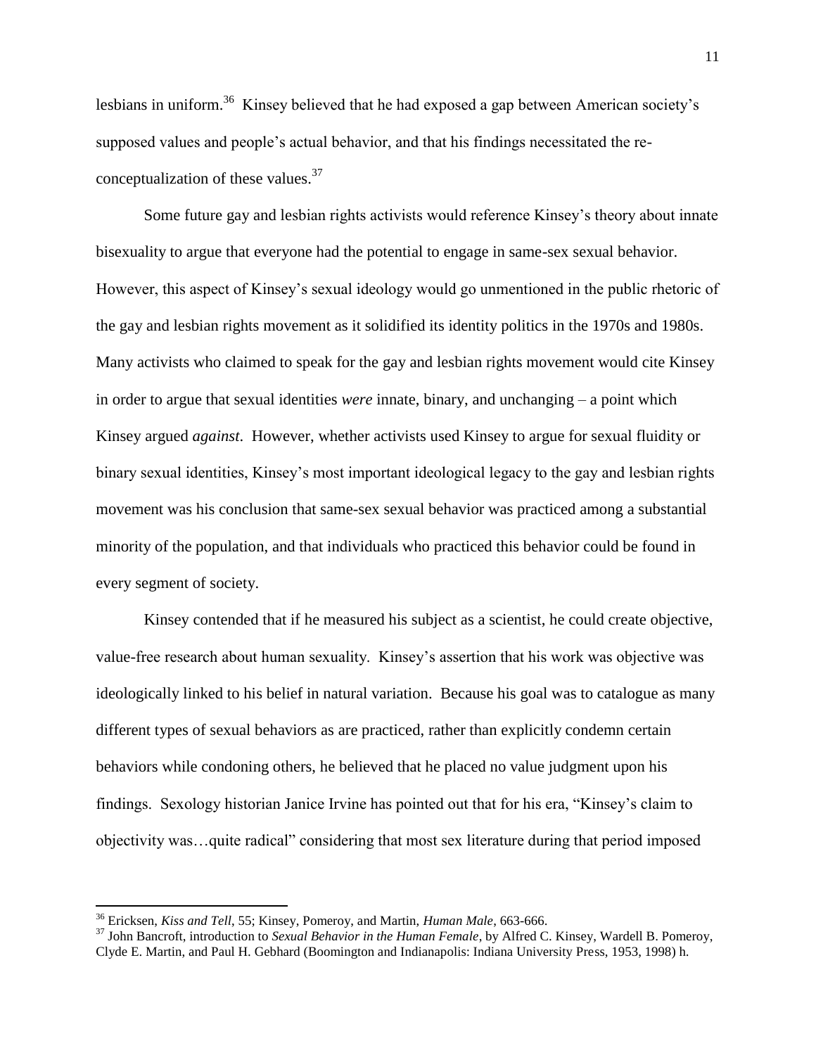lesbians in uniform.[36] Kinsey believed that he had exposed a gap between American society's supposed values and people's actual behavior, and that his findings necessitated the re-conceptualization of these values.[37]

Some future gay and lesbian rights activists would reference Kinsey's theory about innate bisexuality to argue that everyone had the potential to engage in same-sex sexual behavior. However, this aspect of Kinsey's sexual ideology would go unmentioned in the public rhetoric of the gay and lesbian rights movement as it solidified its identity politics in the 1970s and 1980s. Many activists who claimed to speak for the gay and lesbian rights movement would cite Kinsey in order to argue that sexual identities *were* innate, binary, and unchanging – a point which Kinsey argued *against*. However, whether activists used Kinsey to argue for sexual fluidity or binary sexual identities, Kinsey's most important ideological legacy to the gay and lesbian rights movement was his conclusion that same-sex sexual behavior was practiced among a substantial minority of the population, and that individuals who practiced this behavior could be found in every segment of society.

Kinsey contended that if he measured his subject as a scientist, he could create objective, value-free research about human sexuality. Kinsey's assertion that his work was objective was ideologically linked to his belief in natural variation. Because his goal was to catalogue as many different types of sexual behaviors as are practiced, rather than explicitly condemn certain behaviors while condoning others, he believed that he placed no value judgment upon his findings. Sexology historian Janice Irvine has pointed out that for his era, "Kinsey's claim to objectivity was…quite radical" considering that most sex literature during that period imposed

---

[36] Ericksen, *Kiss and Tell*, 55; Kinsey, Pomeroy, and Martin, *Human Male*, 663-666.

[37] John Bancroft, introduction to *Sexual Behavior in the Human Female*, by Alfred C. Kinsey, Wardell B. Pomeroy, Clyde E. Martin, and Paul H. Gebhard (Boomington and Indianapolis: Indiana University Press, 1953, 1998) h.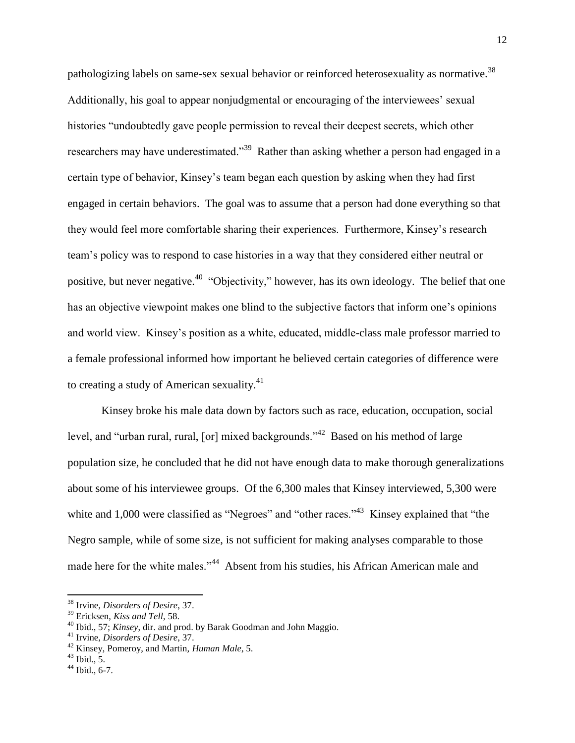pathologizing labels on same-sex sexual behavior or reinforced heterosexuality as normative.[38] Additionally, his goal to appear nonjudgmental or encouraging of the interviewees' sexual histories "undoubtedly gave people permission to reveal their deepest secrets, which other researchers may have underestimated."[39] Rather than asking whether a person had engaged in a certain type of behavior, Kinsey's team began each question by asking when they had first engaged in certain behaviors. The goal was to assume that a person had done everything so that they would feel more comfortable sharing their experiences. Furthermore, Kinsey's research team's policy was to respond to case histories in a way that they considered either neutral or positive, but never negative.[40] "Objectivity," however, has its own ideology. The belief that one has an objective viewpoint makes one blind to the subjective factors that inform one's opinions and world view. Kinsey's position as a white, educated, middle-class male professor married to a female professional informed how important he believed certain categories of difference were to creating a study of American sexuality.[41]

Kinsey broke his male data down by factors such as race, education, occupation, social level, and "urban rural, rural, [or] mixed backgrounds."[42] Based on his method of large population size, he concluded that he did not have enough data to make thorough generalizations about some of his interviewee groups. Of the 6,300 males that Kinsey interviewed, 5,300 were white and 1,000 were classified as "Negroes" and "other races."[43] Kinsey explained that "the Negro sample, while of some size, is not sufficient for making analyses comparable to those made here for the white males."[44] Absent from his studies, his African American male and

---

[38] Irvine, *Disorders of Desire*, 37.

[39] Ericksen, *Kiss and Tell*, 58.

[40] Ibid., 57; *Kinsey*, dir. and prod. by Barak Goodman and John Maggio.

[41] Irvine, *Disorders of Desire*, 37.

[42] Kinsey, Pomeroy, and Martin, *Human Male*, 5.

[43] Ibid., 5.

[44] Ibid., 6-7.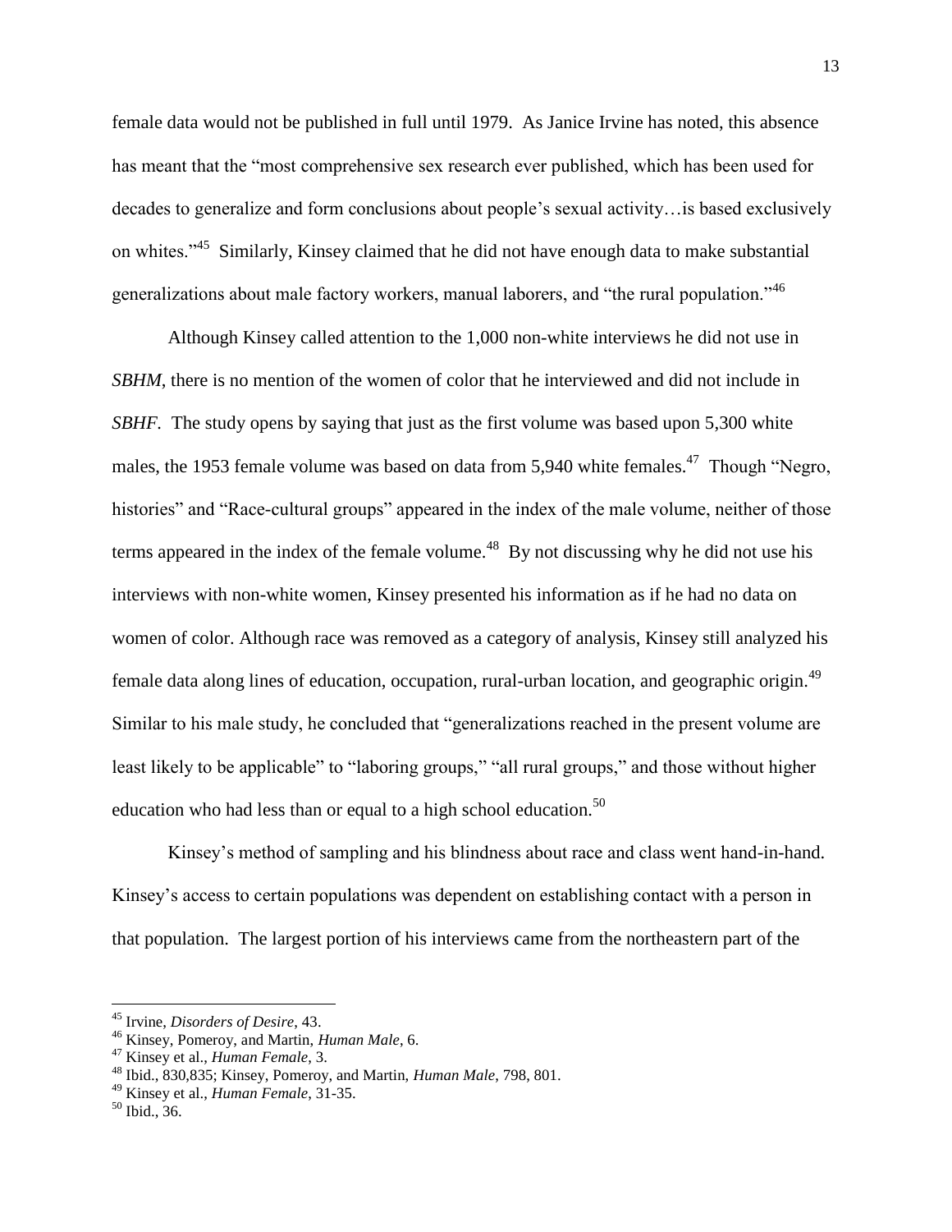female data would not be published in full until 1979. As Janice Irvine has noted, this absence has meant that the "most comprehensive sex research ever published, which has been used for decades to generalize and form conclusions about people's sexual activity…is based exclusively on whites."[45] Similarly, Kinsey claimed that he did not have enough data to make substantial generalizations about male factory workers, manual laborers, and "the rural population."[46]

Although Kinsey called attention to the 1,000 non-white interviews he did not use in *SBHM*, there is no mention of the women of color that he interviewed and did not include in *SBHF*. The study opens by saying that just as the first volume was based upon 5,300 white males, the 1953 female volume was based on data from 5,940 white females.[47] Though "Negro, histories" and "Race-cultural groups" appeared in the index of the male volume, neither of those terms appeared in the index of the female volume.[48] By not discussing why he did not use his interviews with non-white women, Kinsey presented his information as if he had no data on women of color. Although race was removed as a category of analysis, Kinsey still analyzed his female data along lines of education, occupation, rural-urban location, and geographic origin.[49] Similar to his male study, he concluded that "generalizations reached in the present volume are least likely to be applicable" to "laboring groups," "all rural groups," and those without higher education who had less than or equal to a high school education.[50]

Kinsey's method of sampling and his blindness about race and class went hand-in-hand. Kinsey's access to certain populations was dependent on establishing contact with a person in that population. The largest portion of his interviews came from the northeastern part of the

---

[45] Irvine, *Disorders of Desire*, 43.

[46] Kinsey, Pomeroy, and Martin, *Human Male*, 6.

[47] Kinsey et al., *Human Female*, 3.

[48] Ibid., 830,835; Kinsey, Pomeroy, and Martin, *Human Male*, 798, 801.

[49] Kinsey et al., *Human Female*, 31-35.

[50] Ibid., 36.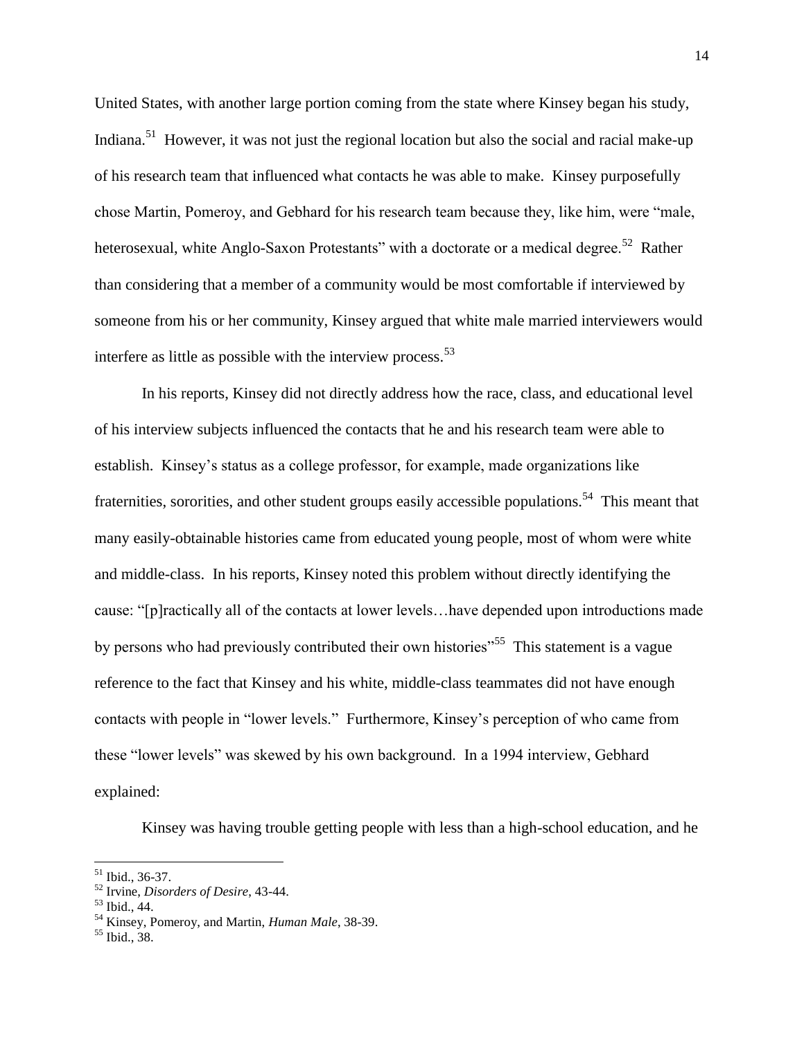United States, with another large portion coming from the state where Kinsey began his study, Indiana.[51] However, it was not just the regional location but also the social and racial make-up of his research team that influenced what contacts he was able to make. Kinsey purposefully chose Martin, Pomeroy, and Gebhard for his research team because they, like him, were "male, heterosexual, white Anglo-Saxon Protestants" with a doctorate or a medical degree.[52] Rather than considering that a member of a community would be most comfortable if interviewed by someone from his or her community, Kinsey argued that white male married interviewers would interfere as little as possible with the interview process.[53]

In his reports, Kinsey did not directly address how the race, class, and educational level of his interview subjects influenced the contacts that he and his research team were able to establish. Kinsey's status as a college professor, for example, made organizations like fraternities, sororities, and other student groups easily accessible populations.[54] This meant that many easily-obtainable histories came from educated young people, most of whom were white and middle-class. In his reports, Kinsey noted this problem without directly identifying the cause: "[p]ractically all of the contacts at lower levels…have depended upon introductions made by persons who had previously contributed their own histories"[55] This statement is a vague reference to the fact that Kinsey and his white, middle-class teammates did not have enough contacts with people in "lower levels." Furthermore, Kinsey's perception of who came from these "lower levels" was skewed by his own background. In a 1994 interview, Gebhard explained:

Kinsey was having trouble getting people with less than a high-school education, and he

---

[51] Ibid., 36-37.

[52] Irvine, *Disorders of Desire*, 43-44.

[53] Ibid., 44.

[54] Kinsey, Pomeroy, and Martin, *Human Male*, 38-39.

[55] Ibid., 38.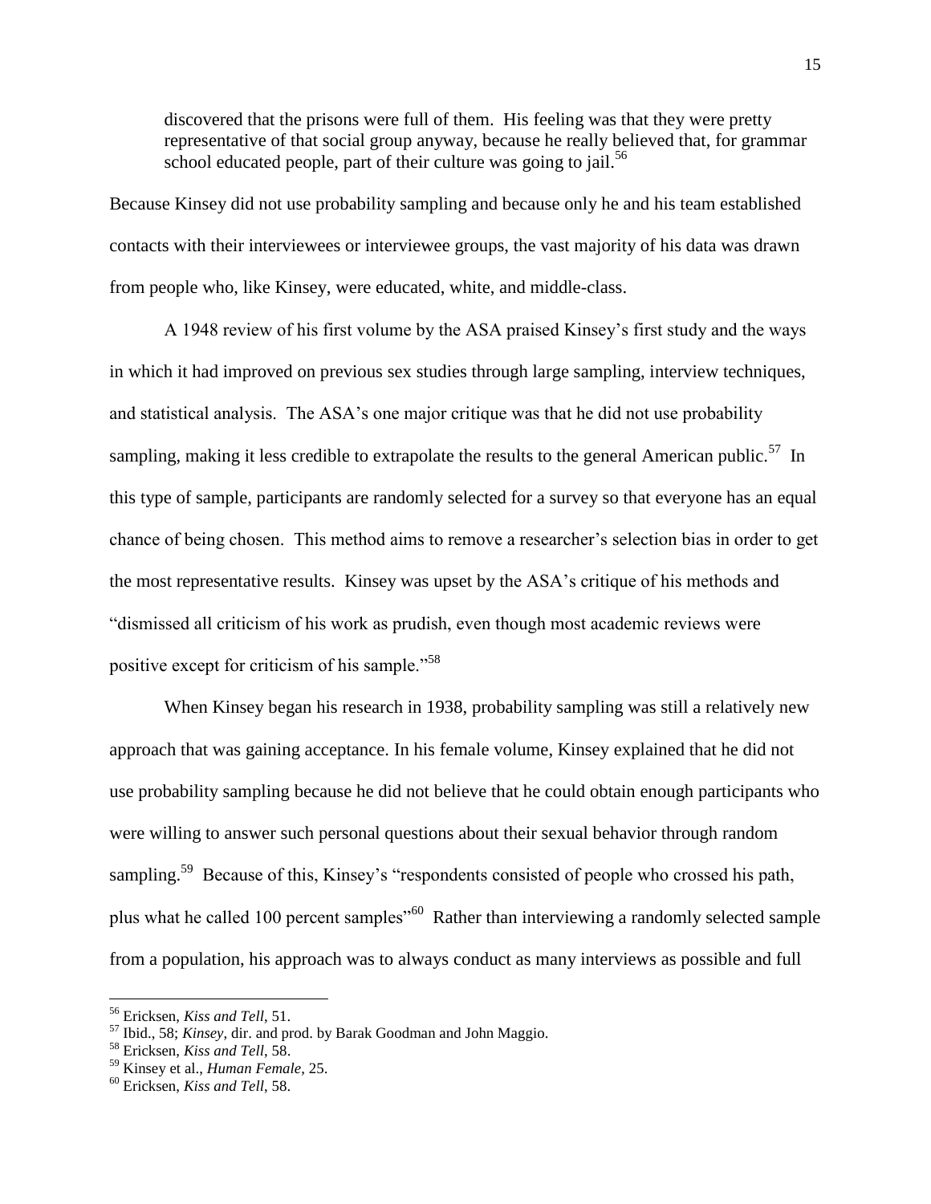> discovered that the prisons were full of them. His feeling was that they were pretty representative of that social group anyway, because he really believed that, for grammar school educated people, part of their culture was going to jail.[56]

Because Kinsey did not use probability sampling and because only he and his team established contacts with their interviewees or interviewee groups, the vast majority of his data was drawn from people who, like Kinsey, were educated, white, and middle-class.

A 1948 review of his first volume by the ASA praised Kinsey's first study and the ways in which it had improved on previous sex studies through large sampling, interview techniques, and statistical analysis. The ASA's one major critique was that he did not use probability sampling, making it less credible to extrapolate the results to the general American public.[57] In this type of sample, participants are randomly selected for a survey so that everyone has an equal chance of being chosen. This method aims to remove a researcher's selection bias in order to get the most representative results. Kinsey was upset by the ASA's critique of his methods and "dismissed all criticism of his work as prudish, even though most academic reviews were positive except for criticism of his sample."[58]

When Kinsey began his research in 1938, probability sampling was still a relatively new approach that was gaining acceptance. In his female volume, Kinsey explained that he did not use probability sampling because he did not believe that he could obtain enough participants who were willing to answer such personal questions about their sexual behavior through random sampling.[59] Because of this, Kinsey's "respondents consisted of people who crossed his path, plus what he called 100 percent samples"[60] Rather than interviewing a randomly selected sample from a population, his approach was to always conduct as many interviews as possible and full

---

[56] Ericksen, *Kiss and Tell*, 51.

[57] Ibid., 58; *Kinsey*, dir. and prod. by Barak Goodman and John Maggio.

[58] Ericksen, *Kiss and Tell*, 58.

[59] Kinsey et al., *Human Female*, 25.

[60] Ericksen, *Kiss and Tell*, 58.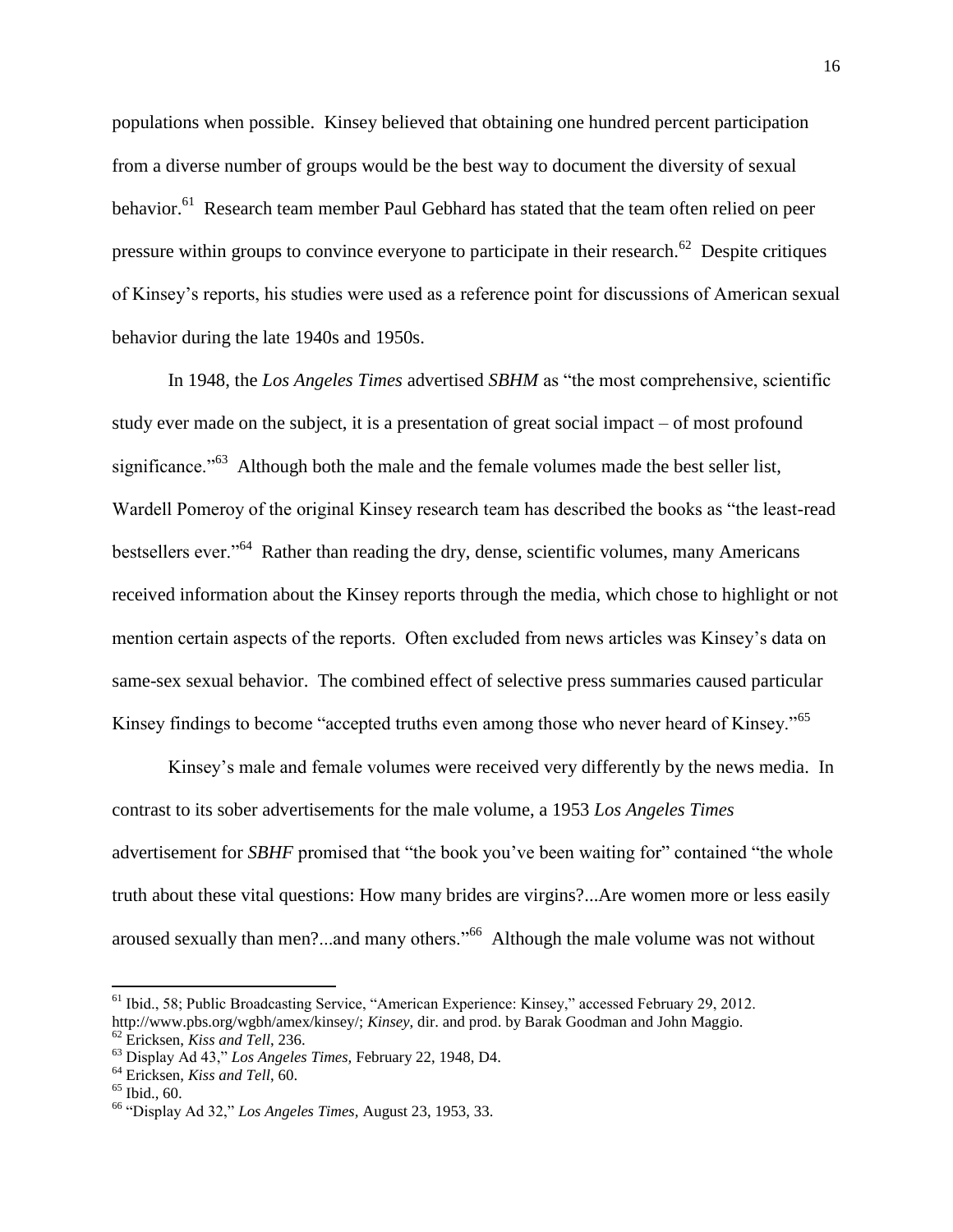populations when possible. Kinsey believed that obtaining one hundred percent participation from a diverse number of groups would be the best way to document the diversity of sexual behavior.[61] Research team member Paul Gebhard has stated that the team often relied on peer pressure within groups to convince everyone to participate in their research.[62] Despite critiques of Kinsey's reports, his studies were used as a reference point for discussions of American sexual behavior during the late 1940s and 1950s.

In 1948, the *Los Angeles Times* advertised *SBHM* as "the most comprehensive, scientific study ever made on the subject, it is a presentation of great social impact – of most profound significance."[63] Although both the male and the female volumes made the best seller list, Wardell Pomeroy of the original Kinsey research team has described the books as "the least-read bestsellers ever."[64] Rather than reading the dry, dense, scientific volumes, many Americans received information about the Kinsey reports through the media, which chose to highlight or not mention certain aspects of the reports. Often excluded from news articles was Kinsey's data on same-sex sexual behavior. The combined effect of selective press summaries caused particular Kinsey findings to become "accepted truths even among those who never heard of Kinsey."[65]

Kinsey's male and female volumes were received very differently by the news media. In contrast to its sober advertisements for the male volume, a 1953 *Los Angeles Times* advertisement for *SBHF* promised that "the book you've been waiting for" contained "the whole truth about these vital questions: How many brides are virgins?...Are women more or less easily aroused sexually than men?...and many others."[66] Although the male volume was not without

---

[61] Ibid., 58; Public Broadcasting Service, "American Experience: Kinsey," accessed February 29, 2012. http://www.pbs.org/wgbh/amex/kinsey/; *Kinsey*, dir. and prod. by Barak Goodman and John Maggio.

[62] Ericksen, *Kiss and Tell*, 236.

[63] Display Ad 43," *Los Angeles Times,* February 22, 1948, D4.

[64] Ericksen, *Kiss and Tell*, 60.

[65] Ibid., 60.

[66] "Display Ad 32," *Los Angeles Times,* August 23, 1953, 33.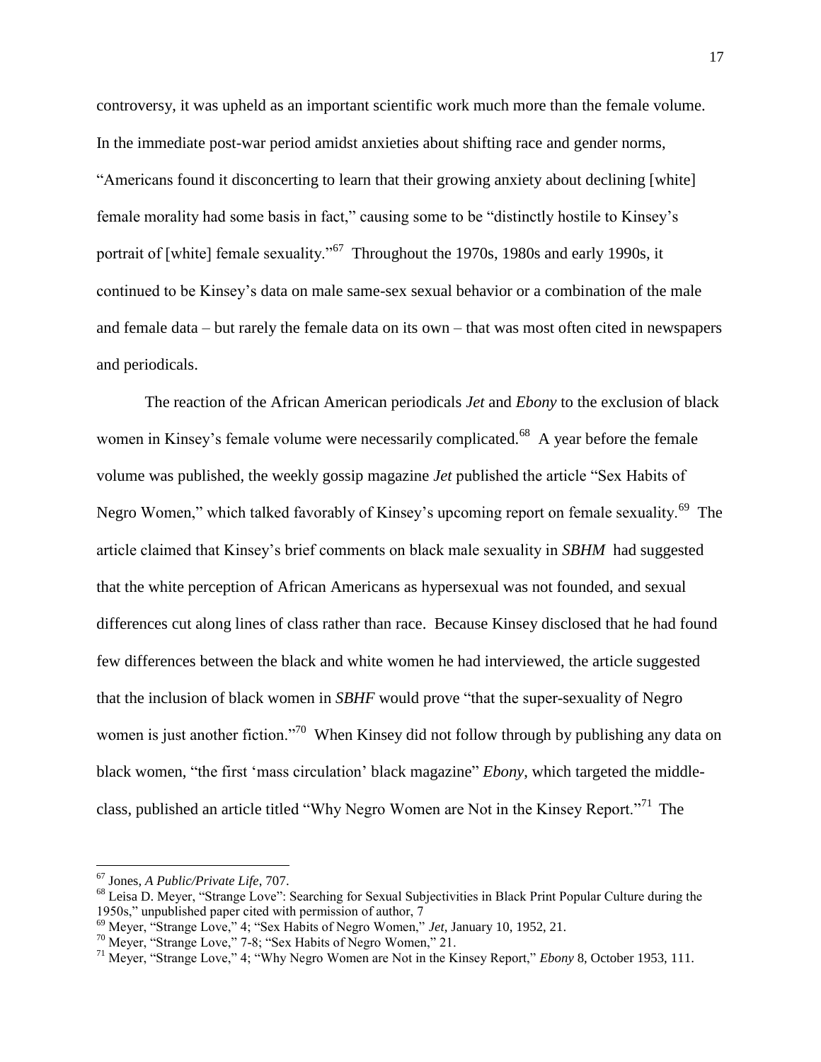controversy, it was upheld as an important scientific work much more than the female volume. In the immediate post-war period amidst anxieties about shifting race and gender norms, "Americans found it disconcerting to learn that their growing anxiety about declining [white] female morality had some basis in fact," causing some to be "distinctly hostile to Kinsey's portrait of [white] female sexuality."[67] Throughout the 1970s, 1980s and early 1990s, it continued to be Kinsey's data on male same-sex sexual behavior or a combination of the male and female data – but rarely the female data on its own – that was most often cited in newspapers and periodicals.

The reaction of the African American periodicals *Jet* and *Ebony* to the exclusion of black women in Kinsey's female volume were necessarily complicated.[68] A year before the female volume was published, the weekly gossip magazine *Jet* published the article "Sex Habits of Negro Women," which talked favorably of Kinsey's upcoming report on female sexuality.[69] The article claimed that Kinsey's brief comments on black male sexuality in ***SBHM*** had suggested that the white perception of African Americans as hypersexual was not founded, and sexual differences cut along lines of class rather than race. Because Kinsey disclosed that he had found few differences between the black and white women he had interviewed, the article suggested that the inclusion of black women in ***SBHF*** would prove "that the super-sexuality of Negro women is just another fiction."[70] When Kinsey did not follow through by publishing any data on black women, "the first 'mass circulation' black magazine" *Ebony*, which targeted the middle-class, published an article titled "Why Negro Women are Not in the Kinsey Report."[71] The

---

[67] Jones, *A Public/Private Life*, 707.

[68] Leisa D. Meyer, "Strange Love": Searching for Sexual Subjectivities in Black Print Popular Culture during the 1950s," unpublished paper cited with permission of author, 7

[69] Meyer, "Strange Love," 4; "Sex Habits of Negro Women," *Jet*, January 10, 1952, 21.

[70] Meyer, "Strange Love," 7-8; "Sex Habits of Negro Women," 21.

[71] Meyer, "Strange Love," 4; "Why Negro Women are Not in the Kinsey Report," *Ebony* 8, October 1953, 111.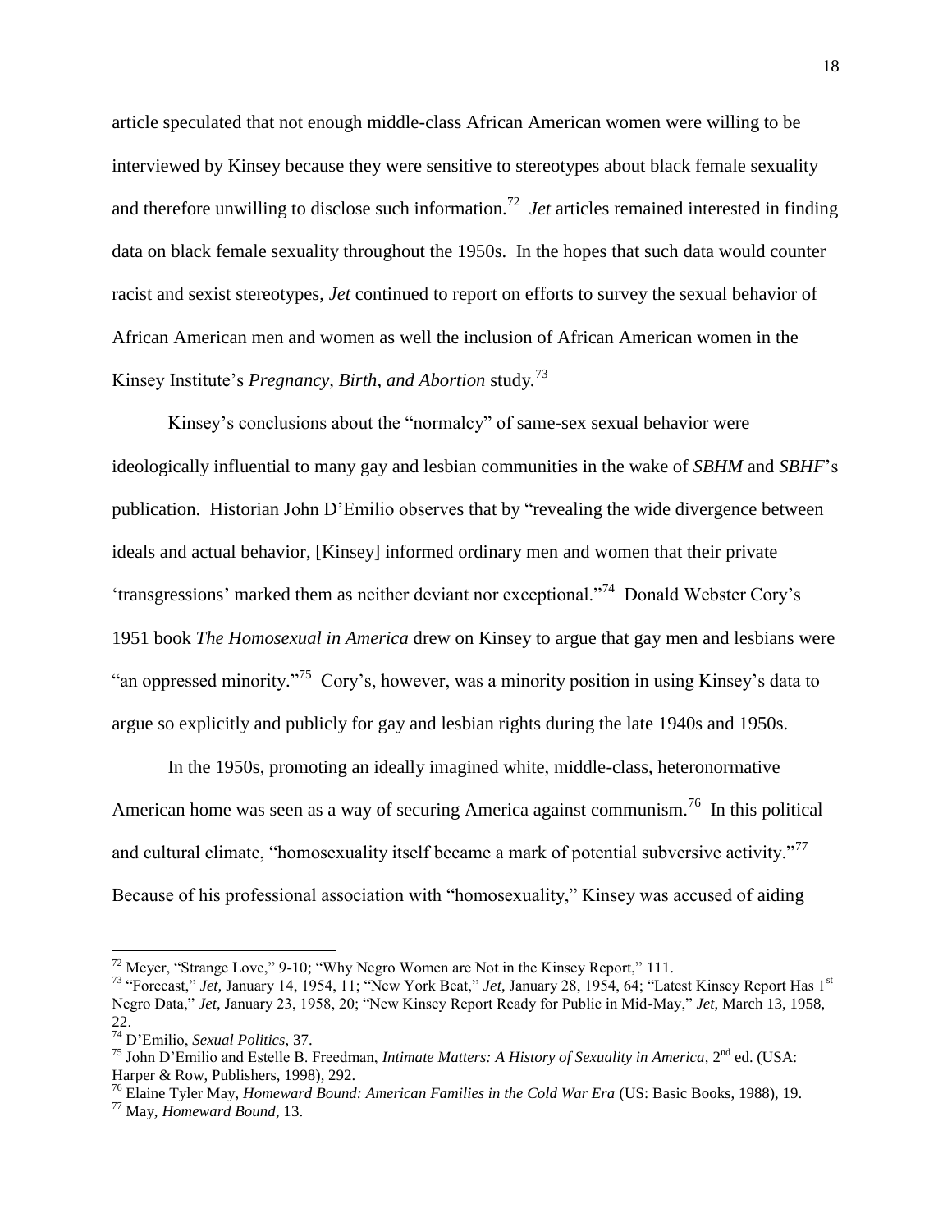article speculated that not enough middle-class African American women were willing to be interviewed by Kinsey because they were sensitive to stereotypes about black female sexuality and therefore unwilling to disclose such information.[72] *Jet* articles remained interested in finding data on black female sexuality throughout the 1950s. In the hopes that such data would counter racist and sexist stereotypes, *Jet* continued to report on efforts to survey the sexual behavior of African American men and women as well the inclusion of African American women in the Kinsey Institute's *Pregnancy, Birth, and Abortion* study.[73]

Kinsey's conclusions about the "normalcy" of same-sex sexual behavior were ideologically influential to many gay and lesbian communities in the wake of *SBHM* and *SBHF*'s publication. Historian John D'Emilio observes that by "revealing the wide divergence between ideals and actual behavior, [Kinsey] informed ordinary men and women that their private 'transgressions' marked them as neither deviant nor exceptional."[74] Donald Webster Cory's 1951 book *The Homosexual in America* drew on Kinsey to argue that gay men and lesbians were "an oppressed minority."[75] Cory's, however, was a minority position in using Kinsey's data to argue so explicitly and publicly for gay and lesbian rights during the late 1940s and 1950s.

In the 1950s, promoting an ideally imagined white, middle-class, heteronormative American home was seen as a way of securing America against communism.[76] In this political and cultural climate, "homosexuality itself became a mark of potential subversive activity."[77] Because of his professional association with "homosexuality," Kinsey was accused of aiding

---

[72] Meyer, "Strange Love," 9-10; "Why Negro Women are Not in the Kinsey Report," 111.

[73] "Forecast," *Jet,* January 14, 1954, 11; "New York Beat," *Jet*, January 28, 1954, 64; "Latest Kinsey Report Has 1st Negro Data," *Jet*, January 23, 1958, 20; "New Kinsey Report Ready for Public in Mid-May," *Jet*, March 13, 1958, 22.

[74] D'Emilio, *Sexual Politics,* 37.

[75] John D'Emilio and Estelle B. Freedman, *Intimate Matters: A History of Sexuality in America,* 2nd ed. (USA: Harper & Row, Publishers, 1998), 292.

[76] Elaine Tyler May, *Homeward Bound: American Families in the Cold War Era* (US: Basic Books, 1988), 19.

[77] May, *Homeward Bound*, 13.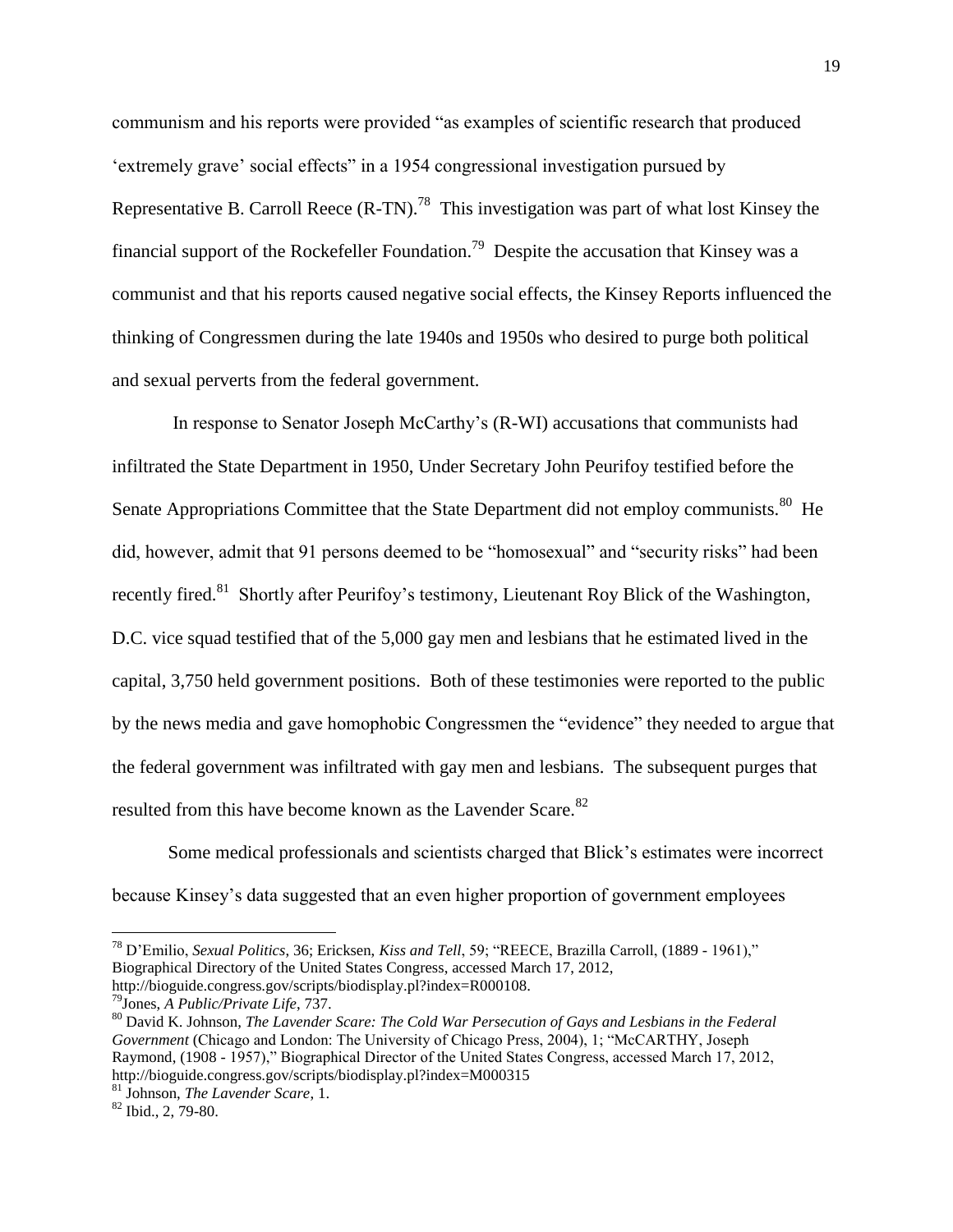communism and his reports were provided "as examples of scientific research that produced 'extremely grave' social effects" in a 1954 congressional investigation pursued by Representative B. Carroll Reece (R-TN).[78] This investigation was part of what lost Kinsey the financial support of the Rockefeller Foundation.[79] Despite the accusation that Kinsey was a communist and that his reports caused negative social effects, the Kinsey Reports influenced the thinking of Congressmen during the late 1940s and 1950s who desired to purge both political and sexual perverts from the federal government.

In response to Senator Joseph McCarthy's (R-WI) accusations that communists had infiltrated the State Department in 1950, Under Secretary John Peurifoy testified before the Senate Appropriations Committee that the State Department did not employ communists.[80] He did, however, admit that 91 persons deemed to be "homosexual" and "security risks" had been recently fired.[81] Shortly after Peurifoy's testimony, Lieutenant Roy Blick of the Washington, D.C. vice squad testified that of the 5,000 gay men and lesbians that he estimated lived in the capital, 3,750 held government positions. Both of these testimonies were reported to the public by the news media and gave homophobic Congressmen the "evidence" they needed to argue that the federal government was infiltrated with gay men and lesbians. The subsequent purges that resulted from this have become known as the Lavender Scare.[82]

Some medical professionals and scientists charged that Blick's estimates were incorrect because Kinsey's data suggested that an even higher proportion of government employees

---

[78] D'Emilio, *Sexual Politics*, 36; Ericksen, *Kiss and Tell*, 59; "REECE, Brazilla Carroll, (1889 - 1961)," Biographical Directory of the United States Congress, accessed March 17, 2012, http://bioguide.congress.gov/scripts/biodisplay.pl?index=R000108.

[79] Jones, *A Public/Private Life*, 737.

[80] David K. Johnson, *The Lavender Scare: The Cold War Persecution of Gays and Lesbians in the Federal Government* (Chicago and London: The University of Chicago Press, 2004), 1; "McCARTHY, Joseph Raymond, (1908 - 1957)," Biographical Director of the United States Congress, accessed March 17, 2012, http://bioguide.congress.gov/scripts/biodisplay.pl?index=M000315

[81] Johnson, *The Lavender Scare*, 1.

[82] Ibid., 2, 79-80.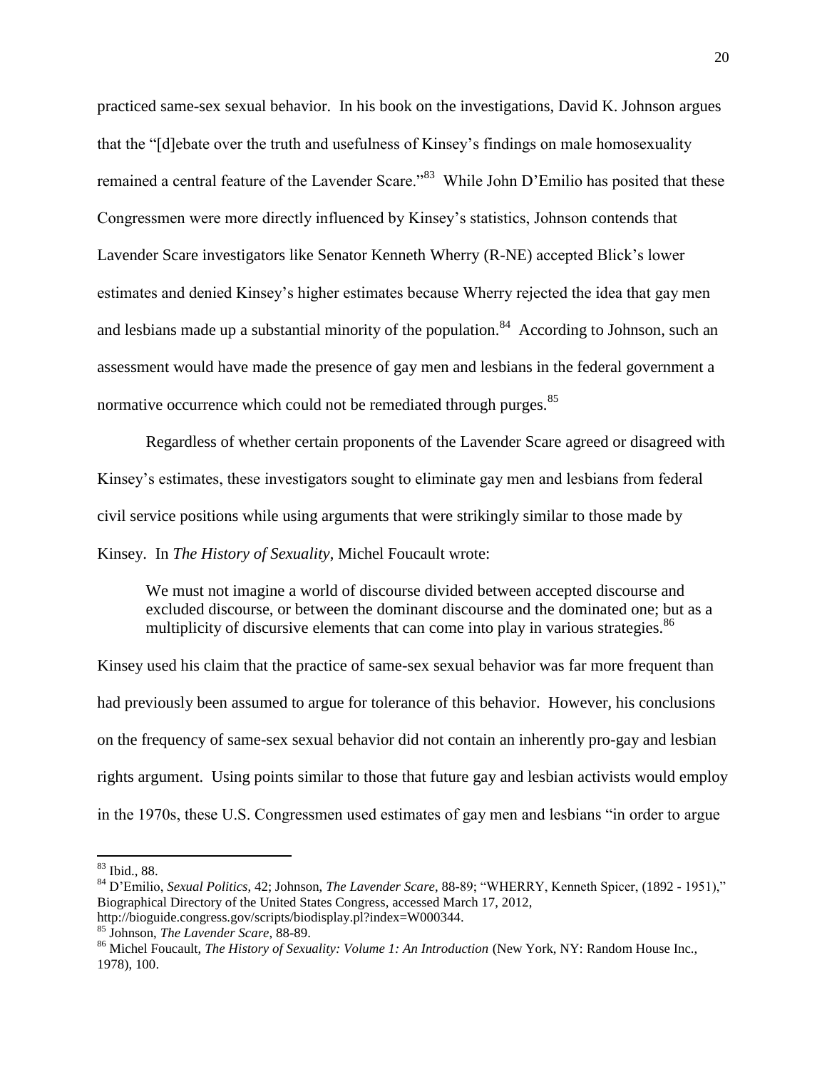practiced same-sex sexual behavior. In his book on the investigations, David K. Johnson argues that the "[d]ebate over the truth and usefulness of Kinsey's findings on male homosexuality remained a central feature of the Lavender Scare."[83] While John D'Emilio has posited that these Congressmen were more directly influenced by Kinsey's statistics, Johnson contends that Lavender Scare investigators like Senator Kenneth Wherry (R-NE) accepted Blick's lower estimates and denied Kinsey's higher estimates because Wherry rejected the idea that gay men and lesbians made up a substantial minority of the population.[84] According to Johnson, such an assessment would have made the presence of gay men and lesbians in the federal government a normative occurrence which could not be remediated through purges.[85]

Regardless of whether certain proponents of the Lavender Scare agreed or disagreed with Kinsey's estimates, these investigators sought to eliminate gay men and lesbians from federal civil service positions while using arguments that were strikingly similar to those made by Kinsey. In *The History of Sexuality*, Michel Foucault wrote:

> We must not imagine a world of discourse divided between accepted discourse and excluded discourse, or between the dominant discourse and the dominated one; but as a multiplicity of discursive elements that can come into play in various strategies.[86]

Kinsey used his claim that the practice of same-sex sexual behavior was far more frequent than had previously been assumed to argue for tolerance of this behavior. However, his conclusions on the frequency of same-sex sexual behavior did not contain an inherently pro-gay and lesbian rights argument. Using points similar to those that future gay and lesbian activists would employ in the 1970s, these U.S. Congressmen used estimates of gay men and lesbians "in order to argue

---

[83] Ibid., 88.

[84] D'Emilio, *Sexual Politics*, 42; Johnson, *The Lavender Scare*, 88-89; "WHERRY, Kenneth Spicer, (1892 - 1951)," Biographical Directory of the United States Congress, accessed March 17, 2012, http://bioguide.congress.gov/scripts/biodisplay.pl?index=W000344.

[85] Johnson, *The Lavender Scare*, 88-89.

[86] Michel Foucault, *The History of Sexuality: Volume 1: An Introduction* (New York, NY: Random House Inc., 1978), 100.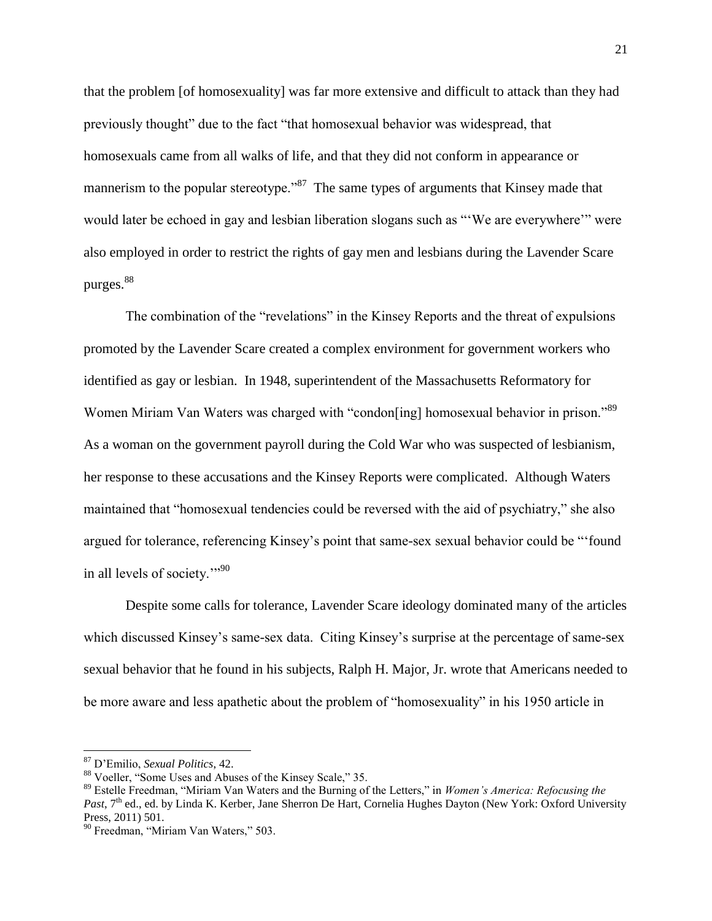that the problem [of homosexuality] was far more extensive and difficult to attack than they had previously thought" due to the fact "that homosexual behavior was widespread, that homosexuals came from all walks of life, and that they did not conform in appearance or mannerism to the popular stereotype."[87] The same types of arguments that Kinsey made that would later be echoed in gay and lesbian liberation slogans such as "'We are everywhere'" were also employed in order to restrict the rights of gay men and lesbians during the Lavender Scare purges.[88]

The combination of the "revelations" in the Kinsey Reports and the threat of expulsions promoted by the Lavender Scare created a complex environment for government workers who identified as gay or lesbian. In 1948, superintendent of the Massachusetts Reformatory for Women Miriam Van Waters was charged with "condon[ing] homosexual behavior in prison."[89] As a woman on the government payroll during the Cold War who was suspected of lesbianism, her response to these accusations and the Kinsey Reports were complicated. Although Waters maintained that "homosexual tendencies could be reversed with the aid of psychiatry," she also argued for tolerance, referencing Kinsey's point that same-sex sexual behavior could be "'found in all levels of society.'"[90]

Despite some calls for tolerance, Lavender Scare ideology dominated many of the articles which discussed Kinsey's same-sex data. Citing Kinsey's surprise at the percentage of same-sex sexual behavior that he found in his subjects, Ralph H. Major, Jr. wrote that Americans needed to be more aware and less apathetic about the problem of "homosexuality" in his 1950 article in

---

[87] D'Emilio, *Sexual Politics*, 42.

[88] Voeller, "Some Uses and Abuses of the Kinsey Scale," 35.

[89] Estelle Freedman, "Miriam Van Waters and the Burning of the Letters," in *Women's America: Refocusing the Past*, 7th ed., ed. by Linda K. Kerber, Jane Sherron De Hart, Cornelia Hughes Dayton (New York: Oxford University Press, 2011) 501.

[90] Freedman, "Miriam Van Waters," 503.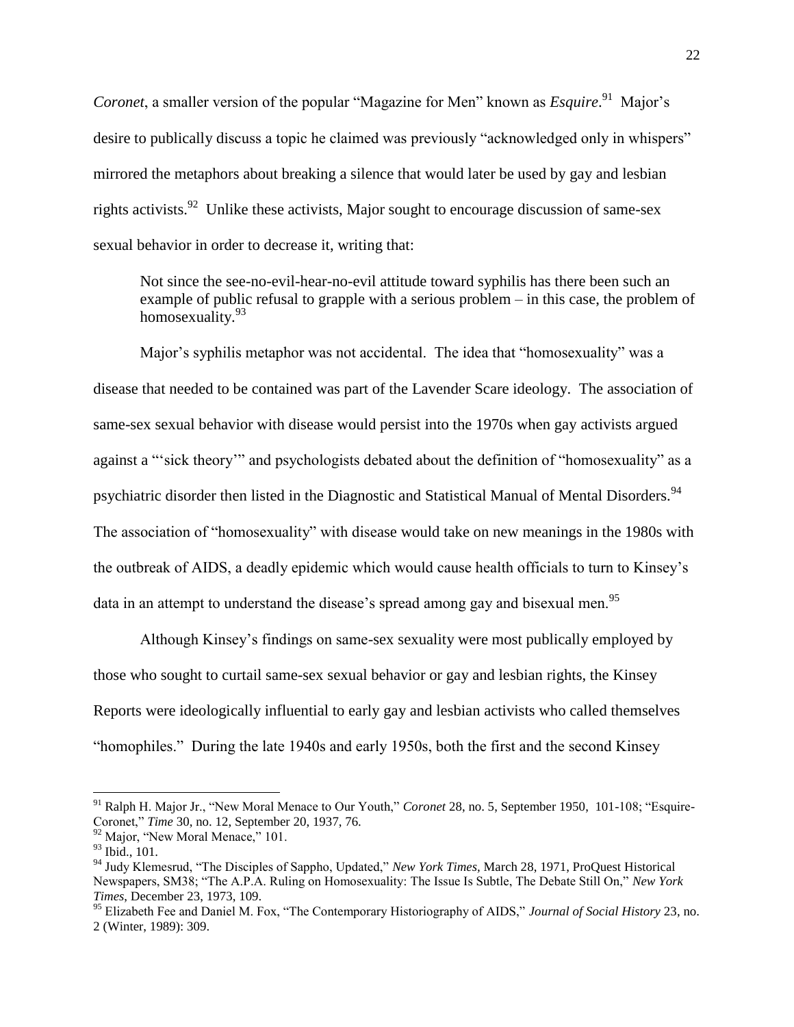*Coronet*, a smaller version of the popular "Magazine for Men" known as *Esquire*.[91] Major's desire to publically discuss a topic he claimed was previously "acknowledged only in whispers" mirrored the metaphors about breaking a silence that would later be used by gay and lesbian rights activists.[92] Unlike these activists, Major sought to encourage discussion of same-sex sexual behavior in order to decrease it, writing that:

> Not since the see-no-evil-hear-no-evil attitude toward syphilis has there been such an example of public refusal to grapple with a serious problem – in this case, the problem of homosexuality.[93]

Major's syphilis metaphor was not accidental. The idea that "homosexuality" was a disease that needed to be contained was part of the Lavender Scare ideology. The association of same-sex sexual behavior with disease would persist into the 1970s when gay activists argued against a "'sick theory'" and psychologists debated about the definition of "homosexuality" as a psychiatric disorder then listed in the Diagnostic and Statistical Manual of Mental Disorders.[94] The association of "homosexuality" with disease would take on new meanings in the 1980s with the outbreak of AIDS, a deadly epidemic which would cause health officials to turn to Kinsey's data in an attempt to understand the disease's spread among gay and bisexual men.[95]

Although Kinsey's findings on same-sex sexuality were most publically employed by those who sought to curtail same-sex sexual behavior or gay and lesbian rights, the Kinsey Reports were ideologically influential to early gay and lesbian activists who called themselves "homophiles." During the late 1940s and early 1950s, both the first and the second Kinsey

---

[91] Ralph H. Major Jr., "New Moral Menace to Our Youth," *Coronet* 28, no. 5, September 1950, 101-108; "Esquire-Coronet," *Time* 30, no. 12, September 20, 1937, 76.

[92] Major, "New Moral Menace," 101.

[93] Ibid., 101.

[94] Judy Klemesrud, "The Disciples of Sappho, Updated," *New York Times*, March 28, 1971, ProQuest Historical Newspapers, SM38; "The A.P.A. Ruling on Homosexuality: The Issue Is Subtle, The Debate Still On," *New York Times*, December 23, 1973, 109.

[95] Elizabeth Fee and Daniel M. Fox, "The Contemporary Historiography of AIDS," *Journal of Social History* 23, no. 2 (Winter, 1989): 309.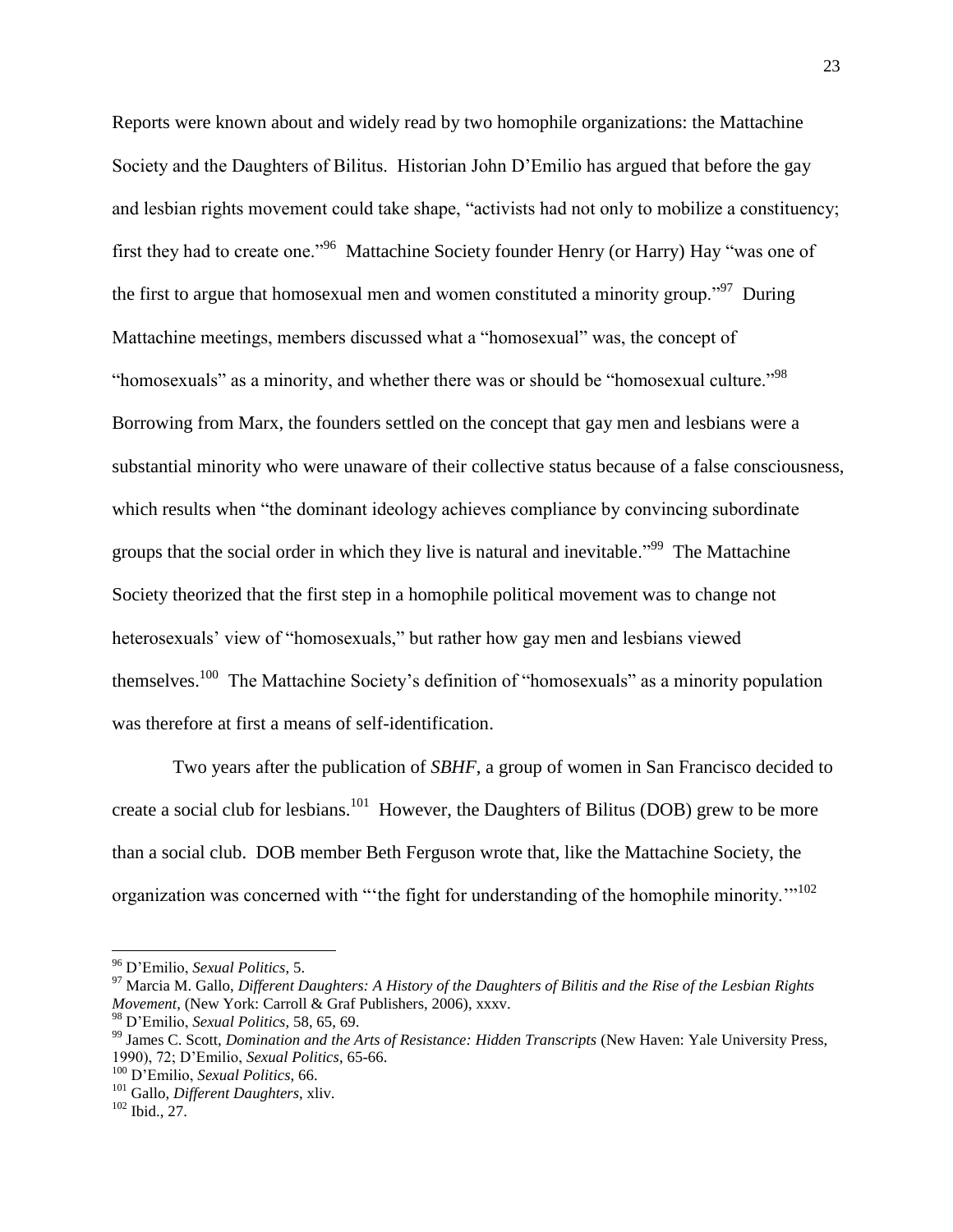Reports were known about and widely read by two homophile organizations: the Mattachine Society and the Daughters of Bilitus. Historian John D'Emilio has argued that before the gay and lesbian rights movement could take shape, "activists had not only to mobilize a constituency; first they had to create one."[96] Mattachine Society founder Henry (or Harry) Hay "was one of the first to argue that homosexual men and women constituted a minority group."[97] During Mattachine meetings, members discussed what a "homosexual" was, the concept of "homosexuals" as a minority, and whether there was or should be "homosexual culture."[98] Borrowing from Marx, the founders settled on the concept that gay men and lesbians were a substantial minority who were unaware of their collective status because of a false consciousness, which results when "the dominant ideology achieves compliance by convincing subordinate groups that the social order in which they live is natural and inevitable."[99] The Mattachine Society theorized that the first step in a homophile political movement was to change not heterosexuals' view of "homosexuals," but rather how gay men and lesbians viewed themselves.[100] The Mattachine Society's definition of "homosexuals" as a minority population was therefore at first a means of self-identification.

Two years after the publication of *SBHF*, a group of women in San Francisco decided to create a social club for lesbians.[101] However, the Daughters of Bilitus (DOB) grew to be more than a social club. DOB member Beth Ferguson wrote that, like the Mattachine Society, the organization was concerned with "'the fight for understanding of the homophile minority.'"[102]

---

[96] D'Emilio, *Sexual Politics*, 5.

[97] Marcia M. Gallo, *Different Daughters: A History of the Daughters of Bilitis and the Rise of the Lesbian Rights Movement*, (New York: Carroll & Graf Publishers, 2006), xxxv.

[98] D'Emilio, *Sexual Politics*, 58, 65, 69.

[99] James C. Scott, *Domination and the Arts of Resistance: Hidden Transcripts* (New Haven: Yale University Press, 1990), 72; D'Emilio, *Sexual Politics*, 65-66.

[100] D'Emilio, *Sexual Politics*, 66.

[101] Gallo, *Different Daughters*, xliv.

[102] Ibid., 27.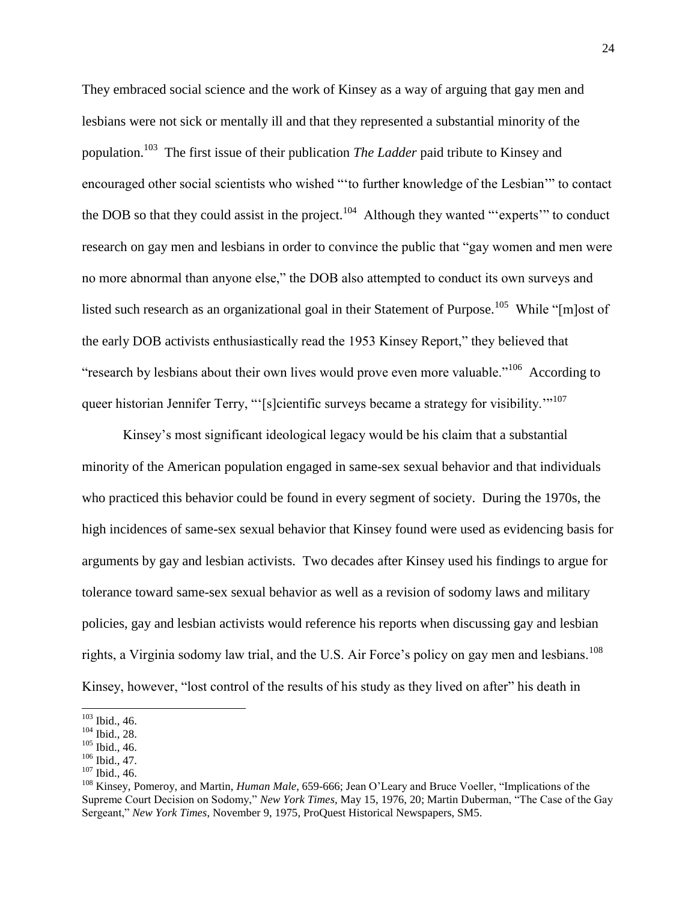They embraced social science and the work of Kinsey as a way of arguing that gay men and lesbians were not sick or mentally ill and that they represented a substantial minority of the population.[103] The first issue of their publication *The Ladder* paid tribute to Kinsey and encouraged other social scientists who wished "'to further knowledge of the Lesbian'" to contact the DOB so that they could assist in the project.[104] Although they wanted "'experts'" to conduct research on gay men and lesbians in order to convince the public that "gay women and men were no more abnormal than anyone else," the DOB also attempted to conduct its own surveys and listed such research as an organizational goal in their Statement of Purpose.[105] While "[m]ost of the early DOB activists enthusiastically read the 1953 Kinsey Report," they believed that "research by lesbians about their own lives would prove even more valuable."[106] According to queer historian Jennifer Terry, "'[s]cientific surveys became a strategy for visibility.'"[107]

Kinsey's most significant ideological legacy would be his claim that a substantial minority of the American population engaged in same-sex sexual behavior and that individuals who practiced this behavior could be found in every segment of society. During the 1970s, the high incidences of same-sex sexual behavior that Kinsey found were used as evidencing basis for arguments by gay and lesbian activists. Two decades after Kinsey used his findings to argue for tolerance toward same-sex sexual behavior as well as a revision of sodomy laws and military policies, gay and lesbian activists would reference his reports when discussing gay and lesbian rights, a Virginia sodomy law trial, and the U.S. Air Force's policy on gay men and lesbians.[108] Kinsey, however, "lost control of the results of his study as they lived on after" his death in

---

[103] Ibid., 46.
[104] Ibid., 28.
[105] Ibid., 46.
[106] Ibid., 47.
[107] Ibid., 46.
[108] Kinsey, Pomeroy, and Martin, *Human Male*, 659-666; Jean O'Leary and Bruce Voeller, "Implications of the Supreme Court Decision on Sodomy," *New York Times*, May 15, 1976, 20; Martin Duberman, "The Case of the Gay Sergeant," *New York Times*, November 9, 1975, ProQuest Historical Newspapers, SM5.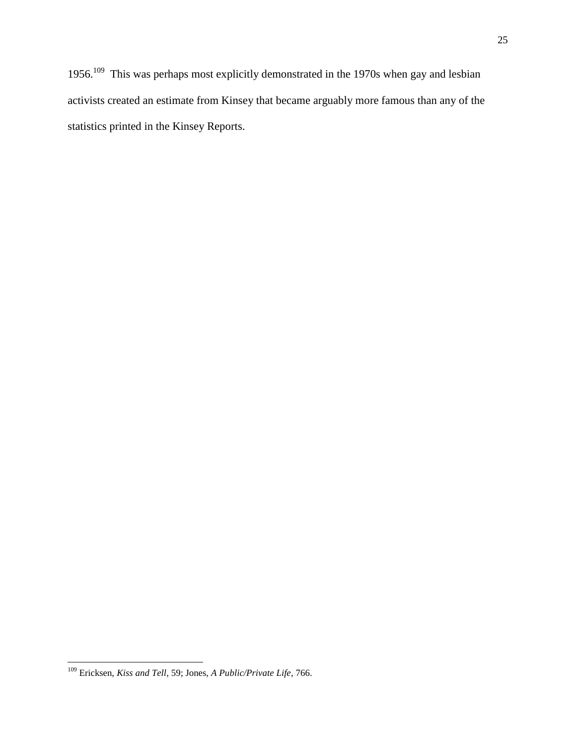1956.[109] This was perhaps most explicitly demonstrated in the 1970s when gay and lesbian activists created an estimate from Kinsey that became arguably more famous than any of the statistics printed in the Kinsey Reports.

---

[109] Ericksen, *Kiss and Tell*, 59; Jones, *A Public/Private Life*, 766.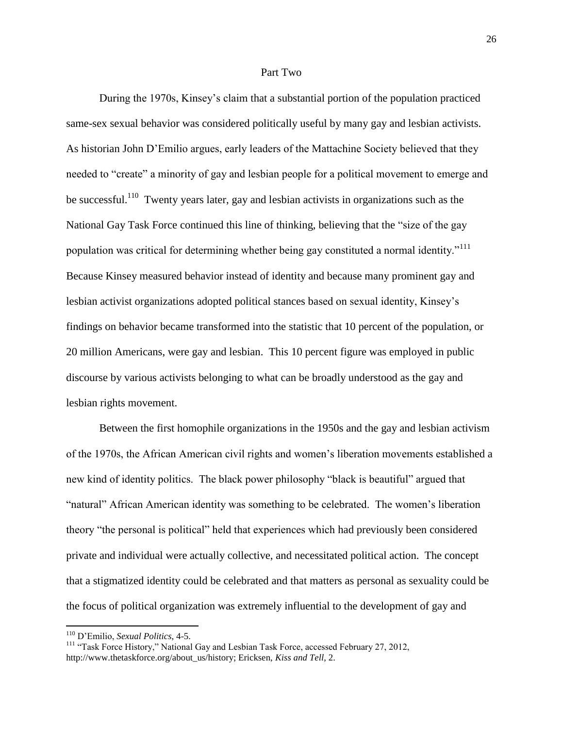## Part Two

During the 1970s, Kinsey's claim that a substantial portion of the population practiced same-sex sexual behavior was considered politically useful by many gay and lesbian activists. As historian John D'Emilio argues, early leaders of the Mattachine Society believed that they needed to "create" a minority of gay and lesbian people for a political movement to emerge and be successful.[110] Twenty years later, gay and lesbian activists in organizations such as the National Gay Task Force continued this line of thinking, believing that the "size of the gay population was critical for determining whether being gay constituted a normal identity."[111] Because Kinsey measured behavior instead of identity and because many prominent gay and lesbian activist organizations adopted political stances based on sexual identity, Kinsey's findings on behavior became transformed into the statistic that 10 percent of the population, or 20 million Americans, were gay and lesbian. This 10 percent figure was employed in public discourse by various activists belonging to what can be broadly understood as the gay and lesbian rights movement.

Between the first homophile organizations in the 1950s and the gay and lesbian activism of the 1970s, the African American civil rights and women's liberation movements established a new kind of identity politics. The black power philosophy "black is beautiful" argued that "natural" African American identity was something to be celebrated. The women's liberation theory "the personal is political" held that experiences which had previously been considered private and individual were actually collective, and necessitated political action. The concept that a stigmatized identity could be celebrated and that matters as personal as sexuality could be the focus of political organization was extremely influential to the development of gay and

---

[110] D'Emilio, *Sexual Politics*, 4-5.

[111] "Task Force History," National Gay and Lesbian Task Force, accessed February 27, 2012, http://www.thetaskforce.org/about_us/history; Ericksen, *Kiss and Tell*, 2.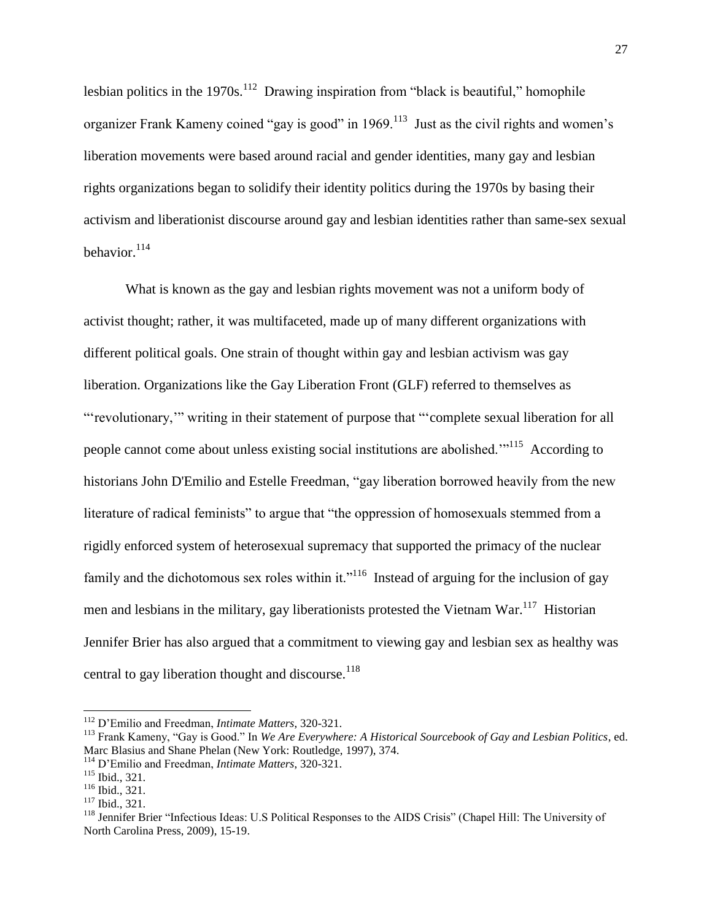lesbian politics in the 1970s.[112] Drawing inspiration from "black is beautiful," homophile organizer Frank Kameny coined "gay is good" in 1969.[113] Just as the civil rights and women's liberation movements were based around racial and gender identities, many gay and lesbian rights organizations began to solidify their identity politics during the 1970s by basing their activism and liberationist discourse around gay and lesbian identities rather than same-sex sexual behavior.[114]

What is known as the gay and lesbian rights movement was not a uniform body of activist thought; rather, it was multifaceted, made up of many different organizations with different political goals. One strain of thought within gay and lesbian activism was gay liberation. Organizations like the Gay Liberation Front (GLF) referred to themselves as "'revolutionary,'" writing in their statement of purpose that "'complete sexual liberation for all people cannot come about unless existing social institutions are abolished.'"[115] According to historians John D'Emilio and Estelle Freedman, "gay liberation borrowed heavily from the new literature of radical feminists" to argue that "the oppression of homosexuals stemmed from a rigidly enforced system of heterosexual supremacy that supported the primacy of the nuclear family and the dichotomous sex roles within it."[116] Instead of arguing for the inclusion of gay men and lesbians in the military, gay liberationists protested the Vietnam War.[117] Historian Jennifer Brier has also argued that a commitment to viewing gay and lesbian sex as healthy was central to gay liberation thought and discourse.[118]

---

[112] D'Emilio and Freedman, *Intimate Matters*, 320-321.

[113] Frank Kameny, "Gay is Good." In *We Are Everywhere: A Historical Sourcebook of Gay and Lesbian Politics*, ed. Marc Blasius and Shane Phelan (New York: Routledge, 1997), 374.

[114] D'Emilio and Freedman, *Intimate Matters*, 320-321.

[115] Ibid., 321.

[116] Ibid., 321.

[117] Ibid., 321.

[118] Jennifer Brier "Infectious Ideas: U.S Political Responses to the AIDS Crisis" (Chapel Hill: The University of North Carolina Press, 2009), 15-19.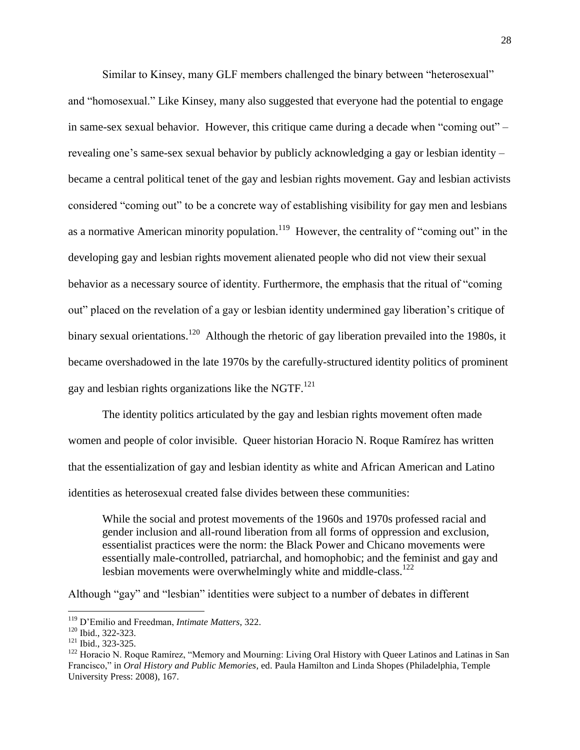Similar to Kinsey, many GLF members challenged the binary between "heterosexual" and "homosexual." Like Kinsey, many also suggested that everyone had the potential to engage in same-sex sexual behavior. However, this critique came during a decade when "coming out" – revealing one's same-sex sexual behavior by publicly acknowledging a gay or lesbian identity – became a central political tenet of the gay and lesbian rights movement. Gay and lesbian activists considered "coming out" to be a concrete way of establishing visibility for gay men and lesbians as a normative American minority population.[119] However, the centrality of "coming out" in the developing gay and lesbian rights movement alienated people who did not view their sexual behavior as a necessary source of identity. Furthermore, the emphasis that the ritual of "coming out" placed on the revelation of a gay or lesbian identity undermined gay liberation's critique of binary sexual orientations.[120] Although the rhetoric of gay liberation prevailed into the 1980s, it became overshadowed in the late 1970s by the carefully-structured identity politics of prominent gay and lesbian rights organizations like the NGTF.[121]

The identity politics articulated by the gay and lesbian rights movement often made women and people of color invisible. Queer historian Horacio N. Roque Ramírez has written that the essentialization of gay and lesbian identity as white and African American and Latino identities as heterosexual created false divides between these communities:

> While the social and protest movements of the 1960s and 1970s professed racial and gender inclusion and all-round liberation from all forms of oppression and exclusion, essentialist practices were the norm: the Black Power and Chicano movements were essentially male-controlled, patriarchal, and homophobic; and the feminist and gay and lesbian movements were overwhelmingly white and middle-class.[122]

Although "gay" and "lesbian" identities were subject to a number of debates in different

---

[119] D'Emilio and Freedman, *Intimate Matters*, 322.

[120] Ibid., 322-323.

[121] Ibid., 323-325.

[122] Horacio N. Roque Ramírez, "Memory and Mourning: Living Oral History with Queer Latinos and Latinas in San Francisco," in *Oral History and Public Memories*, ed. Paula Hamilton and Linda Shopes (Philadelphia, Temple University Press: 2008), 167.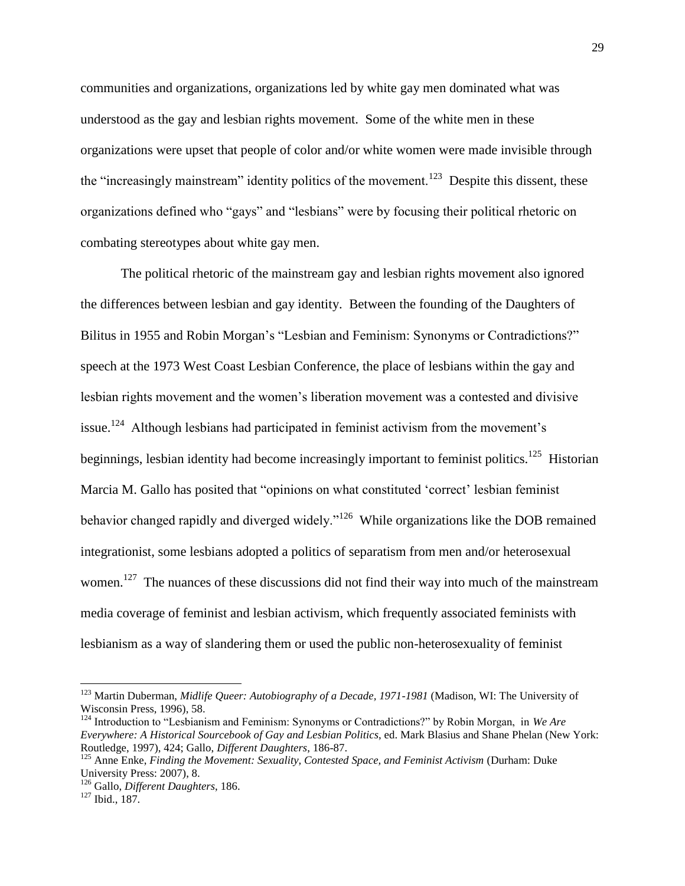communities and organizations, organizations led by white gay men dominated what was understood as the gay and lesbian rights movement. Some of the white men in these organizations were upset that people of color and/or white women were made invisible through the "increasingly mainstream" identity politics of the movement.[123] Despite this dissent, these organizations defined who "gays" and "lesbians" were by focusing their political rhetoric on combating stereotypes about white gay men.

The political rhetoric of the mainstream gay and lesbian rights movement also ignored the differences between lesbian and gay identity. Between the founding of the Daughters of Bilitus in 1955 and Robin Morgan's "Lesbian and Feminism: Synonyms or Contradictions?" speech at the 1973 West Coast Lesbian Conference, the place of lesbians within the gay and lesbian rights movement and the women's liberation movement was a contested and divisive issue.[124] Although lesbians had participated in feminist activism from the movement's beginnings, lesbian identity had become increasingly important to feminist politics.[125] Historian Marcia M. Gallo has posited that "opinions on what constituted 'correct' lesbian feminist behavior changed rapidly and diverged widely."[126] While organizations like the DOB remained integrationist, some lesbians adopted a politics of separatism from men and/or heterosexual women.[127] The nuances of these discussions did not find their way into much of the mainstream media coverage of feminist and lesbian activism, which frequently associated feminists with lesbianism as a way of slandering them or used the public non-heterosexuality of feminist

---

[123] Martin Duberman, *Midlife Queer: Autobiography of a Decade, 1971-1981* (Madison, WI: The University of Wisconsin Press, 1996), 58.

[124] Introduction to "Lesbianism and Feminism: Synonyms or Contradictions?" by Robin Morgan, in *We Are Everywhere: A Historical Sourcebook of Gay and Lesbian Politics*, ed. Mark Blasius and Shane Phelan (New York: Routledge, 1997), 424; Gallo, *Different Daughters*, 186-87.

[125] Anne Enke, *Finding the Movement: Sexuality, Contested Space, and Feminist Activism* (Durham: Duke University Press: 2007), 8.

[126] Gallo, *Different Daughters*, 186.

[127] Ibid., 187.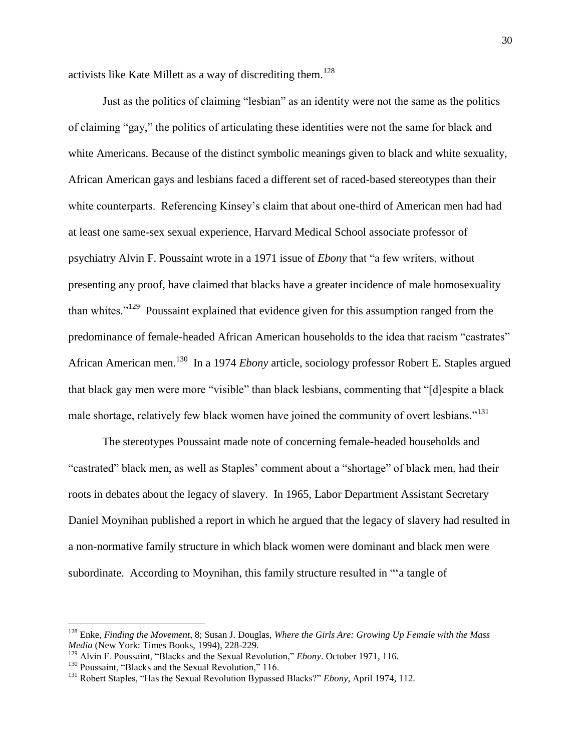activists like Kate Millett as a way of discrediting them.[128]

Just as the politics of claiming "lesbian" as an identity were not the same as the politics of claiming "gay," the politics of articulating these identities were not the same for black and white Americans. Because of the distinct symbolic meanings given to black and white sexuality, African American gays and lesbians faced a different set of raced-based stereotypes than their white counterparts. Referencing Kinsey's claim that about one-third of American men had had at least one same-sex sexual experience, Harvard Medical School associate professor of psychiatry Alvin F. Poussaint wrote in a 1971 issue of *Ebony* that "a few writers, without presenting any proof, have claimed that blacks have a greater incidence of male homosexuality than whites."[129] Poussaint explained that evidence given for this assumption ranged from the predominance of female-headed African American households to the idea that racism "castrates" African American men.[130] In a 1974 *Ebony* article, sociology professor Robert E. Staples argued that black gay men were more "visible" than black lesbians, commenting that "[d]espite a black male shortage, relatively few black women have joined the community of overt lesbians."[131]

The stereotypes Poussaint made note of concerning female-headed households and "castrated" black men, as well as Staples' comment about a "shortage" of black men, had their roots in debates about the legacy of slavery. In 1965, Labor Department Assistant Secretary Daniel Moynihan published a report in which he argued that the legacy of slavery had resulted in a non-normative family structure in which black women were dominant and black men were subordinate. According to Moynihan, this family structure resulted in "'a tangle of

---

[128] Enke, *Finding the Movement*, 8; Susan J. Douglas, *Where the Girls Are: Growing Up Female with the Mass Media* (New York: Times Books, 1994), 228-229.

[129] Alvin F. Poussaint, "Blacks and the Sexual Revolution," *Ebony*. October 1971, 116.

[130] Poussaint, "Blacks and the Sexual Revolution," 116.

[131] Robert Staples, "Has the Sexual Revolution Bypassed Blacks?" *Ebony*, April 1974, 112.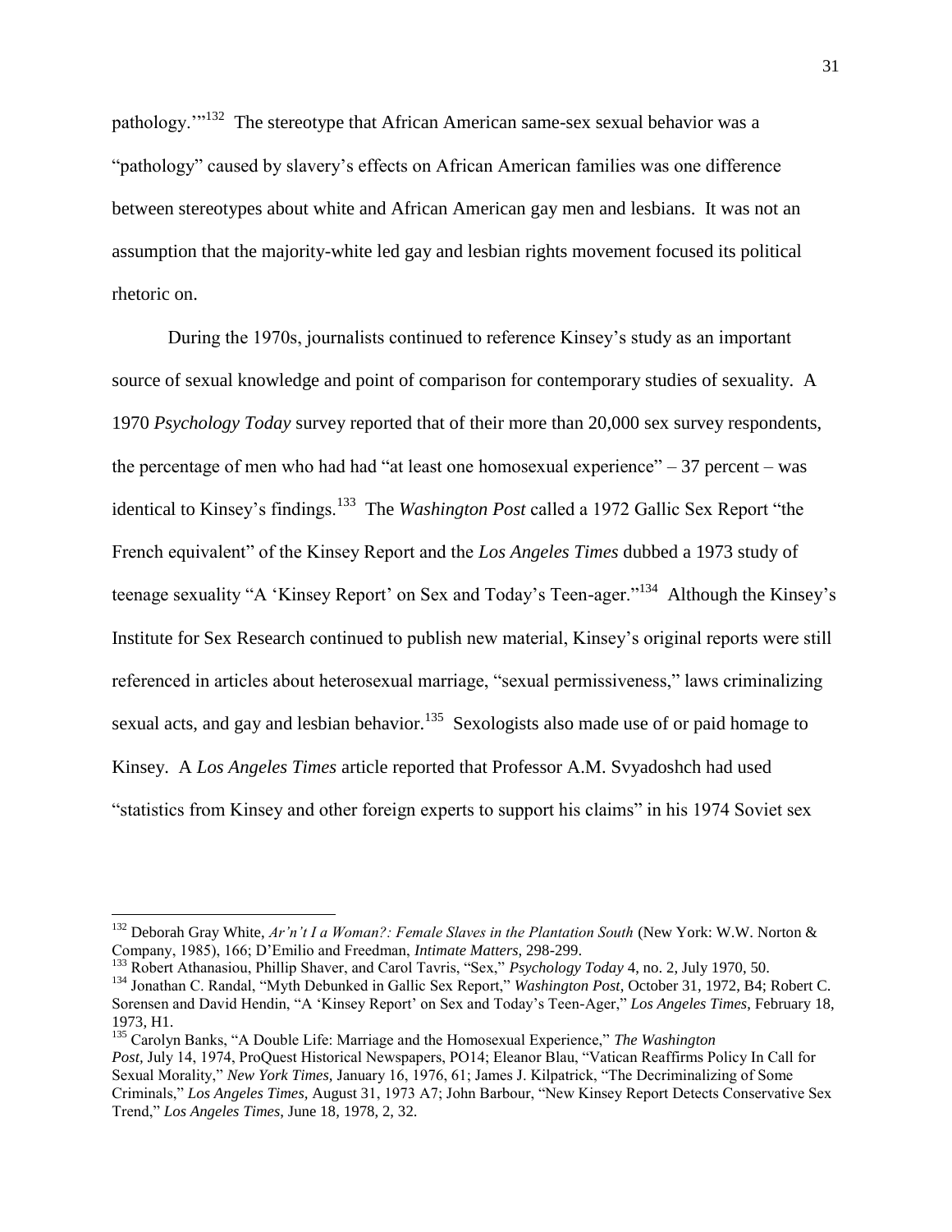pathology.'"[132] The stereotype that African American same-sex sexual behavior was a "pathology" caused by slavery's effects on African American families was one difference between stereotypes about white and African American gay men and lesbians. It was not an assumption that the majority-white led gay and lesbian rights movement focused its political rhetoric on.

During the 1970s, journalists continued to reference Kinsey's study as an important source of sexual knowledge and point of comparison for contemporary studies of sexuality. A 1970 *Psychology Today* survey reported that of their more than 20,000 sex survey respondents, the percentage of men who had had "at least one homosexual experience" – 37 percent – was identical to Kinsey's findings.[133] The *Washington Post* called a 1972 Gallic Sex Report "the French equivalent" of the Kinsey Report and the *Los Angeles Times* dubbed a 1973 study of teenage sexuality "A 'Kinsey Report' on Sex and Today's Teen-ager."[134] Although the Kinsey's Institute for Sex Research continued to publish new material, Kinsey's original reports were still referenced in articles about heterosexual marriage, "sexual permissiveness," laws criminalizing sexual acts, and gay and lesbian behavior.[135] Sexologists also made use of or paid homage to Kinsey. A *Los Angeles Times* article reported that Professor A.M. Svyadoshch had used "statistics from Kinsey and other foreign experts to support his claims" in his 1974 Soviet sex

---

[132] Deborah Gray White, *Ar'n't I a Woman?: Female Slaves in the Plantation South* (New York: W.W. Norton & Company, 1985), 166; D'Emilio and Freedman, *Intimate Matters*, 298-299.

[133] Robert Athanasiou, Phillip Shaver, and Carol Tavris, "Sex," *Psychology Today* 4, no. 2, July 1970, 50.

[134] Jonathan C. Randal, "Myth Debunked in Gallic Sex Report," *Washington Post*, October 31, 1972, B4; Robert C. Sorensen and David Hendin, "A 'Kinsey Report' on Sex and Today's Teen-Ager," *Los Angeles Times*, February 18, 1973, H1.

[135] Carolyn Banks, "A Double Life: Marriage and the Homosexual Experience," *The Washington Post*, July 14, 1974, ProQuest Historical Newspapers, PO14; Eleanor Blau, "Vatican Reaffirms Policy In Call for Sexual Morality," *New York Times*, January 16, 1976, 61; James J. Kilpatrick, "The Decriminalizing of Some Criminals," *Los Angeles Times*, August 31, 1973 A7; John Barbour, "New Kinsey Report Detects Conservative Sex Trend," *Los Angeles Times*, June 18, 1978, 2, 32.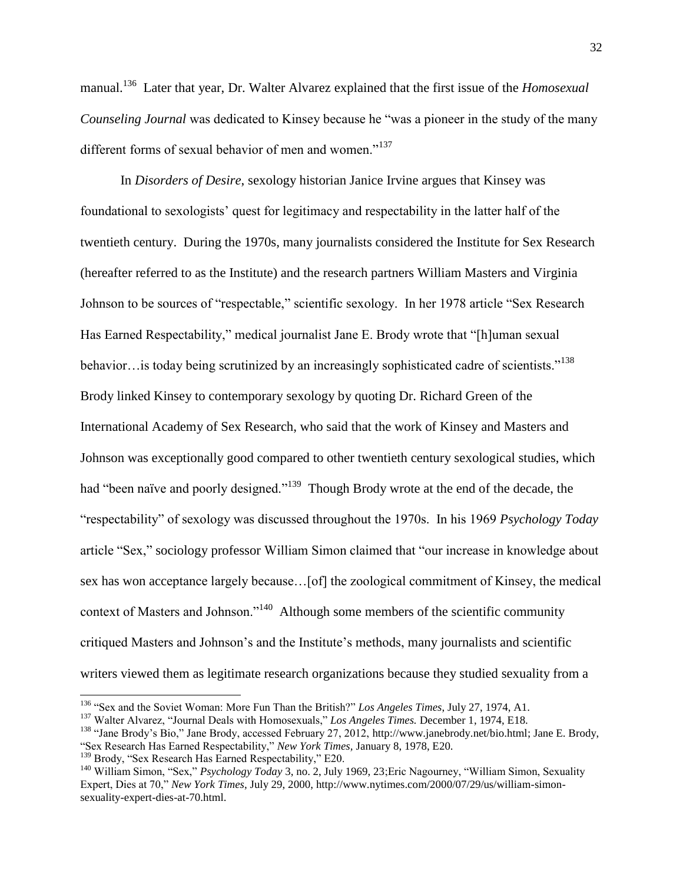manual.[136] Later that year, Dr. Walter Alvarez explained that the first issue of the *Homosexual Counseling Journal* was dedicated to Kinsey because he "was a pioneer in the study of the many different forms of sexual behavior of men and women."[137]

In *Disorders of Desire*, sexology historian Janice Irvine argues that Kinsey was foundational to sexologists' quest for legitimacy and respectability in the latter half of the twentieth century. During the 1970s, many journalists considered the Institute for Sex Research (hereafter referred to as the Institute) and the research partners William Masters and Virginia Johnson to be sources of "respectable," scientific sexology. In her 1978 article "Sex Research Has Earned Respectability," medical journalist Jane E. Brody wrote that "[h]uman sexual behavior…is today being scrutinized by an increasingly sophisticated cadre of scientists."[138] Brody linked Kinsey to contemporary sexology by quoting Dr. Richard Green of the International Academy of Sex Research, who said that the work of Kinsey and Masters and Johnson was exceptionally good compared to other twentieth century sexological studies, which had "been naïve and poorly designed."[139] Though Brody wrote at the end of the decade, the "respectability" of sexology was discussed throughout the 1970s. In his 1969 *Psychology Today* article "Sex," sociology professor William Simon claimed that "our increase in knowledge about sex has won acceptance largely because…[of] the zoological commitment of Kinsey, the medical context of Masters and Johnson."[140] Although some members of the scientific community critiqued Masters and Johnson's and the Institute's methods, many journalists and scientific writers viewed them as legitimate research organizations because they studied sexuality from a

---

[136] "Sex and the Soviet Woman: More Fun Than the British?" *Los Angeles Times*, July 27, 1974, A1.

[137] Walter Alvarez, "Journal Deals with Homosexuals," *Los Angeles Times.* December 1, 1974, E18.

[138] "Jane Brody's Bio," Jane Brody, accessed February 27, 2012, http://www.janebrody.net/bio.html; Jane E. Brody, "Sex Research Has Earned Respectability," *New York Times*, January 8, 1978, E20.

[139] Brody, "Sex Research Has Earned Respectability," E20.

[140] William Simon, "Sex," *Psychology Today* 3, no. 2, July 1969, 23;Eric Nagourney, "William Simon, Sexuality Expert, Dies at 70," *New York Times*, July 29, 2000, http://www.nytimes.com/2000/07/29/us/william-simon-sexuality-expert-dies-at-70.html.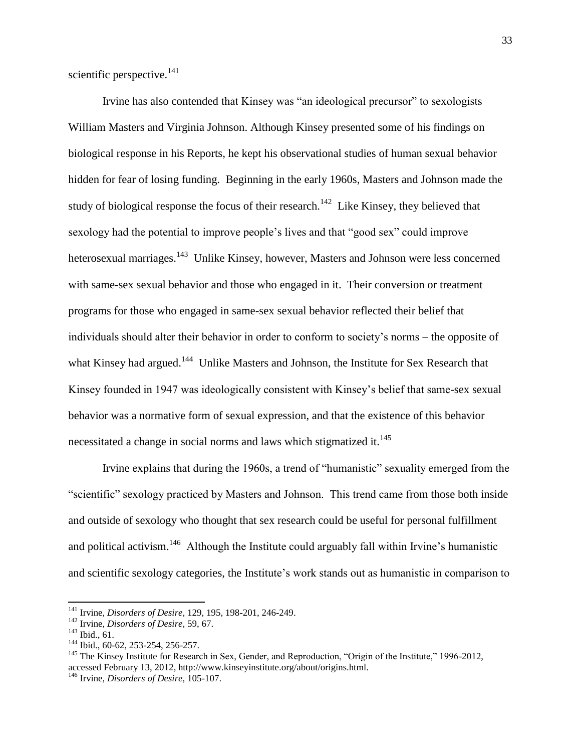scientific perspective.[141]

Irvine has also contended that Kinsey was "an ideological precursor" to sexologists William Masters and Virginia Johnson. Although Kinsey presented some of his findings on biological response in his Reports, he kept his observational studies of human sexual behavior hidden for fear of losing funding. Beginning in the early 1960s, Masters and Johnson made the study of biological response the focus of their research.[142] Like Kinsey, they believed that sexology had the potential to improve people's lives and that "good sex" could improve heterosexual marriages.[143] Unlike Kinsey, however, Masters and Johnson were less concerned with same-sex sexual behavior and those who engaged in it. Their conversion or treatment programs for those who engaged in same-sex sexual behavior reflected their belief that individuals should alter their behavior in order to conform to society's norms – the opposite of what Kinsey had argued.[144] Unlike Masters and Johnson, the Institute for Sex Research that Kinsey founded in 1947 was ideologically consistent with Kinsey's belief that same-sex sexual behavior was a normative form of sexual expression, and that the existence of this behavior necessitated a change in social norms and laws which stigmatized it.[145]

Irvine explains that during the 1960s, a trend of "humanistic" sexuality emerged from the "scientific" sexology practiced by Masters and Johnson. This trend came from those both inside and outside of sexology who thought that sex research could be useful for personal fulfillment and political activism.[146] Although the Institute could arguably fall within Irvine's humanistic and scientific sexology categories, the Institute's work stands out as humanistic in comparison to

---

[141] Irvine, *Disorders of Desire*, 129, 195, 198-201, 246-249.

[142] Irvine, *Disorders of Desire*, 59, 67.

[143] Ibid., 61.

[144] Ibid., 60-62, 253-254, 256-257.

[145] The Kinsey Institute for Research in Sex, Gender, and Reproduction, "Origin of the Institute," 1996-2012, accessed February 13, 2012, http://www.kinseyinstitute.org/about/origins.html.

[146] Irvine, *Disorders of Desire*, 105-107.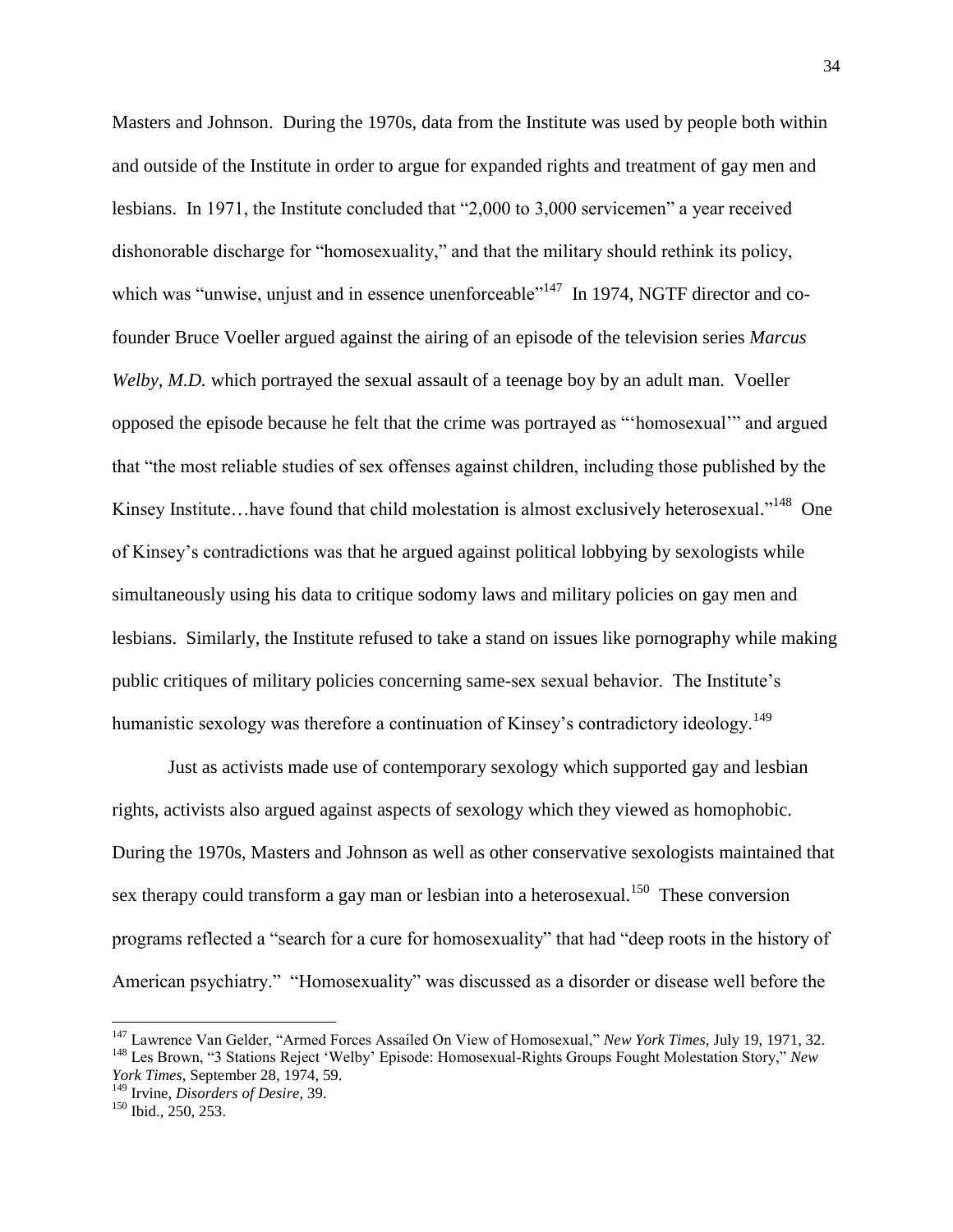Masters and Johnson. During the 1970s, data from the Institute was used by people both within and outside of the Institute in order to argue for expanded rights and treatment of gay men and lesbians. In 1971, the Institute concluded that "2,000 to 3,000 servicemen" a year received dishonorable discharge for "homosexuality," and that the military should rethink its policy, which was "unwise, unjust and in essence unenforceable"[147] In 1974, NGTF director and co-founder Bruce Voeller argued against the airing of an episode of the television series *Marcus Welby, M.D.* which portrayed the sexual assault of a teenage boy by an adult man. Voeller opposed the episode because he felt that the crime was portrayed as "'homosexual'" and argued that "the most reliable studies of sex offenses against children, including those published by the Kinsey Institute…have found that child molestation is almost exclusively heterosexual."[148] One of Kinsey's contradictions was that he argued against political lobbying by sexologists while simultaneously using his data to critique sodomy laws and military policies on gay men and lesbians. Similarly, the Institute refused to take a stand on issues like pornography while making public critiques of military policies concerning same-sex sexual behavior. The Institute's humanistic sexology was therefore a continuation of Kinsey's contradictory ideology.[149]

Just as activists made use of contemporary sexology which supported gay and lesbian rights, activists also argued against aspects of sexology which they viewed as homophobic. During the 1970s, Masters and Johnson as well as other conservative sexologists maintained that sex therapy could transform a gay man or lesbian into a heterosexual.[150] These conversion programs reflected a "search for a cure for homosexuality" that had "deep roots in the history of American psychiatry." "Homosexuality" was discussed as a disorder or disease well before the

---

[147] Lawrence Van Gelder, "Armed Forces Assailed On View of Homosexual," *New York Times*, July 19, 1971, 32.

[148] Les Brown, "3 Stations Reject 'Welby' Episode: Homosexual-Rights Groups Fought Molestation Story," *New York Times*, September 28, 1974, 59.

[149] Irvine, *Disorders of Desire*, 39.

[150] Ibid., 250, 253.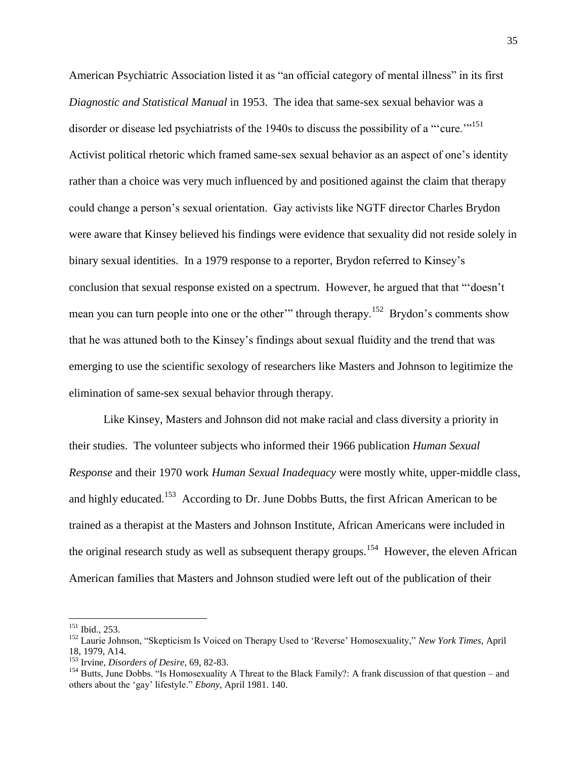American Psychiatric Association listed it as "an official category of mental illness" in its first *Diagnostic and Statistical Manual* in 1953. The idea that same-sex sexual behavior was a disorder or disease led psychiatrists of the 1940s to discuss the possibility of a "'cure.'"[151] Activist political rhetoric which framed same-sex sexual behavior as an aspect of one's identity rather than a choice was very much influenced by and positioned against the claim that therapy could change a person's sexual orientation. Gay activists like NGTF director Charles Brydon were aware that Kinsey believed his findings were evidence that sexuality did not reside solely in binary sexual identities. In a 1979 response to a reporter, Brydon referred to Kinsey's conclusion that sexual response existed on a spectrum. However, he argued that that "'doesn't mean you can turn people into one or the other'" through therapy.[152] Brydon's comments show that he was attuned both to the Kinsey's findings about sexual fluidity and the trend that was emerging to use the scientific sexology of researchers like Masters and Johnson to legitimize the elimination of same-sex sexual behavior through therapy.

Like Kinsey, Masters and Johnson did not make racial and class diversity a priority in their studies. The volunteer subjects who informed their 1966 publication *Human Sexual Response* and their 1970 work *Human Sexual Inadequacy* were mostly white, upper-middle class, and highly educated.[153] According to Dr. June Dobbs Butts, the first African American to be trained as a therapist at the Masters and Johnson Institute, African Americans were included in the original research study as well as subsequent therapy groups.[154] However, the eleven African American families that Masters and Johnson studied were left out of the publication of their

---

[151] Ibid., 253.

[152] Laurie Johnson, "Skepticism Is Voiced on Therapy Used to 'Reverse' Homosexuality," *New York Times*, April 18, 1979, A14.

[153] Irvine, *Disorders of Desire*, 69, 82-83.

[154] Butts, June Dobbs. "Is Homosexuality A Threat to the Black Family?: A frank discussion of that question – and others about the 'gay' lifestyle." *Ebony*, April 1981. 140.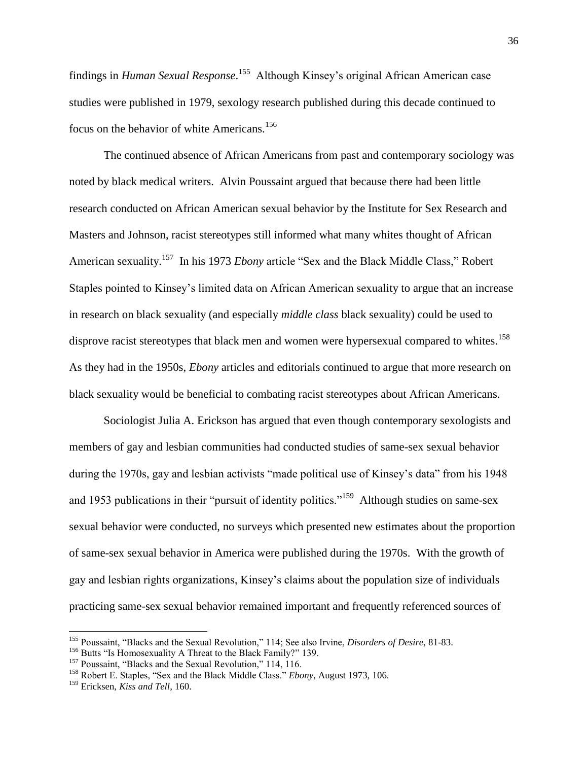findings in *Human Sexual Response*.[155] Although Kinsey's original African American case studies were published in 1979, sexology research published during this decade continued to focus on the behavior of white Americans.[156]

The continued absence of African Americans from past and contemporary sociology was noted by black medical writers. Alvin Poussaint argued that because there had been little research conducted on African American sexual behavior by the Institute for Sex Research and Masters and Johnson, racist stereotypes still informed what many whites thought of African American sexuality.[157] In his 1973 *Ebony* article "Sex and the Black Middle Class," Robert Staples pointed to Kinsey's limited data on African American sexuality to argue that an increase in research on black sexuality (and especially *middle class* black sexuality) could be used to disprove racist stereotypes that black men and women were hypersexual compared to whites.[158] As they had in the 1950s, *Ebony* articles and editorials continued to argue that more research on black sexuality would be beneficial to combating racist stereotypes about African Americans.

Sociologist Julia A. Erickson has argued that even though contemporary sexologists and members of gay and lesbian communities had conducted studies of same-sex sexual behavior during the 1970s, gay and lesbian activists "made political use of Kinsey's data" from his 1948 and 1953 publications in their "pursuit of identity politics."[159] Although studies on same-sex sexual behavior were conducted, no surveys which presented new estimates about the proportion of same-sex sexual behavior in America were published during the 1970s. With the growth of gay and lesbian rights organizations, Kinsey's claims about the population size of individuals practicing same-sex sexual behavior remained important and frequently referenced sources of

---

[155] Poussaint, "Blacks and the Sexual Revolution," 114; See also Irvine, *Disorders of Desire*, 81-83.

[156] Butts "Is Homosexuality A Threat to the Black Family?" 139.

[157] Poussaint, "Blacks and the Sexual Revolution," 114, 116.

[158] Robert E. Staples, "Sex and the Black Middle Class." *Ebony*, August 1973, 106.

[159] Ericksen, *Kiss and Tell*, 160.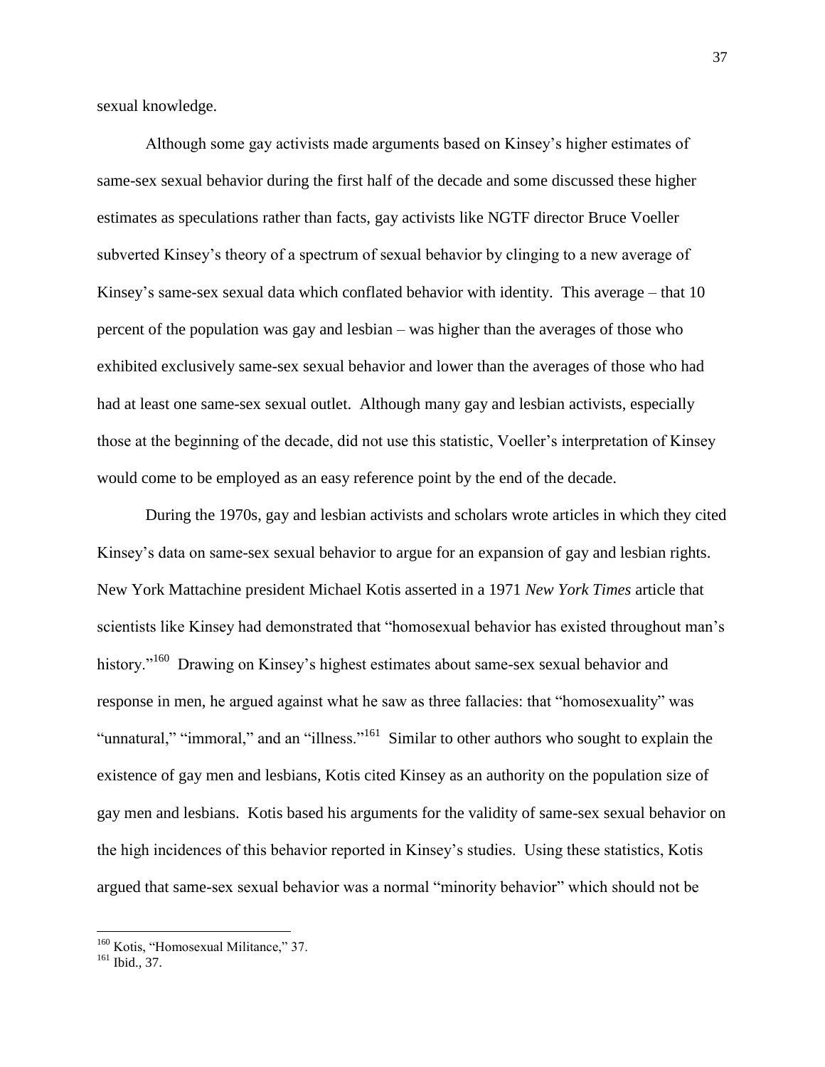sexual knowledge.

Although some gay activists made arguments based on Kinsey's higher estimates of same-sex sexual behavior during the first half of the decade and some discussed these higher estimates as speculations rather than facts, gay activists like NGTF director Bruce Voeller subverted Kinsey's theory of a spectrum of sexual behavior by clinging to a new average of Kinsey's same-sex sexual data which conflated behavior with identity. This average – that 10 percent of the population was gay and lesbian – was higher than the averages of those who exhibited exclusively same-sex sexual behavior and lower than the averages of those who had had at least one same-sex sexual outlet. Although many gay and lesbian activists, especially those at the beginning of the decade, did not use this statistic, Voeller's interpretation of Kinsey would come to be employed as an easy reference point by the end of the decade.

During the 1970s, gay and lesbian activists and scholars wrote articles in which they cited Kinsey's data on same-sex sexual behavior to argue for an expansion of gay and lesbian rights. New York Mattachine president Michael Kotis asserted in a 1971 *New York Times* article that scientists like Kinsey had demonstrated that "homosexual behavior has existed throughout man's history."[160] Drawing on Kinsey's highest estimates about same-sex sexual behavior and response in men, he argued against what he saw as three fallacies: that "homosexuality" was "unnatural," "immoral," and an "illness."[161] Similar to other authors who sought to explain the existence of gay men and lesbians, Kotis cited Kinsey as an authority on the population size of gay men and lesbians. Kotis based his arguments for the validity of same-sex sexual behavior on the high incidences of this behavior reported in Kinsey's studies. Using these statistics, Kotis argued that same-sex sexual behavior was a normal "minority behavior" which should not be

---

[160] Kotis, "Homosexual Militance," 37.
[161] Ibid., 37.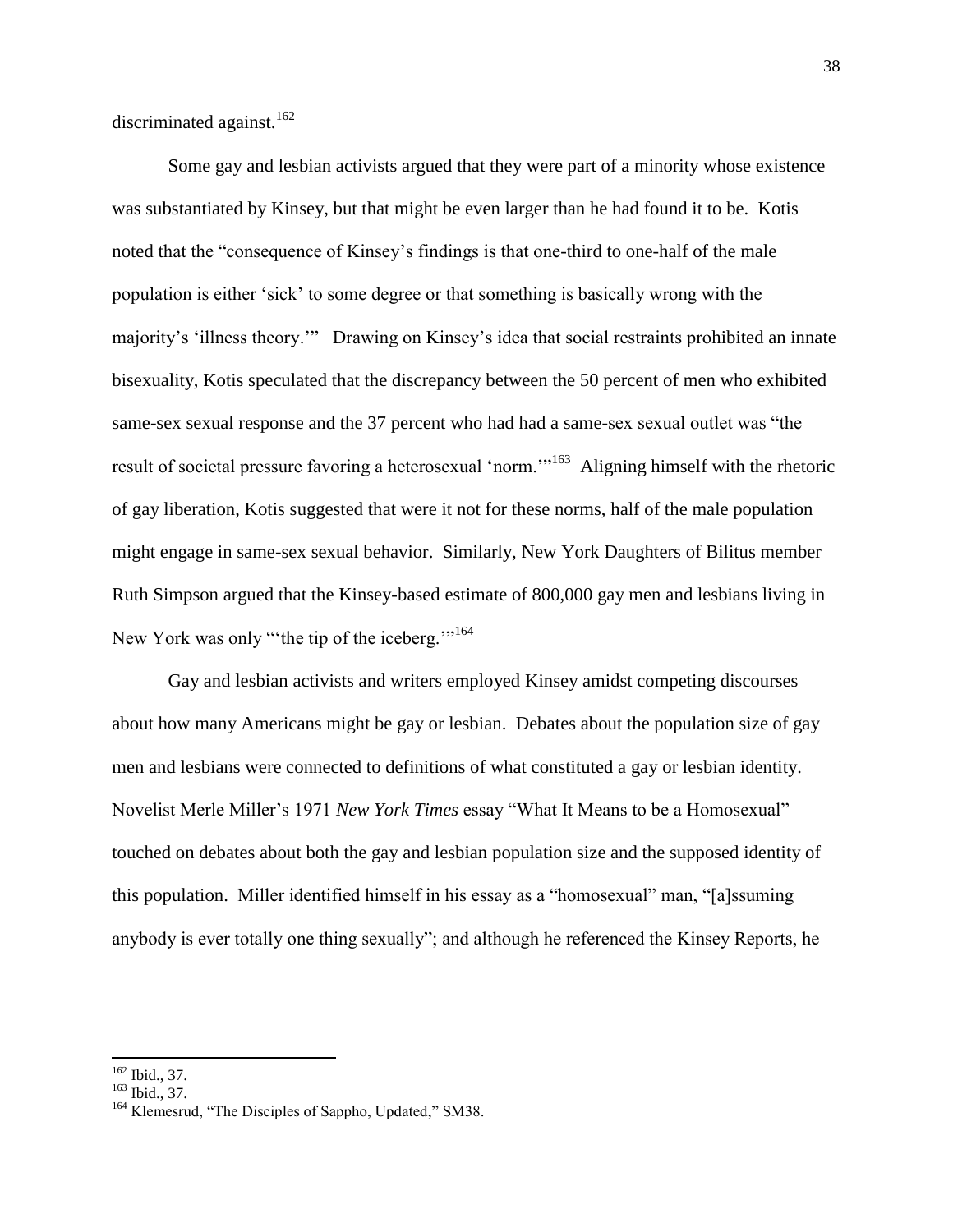discriminated against.[162]

Some gay and lesbian activists argued that they were part of a minority whose existence was substantiated by Kinsey, but that might be even larger than he had found it to be. Kotis noted that the "consequence of Kinsey's findings is that one-third to one-half of the male population is either 'sick' to some degree or that something is basically wrong with the majority's 'illness theory.'" Drawing on Kinsey's idea that social restraints prohibited an innate bisexuality, Kotis speculated that the discrepancy between the 50 percent of men who exhibited same-sex sexual response and the 37 percent who had had a same-sex sexual outlet was "the result of societal pressure favoring a heterosexual 'norm.'"[163] Aligning himself with the rhetoric of gay liberation, Kotis suggested that were it not for these norms, half of the male population might engage in same-sex sexual behavior. Similarly, New York Daughters of Bilitus member Ruth Simpson argued that the Kinsey-based estimate of 800,000 gay men and lesbians living in New York was only "'the tip of the iceberg.'"[164]

Gay and lesbian activists and writers employed Kinsey amidst competing discourses about how many Americans might be gay or lesbian. Debates about the population size of gay men and lesbians were connected to definitions of what constituted a gay or lesbian identity. Novelist Merle Miller's 1971 *New York Times* essay "What It Means to be a Homosexual" touched on debates about both the gay and lesbian population size and the supposed identity of this population. Miller identified himself in his essay as a "homosexual" man, "[a]ssuming anybody is ever totally one thing sexually"; and although he referenced the Kinsey Reports, he

---

[162] Ibid., 37.

[163] Ibid., 37.

[164] Klemesrud, "The Disciples of Sappho, Updated," SM38.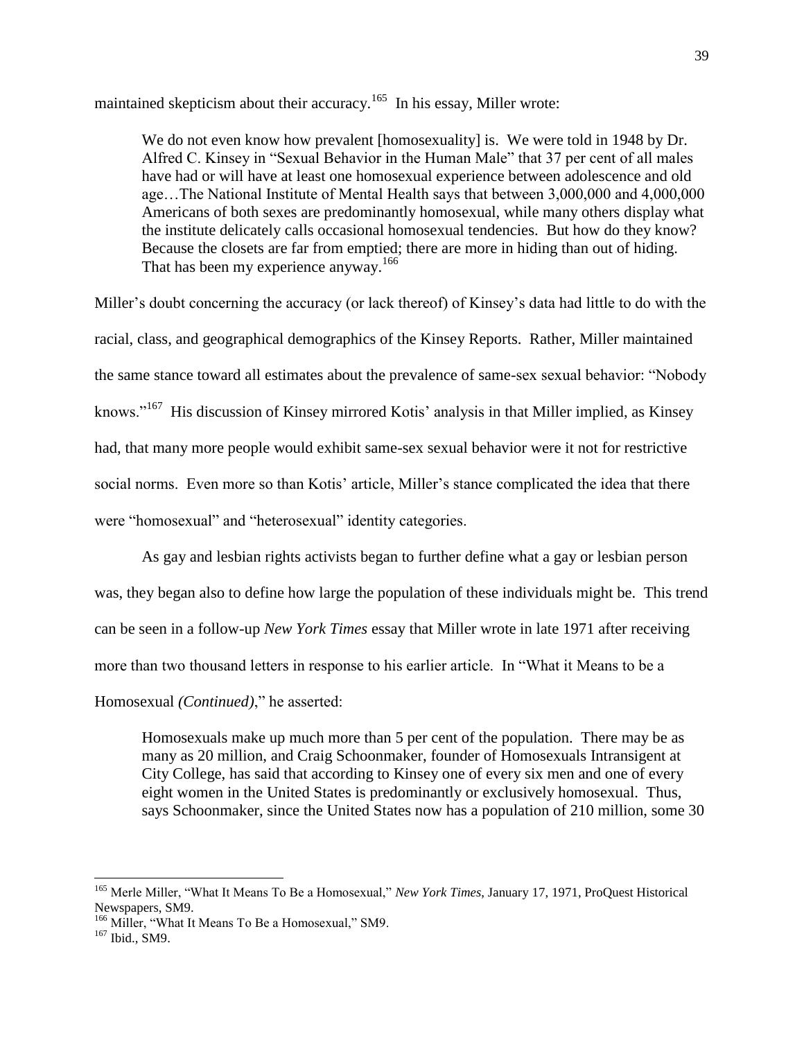maintained skepticism about their accuracy.[165] In his essay, Miller wrote:

> We do not even know how prevalent [homosexuality] is. We were told in 1948 by Dr. Alfred C. Kinsey in "Sexual Behavior in the Human Male" that 37 per cent of all males have had or will have at least one homosexual experience between adolescence and old age…The National Institute of Mental Health says that between 3,000,000 and 4,000,000 Americans of both sexes are predominantly homosexual, while many others display what the institute delicately calls occasional homosexual tendencies. But how do they know? Because the closets are far from emptied; there are more in hiding than out of hiding. That has been my experience anyway.[166]

Miller's doubt concerning the accuracy (or lack thereof) of Kinsey's data had little to do with the racial, class, and geographical demographics of the Kinsey Reports. Rather, Miller maintained the same stance toward all estimates about the prevalence of same-sex sexual behavior: "Nobody knows."[167] His discussion of Kinsey mirrored Kotis' analysis in that Miller implied, as Kinsey had, that many more people would exhibit same-sex sexual behavior were it not for restrictive social norms. Even more so than Kotis' article, Miller's stance complicated the idea that there were "homosexual" and "heterosexual" identity categories.

As gay and lesbian rights activists began to further define what a gay or lesbian person was, they began also to define how large the population of these individuals might be. This trend can be seen in a follow-up *New York Times* essay that Miller wrote in late 1971 after receiving more than two thousand letters in response to his earlier article. In "What it Means to be a Homosexual *(Continued)*," he asserted:

> Homosexuals make up much more than 5 per cent of the population. There may be as many as 20 million, and Craig Schoonmaker, founder of Homosexuals Intransigent at City College, has said that according to Kinsey one of every six men and one of every eight women in the United States is predominantly or exclusively homosexual. Thus, says Schoonmaker, since the United States now has a population of 210 million, some 30

---

[165] Merle Miller, "What It Means To Be a Homosexual," *New York Times*, January 17, 1971, ProQuest Historical Newspapers, SM9.

[166] Miller, "What It Means To Be a Homosexual," SM9.

[167] Ibid., SM9.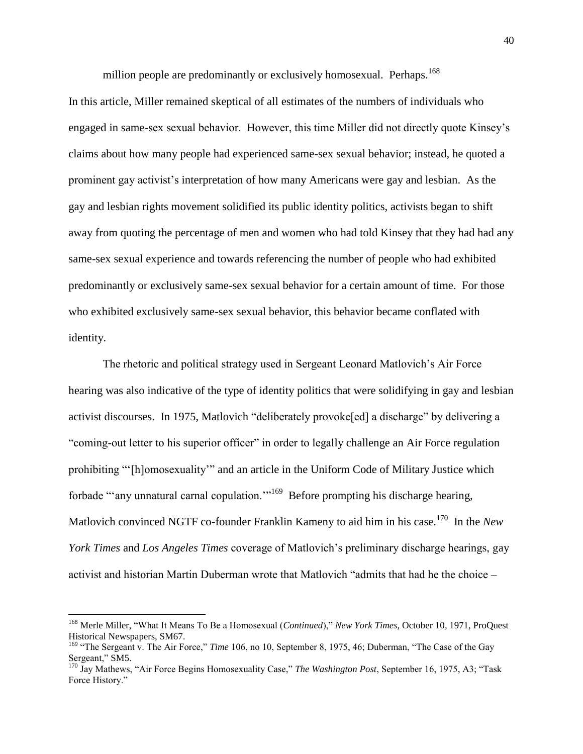million people are predominantly or exclusively homosexual. Perhaps.[168]

In this article, Miller remained skeptical of all estimates of the numbers of individuals who engaged in same-sex sexual behavior. However, this time Miller did not directly quote Kinsey's claims about how many people had experienced same-sex sexual behavior; instead, he quoted a prominent gay activist's interpretation of how many Americans were gay and lesbian. As the gay and lesbian rights movement solidified its public identity politics, activists began to shift away from quoting the percentage of men and women who had told Kinsey that they had had any same-sex sexual experience and towards referencing the number of people who had exhibited predominantly or exclusively same-sex sexual behavior for a certain amount of time. For those who exhibited exclusively same-sex sexual behavior, this behavior became conflated with identity.

The rhetoric and political strategy used in Sergeant Leonard Matlovich's Air Force hearing was also indicative of the type of identity politics that were solidifying in gay and lesbian activist discourses. In 1975, Matlovich "deliberately provoke[ed] a discharge" by delivering a "coming-out letter to his superior officer" in order to legally challenge an Air Force regulation prohibiting "'[h]omosexuality'" and an article in the Uniform Code of Military Justice which forbade "'any unnatural carnal copulation.'"[169] Before prompting his discharge hearing, Matlovich convinced NGTF co-founder Franklin Kameny to aid him in his case.[170] In the *New York Times* and *Los Angeles Times* coverage of Matlovich's preliminary discharge hearings, gay activist and historian Martin Duberman wrote that Matlovich "admits that had he the choice –

---

[168] Merle Miller, "What It Means To Be a Homosexual (*Continued*)," *New York Times*, October 10, 1971, ProQuest Historical Newspapers, SM67.

[169] "The Sergeant v. The Air Force," *Time* 106, no 10, September 8, 1975, 46; Duberman, "The Case of the Gay Sergeant," SM5.

[170] Jay Mathews, "Air Force Begins Homosexuality Case," *The Washington Post*, September 16, 1975, A3; "Task Force History."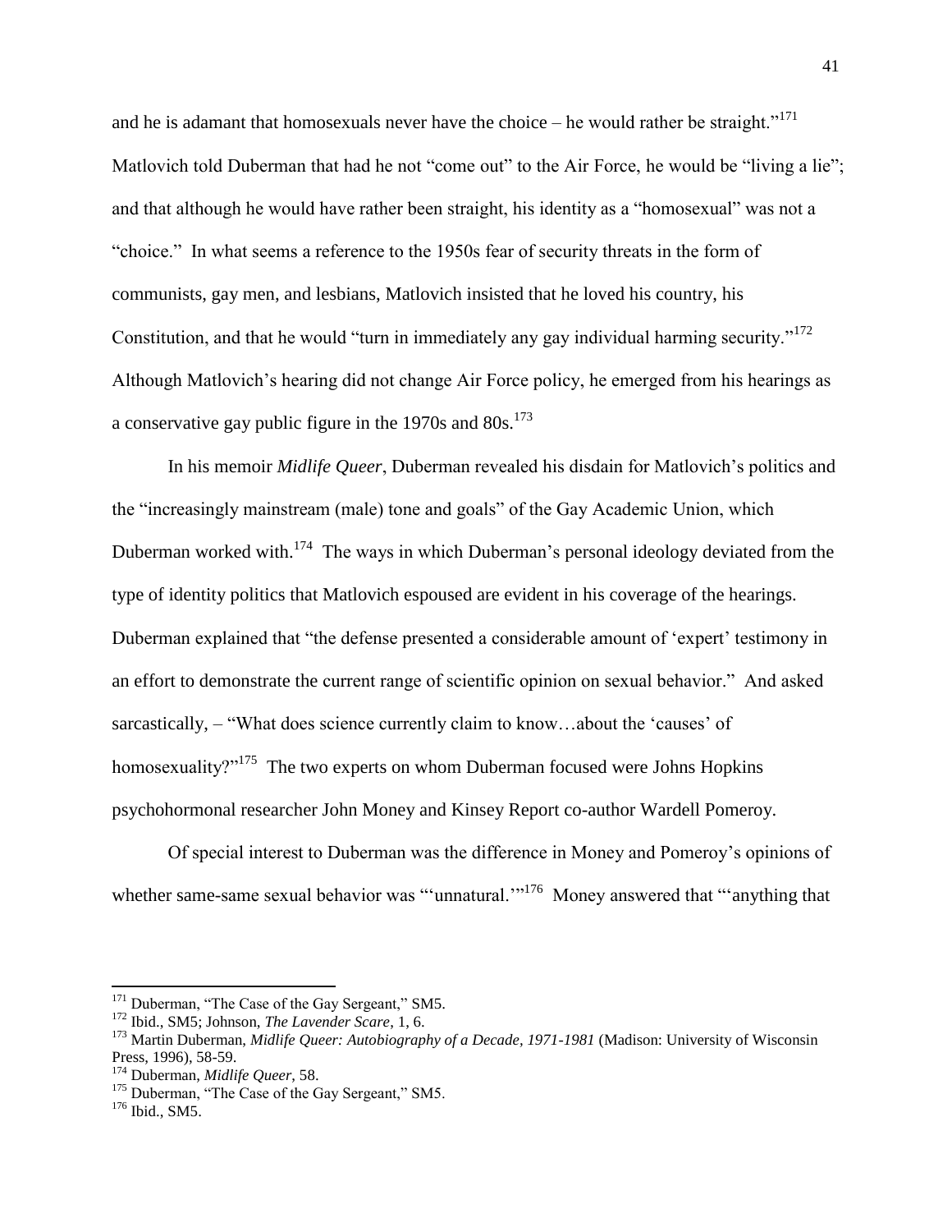and he is adamant that homosexuals never have the choice – he would rather be straight."[171] Matlovich told Duberman that had he not "come out" to the Air Force, he would be "living a lie"; and that although he would have rather been straight, his identity as a "homosexual" was not a "choice." In what seems a reference to the 1950s fear of security threats in the form of communists, gay men, and lesbians, Matlovich insisted that he loved his country, his Constitution, and that he would "turn in immediately any gay individual harming security."[172] Although Matlovich's hearing did not change Air Force policy, he emerged from his hearings as a conservative gay public figure in the 1970s and 80s.[173]

In his memoir *Midlife Queer*, Duberman revealed his disdain for Matlovich's politics and the "increasingly mainstream (male) tone and goals" of the Gay Academic Union, which Duberman worked with.[174] The ways in which Duberman's personal ideology deviated from the type of identity politics that Matlovich espoused are evident in his coverage of the hearings. Duberman explained that "the defense presented a considerable amount of 'expert' testimony in an effort to demonstrate the current range of scientific opinion on sexual behavior." And asked sarcastically, – "What does science currently claim to know…about the 'causes' of homosexuality?"[175] The two experts on whom Duberman focused were Johns Hopkins psychohormonal researcher John Money and Kinsey Report co-author Wardell Pomeroy.

Of special interest to Duberman was the difference in Money and Pomeroy's opinions of whether same-same sexual behavior was "'unnatural.'"[176] Money answered that "'anything that

---

[171] Duberman, "The Case of the Gay Sergeant," SM5.

[172] Ibid., SM5; Johnson, *The Lavender Scare*, 1, 6.

[173] Martin Duberman, *Midlife Queer: Autobiography of a Decade, 1971-1981* (Madison: University of Wisconsin Press, 1996), 58-59.

[174] Duberman, *Midlife Queer*, 58.

[175] Duberman, "The Case of the Gay Sergeant," SM5.

[176] Ibid., SM5.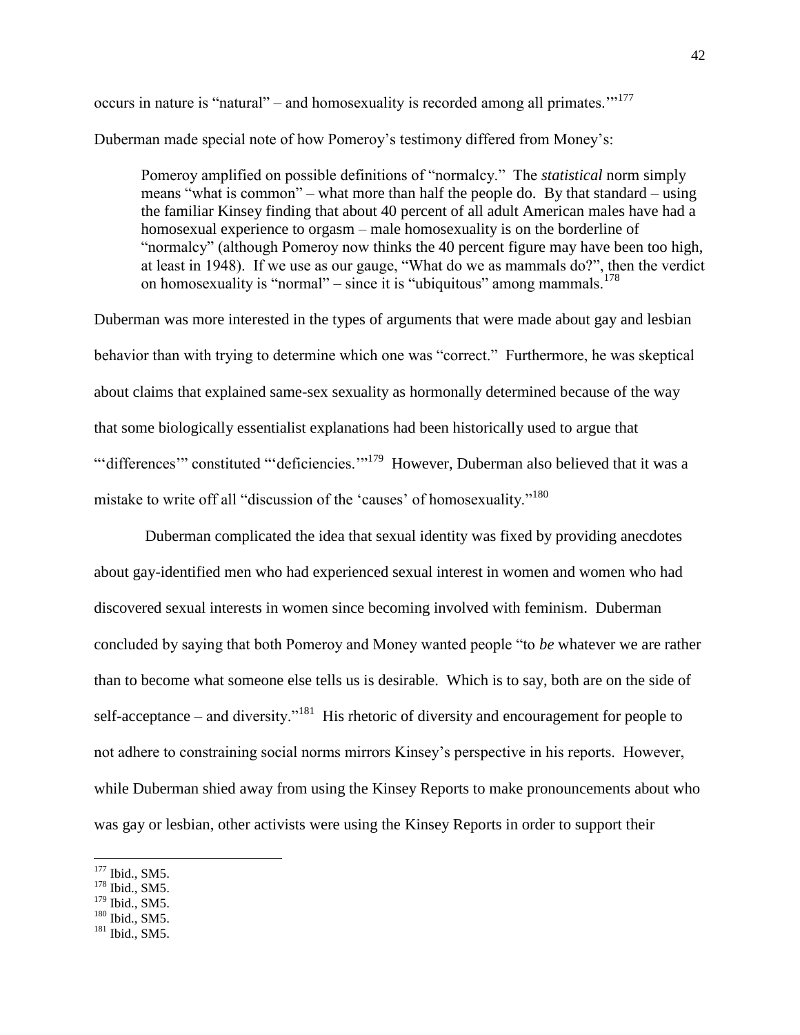occurs in nature is "natural" – and homosexuality is recorded among all primates.'"[177]

Duberman made special note of how Pomeroy's testimony differed from Money's:

> Pomeroy amplified on possible definitions of "normalcy." The *statistical* norm simply means "what is common" – what more than half the people do. By that standard – using the familiar Kinsey finding that about 40 percent of all adult American males have had a homosexual experience to orgasm – male homosexuality is on the borderline of "normalcy" (although Pomeroy now thinks the 40 percent figure may have been too high, at least in 1948). If we use as our gauge, "What do we as mammals do?", then the verdict on homosexuality is "normal" – since it is "ubiquitous" among mammals.[178]

Duberman was more interested in the types of arguments that were made about gay and lesbian behavior than with trying to determine which one was "correct." Furthermore, he was skeptical about claims that explained same-sex sexuality as hormonally determined because of the way that some biologically essentialist explanations had been historically used to argue that "'differences'" constituted "'deficiencies.'"[179] However, Duberman also believed that it was a mistake to write off all "discussion of the 'causes' of homosexuality."[180]

Duberman complicated the idea that sexual identity was fixed by providing anecdotes about gay-identified men who had experienced sexual interest in women and women who had discovered sexual interests in women since becoming involved with feminism. Duberman concluded by saying that both Pomeroy and Money wanted people "to *be* whatever we are rather than to become what someone else tells us is desirable. Which is to say, both are on the side of self-acceptance – and diversity."[181] His rhetoric of diversity and encouragement for people to not adhere to constraining social norms mirrors Kinsey's perspective in his reports. However, while Duberman shied away from using the Kinsey Reports to make pronouncements about who was gay or lesbian, other activists were using the Kinsey Reports in order to support their

---

[177] Ibid., SM5.
[178] Ibid., SM5.
[179] Ibid., SM5.
[180] Ibid., SM5.
[181] Ibid., SM5.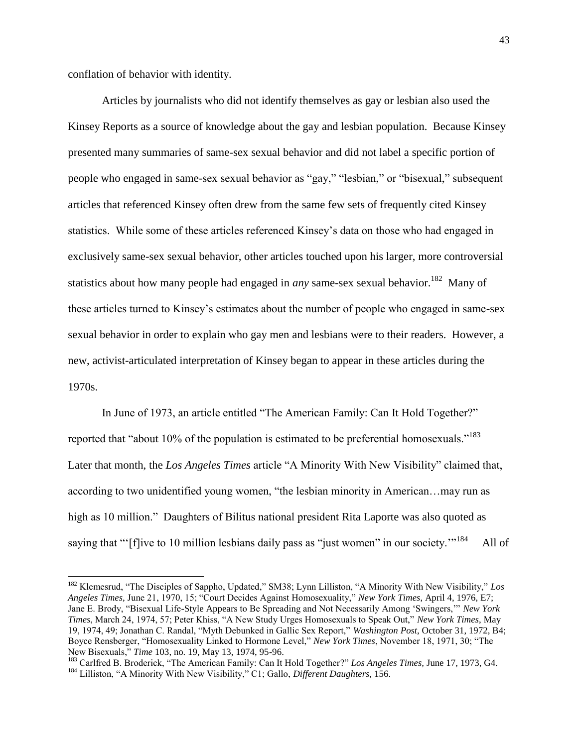conflation of behavior with identity.

Articles by journalists who did not identify themselves as gay or lesbian also used the Kinsey Reports as a source of knowledge about the gay and lesbian population. Because Kinsey presented many summaries of same-sex sexual behavior and did not label a specific portion of people who engaged in same-sex sexual behavior as "gay," "lesbian," or "bisexual," subsequent articles that referenced Kinsey often drew from the same few sets of frequently cited Kinsey statistics. While some of these articles referenced Kinsey's data on those who had engaged in exclusively same-sex sexual behavior, other articles touched upon his larger, more controversial statistics about how many people had engaged in *any* same-sex sexual behavior.[182] Many of these articles turned to Kinsey's estimates about the number of people who engaged in same-sex sexual behavior in order to explain who gay men and lesbians were to their readers. However, a new, activist-articulated interpretation of Kinsey began to appear in these articles during the 1970s.

In June of 1973, an article entitled "The American Family: Can It Hold Together?" reported that "about 10% of the population is estimated to be preferential homosexuals."[183] Later that month, the *Los Angeles Times* article "A Minority With New Visibility" claimed that, according to two unidentified young women, "the lesbian minority in American…may run as high as 10 million." Daughters of Bilitus national president Rita Laporte was also quoted as saying that "'[f]ive to 10 million lesbians daily pass as "just women" in our society.'"[184] All of

[182] Klemesrud, "The Disciples of Sappho, Updated," SM38; Lynn Lilliston, "A Minority With New Visibility," *Los Angeles Times*, June 21, 1970, 15; "Court Decides Against Homosexuality," *New York Times*, April 4, 1976, E7; Jane E. Brody, "Bisexual Life-Style Appears to Be Spreading and Not Necessarily Among 'Swingers,'" *New York Times*, March 24, 1974, 57; Peter Khiss, "A New Study Urges Homosexuals to Speak Out," *New York Times*, May 19, 1974, 49; Jonathan C. Randal, "Myth Debunked in Gallic Sex Report," *Washington Post*, October 31, 1972, B4; Boyce Rensberger, "Homosexuality Linked to Hormone Level," *New York Times*, November 18, 1971, 30; "The New Bisexuals," *Time* 103, no. 19, May 13, 1974, 95-96.

[183] Carlfred B. Broderick, "The American Family: Can It Hold Together?" *Los Angeles Times*, June 17, 1973, G4.

[184] Lilliston, "A Minority With New Visibility," C1; Gallo, *Different Daughters*, 156.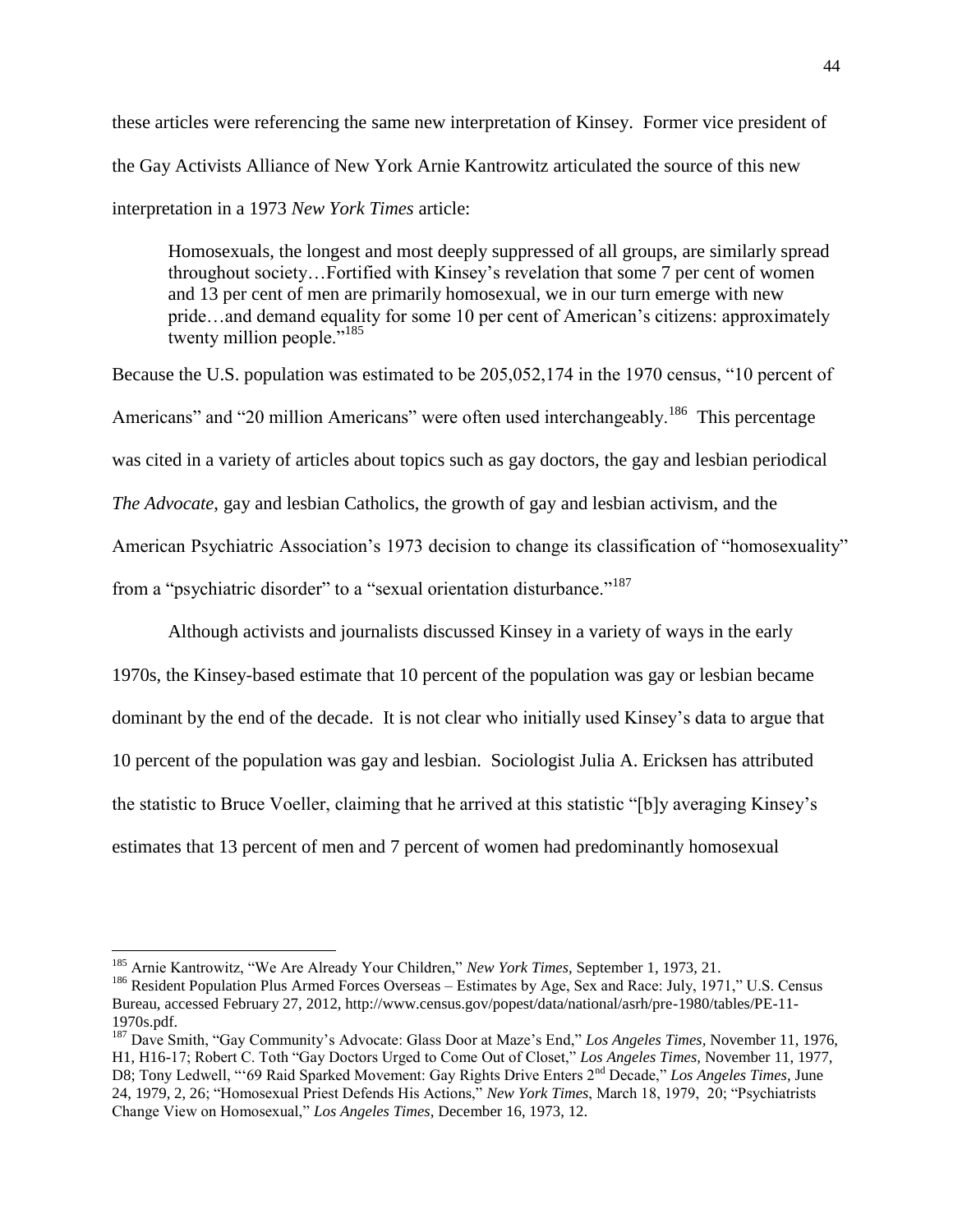these articles were referencing the same new interpretation of Kinsey. Former vice president of the Gay Activists Alliance of New York Arnie Kantrowitz articulated the source of this new interpretation in a 1973 *New York Times* article:

> Homosexuals, the longest and most deeply suppressed of all groups, are similarly spread throughout society…Fortified with Kinsey's revelation that some 7 per cent of women and 13 per cent of men are primarily homosexual, we in our turn emerge with new pride…and demand equality for some 10 per cent of American's citizens: approximately twenty million people."[185]

Because the U.S. population was estimated to be 205,052,174 in the 1970 census, "10 percent of Americans" and "20 million Americans" were often used interchangeably.[186] This percentage was cited in a variety of articles about topics such as gay doctors, the gay and lesbian periodical *The Advocate*, gay and lesbian Catholics, the growth of gay and lesbian activism, and the American Psychiatric Association's 1973 decision to change its classification of "homosexuality" from a "psychiatric disorder" to a "sexual orientation disturbance."[187]

Although activists and journalists discussed Kinsey in a variety of ways in the early 1970s, the Kinsey-based estimate that 10 percent of the population was gay or lesbian became dominant by the end of the decade. It is not clear who initially used Kinsey's data to argue that 10 percent of the population was gay and lesbian. Sociologist Julia A. Ericksen has attributed the statistic to Bruce Voeller, claiming that he arrived at this statistic "[b]y averaging Kinsey's estimates that 13 percent of men and 7 percent of women had predominantly homosexual

---

[185] Arnie Kantrowitz, "We Are Already Your Children," *New York Times,* September 1, 1973, 21.

[186] Resident Population Plus Armed Forces Overseas – Estimates by Age, Sex and Race: July, 1971," U.S. Census Bureau, accessed February 27, 2012, http://www.census.gov/popest/data/national/asrh/pre-1980/tables/PE-11-1970s.pdf.

[187] Dave Smith, "Gay Community's Advocate: Glass Door at Maze's End," *Los Angeles Times,* November 11, 1976, H1, H16-17; Robert C. Toth "Gay Doctors Urged to Come Out of Closet," *Los Angeles Times,* November 11, 1977, D8; Tony Ledwell, "'69 Raid Sparked Movement: Gay Rights Drive Enters 2nd Decade," *Los Angeles Times,* June 24, 1979, 2, 26; "Homosexual Priest Defends His Actions," *New York Times*, March 18, 1979, 20; "Psychiatrists Change View on Homosexual," *Los Angeles Times,* December 16, 1973, 12.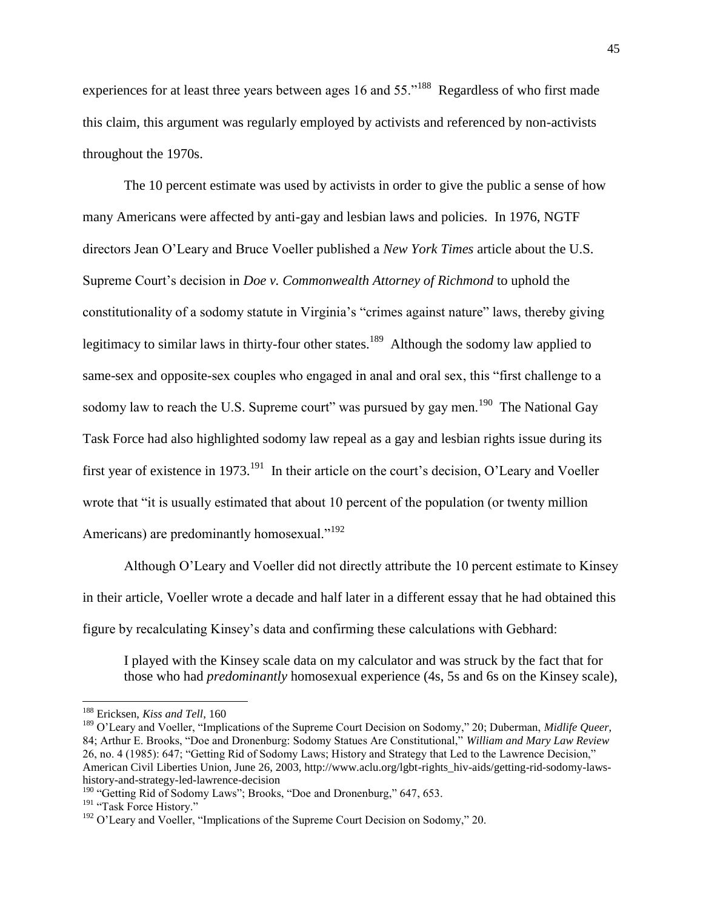experiences for at least three years between ages 16 and 55."[188] Regardless of who first made this claim, this argument was regularly employed by activists and referenced by non-activists throughout the 1970s.

The 10 percent estimate was used by activists in order to give the public a sense of how many Americans were affected by anti-gay and lesbian laws and policies. In 1976, NGTF directors Jean O'Leary and Bruce Voeller published a *New York Times* article about the U.S. Supreme Court's decision in *Doe v. Commonwealth Attorney of Richmond* to uphold the constitutionality of a sodomy statute in Virginia's "crimes against nature" laws, thereby giving legitimacy to similar laws in thirty-four other states.[189] Although the sodomy law applied to same-sex and opposite-sex couples who engaged in anal and oral sex, this "first challenge to a sodomy law to reach the U.S. Supreme court" was pursued by gay men.[190] The National Gay Task Force had also highlighted sodomy law repeal as a gay and lesbian rights issue during its first year of existence in 1973.[191] In their article on the court's decision, O'Leary and Voeller wrote that "it is usually estimated that about 10 percent of the population (or twenty million Americans) are predominantly homosexual."[192]

Although O'Leary and Voeller did not directly attribute the 10 percent estimate to Kinsey in their article, Voeller wrote a decade and half later in a different essay that he had obtained this figure by recalculating Kinsey's data and confirming these calculations with Gebhard:

> I played with the Kinsey scale data on my calculator and was struck by the fact that for those who had *predominantly* homosexual experience (4s, 5s and 6s on the Kinsey scale),

---

[188] Ericksen, *Kiss and Tell,* 160

[189] O'Leary and Voeller, "Implications of the Supreme Court Decision on Sodomy," 20; Duberman, *Midlife Queer,* 84; Arthur E. Brooks, "Doe and Dronenburg: Sodomy Statues Are Constitutional," *William and Mary Law Review* 26, no. 4 (1985): 647; "Getting Rid of Sodomy Laws; History and Strategy that Led to the Lawrence Decision," American Civil Liberties Union, June 26, 2003, http://www.aclu.org/lgbt-rights_hiv-aids/getting-rid-sodomy-laws-history-and-strategy-led-lawrence-decision

[190] "Getting Rid of Sodomy Laws"; Brooks, "Doe and Dronenburg," 647, 653.

[191] "Task Force History."

[192] O'Leary and Voeller, "Implications of the Supreme Court Decision on Sodomy," 20.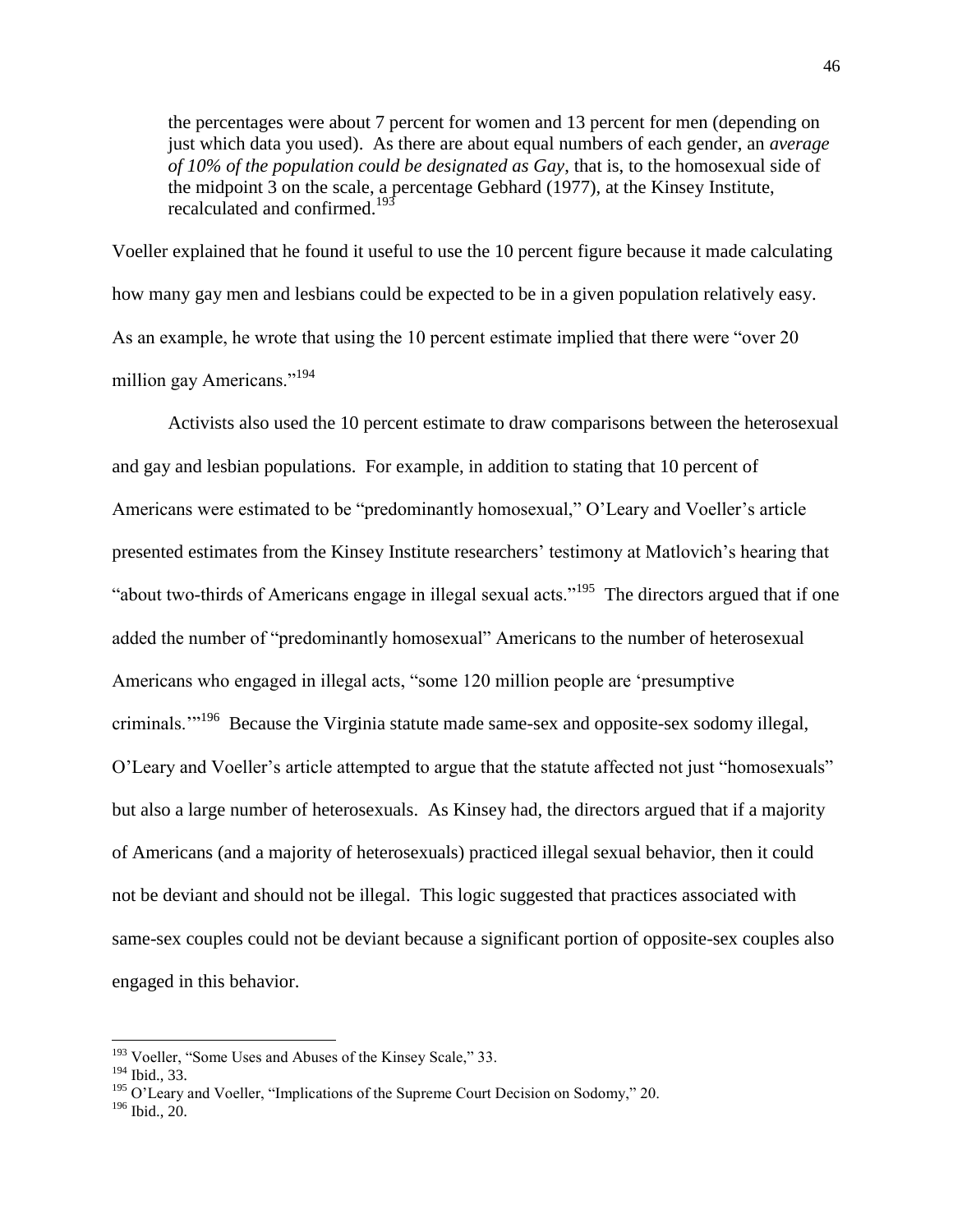> the percentages were about 7 percent for women and 13 percent for men (depending on just which data you used). As there are about equal numbers of each gender, an *average of 10% of the population could be designated as Gay*, that is, to the homosexual side of the midpoint 3 on the scale, a percentage Gebhard (1977), at the Kinsey Institute, recalculated and confirmed.[193]

Voeller explained that he found it useful to use the 10 percent figure because it made calculating how many gay men and lesbians could be expected to be in a given population relatively easy. As an example, he wrote that using the 10 percent estimate implied that there were "over 20 million gay Americans."[194]

Activists also used the 10 percent estimate to draw comparisons between the heterosexual and gay and lesbian populations. For example, in addition to stating that 10 percent of Americans were estimated to be "predominantly homosexual," O'Leary and Voeller's article presented estimates from the Kinsey Institute researchers' testimony at Matlovich's hearing that "about two-thirds of Americans engage in illegal sexual acts."[195] The directors argued that if one added the number of "predominantly homosexual" Americans to the number of heterosexual Americans who engaged in illegal acts, "some 120 million people are 'presumptive criminals.'"[196] Because the Virginia statute made same-sex and opposite-sex sodomy illegal, O'Leary and Voeller's article attempted to argue that the statute affected not just "homosexuals" but also a large number of heterosexuals. As Kinsey had, the directors argued that if a majority of Americans (and a majority of heterosexuals) practiced illegal sexual behavior, then it could not be deviant and should not be illegal. This logic suggested that practices associated with same-sex couples could not be deviant because a significant portion of opposite-sex couples also engaged in this behavior.

---

[193] Voeller, "Some Uses and Abuses of the Kinsey Scale," 33.

[194] Ibid., 33.

[195] O'Leary and Voeller, "Implications of the Supreme Court Decision on Sodomy," 20.

[196] Ibid., 20.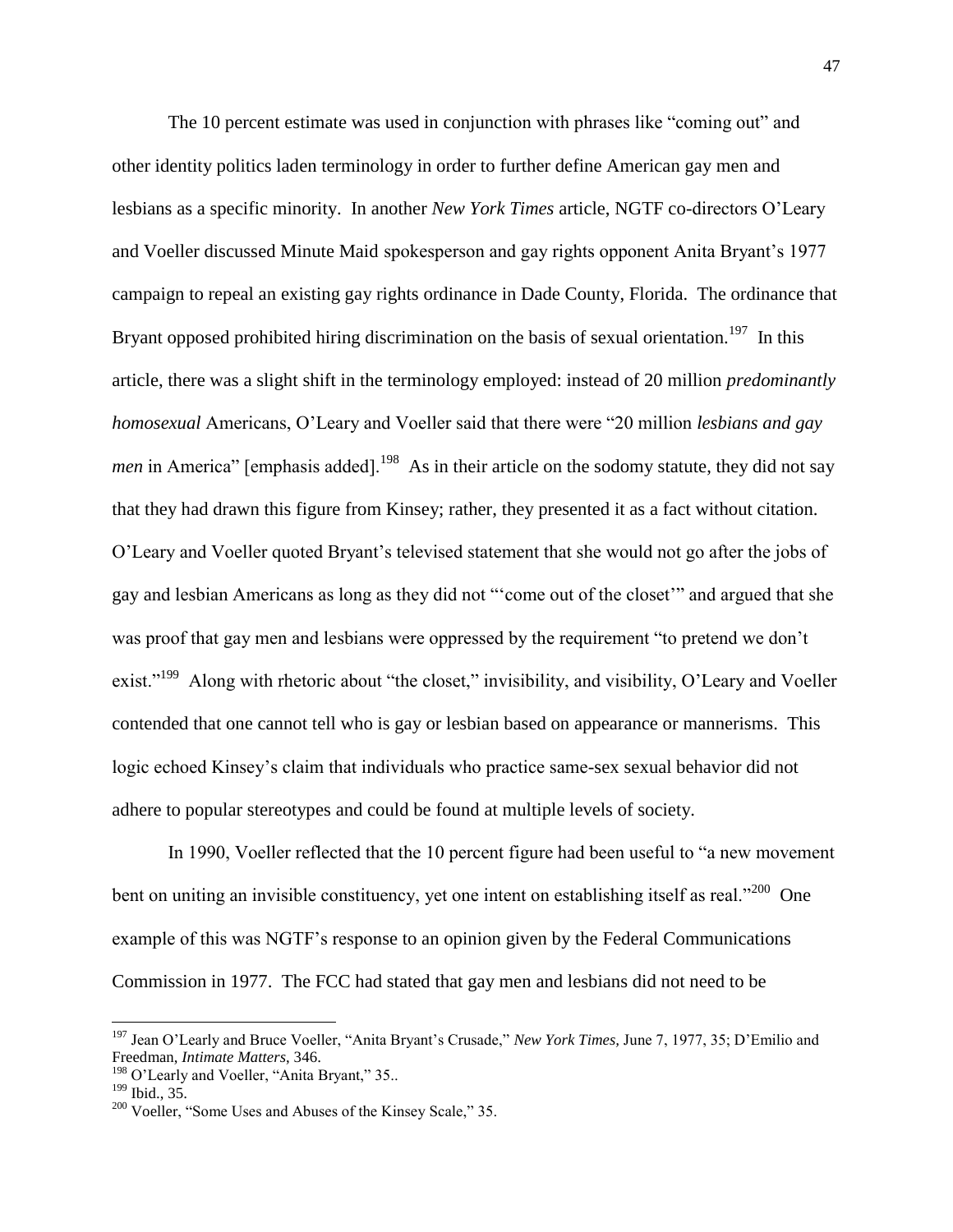The 10 percent estimate was used in conjunction with phrases like "coming out" and other identity politics laden terminology in order to further define American gay men and lesbians as a specific minority. In another *New York Times* article, NGTF co-directors O'Leary and Voeller discussed Minute Maid spokesperson and gay rights opponent Anita Bryant's 1977 campaign to repeal an existing gay rights ordinance in Dade County, Florida. The ordinance that Bryant opposed prohibited hiring discrimination on the basis of sexual orientation.[197] In this article, there was a slight shift in the terminology employed: instead of 20 million *predominantly homosexual* Americans, O'Leary and Voeller said that there were "20 million *lesbians and gay men* in America" [emphasis added].[198] As in their article on the sodomy statute, they did not say that they had drawn this figure from Kinsey; rather, they presented it as a fact without citation. O'Leary and Voeller quoted Bryant's televised statement that she would not go after the jobs of gay and lesbian Americans as long as they did not "'come out of the closet'" and argued that she was proof that gay men and lesbians were oppressed by the requirement "to pretend we don't exist."[199] Along with rhetoric about "the closet," invisibility, and visibility, O'Leary and Voeller contended that one cannot tell who is gay or lesbian based on appearance or mannerisms. This logic echoed Kinsey's claim that individuals who practice same-sex sexual behavior did not adhere to popular stereotypes and could be found at multiple levels of society.

In 1990, Voeller reflected that the 10 percent figure had been useful to "a new movement bent on uniting an invisible constituency, yet one intent on establishing itself as real."[200] One example of this was NGTF's response to an opinion given by the Federal Communications Commission in 1977. The FCC had stated that gay men and lesbians did not need to be

---

[197] Jean O'Learly and Bruce Voeller, "Anita Bryant's Crusade," *New York Times,* June 7, 1977, 35; D'Emilio and Freedman, *Intimate Matters,* 346.

[198] O'Learly and Voeller, "Anita Bryant," 35..

[199] Ibid., 35.

[200] Voeller, "Some Uses and Abuses of the Kinsey Scale," 35.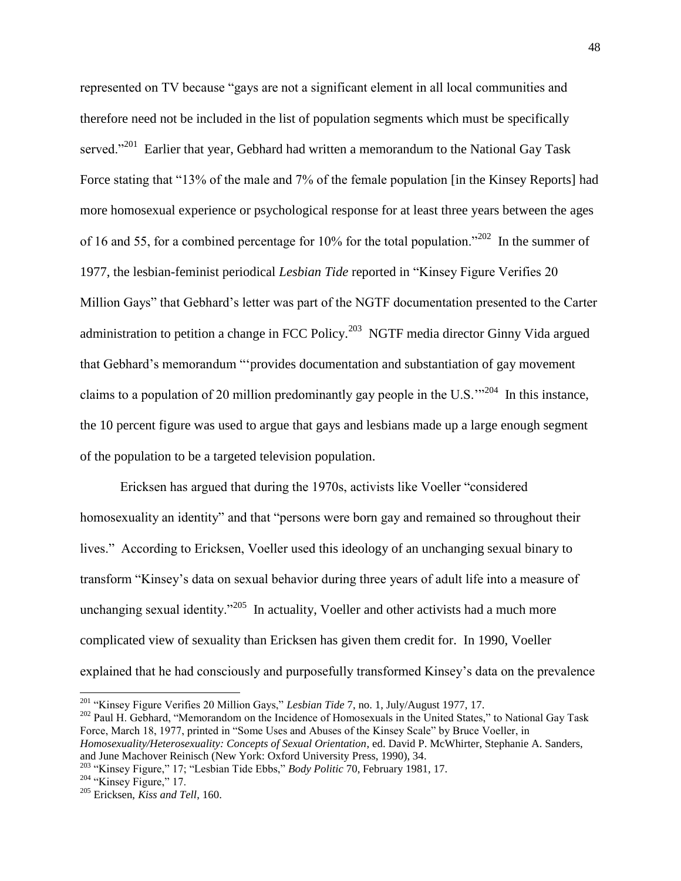represented on TV because "gays are not a significant element in all local communities and therefore need not be included in the list of population segments which must be specifically served."[201] Earlier that year, Gebhard had written a memorandum to the National Gay Task Force stating that "13% of the male and 7% of the female population [in the Kinsey Reports] had more homosexual experience or psychological response for at least three years between the ages of 16 and 55, for a combined percentage for 10% for the total population."[202] In the summer of 1977, the lesbian-feminist periodical *Lesbian Tide* reported in "Kinsey Figure Verifies 20 Million Gays" that Gebhard's letter was part of the NGTF documentation presented to the Carter administration to petition a change in FCC Policy.[203] NGTF media director Ginny Vida argued that Gebhard's memorandum "'provides documentation and substantiation of gay movement claims to a population of 20 million predominantly gay people in the U.S.'"[204] In this instance, the 10 percent figure was used to argue that gays and lesbians made up a large enough segment of the population to be a targeted television population.

Ericksen has argued that during the 1970s, activists like Voeller "considered homosexuality an identity" and that "persons were born gay and remained so throughout their lives." According to Ericksen, Voeller used this ideology of an unchanging sexual binary to transform "Kinsey's data on sexual behavior during three years of adult life into a measure of unchanging sexual identity."[205] In actuality, Voeller and other activists had a much more complicated view of sexuality than Ericksen has given them credit for. In 1990, Voeller explained that he had consciously and purposefully transformed Kinsey's data on the prevalence

---

[201] "Kinsey Figure Verifies 20 Million Gays," *Lesbian Tide* 7, no. 1, July/August 1977, 17.

[202] Paul H. Gebhard, "Memorandom on the Incidence of Homosexuals in the United States," to National Gay Task Force, March 18, 1977, printed in "Some Uses and Abuses of the Kinsey Scale" by Bruce Voeller, in *Homosexuality/Heterosexuality: Concepts of Sexual Orientation*, ed. David P. McWhirter, Stephanie A. Sanders, and June Machover Reinisch (New York: Oxford University Press, 1990), 34.

[203] "Kinsey Figure," 17; "Lesbian Tide Ebbs," *Body Politic* 70, February 1981, 17.

[204] "Kinsey Figure," 17.

[205] Ericksen, *Kiss and Tell*, 160.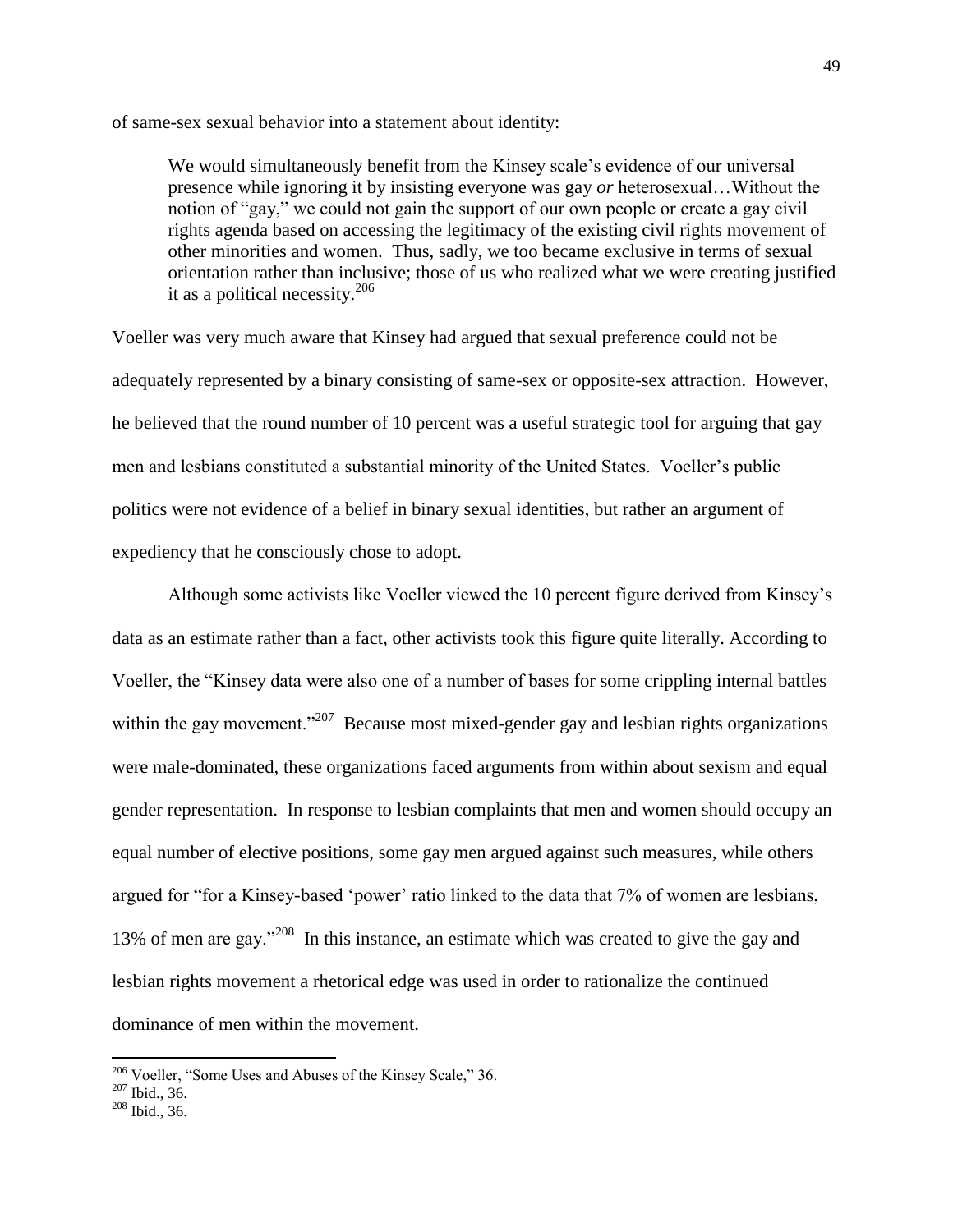of same-sex sexual behavior into a statement about identity:

> We would simultaneously benefit from the Kinsey scale's evidence of our universal presence while ignoring it by insisting everyone was gay *or* heterosexual…Without the notion of "gay," we could not gain the support of our own people or create a gay civil rights agenda based on accessing the legitimacy of the existing civil rights movement of other minorities and women. Thus, sadly, we too became exclusive in terms of sexual orientation rather than inclusive; those of us who realized what we were creating justified it as a political necessity.[206]

Voeller was very much aware that Kinsey had argued that sexual preference could not be adequately represented by a binary consisting of same-sex or opposite-sex attraction. However, he believed that the round number of 10 percent was a useful strategic tool for arguing that gay men and lesbians constituted a substantial minority of the United States. Voeller's public politics were not evidence of a belief in binary sexual identities, but rather an argument of expediency that he consciously chose to adopt.

Although some activists like Voeller viewed the 10 percent figure derived from Kinsey's data as an estimate rather than a fact, other activists took this figure quite literally. According to Voeller, the "Kinsey data were also one of a number of bases for some crippling internal battles within the gay movement."[207] Because most mixed-gender gay and lesbian rights organizations were male-dominated, these organizations faced arguments from within about sexism and equal gender representation. In response to lesbian complaints that men and women should occupy an equal number of elective positions, some gay men argued against such measures, while others argued for "for a Kinsey-based 'power' ratio linked to the data that 7% of women are lesbians, 13% of men are gay."[208] In this instance, an estimate which was created to give the gay and lesbian rights movement a rhetorical edge was used in order to rationalize the continued dominance of men within the movement.

---

[206] Voeller, "Some Uses and Abuses of the Kinsey Scale," 36.
[207] Ibid., 36.
[208] Ibid., 36.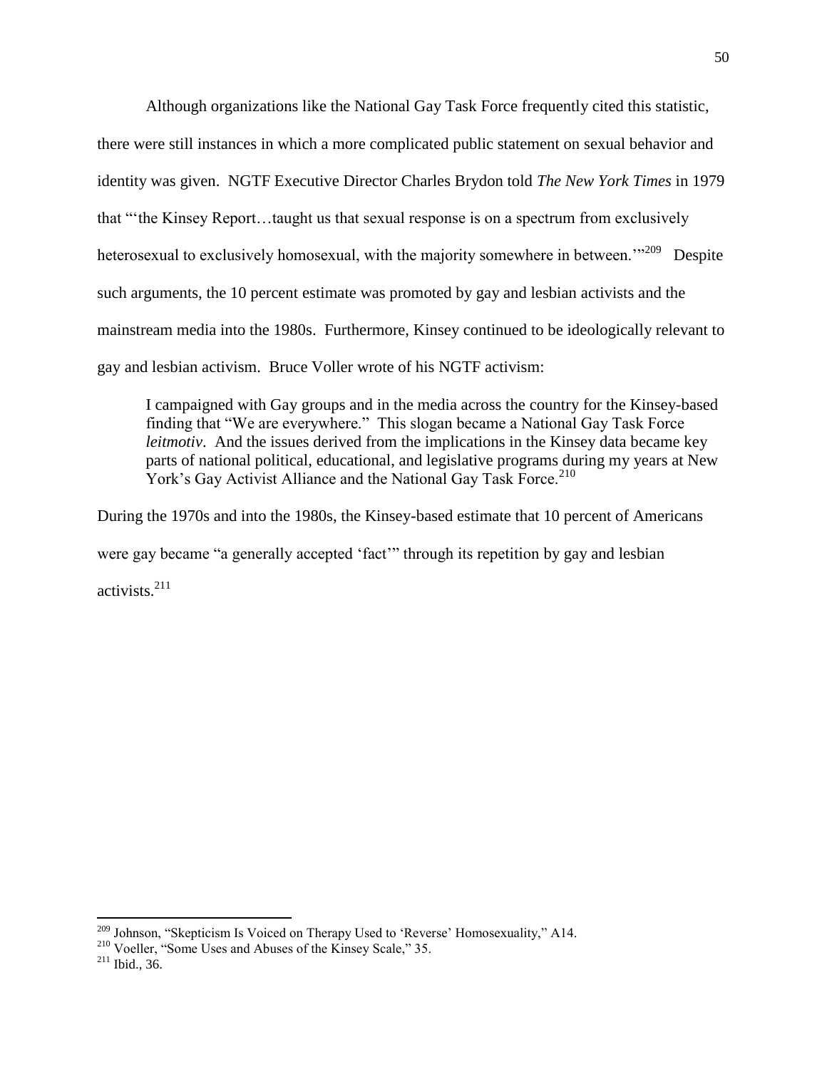Although organizations like the National Gay Task Force frequently cited this statistic, there were still instances in which a more complicated public statement on sexual behavior and identity was given. NGTF Executive Director Charles Brydon told *The New York Times* in 1979 that "'the Kinsey Report…taught us that sexual response is on a spectrum from exclusively heterosexual to exclusively homosexual, with the majority somewhere in between.'"[209] Despite such arguments, the 10 percent estimate was promoted by gay and lesbian activists and the mainstream media into the 1980s. Furthermore, Kinsey continued to be ideologically relevant to gay and lesbian activism. Bruce Voller wrote of his NGTF activism:

> I campaigned with Gay groups and in the media across the country for the Kinsey-based finding that "We are everywhere." This slogan became a National Gay Task Force *leitmotiv*. And the issues derived from the implications in the Kinsey data became key parts of national political, educational, and legislative programs during my years at New York's Gay Activist Alliance and the National Gay Task Force.[210]

During the 1970s and into the 1980s, the Kinsey-based estimate that 10 percent of Americans were gay became "a generally accepted 'fact'" through its repetition by gay and lesbian activists.[211]

---

[209] Johnson, "Skepticism Is Voiced on Therapy Used to 'Reverse' Homosexuality," A14.

[210] Voeller, "Some Uses and Abuses of the Kinsey Scale," 35.

[211] Ibid., 36.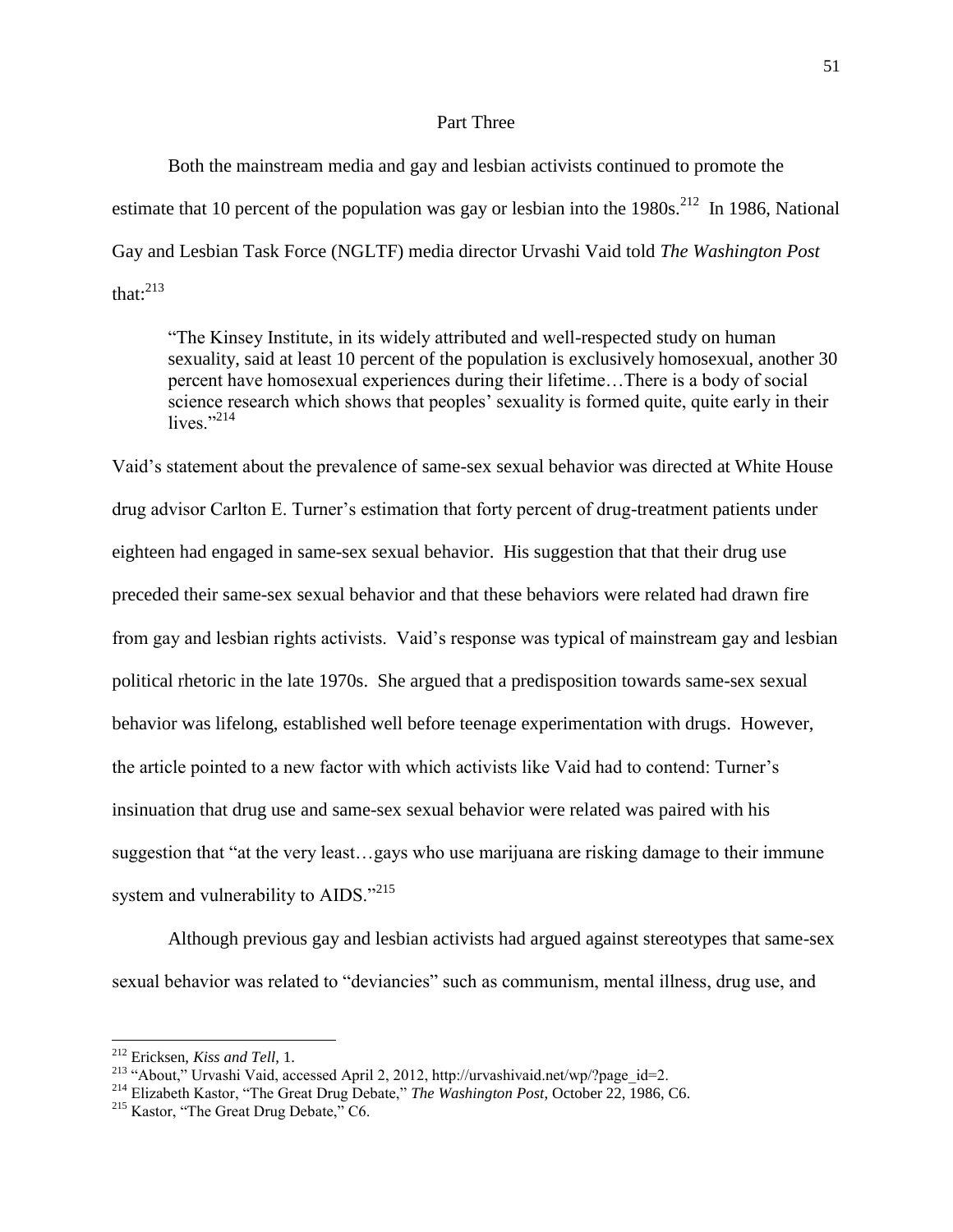## Part Three

Both the mainstream media and gay and lesbian activists continued to promote the estimate that 10 percent of the population was gay or lesbian into the 1980s.[212] In 1986, National Gay and Lesbian Task Force (NGLTF) media director Urvashi Vaid told *The Washington Post* that:[213]

> "The Kinsey Institute, in its widely attributed and well-respected study on human sexuality, said at least 10 percent of the population is exclusively homosexual, another 30 percent have homosexual experiences during their lifetime…There is a body of social science research which shows that peoples' sexuality is formed quite, quite early in their lives."[214]

Vaid's statement about the prevalence of same-sex sexual behavior was directed at White House drug advisor Carlton E. Turner's estimation that forty percent of drug-treatment patients under eighteen had engaged in same-sex sexual behavior. His suggestion that that their drug use preceded their same-sex sexual behavior and that these behaviors were related had drawn fire from gay and lesbian rights activists. Vaid's response was typical of mainstream gay and lesbian political rhetoric in the late 1970s. She argued that a predisposition towards same-sex sexual behavior was lifelong, established well before teenage experimentation with drugs. However, the article pointed to a new factor with which activists like Vaid had to contend: Turner's insinuation that drug use and same-sex sexual behavior were related was paired with his suggestion that "at the very least…gays who use marijuana are risking damage to their immune system and vulnerability to AIDS."[215]

Although previous gay and lesbian activists had argued against stereotypes that same-sex sexual behavior was related to "deviancies" such as communism, mental illness, drug use, and

---

[212] Ericksen, *Kiss and Tell,* 1.

[213] "About," Urvashi Vaid, accessed April 2, 2012, http://urvashivaid.net/wp/?page_id=2.

[214] Elizabeth Kastor, "The Great Drug Debate," *The Washington Post*, October 22, 1986, C6.

[215] Kastor, "The Great Drug Debate," C6.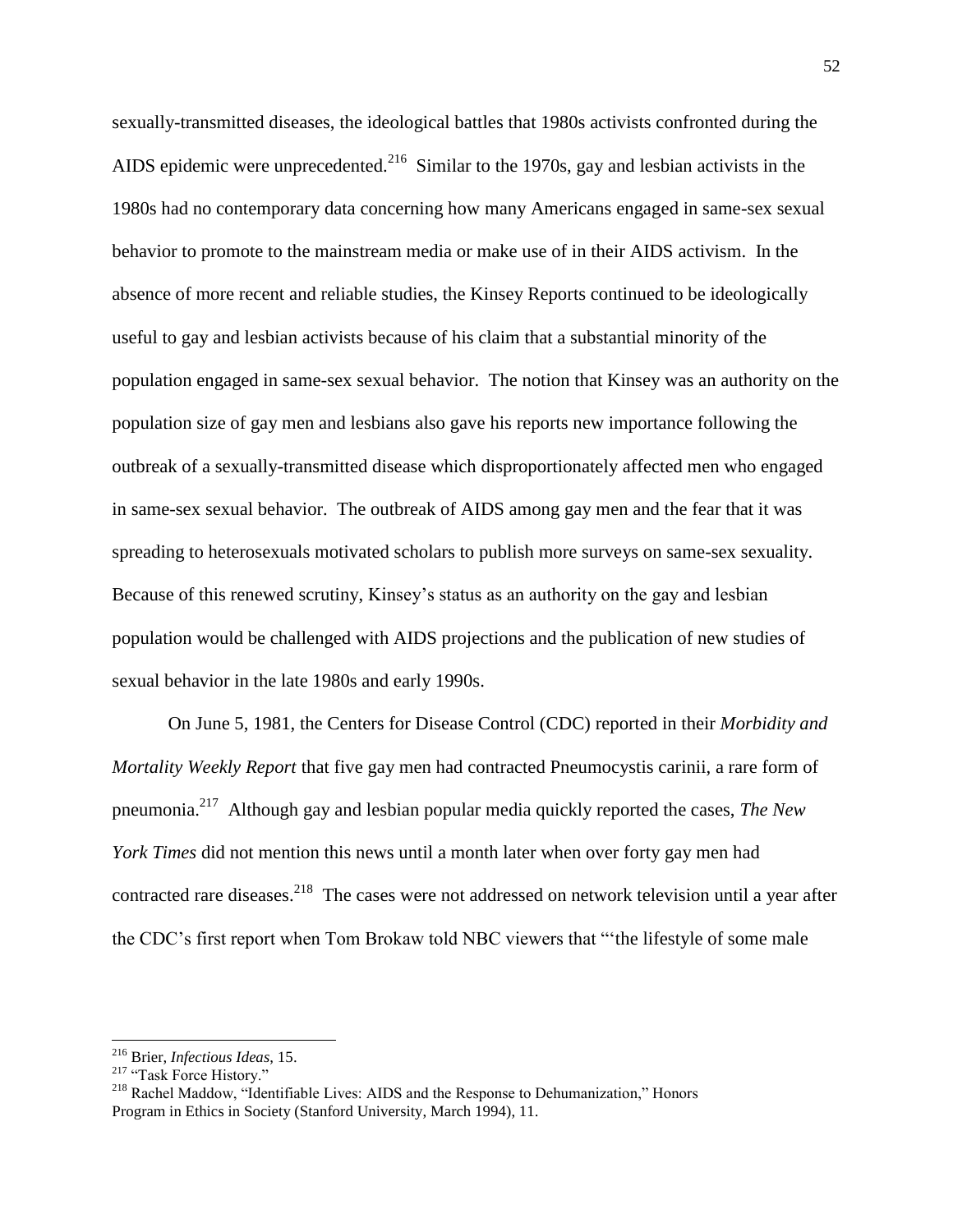sexually-transmitted diseases, the ideological battles that 1980s activists confronted during the AIDS epidemic were unprecedented.[216] Similar to the 1970s, gay and lesbian activists in the 1980s had no contemporary data concerning how many Americans engaged in same-sex sexual behavior to promote to the mainstream media or make use of in their AIDS activism. In the absence of more recent and reliable studies, the Kinsey Reports continued to be ideologically useful to gay and lesbian activists because of his claim that a substantial minority of the population engaged in same-sex sexual behavior. The notion that Kinsey was an authority on the population size of gay men and lesbians also gave his reports new importance following the outbreak of a sexually-transmitted disease which disproportionately affected men who engaged in same-sex sexual behavior. The outbreak of AIDS among gay men and the fear that it was spreading to heterosexuals motivated scholars to publish more surveys on same-sex sexuality. Because of this renewed scrutiny, Kinsey's status as an authority on the gay and lesbian population would be challenged with AIDS projections and the publication of new studies of sexual behavior in the late 1980s and early 1990s.

On June 5, 1981, the Centers for Disease Control (CDC) reported in their *Morbidity and Mortality Weekly Report* that five gay men had contracted Pneumocystis carinii, a rare form of pneumonia.[217] Although gay and lesbian popular media quickly reported the cases, *The New York Times* did not mention this news until a month later when over forty gay men had contracted rare diseases.[218] The cases were not addressed on network television until a year after the CDC's first report when Tom Brokaw told NBC viewers that "'the lifestyle of some male

---

[216] Brier, *Infectious Ideas*, 15.

[217] "Task Force History."

[218] Rachel Maddow, "Identifiable Lives: AIDS and the Response to Dehumanization," Honors Program in Ethics in Society (Stanford University, March 1994), 11.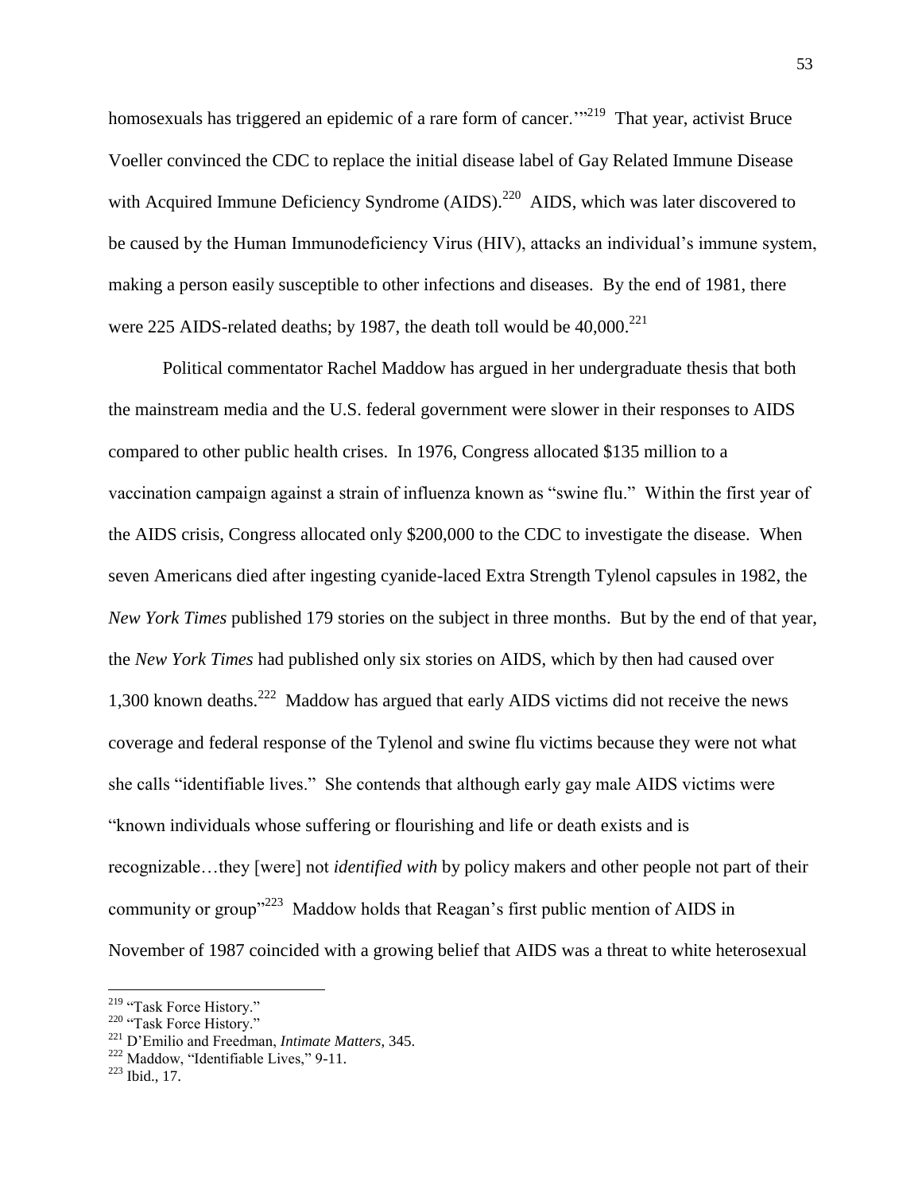homosexuals has triggered an epidemic of a rare form of cancer.'"[219] That year, activist Bruce Voeller convinced the CDC to replace the initial disease label of Gay Related Immune Disease with Acquired Immune Deficiency Syndrome (AIDS).[220] AIDS, which was later discovered to be caused by the Human Immunodeficiency Virus (HIV), attacks an individual's immune system, making a person easily susceptible to other infections and diseases. By the end of 1981, there were 225 AIDS-related deaths; by 1987, the death toll would be 40,000.[221]

Political commentator Rachel Maddow has argued in her undergraduate thesis that both the mainstream media and the U.S. federal government were slower in their responses to AIDS compared to other public health crises. In 1976, Congress allocated $135 million to a vaccination campaign against a strain of influenza known as "swine flu." Within the first year of the AIDS crisis, Congress allocated only $200,000 to the CDC to investigate the disease. When seven Americans died after ingesting cyanide-laced Extra Strength Tylenol capsules in 1982, the *New York Times* published 179 stories on the subject in three months. But by the end of that year, the *New York Times* had published only six stories on AIDS, which by then had caused over 1,300 known deaths.[222] Maddow has argued that early AIDS victims did not receive the news coverage and federal response of the Tylenol and swine flu victims because they were not what she calls "identifiable lives." She contends that although early gay male AIDS victims were "known individuals whose suffering or flourishing and life or death exists and is recognizable…they [were] not *identified with* by policy makers and other people not part of their community or group"[223] Maddow holds that Reagan's first public mention of AIDS in November of 1987 coincided with a growing belief that AIDS was a threat to white heterosexual

---

[219] "Task Force History."

[220] "Task Force History."

[221] D'Emilio and Freedman, *Intimate Matters*, 345.

[222] Maddow, "Identifiable Lives," 9-11.

[223] Ibid., 17.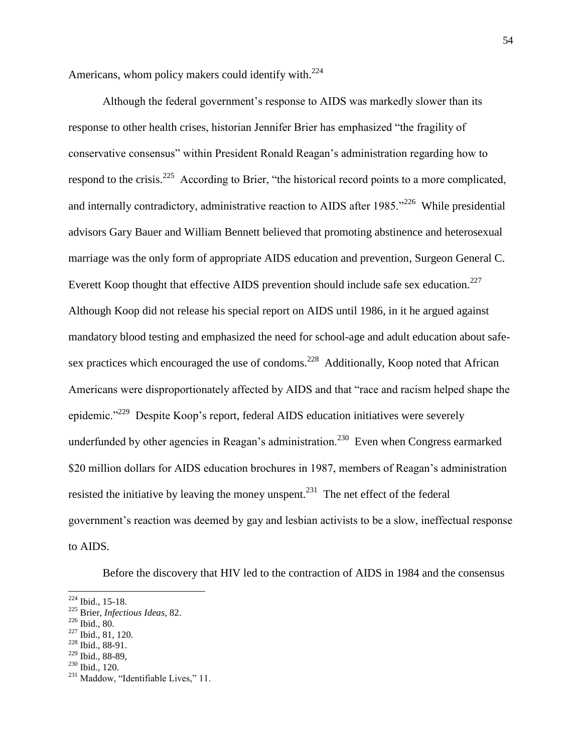Americans, whom policy makers could identify with.[224]

Although the federal government's response to AIDS was markedly slower than its response to other health crises, historian Jennifer Brier has emphasized "the fragility of conservative consensus" within President Ronald Reagan's administration regarding how to respond to the crisis.[225] According to Brier, "the historical record points to a more complicated, and internally contradictory, administrative reaction to AIDS after 1985."[226] While presidential advisors Gary Bauer and William Bennett believed that promoting abstinence and heterosexual marriage was the only form of appropriate AIDS education and prevention, Surgeon General C. Everett Koop thought that effective AIDS prevention should include safe sex education.[227] Although Koop did not release his special report on AIDS until 1986, in it he argued against mandatory blood testing and emphasized the need for school-age and adult education about safe-sex practices which encouraged the use of condoms.[228] Additionally, Koop noted that African Americans were disproportionately affected by AIDS and that "race and racism helped shape the epidemic."[229] Despite Koop's report, federal AIDS education initiatives were severely underfunded by other agencies in Reagan's administration.[230] Even when Congress earmarked $20 million dollars for AIDS education brochures in 1987, members of Reagan's administration resisted the initiative by leaving the money unspent.[231] The net effect of the federal government's reaction was deemed by gay and lesbian activists to be a slow, ineffectual response to AIDS.

Before the discovery that HIV led to the contraction of AIDS in 1984 and the consensus

---

[224] Ibid., 15-18.
[225] Brier, *Infectious Ideas*, 82.
[226] Ibid., 80.
[227] Ibid., 81, 120.
[228] Ibid., 88-91.
[229] Ibid., 88-89,
[230] Ibid., 120.
[231] Maddow, "Identifiable Lives," 11.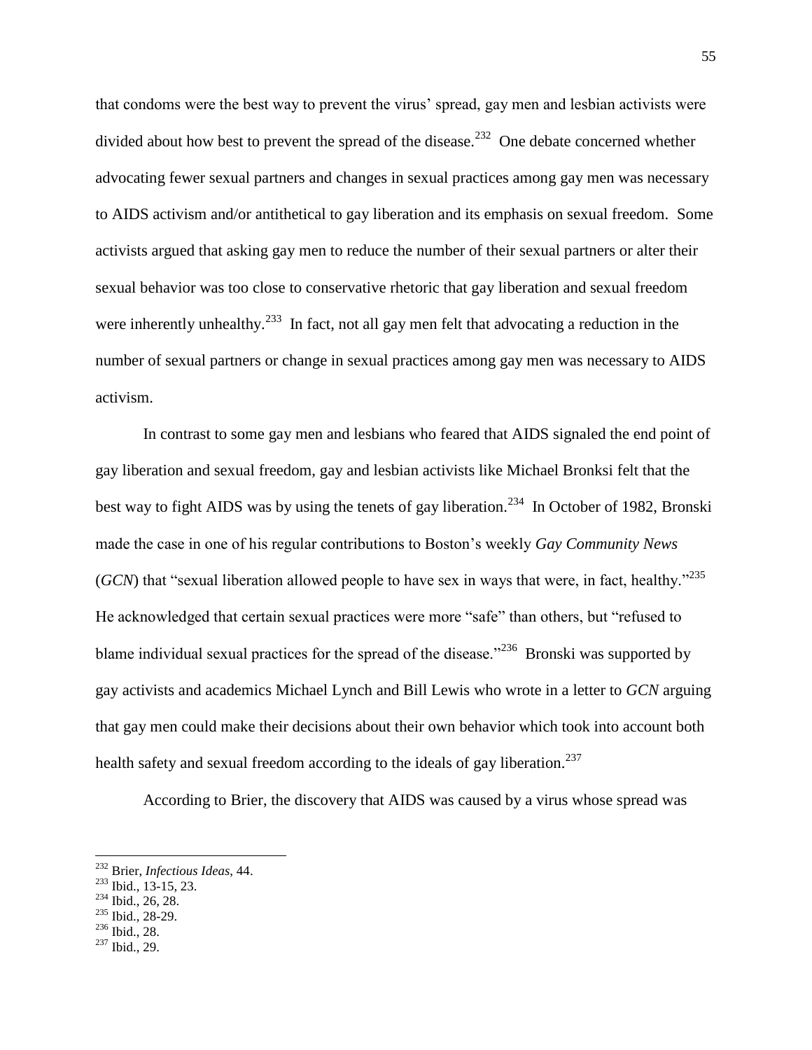that condoms were the best way to prevent the virus' spread, gay men and lesbian activists were divided about how best to prevent the spread of the disease.[232] One debate concerned whether advocating fewer sexual partners and changes in sexual practices among gay men was necessary to AIDS activism and/or antithetical to gay liberation and its emphasis on sexual freedom. Some activists argued that asking gay men to reduce the number of their sexual partners or alter their sexual behavior was too close to conservative rhetoric that gay liberation and sexual freedom were inherently unhealthy.[233] In fact, not all gay men felt that advocating a reduction in the number of sexual partners or change in sexual practices among gay men was necessary to AIDS activism.

In contrast to some gay men and lesbians who feared that AIDS signaled the end point of gay liberation and sexual freedom, gay and lesbian activists like Michael Bronksi felt that the best way to fight AIDS was by using the tenets of gay liberation.[234] In October of 1982, Bronski made the case in one of his regular contributions to Boston's weekly *Gay Community News* (*GCN*) that "sexual liberation allowed people to have sex in ways that were, in fact, healthy."[235] He acknowledged that certain sexual practices were more "safe" than others, but "refused to blame individual sexual practices for the spread of the disease."[236] Bronski was supported by gay activists and academics Michael Lynch and Bill Lewis who wrote in a letter to *GCN* arguing that gay men could make their decisions about their own behavior which took into account both health safety and sexual freedom according to the ideals of gay liberation.[237]

According to Brier, the discovery that AIDS was caused by a virus whose spread was

---

[232] Brier, *Infectious Ideas*, 44.
[233] Ibid., 13-15, 23.
[234] Ibid., 26, 28.
[235] Ibid., 28-29.
[236] Ibid., 28.
[237] Ibid., 29.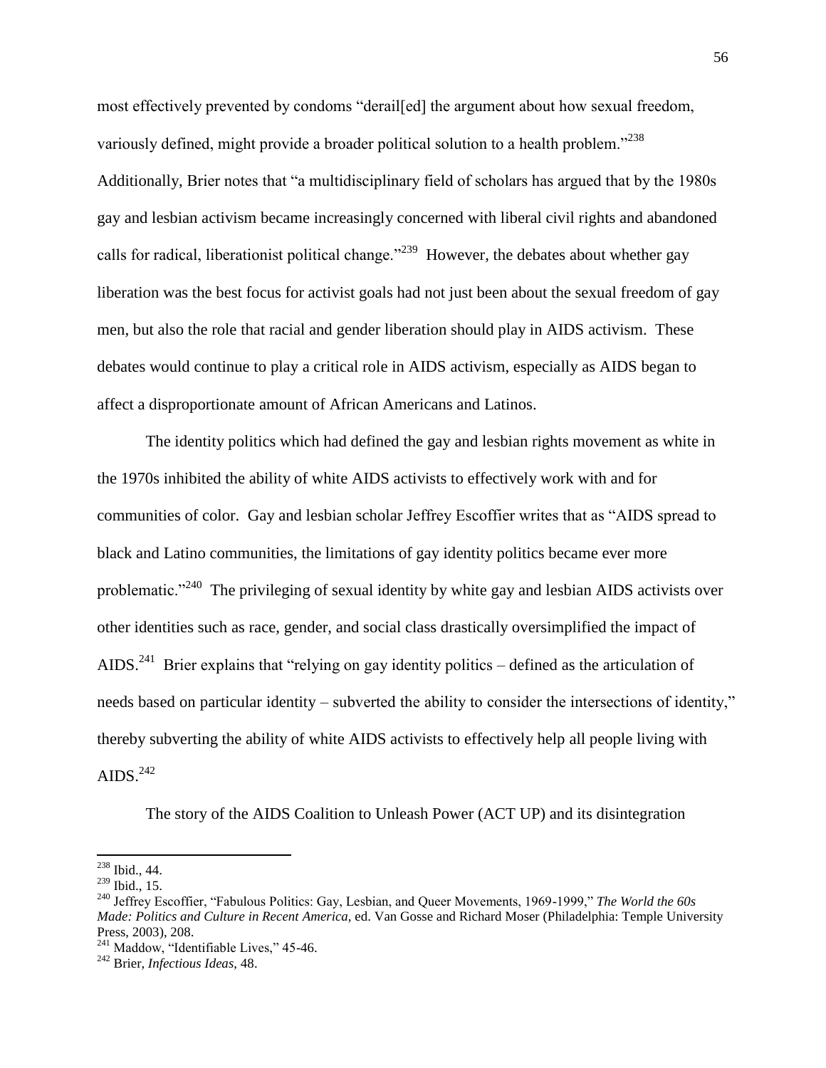most effectively prevented by condoms "derail[ed] the argument about how sexual freedom, variously defined, might provide a broader political solution to a health problem."[238] Additionally, Brier notes that "a multidisciplinary field of scholars has argued that by the 1980s gay and lesbian activism became increasingly concerned with liberal civil rights and abandoned calls for radical, liberationist political change."[239] However, the debates about whether gay liberation was the best focus for activist goals had not just been about the sexual freedom of gay men, but also the role that racial and gender liberation should play in AIDS activism. These debates would continue to play a critical role in AIDS activism, especially as AIDS began to affect a disproportionate amount of African Americans and Latinos.

The identity politics which had defined the gay and lesbian rights movement as white in the 1970s inhibited the ability of white AIDS activists to effectively work with and for communities of color. Gay and lesbian scholar Jeffrey Escoffier writes that as "AIDS spread to black and Latino communities, the limitations of gay identity politics became ever more problematic."[240] The privileging of sexual identity by white gay and lesbian AIDS activists over other identities such as race, gender, and social class drastically oversimplified the impact of AIDS.[241] Brier explains that "relying on gay identity politics – defined as the articulation of needs based on particular identity – subverted the ability to consider the intersections of identity," thereby subverting the ability of white AIDS activists to effectively help all people living with AIDS.[242]

The story of the AIDS Coalition to Unleash Power (ACT UP) and its disintegration

---

[238] Ibid., 44.

[239] Ibid., 15.

[240] Jeffrey Escoffier, "Fabulous Politics: Gay, Lesbian, and Queer Movements, 1969-1999," *The World the 60s Made: Politics and Culture in Recent America*, ed. Van Gosse and Richard Moser (Philadelphia: Temple University Press, 2003), 208.

[241] Maddow, "Identifiable Lives," 45-46.

[242] Brier, *Infectious Ideas*, 48.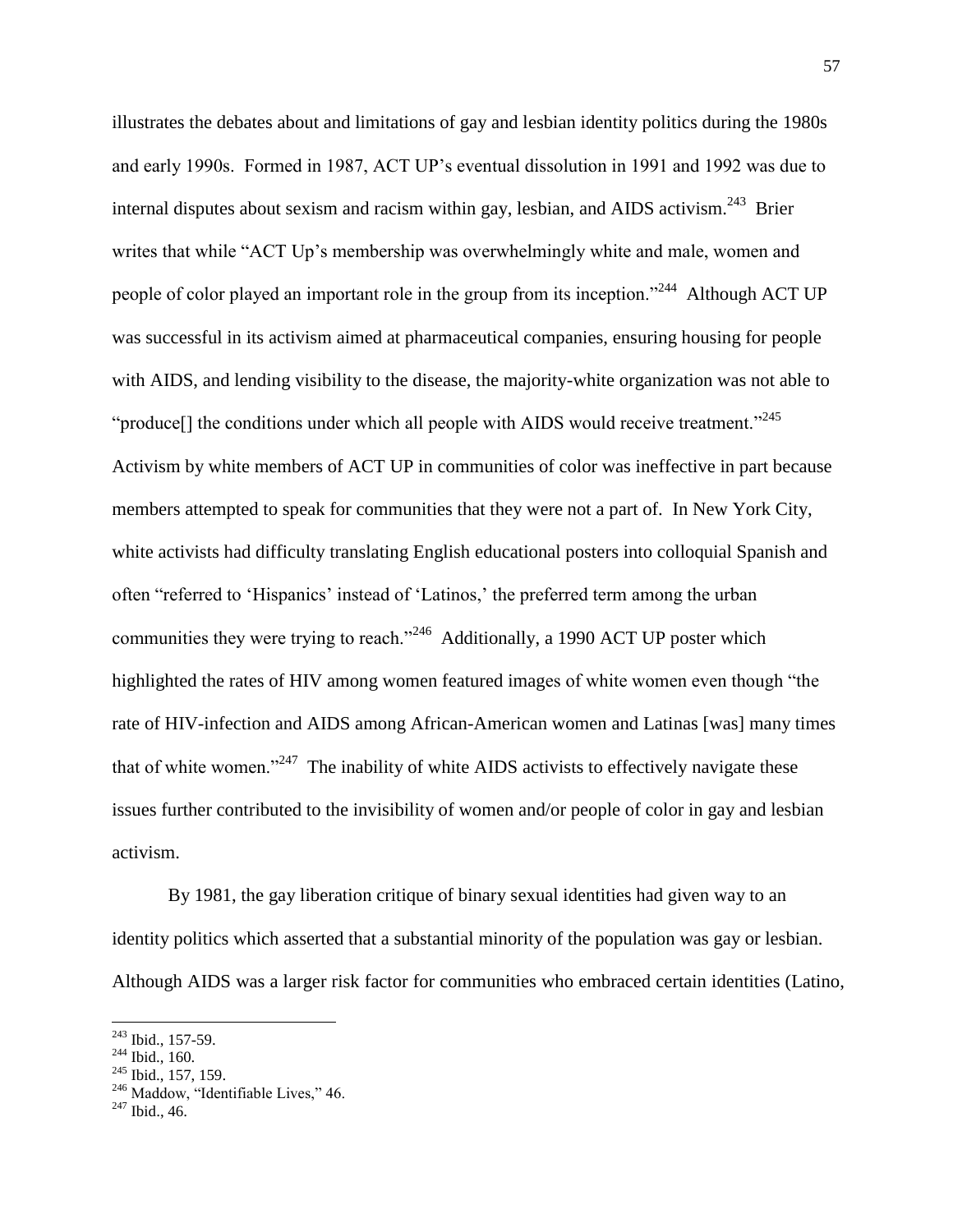illustrates the debates about and limitations of gay and lesbian identity politics during the 1980s and early 1990s. Formed in 1987, ACT UP's eventual dissolution in 1991 and 1992 was due to internal disputes about sexism and racism within gay, lesbian, and AIDS activism.[243] Brier writes that while "ACT Up's membership was overwhelmingly white and male, women and people of color played an important role in the group from its inception."[244] Although ACT UP was successful in its activism aimed at pharmaceutical companies, ensuring housing for people with AIDS, and lending visibility to the disease, the majority-white organization was not able to "produce[] the conditions under which all people with AIDS would receive treatment."[245] Activism by white members of ACT UP in communities of color was ineffective in part because members attempted to speak for communities that they were not a part of. In New York City, white activists had difficulty translating English educational posters into colloquial Spanish and often "referred to 'Hispanics' instead of 'Latinos,' the preferred term among the urban communities they were trying to reach."[246] Additionally, a 1990 ACT UP poster which highlighted the rates of HIV among women featured images of white women even though "the rate of HIV-infection and AIDS among African-American women and Latinas [was] many times that of white women."[247] The inability of white AIDS activists to effectively navigate these issues further contributed to the invisibility of women and/or people of color in gay and lesbian activism.

By 1981, the gay liberation critique of binary sexual identities had given way to an identity politics which asserted that a substantial minority of the population was gay or lesbian. Although AIDS was a larger risk factor for communities who embraced certain identities (Latino,

---

[243] Ibid., 157-59.
[244] Ibid., 160.
[245] Ibid., 157, 159.
[246] Maddow, "Identifiable Lives," 46.
[247] Ibid., 46.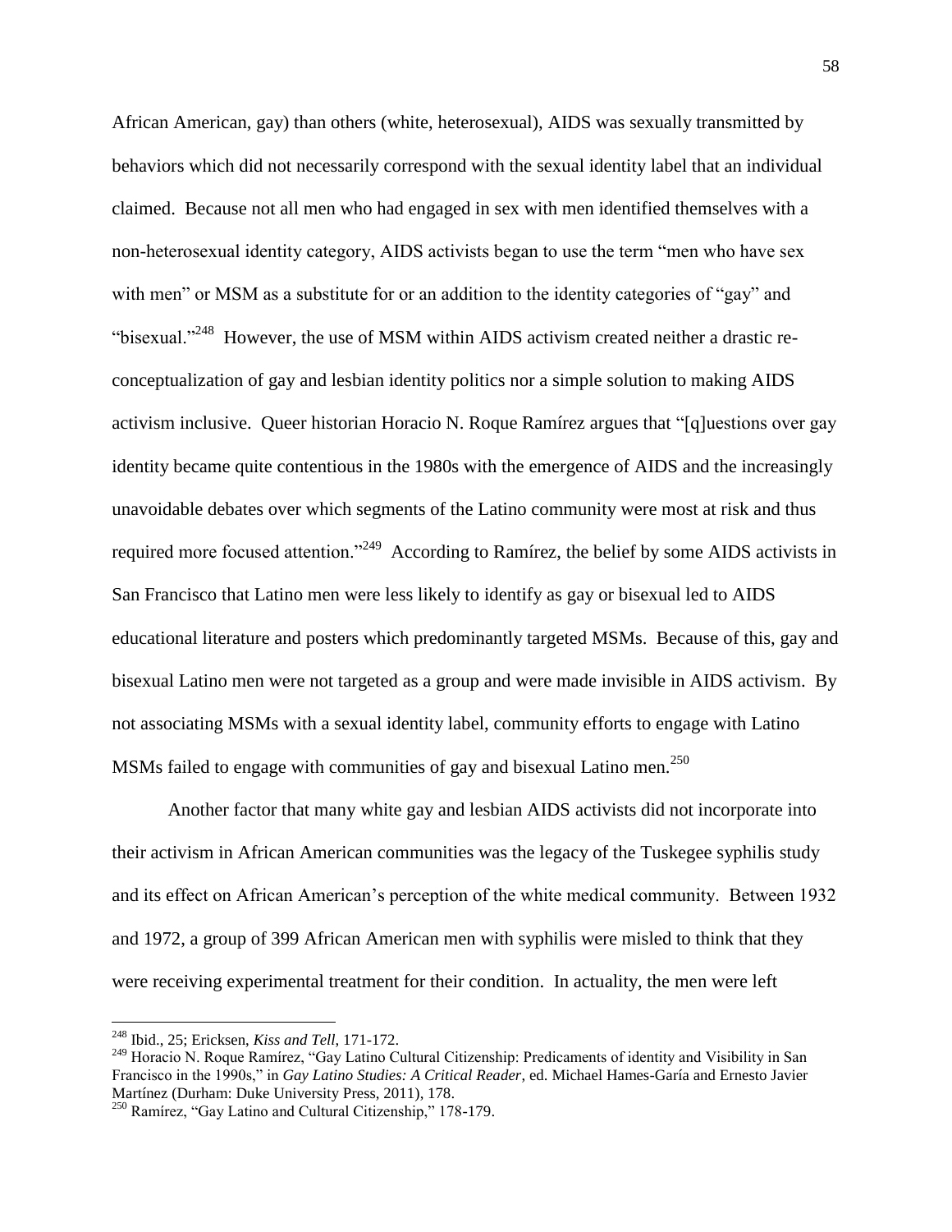African American, gay) than others (white, heterosexual), AIDS was sexually transmitted by behaviors which did not necessarily correspond with the sexual identity label that an individual claimed. Because not all men who had engaged in sex with men identified themselves with a non-heterosexual identity category, AIDS activists began to use the term "men who have sex with men" or MSM as a substitute for or an addition to the identity categories of "gay" and "bisexual."[248] However, the use of MSM within AIDS activism created neither a drastic re-conceptualization of gay and lesbian identity politics nor a simple solution to making AIDS activism inclusive. Queer historian Horacio N. Roque Ramírez argues that "[q]uestions over gay identity became quite contentious in the 1980s with the emergence of AIDS and the increasingly unavoidable debates over which segments of the Latino community were most at risk and thus required more focused attention."[249] According to Ramírez, the belief by some AIDS activists in San Francisco that Latino men were less likely to identify as gay or bisexual led to AIDS educational literature and posters which predominantly targeted MSMs. Because of this, gay and bisexual Latino men were not targeted as a group and were made invisible in AIDS activism. By not associating MSMs with a sexual identity label, community efforts to engage with Latino MSMs failed to engage with communities of gay and bisexual Latino men.[250]

Another factor that many white gay and lesbian AIDS activists did not incorporate into their activism in African American communities was the legacy of the Tuskegee syphilis study and its effect on African American's perception of the white medical community. Between 1932 and 1972, a group of 399 African American men with syphilis were misled to think that they were receiving experimental treatment for their condition. In actuality, the men were left

---

[248] Ibid., 25; Ericksen, *Kiss and Tell*, 171-172.

[249] Horacio N. Roque Ramírez, "Gay Latino Cultural Citizenship: Predicaments of identity and Visibility in San Francisco in the 1990s," in *Gay Latino Studies: A Critical Reader*, ed. Michael Hames-García and Ernesto Javier Martínez (Durham: Duke University Press, 2011), 178.

[250] Ramírez, "Gay Latino and Cultural Citizenship," 178-179.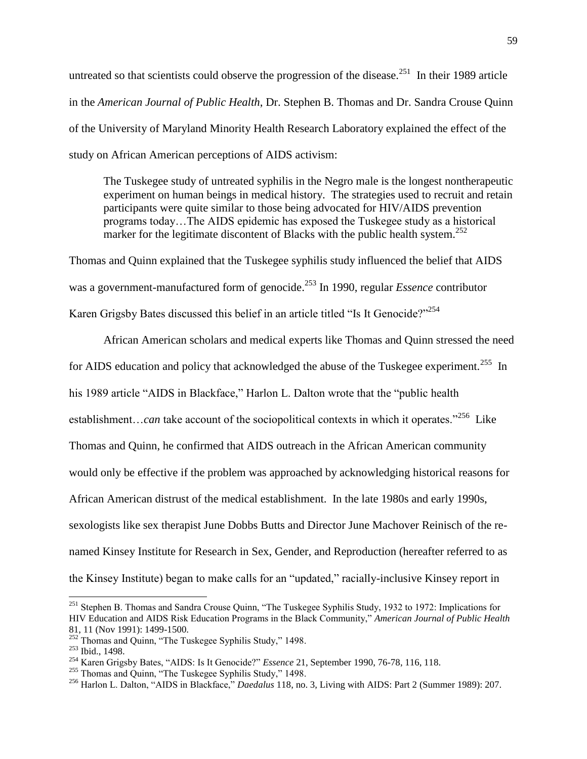untreated so that scientists could observe the progression of the disease.[251] In their 1989 article in the *American Journal of Public Health*, Dr. Stephen B. Thomas and Dr. Sandra Crouse Quinn of the University of Maryland Minority Health Research Laboratory explained the effect of the study on African American perceptions of AIDS activism:

> The Tuskegee study of untreated syphilis in the Negro male is the longest nontherapeutic experiment on human beings in medical history. The strategies used to recruit and retain participants were quite similar to those being advocated for HIV/AIDS prevention programs today…The AIDS epidemic has exposed the Tuskegee study as a historical marker for the legitimate discontent of Blacks with the public health system.[252]

Thomas and Quinn explained that the Tuskegee syphilis study influenced the belief that AIDS was a government-manufactured form of genocide.[253] In 1990, regular *Essence* contributor Karen Grigsby Bates discussed this belief in an article titled "Is It Genocide?"[254]

African American scholars and medical experts like Thomas and Quinn stressed the need for AIDS education and policy that acknowledged the abuse of the Tuskegee experiment.[255] In his 1989 article "AIDS in Blackface," Harlon L. Dalton wrote that the "public health establishment…*can* take account of the sociopolitical contexts in which it operates."[256] Like Thomas and Quinn, he confirmed that AIDS outreach in the African American community would only be effective if the problem was approached by acknowledging historical reasons for African American distrust of the medical establishment. In the late 1980s and early 1990s, sexologists like sex therapist June Dobbs Butts and Director June Machover Reinisch of the re-named Kinsey Institute for Research in Sex, Gender, and Reproduction (hereafter referred to as the Kinsey Institute) began to make calls for an "updated," racially-inclusive Kinsey report in

---

[251] Stephen B. Thomas and Sandra Crouse Quinn, "The Tuskegee Syphilis Study, 1932 to 1972: Implications for HIV Education and AIDS Risk Education Programs in the Black Community," *American Journal of Public Health* 81, 11 (Nov 1991): 1499-1500.

[252] Thomas and Quinn, "The Tuskegee Syphilis Study," 1498.

[253] Ibid., 1498.

[254] Karen Grigsby Bates, "AIDS: Is It Genocide?" *Essence* 21, September 1990, 76-78, 116, 118.

[255] Thomas and Quinn, "The Tuskegee Syphilis Study," 1498.

[256] Harlon L. Dalton, "AIDS in Blackface," *Daedalus* 118, no. 3, Living with AIDS: Part 2 (Summer 1989): 207.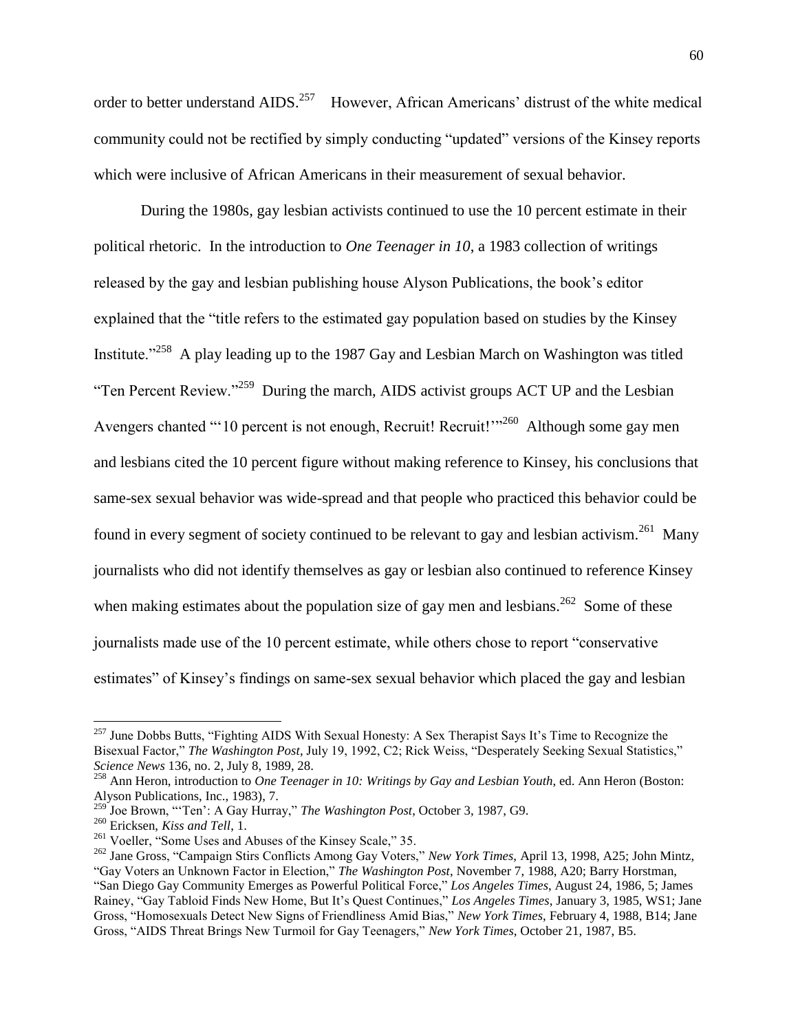order to better understand AIDS.[257] However, African Americans' distrust of the white medical community could not be rectified by simply conducting "updated" versions of the Kinsey reports which were inclusive of African Americans in their measurement of sexual behavior.

During the 1980s, gay lesbian activists continued to use the 10 percent estimate in their political rhetoric. In the introduction to *One Teenager in 10*, a 1983 collection of writings released by the gay and lesbian publishing house Alyson Publications, the book's editor explained that the "title refers to the estimated gay population based on studies by the Kinsey Institute."[258] A play leading up to the 1987 Gay and Lesbian March on Washington was titled "Ten Percent Review."[259] During the march, AIDS activist groups ACT UP and the Lesbian Avengers chanted "'10 percent is not enough, Recruit! Recruit!'"[260] Although some gay men and lesbians cited the 10 percent figure without making reference to Kinsey, his conclusions that same-sex sexual behavior was wide-spread and that people who practiced this behavior could be found in every segment of society continued to be relevant to gay and lesbian activism.[261] Many journalists who did not identify themselves as gay or lesbian also continued to reference Kinsey when making estimates about the population size of gay men and lesbians.[262] Some of these journalists made use of the 10 percent estimate, while others chose to report "conservative estimates" of Kinsey's findings on same-sex sexual behavior which placed the gay and lesbian

---

[257] June Dobbs Butts, "Fighting AIDS With Sexual Honesty: A Sex Therapist Says It's Time to Recognize the Bisexual Factor," *The Washington Post*, July 19, 1992, C2; Rick Weiss, "Desperately Seeking Sexual Statistics," *Science News* 136, no. 2, July 8, 1989, 28.

[258] Ann Heron, introduction to *One Teenager in 10: Writings by Gay and Lesbian Youth*, ed. Ann Heron (Boston: Alyson Publications, Inc., 1983), 7.

[259] Joe Brown, "'Ten': A Gay Hurray," *The Washington Post*, October 3, 1987, G9.

[260] Ericksen, *Kiss and Tell*, 1.

[261] Voeller, "Some Uses and Abuses of the Kinsey Scale," 35.

[262] Jane Gross, "Campaign Stirs Conflicts Among Gay Voters," *New York Times*, April 13, 1998, A25; John Mintz, "Gay Voters an Unknown Factor in Election," *The Washington Post*, November 7, 1988, A20; Barry Horstman, "San Diego Gay Community Emerges as Powerful Political Force," *Los Angeles Times*, August 24, 1986, 5; James Rainey, "Gay Tabloid Finds New Home, But It's Quest Continues," *Los Angeles Times*, January 3, 1985, WS1; Jane Gross, "Homosexuals Detect New Signs of Friendliness Amid Bias," *New York Times*, February 4, 1988, B14; Jane Gross, "AIDS Threat Brings New Turmoil for Gay Teenagers," *New York Times*, October 21, 1987, B5.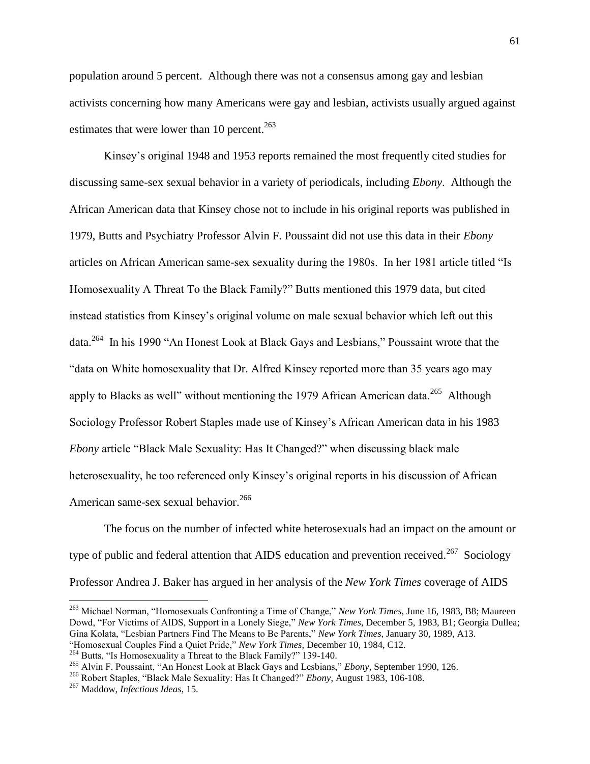population around 5 percent. Although there was not a consensus among gay and lesbian activists concerning how many Americans were gay and lesbian, activists usually argued against estimates that were lower than 10 percent.[263]

Kinsey's original 1948 and 1953 reports remained the most frequently cited studies for discussing same-sex sexual behavior in a variety of periodicals, including *Ebony*. Although the African American data that Kinsey chose not to include in his original reports was published in 1979, Butts and Psychiatry Professor Alvin F. Poussaint did not use this data in their *Ebony* articles on African American same-sex sexuality during the 1980s. In her 1981 article titled "Is Homosexuality A Threat To the Black Family?" Butts mentioned this 1979 data, but cited instead statistics from Kinsey's original volume on male sexual behavior which left out this data.[264] In his 1990 "An Honest Look at Black Gays and Lesbians," Poussaint wrote that the "data on White homosexuality that Dr. Alfred Kinsey reported more than 35 years ago may apply to Blacks as well" without mentioning the 1979 African American data.[265] Although Sociology Professor Robert Staples made use of Kinsey's African American data in his 1983 *Ebony* article "Black Male Sexuality: Has It Changed?" when discussing black male heterosexuality, he too referenced only Kinsey's original reports in his discussion of African American same-sex sexual behavior.[266]

The focus on the number of infected white heterosexuals had an impact on the amount or type of public and federal attention that AIDS education and prevention received.[267] Sociology Professor Andrea J. Baker has argued in her analysis of the *New York Times* coverage of AIDS

---

[263] Michael Norman, "Homosexuals Confronting a Time of Change," *New York Times*, June 16, 1983, B8; Maureen Dowd, "For Victims of AIDS, Support in a Lonely Siege," *New York Times*, December 5, 1983, B1; Georgia Dullea; Gina Kolata, "Lesbian Partners Find The Means to Be Parents," *New York Times*, January 30, 1989, A13. "Homosexual Couples Find a Quiet Pride," *New York Times*, December 10, 1984, C12.

[264] Butts, "Is Homosexuality a Threat to the Black Family?" 139-140.

[265] Alvin F. Poussaint, "An Honest Look at Black Gays and Lesbians," *Ebony*, September 1990, 126.

[266] Robert Staples, "Black Male Sexuality: Has It Changed?" *Ebony*, August 1983, 106-108.

[267] Maddow, *Infectious Ideas*, 15.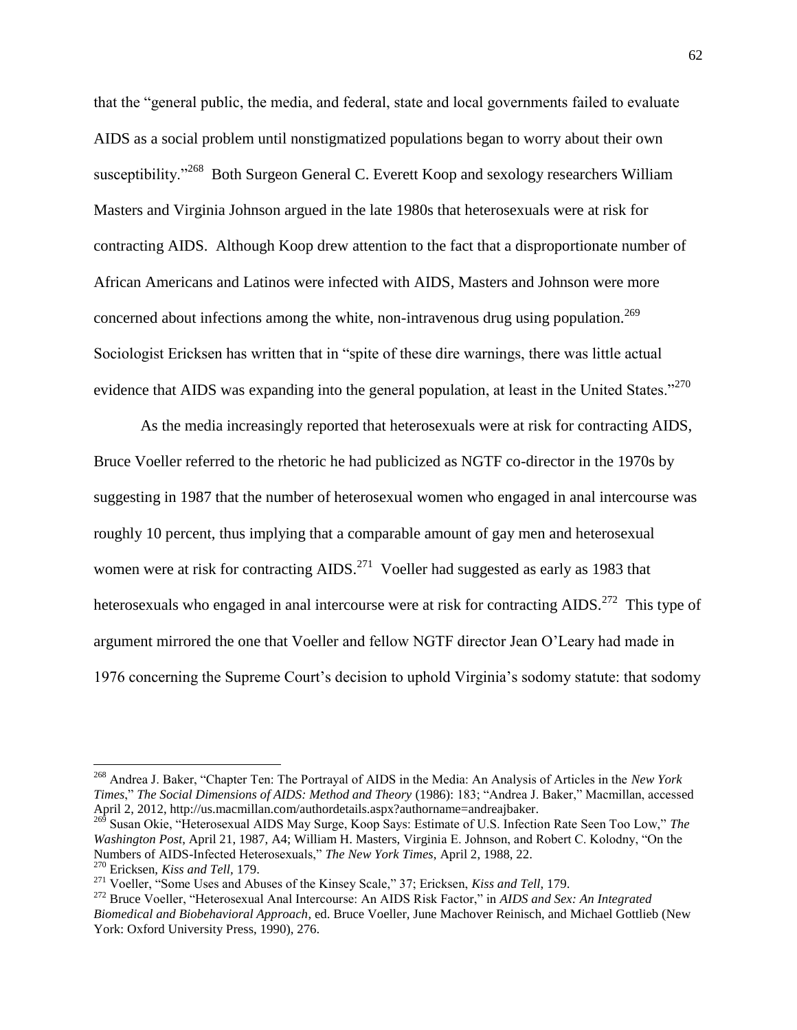that the "general public, the media, and federal, state and local governments failed to evaluate AIDS as a social problem until nonstigmatized populations began to worry about their own susceptibility."[268] Both Surgeon General C. Everett Koop and sexology researchers William Masters and Virginia Johnson argued in the late 1980s that heterosexuals were at risk for contracting AIDS. Although Koop drew attention to the fact that a disproportionate number of African Americans and Latinos were infected with AIDS, Masters and Johnson were more concerned about infections among the white, non-intravenous drug using population.[269] Sociologist Ericksen has written that in "spite of these dire warnings, there was little actual evidence that AIDS was expanding into the general population, at least in the United States."[270]

As the media increasingly reported that heterosexuals were at risk for contracting AIDS, Bruce Voeller referred to the rhetoric he had publicized as NGTF co-director in the 1970s by suggesting in 1987 that the number of heterosexual women who engaged in anal intercourse was roughly 10 percent, thus implying that a comparable amount of gay men and heterosexual women were at risk for contracting AIDS.[271] Voeller had suggested as early as 1983 that heterosexuals who engaged in anal intercourse were at risk for contracting AIDS.[272] This type of argument mirrored the one that Voeller and fellow NGTF director Jean O'Leary had made in 1976 concerning the Supreme Court's decision to uphold Virginia's sodomy statute: that sodomy

---

[268] Andrea J. Baker, "Chapter Ten: The Portrayal of AIDS in the Media: An Analysis of Articles in the *New York Times*," *The Social Dimensions of AIDS: Method and Theory* (1986): 183; "Andrea J. Baker," Macmillan, accessed April 2, 2012, http://us.macmillan.com/authordetails.aspx?authorname=andreajbaker.

[269] Susan Okie, "Heterosexual AIDS May Surge, Koop Says: Estimate of U.S. Infection Rate Seen Too Low," *The Washington Post*, April 21, 1987, A4; William H. Masters, Virginia E. Johnson, and Robert C. Kolodny, "On the Numbers of AIDS-Infected Heterosexuals," *The New York Times*, April 2, 1988, 22.

[270] Ericksen, *Kiss and Tell*, 179.

[271] Voeller, "Some Uses and Abuses of the Kinsey Scale," 37; Ericksen, *Kiss and Tell*, 179.

[272] Bruce Voeller, "Heterosexual Anal Intercourse: An AIDS Risk Factor," in *AIDS and Sex: An Integrated Biomedical and Biobehavioral Approach*, ed. Bruce Voeller, June Machover Reinisch, and Michael Gottlieb (New York: Oxford University Press, 1990), 276.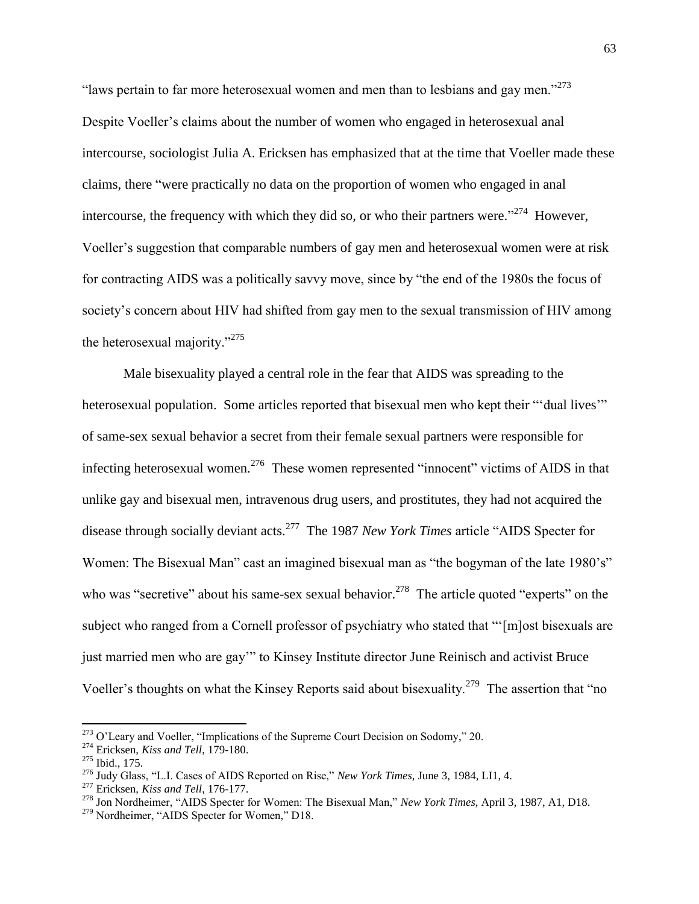"laws pertain to far more heterosexual women and men than to lesbians and gay men."[273] Despite Voeller's claims about the number of women who engaged in heterosexual anal intercourse, sociologist Julia A. Ericksen has emphasized that at the time that Voeller made these claims, there "were practically no data on the proportion of women who engaged in anal intercourse, the frequency with which they did so, or who their partners were."[274] However, Voeller's suggestion that comparable numbers of gay men and heterosexual women were at risk for contracting AIDS was a politically savvy move, since by "the end of the 1980s the focus of society's concern about HIV had shifted from gay men to the sexual transmission of HIV among the heterosexual majority."[275]

Male bisexuality played a central role in the fear that AIDS was spreading to the heterosexual population. Some articles reported that bisexual men who kept their "'dual lives'" of same-sex sexual behavior a secret from their female sexual partners were responsible for infecting heterosexual women.[276] These women represented "innocent" victims of AIDS in that unlike gay and bisexual men, intravenous drug users, and prostitutes, they had not acquired the disease through socially deviant acts.[277] The 1987 *New York Times* article "AIDS Specter for Women: The Bisexual Man" cast an imagined bisexual man as "the bogyman of the late 1980's" who was "secretive" about his same-sex sexual behavior.[278] The article quoted "experts" on the subject who ranged from a Cornell professor of psychiatry who stated that "'[m]ost bisexuals are just married men who are gay'" to Kinsey Institute director June Reinisch and activist Bruce Voeller's thoughts on what the Kinsey Reports said about bisexuality.[279] The assertion that "no

---

[273] O'Leary and Voeller, "Implications of the Supreme Court Decision on Sodomy," 20.

[274] Ericksen, *Kiss and Tell*, 179-180.

[275] Ibid., 175.

[276] Judy Glass, "L.I. Cases of AIDS Reported on Rise," *New York Times*, June 3, 1984, LI1, 4.

[277] Ericksen, *Kiss and Tell*, 176-177.

[278] Jon Nordheimer, "AIDS Specter for Women: The Bisexual Man," *New York Times*, April 3, 1987, A1, D18.

[279] Nordheimer, "AIDS Specter for Women," D18.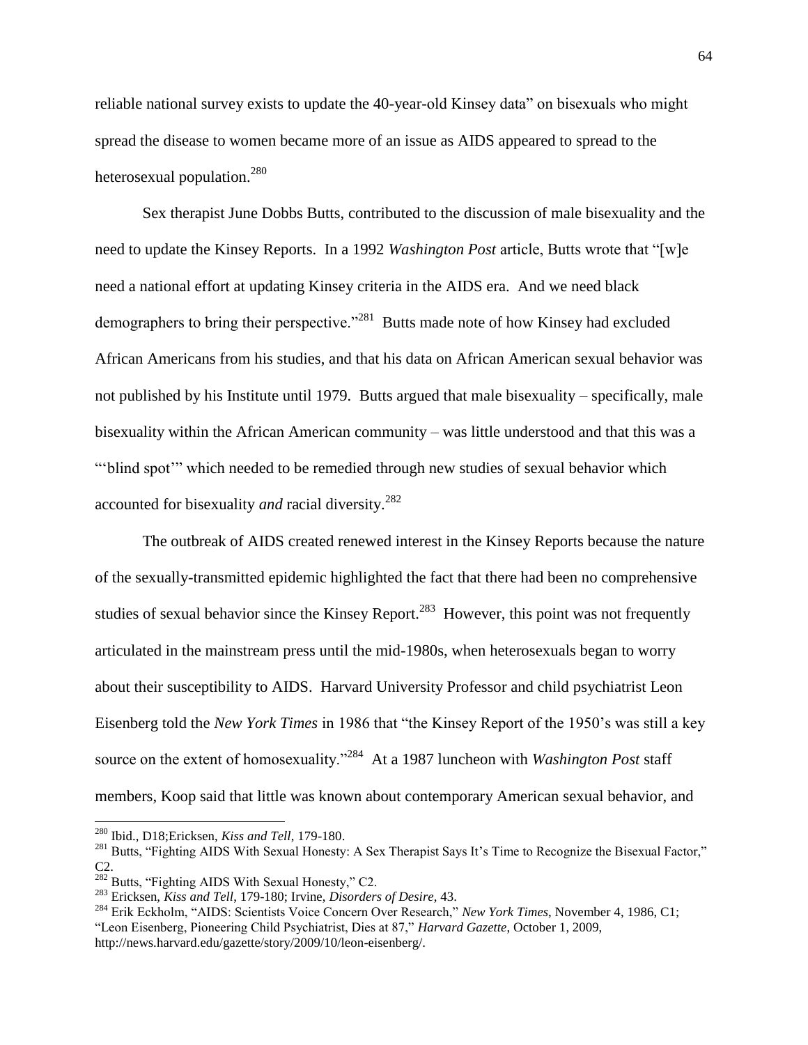reliable national survey exists to update the 40-year-old Kinsey data" on bisexuals who might spread the disease to women became more of an issue as AIDS appeared to spread to the heterosexual population.[280]

Sex therapist June Dobbs Butts, contributed to the discussion of male bisexuality and the need to update the Kinsey Reports. In a 1992 *Washington Post* article, Butts wrote that "[w]e need a national effort at updating Kinsey criteria in the AIDS era. And we need black demographers to bring their perspective."[281] Butts made note of how Kinsey had excluded African Americans from his studies, and that his data on African American sexual behavior was not published by his Institute until 1979. Butts argued that male bisexuality – specifically, male bisexuality within the African American community – was little understood and that this was a "'blind spot'" which needed to be remedied through new studies of sexual behavior which accounted for bisexuality *and* racial diversity.[282]

The outbreak of AIDS created renewed interest in the Kinsey Reports because the nature of the sexually-transmitted epidemic highlighted the fact that there had been no comprehensive studies of sexual behavior since the Kinsey Report.[283] However, this point was not frequently articulated in the mainstream press until the mid-1980s, when heterosexuals began to worry about their susceptibility to AIDS. Harvard University Professor and child psychiatrist Leon Eisenberg told the *New York Times* in 1986 that "the Kinsey Report of the 1950's was still a key source on the extent of homosexuality."[284] At a 1987 luncheon with *Washington Post* staff members, Koop said that little was known about contemporary American sexual behavior, and

---

[280] Ibid., D18;Ericksen, *Kiss and Tell*, 179-180.

[281] Butts, "Fighting AIDS With Sexual Honesty: A Sex Therapist Says It's Time to Recognize the Bisexual Factor," C2.

[282] Butts, "Fighting AIDS With Sexual Honesty," C2.

[283] Ericksen, *Kiss and Tell*, 179-180; Irvine, *Disorders of Desire*, 43.

[284] Erik Eckholm, "AIDS: Scientists Voice Concern Over Research," *New York Times*, November 4, 1986, C1; "Leon Eisenberg, Pioneering Child Psychiatrist, Dies at 87," *Harvard Gazette*, October 1, 2009, http://news.harvard.edu/gazette/story/2009/10/leon-eisenberg/.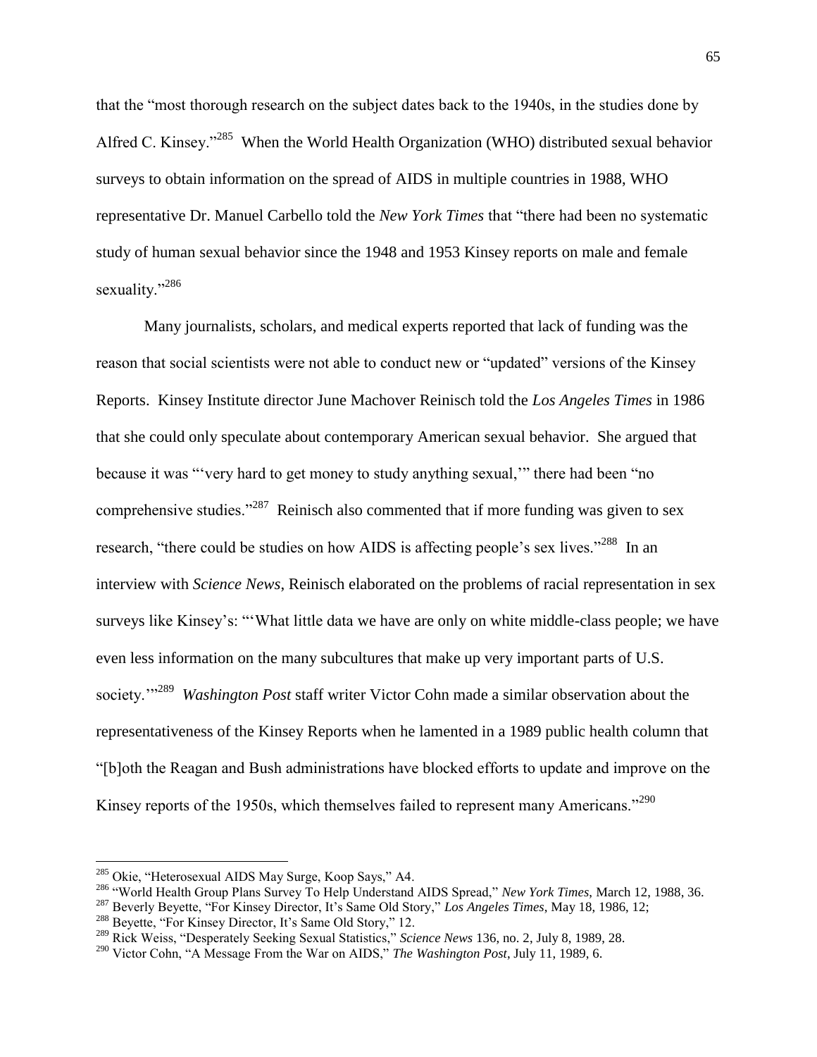that the "most thorough research on the subject dates back to the 1940s, in the studies done by Alfred C. Kinsey."[285] When the World Health Organization (WHO) distributed sexual behavior surveys to obtain information on the spread of AIDS in multiple countries in 1988, WHO representative Dr. Manuel Carbello told the *New York Times* that "there had been no systematic study of human sexual behavior since the 1948 and 1953 Kinsey reports on male and female sexuality."[286]

Many journalists, scholars, and medical experts reported that lack of funding was the reason that social scientists were not able to conduct new or "updated" versions of the Kinsey Reports. Kinsey Institute director June Machover Reinisch told the *Los Angeles Times* in 1986 that she could only speculate about contemporary American sexual behavior. She argued that because it was "'very hard to get money to study anything sexual,'" there had been "no comprehensive studies."[287] Reinisch also commented that if more funding was given to sex research, "there could be studies on how AIDS is affecting people's sex lives."[288] In an interview with *Science News*, Reinisch elaborated on the problems of racial representation in sex surveys like Kinsey's: "'What little data we have are only on white middle-class people; we have even less information on the many subcultures that make up very important parts of U.S. society.'"[289] *Washington Post* staff writer Victor Cohn made a similar observation about the representativeness of the Kinsey Reports when he lamented in a 1989 public health column that "[b]oth the Reagan and Bush administrations have blocked efforts to update and improve on the Kinsey reports of the 1950s, which themselves failed to represent many Americans."[290]

---

[285] Okie, "Heterosexual AIDS May Surge, Koop Says," A4.

[286] "World Health Group Plans Survey To Help Understand AIDS Spread," *New York Times*, March 12, 1988, 36.

[287] Beverly Beyette, "For Kinsey Director, It's Same Old Story," *Los Angeles Times*, May 18, 1986, 12;

[288] Beyette, "For Kinsey Director, It's Same Old Story," 12.

[289] Rick Weiss, "Desperately Seeking Sexual Statistics," *Science News* 136, no. 2, July 8, 1989, 28.

[290] Victor Cohn, "A Message From the War on AIDS," *The Washington Post*, July 11, 1989, 6.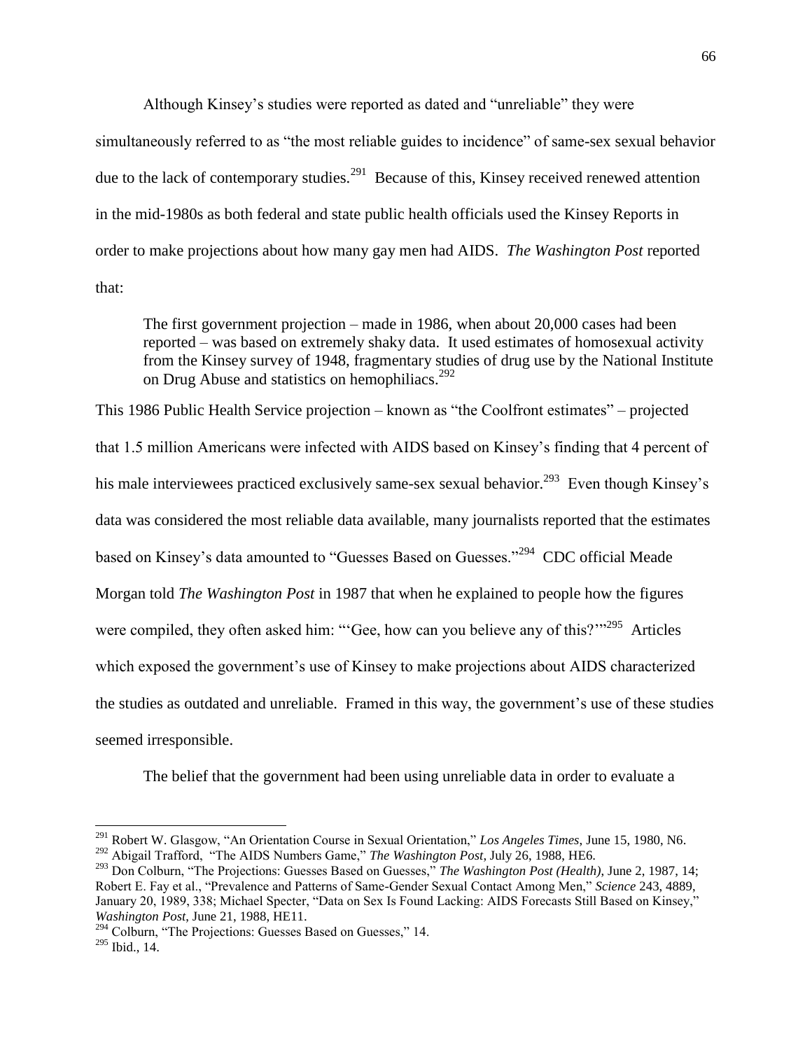Although Kinsey's studies were reported as dated and "unreliable" they were simultaneously referred to as "the most reliable guides to incidence" of same-sex sexual behavior due to the lack of contemporary studies.[291] Because of this, Kinsey received renewed attention in the mid-1980s as both federal and state public health officials used the Kinsey Reports in order to make projections about how many gay men had AIDS. *The Washington Post* reported that:

> The first government projection – made in 1986, when about 20,000 cases had been reported – was based on extremely shaky data. It used estimates of homosexual activity from the Kinsey survey of 1948, fragmentary studies of drug use by the National Institute on Drug Abuse and statistics on hemophiliacs.[292]

This 1986 Public Health Service projection – known as "the Coolfront estimates" – projected that 1.5 million Americans were infected with AIDS based on Kinsey's finding that 4 percent of his male interviewees practiced exclusively same-sex sexual behavior.[293] Even though Kinsey's data was considered the most reliable data available, many journalists reported that the estimates based on Kinsey's data amounted to "Guesses Based on Guesses."[294] CDC official Meade Morgan told *The Washington Post* in 1987 that when he explained to people how the figures were compiled, they often asked him: "'Gee, how can you believe any of this?'"[295] Articles which exposed the government's use of Kinsey to make projections about AIDS characterized the studies as outdated and unreliable. Framed in this way, the government's use of these studies seemed irresponsible.

The belief that the government had been using unreliable data in order to evaluate a

---

[291] Robert W. Glasgow, "An Orientation Course in Sexual Orientation," *Los Angeles Times,* June 15, 1980, N6.

[292] Abigail Trafford, "The AIDS Numbers Game," *The Washington Post,* July 26, 1988, HE6.

[293] Don Colburn, "The Projections: Guesses Based on Guesses," *The Washington Post (Health),* June 2, 1987, 14; Robert E. Fay et al., "Prevalence and Patterns of Same-Gender Sexual Contact Among Men," *Science* 243, 4889, January 20, 1989, 338; Michael Specter, "Data on Sex Is Found Lacking: AIDS Forecasts Still Based on Kinsey," *Washington Post,* June 21, 1988, HE11.

[294] Colburn, "The Projections: Guesses Based on Guesses," 14.

[295] Ibid., 14.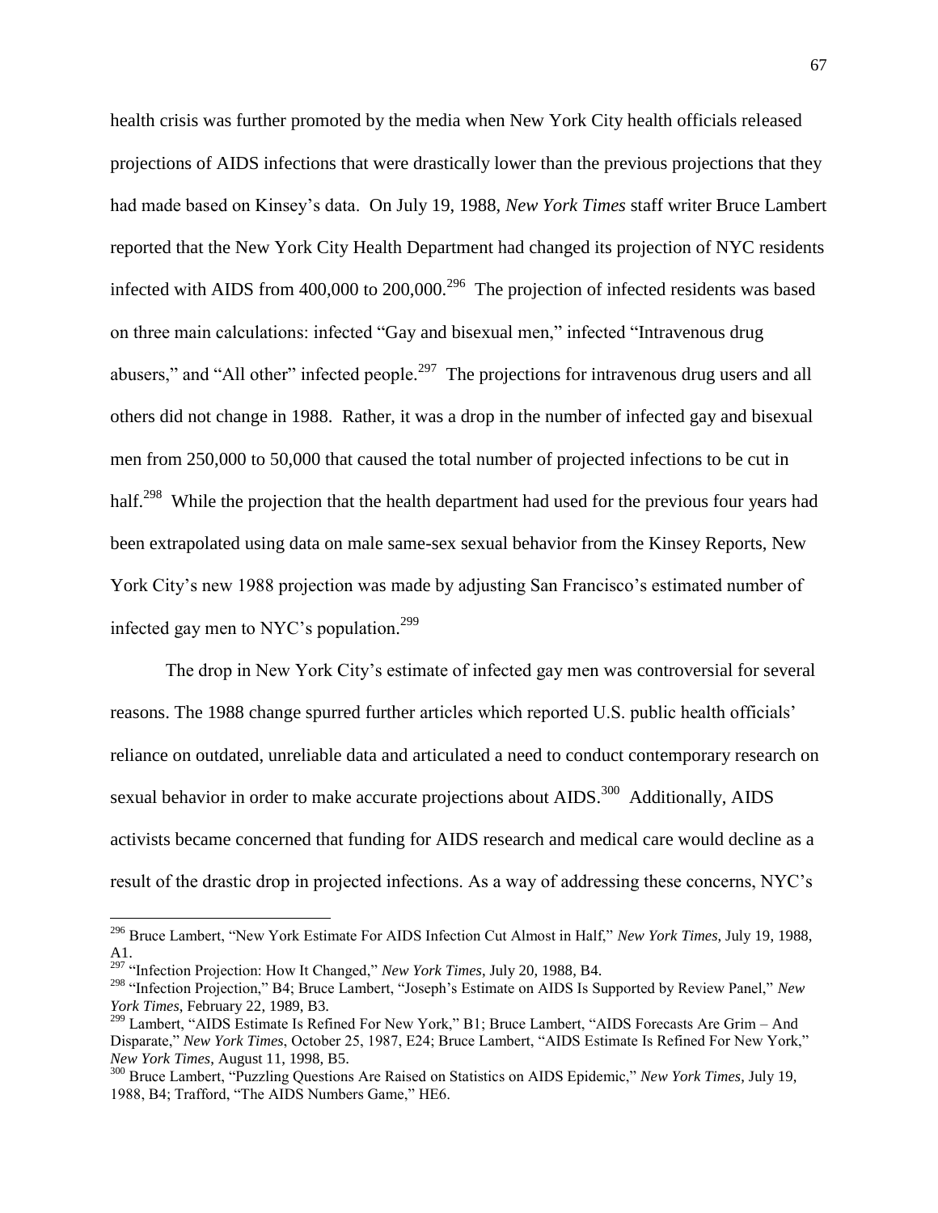health crisis was further promoted by the media when New York City health officials released projections of AIDS infections that were drastically lower than the previous projections that they had made based on Kinsey's data. On July 19, 1988, *New York Times* staff writer Bruce Lambert reported that the New York City Health Department had changed its projection of NYC residents infected with AIDS from 400,000 to 200,000.[296] The projection of infected residents was based on three main calculations: infected "Gay and bisexual men," infected "Intravenous drug abusers," and "All other" infected people.[297] The projections for intravenous drug users and all others did not change in 1988. Rather, it was a drop in the number of infected gay and bisexual men from 250,000 to 50,000 that caused the total number of projected infections to be cut in half.[298] While the projection that the health department had used for the previous four years had been extrapolated using data on male same-sex sexual behavior from the Kinsey Reports, New York City's new 1988 projection was made by adjusting San Francisco's estimated number of infected gay men to NYC's population.[299]

The drop in New York City's estimate of infected gay men was controversial for several reasons. The 1988 change spurred further articles which reported U.S. public health officials' reliance on outdated, unreliable data and articulated a need to conduct contemporary research on sexual behavior in order to make accurate projections about AIDS.[300] Additionally, AIDS activists became concerned that funding for AIDS research and medical care would decline as a result of the drastic drop in projected infections. As a way of addressing these concerns, NYC's

---

[296] Bruce Lambert, "New York Estimate For AIDS Infection Cut Almost in Half," *New York Times*, July 19, 1988, A1.

[297] "Infection Projection: How It Changed," *New York Times*, July 20, 1988, B4.

[298] "Infection Projection," B4; Bruce Lambert, "Joseph's Estimate on AIDS Is Supported by Review Panel," *New York Times*, February 22, 1989, B3.

[299] Lambert, "AIDS Estimate Is Refined For New York," B1; Bruce Lambert, "AIDS Forecasts Are Grim – And Disparate," *New York Times*, October 25, 1987, E24; Bruce Lambert, "AIDS Estimate Is Refined For New York," *New York Times*, August 11, 1998, B5.

[300] Bruce Lambert, "Puzzling Questions Are Raised on Statistics on AIDS Epidemic," *New York Times*, July 19, 1988, B4; Trafford, "The AIDS Numbers Game," HE6.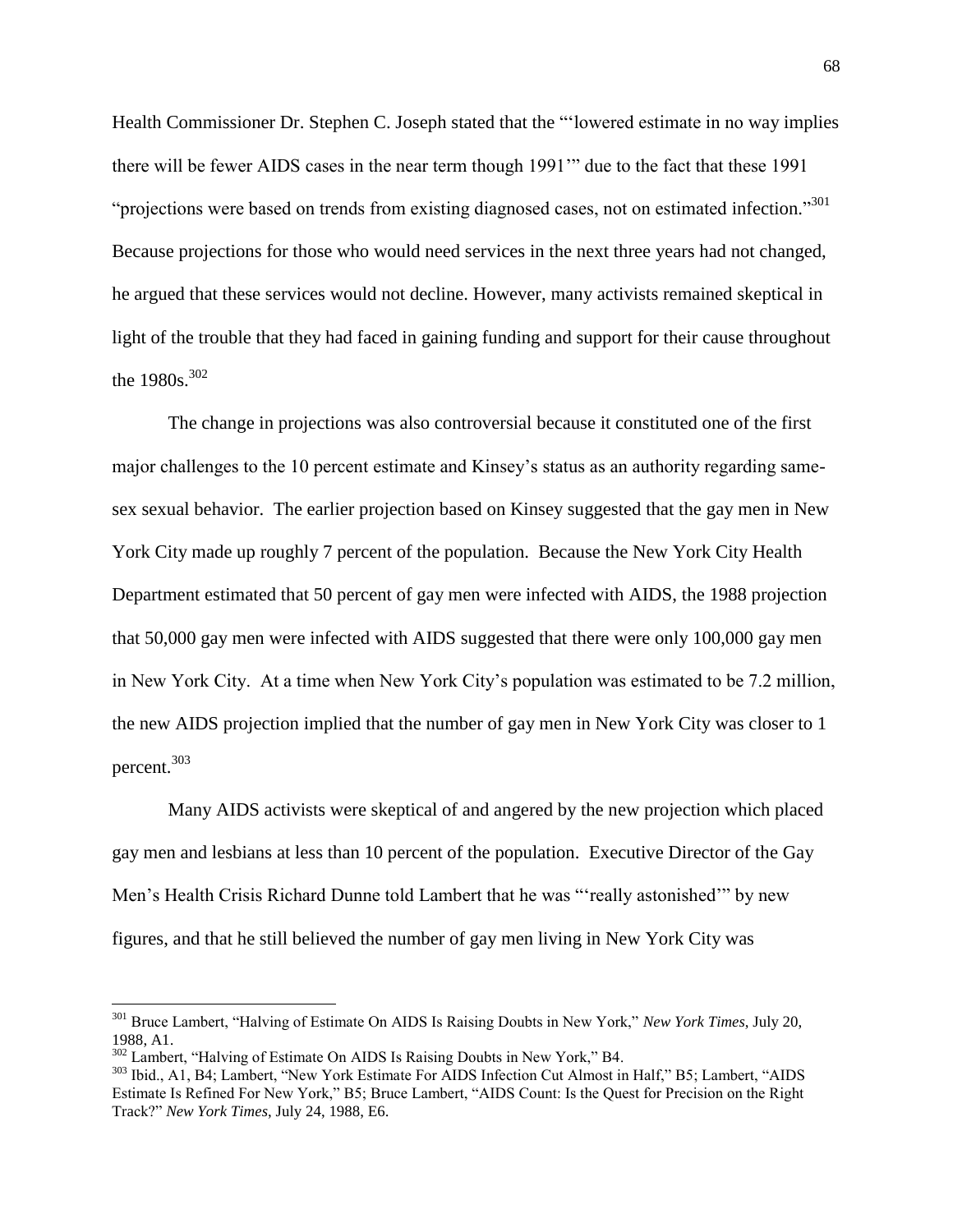Health Commissioner Dr. Stephen C. Joseph stated that the "'lowered estimate in no way implies there will be fewer AIDS cases in the near term though 1991'" due to the fact that these 1991 "projections were based on trends from existing diagnosed cases, not on estimated infection."[301] Because projections for those who would need services in the next three years had not changed, he argued that these services would not decline. However, many activists remained skeptical in light of the trouble that they had faced in gaining funding and support for their cause throughout the 1980s.[302]

The change in projections was also controversial because it constituted one of the first major challenges to the 10 percent estimate and Kinsey's status as an authority regarding same-sex sexual behavior. The earlier projection based on Kinsey suggested that the gay men in New York City made up roughly 7 percent of the population. Because the New York City Health Department estimated that 50 percent of gay men were infected with AIDS, the 1988 projection that 50,000 gay men were infected with AIDS suggested that there were only 100,000 gay men in New York City. At a time when New York City's population was estimated to be 7.2 million, the new AIDS projection implied that the number of gay men in New York City was closer to 1 percent.[303]

Many AIDS activists were skeptical of and angered by the new projection which placed gay men and lesbians at less than 10 percent of the population. Executive Director of the Gay Men's Health Crisis Richard Dunne told Lambert that he was "'really astonished'" by new figures, and that he still believed the number of gay men living in New York City was

---

[301] Bruce Lambert, "Halving of Estimate On AIDS Is Raising Doubts in New York," *New York Times*, July 20, 1988, A1.

[302] Lambert, "Halving of Estimate On AIDS Is Raising Doubts in New York," B4.

[303] Ibid., A1, B4; Lambert, "New York Estimate For AIDS Infection Cut Almost in Half," B5; Lambert, "AIDS Estimate Is Refined For New York," B5; Bruce Lambert, "AIDS Count: Is the Quest for Precision on the Right Track?" *New York Times*, July 24, 1988, E6.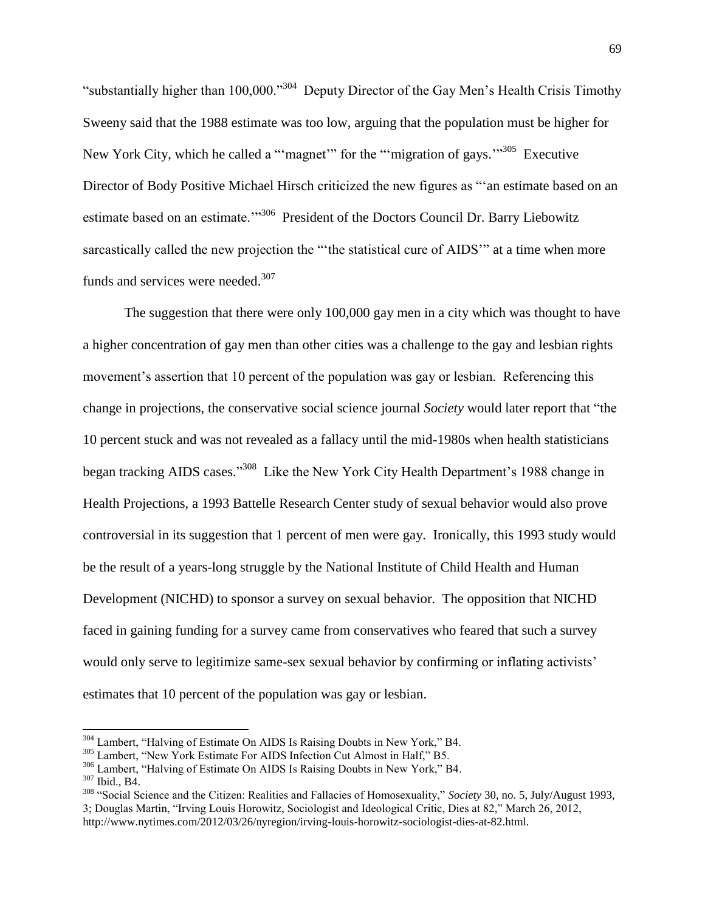"substantially higher than 100,000."[304] Deputy Director of the Gay Men's Health Crisis Timothy Sweeny said that the 1988 estimate was too low, arguing that the population must be higher for New York City, which he called a "'magnet'" for the "'migration of gays.'"[305] Executive Director of Body Positive Michael Hirsch criticized the new figures as "'an estimate based on an estimate based on an estimate.'"[306] President of the Doctors Council Dr. Barry Liebowitz sarcastically called the new projection the "'the statistical cure of AIDS'" at a time when more funds and services were needed.[307]

The suggestion that there were only 100,000 gay men in a city which was thought to have a higher concentration of gay men than other cities was a challenge to the gay and lesbian rights movement's assertion that 10 percent of the population was gay or lesbian. Referencing this change in projections, the conservative social science journal *Society* would later report that "the 10 percent stuck and was not revealed as a fallacy until the mid-1980s when health statisticians began tracking AIDS cases."[308] Like the New York City Health Department's 1988 change in Health Projections, a 1993 Battelle Research Center study of sexual behavior would also prove controversial in its suggestion that 1 percent of men were gay. Ironically, this 1993 study would be the result of a years-long struggle by the National Institute of Child Health and Human Development (NICHD) to sponsor a survey on sexual behavior. The opposition that NICHD faced in gaining funding for a survey came from conservatives who feared that such a survey would only serve to legitimize same-sex sexual behavior by confirming or inflating activists' estimates that 10 percent of the population was gay or lesbian.

---

[304] Lambert, "Halving of Estimate On AIDS Is Raising Doubts in New York," B4.

[305] Lambert, "New York Estimate For AIDS Infection Cut Almost in Half," B5.

[306] Lambert, "Halving of Estimate On AIDS Is Raising Doubts in New York," B4.

[307] Ibid., B4.

[308] "Social Science and the Citizen: Realities and Fallacies of Homosexuality," *Society* 30, no. 5, July/August 1993, 3; Douglas Martin, "Irving Louis Horowitz, Sociologist and Ideological Critic, Dies at 82," March 26, 2012, http://www.nytimes.com/2012/03/26/nyregion/irving-louis-horowitz-sociologist-dies-at-82.html.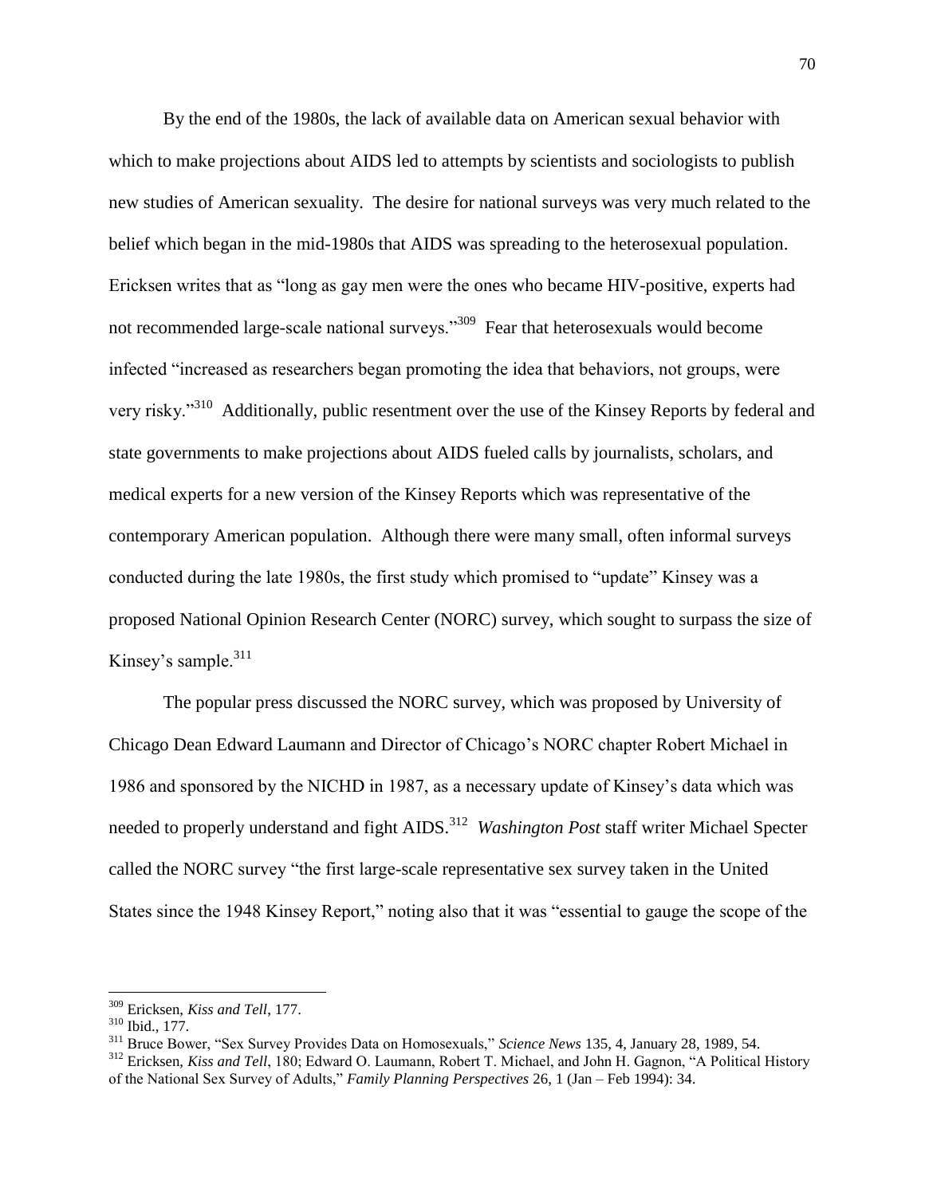By the end of the 1980s, the lack of available data on American sexual behavior with which to make projections about AIDS led to attempts by scientists and sociologists to publish new studies of American sexuality. The desire for national surveys was very much related to the belief which began in the mid-1980s that AIDS was spreading to the heterosexual population. Ericksen writes that as "long as gay men were the ones who became HIV-positive, experts had not recommended large-scale national surveys."[309] Fear that heterosexuals would become infected "increased as researchers began promoting the idea that behaviors, not groups, were very risky."[310] Additionally, public resentment over the use of the Kinsey Reports by federal and state governments to make projections about AIDS fueled calls by journalists, scholars, and medical experts for a new version of the Kinsey Reports which was representative of the contemporary American population. Although there were many small, often informal surveys conducted during the late 1980s, the first study which promised to "update" Kinsey was a proposed National Opinion Research Center (NORC) survey, which sought to surpass the size of Kinsey's sample.[311]

The popular press discussed the NORC survey, which was proposed by University of Chicago Dean Edward Laumann and Director of Chicago's NORC chapter Robert Michael in 1986 and sponsored by the NICHD in 1987, as a necessary update of Kinsey's data which was needed to properly understand and fight AIDS.[312] *Washington Post* staff writer Michael Specter called the NORC survey "the first large-scale representative sex survey taken in the United States since the 1948 Kinsey Report," noting also that it was "essential to gauge the scope of the

---

[309] Ericksen, *Kiss and Tell*, 177.

[310] Ibid., 177.

[311] Bruce Bower, "Sex Survey Provides Data on Homosexuals," *Science News* 135, 4, January 28, 1989, 54.

[312] Ericksen, *Kiss and Tell*, 180; Edward O. Laumann, Robert T. Michael, and John H. Gagnon, "A Political History of the National Sex Survey of Adults," *Family Planning Perspectives* 26, 1 (Jan – Feb 1994): 34.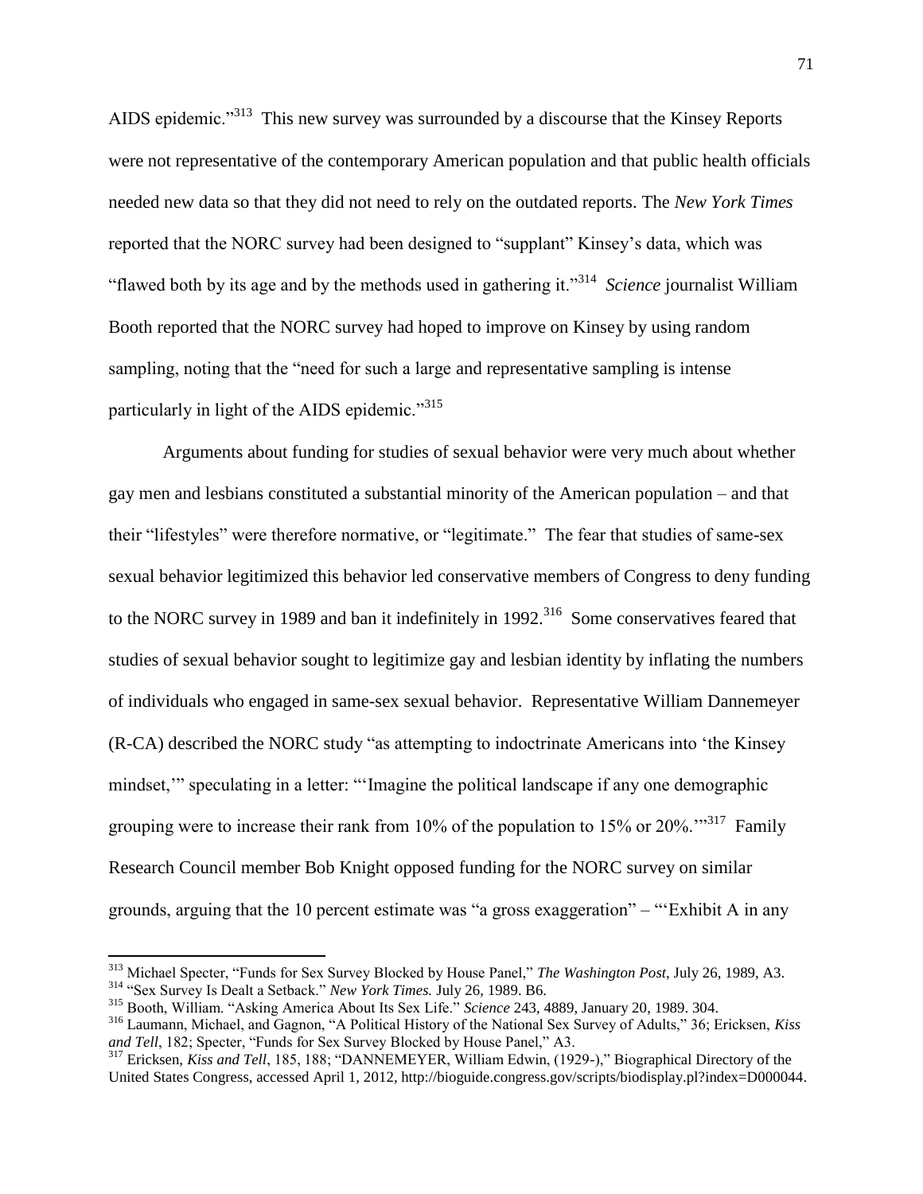AIDS epidemic."[313] This new survey was surrounded by a discourse that the Kinsey Reports were not representative of the contemporary American population and that public health officials needed new data so that they did not need to rely on the outdated reports. The *New York Times* reported that the NORC survey had been designed to "supplant" Kinsey's data, which was "flawed both by its age and by the methods used in gathering it."[314] *Science* journalist William Booth reported that the NORC survey had hoped to improve on Kinsey by using random sampling, noting that the "need for such a large and representative sampling is intense particularly in light of the AIDS epidemic."[315]

Arguments about funding for studies of sexual behavior were very much about whether gay men and lesbians constituted a substantial minority of the American population – and that their "lifestyles" were therefore normative, or "legitimate." The fear that studies of same-sex sexual behavior legitimized this behavior led conservative members of Congress to deny funding to the NORC survey in 1989 and ban it indefinitely in 1992.[316] Some conservatives feared that studies of sexual behavior sought to legitimize gay and lesbian identity by inflating the numbers of individuals who engaged in same-sex sexual behavior. Representative William Dannemeyer (R-CA) described the NORC study "as attempting to indoctrinate Americans into 'the Kinsey mindset,'" speculating in a letter: "'Imagine the political landscape if any one demographic grouping were to increase their rank from 10% of the population to 15% or 20%.'"[317] Family Research Council member Bob Knight opposed funding for the NORC survey on similar grounds, arguing that the 10 percent estimate was "a gross exaggeration" – "'Exhibit A in any

---

[313] Michael Specter, "Funds for Sex Survey Blocked by House Panel," *The Washington Post*, July 26, 1989, A3.

[314] "Sex Survey Is Dealt a Setback." *New York Times.* July 26, 1989. B6.

[315] Booth, William. "Asking America About Its Sex Life." *Science* 243, 4889, January 20, 1989. 304.

[316] Laumann, Michael, and Gagnon, "A Political History of the National Sex Survey of Adults," 36; Ericksen, *Kiss and Tell*, 182; Specter, "Funds for Sex Survey Blocked by House Panel," A3.

[317] Ericksen, *Kiss and Tell*, 185, 188; "DANNEMEYER, William Edwin, (1929-)," Biographical Directory of the United States Congress, accessed April 1, 2012, http://bioguide.congress.gov/scripts/biodisplay.pl?index=D000044.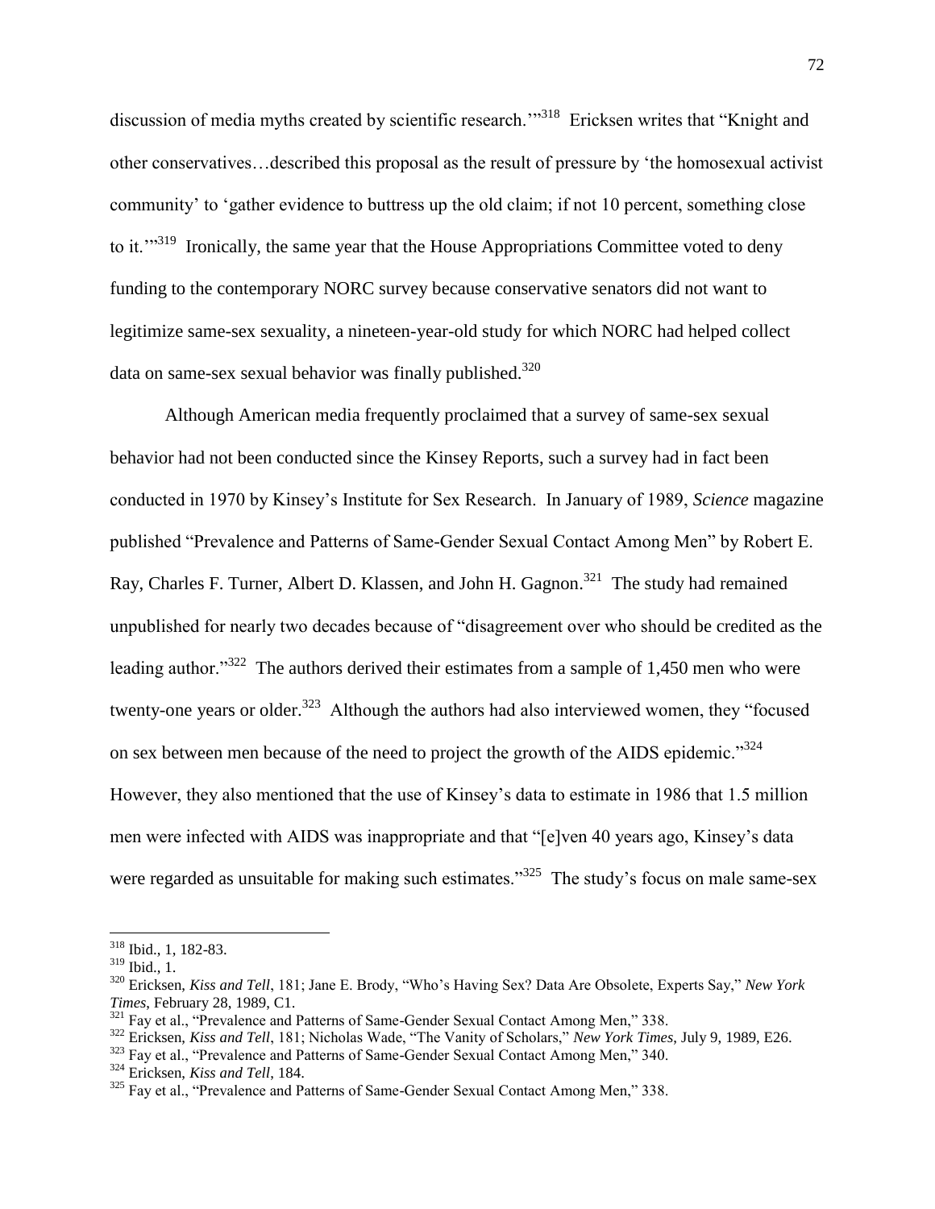discussion of media myths created by scientific research.'"[318] Ericksen writes that "Knight and other conservatives…described this proposal as the result of pressure by 'the homosexual activist community' to 'gather evidence to buttress up the old claim; if not 10 percent, something close to it.'"[319] Ironically, the same year that the House Appropriations Committee voted to deny funding to the contemporary NORC survey because conservative senators did not want to legitimize same-sex sexuality, a nineteen-year-old study for which NORC had helped collect data on same-sex sexual behavior was finally published.[320]

Although American media frequently proclaimed that a survey of same-sex sexual behavior had not been conducted since the Kinsey Reports, such a survey had in fact been conducted in 1970 by Kinsey's Institute for Sex Research. In January of 1989, *Science* magazine published "Prevalence and Patterns of Same-Gender Sexual Contact Among Men" by Robert E. Ray, Charles F. Turner, Albert D. Klassen, and John H. Gagnon.[321] The study had remained unpublished for nearly two decades because of "disagreement over who should be credited as the leading author."[322] The authors derived their estimates from a sample of 1,450 men who were twenty-one years or older.[323] Although the authors had also interviewed women, they "focused on sex between men because of the need to project the growth of the AIDS epidemic."[324] However, they also mentioned that the use of Kinsey's data to estimate in 1986 that 1.5 million men were infected with AIDS was inappropriate and that "[e]ven 40 years ago, Kinsey's data were regarded as unsuitable for making such estimates."[325] The study's focus on male same-sex

---

[318] Ibid., 1, 182-83.

[319] Ibid., 1.

[320] Ericksen, *Kiss and Tell*, 181; Jane E. Brody, "Who's Having Sex? Data Are Obsolete, Experts Say," *New York Times*, February 28, 1989, C1.

[321] Fay et al., "Prevalence and Patterns of Same-Gender Sexual Contact Among Men," 338.

[322] Ericksen, *Kiss and Tell*, 181; Nicholas Wade, "The Vanity of Scholars," *New York Times*, July 9, 1989, E26.

[323] Fay et al., "Prevalence and Patterns of Same-Gender Sexual Contact Among Men," 340.

[324] Ericksen, *Kiss and Tell*, 184.

[325] Fay et al., "Prevalence and Patterns of Same-Gender Sexual Contact Among Men," 338.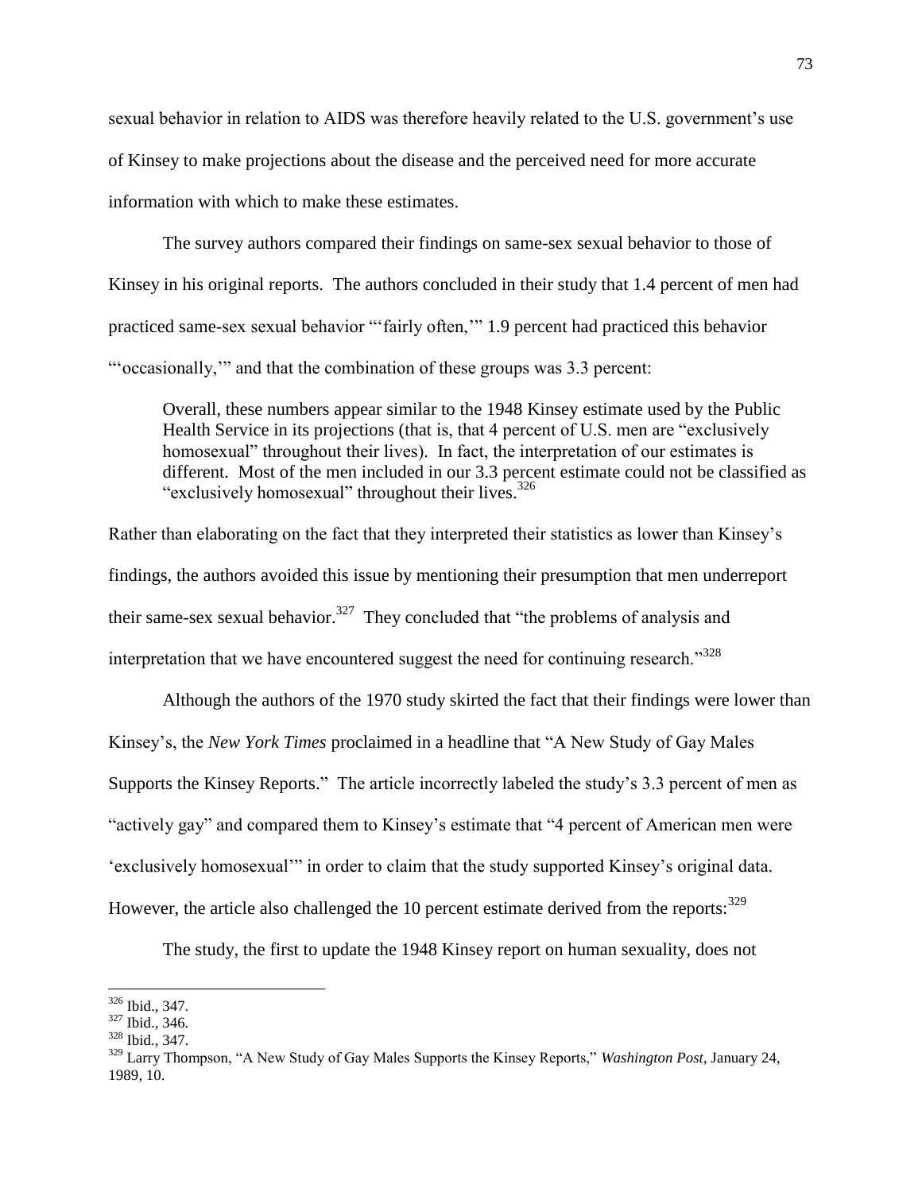sexual behavior in relation to AIDS was therefore heavily related to the U.S. government's use of Kinsey to make projections about the disease and the perceived need for more accurate information with which to make these estimates.

The survey authors compared their findings on same-sex sexual behavior to those of Kinsey in his original reports. The authors concluded in their study that 1.4 percent of men had practiced same-sex sexual behavior "'fairly often,'" 1.9 percent had practiced this behavior "'occasionally,'" and that the combination of these groups was 3.3 percent:

> Overall, these numbers appear similar to the 1948 Kinsey estimate used by the Public Health Service in its projections (that is, that 4 percent of U.S. men are "exclusively homosexual" throughout their lives). In fact, the interpretation of our estimates is different. Most of the men included in our 3.3 percent estimate could not be classified as "exclusively homosexual" throughout their lives.[326]

Rather than elaborating on the fact that they interpreted their statistics as lower than Kinsey's findings, the authors avoided this issue by mentioning their presumption that men underreport their same-sex sexual behavior.[327] They concluded that "the problems of analysis and interpretation that we have encountered suggest the need for continuing research."[328]

Although the authors of the 1970 study skirted the fact that their findings were lower than Kinsey's, the *New York Times* proclaimed in a headline that "A New Study of Gay Males Supports the Kinsey Reports." The article incorrectly labeled the study's 3.3 percent of men as "actively gay" and compared them to Kinsey's estimate that "4 percent of American men were 'exclusively homosexual'" in order to claim that the study supported Kinsey's original data. However, the article also challenged the 10 percent estimate derived from the reports:[329]

The study, the first to update the 1948 Kinsey report on human sexuality, does not

---

[326] Ibid., 347.

[327] Ibid., 346.

[328] Ibid., 347.

[329] Larry Thompson, "A New Study of Gay Males Supports the Kinsey Reports," *Washington Post*, January 24, 1989, 10.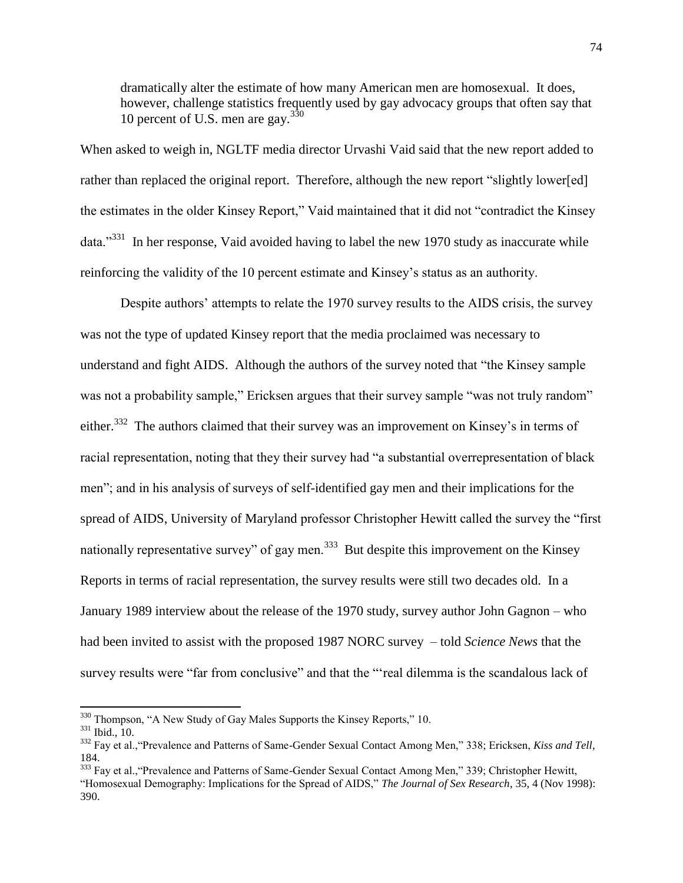> dramatically alter the estimate of how many American men are homosexual. It does, however, challenge statistics frequently used by gay advocacy groups that often say that 10 percent of U.S. men are gay.[330]

When asked to weigh in, NGLTF media director Urvashi Vaid said that the new report added to rather than replaced the original report. Therefore, although the new report "slightly lower[ed] the estimates in the older Kinsey Report," Vaid maintained that it did not "contradict the Kinsey data."[331] In her response, Vaid avoided having to label the new 1970 study as inaccurate while reinforcing the validity of the 10 percent estimate and Kinsey's status as an authority.

Despite authors' attempts to relate the 1970 survey results to the AIDS crisis, the survey was not the type of updated Kinsey report that the media proclaimed was necessary to understand and fight AIDS. Although the authors of the survey noted that "the Kinsey sample was not a probability sample," Ericksen argues that their survey sample "was not truly random" either.[332] The authors claimed that their survey was an improvement on Kinsey's in terms of racial representation, noting that they their survey had "a substantial overrepresentation of black men"; and in his analysis of surveys of self-identified gay men and their implications for the spread of AIDS, University of Maryland professor Christopher Hewitt called the survey the "first nationally representative survey" of gay men.[333] But despite this improvement on the Kinsey Reports in terms of racial representation, the survey results were still two decades old. In a January 1989 interview about the release of the 1970 study, survey author John Gagnon – who had been invited to assist with the proposed 1987 NORC survey – told *Science News* that the survey results were "far from conclusive" and that the "'real dilemma is the scandalous lack of

---

[330] Thompson, "A New Study of Gay Males Supports the Kinsey Reports," 10.

[331] Ibid., 10.

[332] Fay et al.,"Prevalence and Patterns of Same-Gender Sexual Contact Among Men," 338; Ericksen, *Kiss and Tell*, 184.

[333] Fay et al.,"Prevalence and Patterns of Same-Gender Sexual Contact Among Men," 339; Christopher Hewitt, "Homosexual Demography: Implications for the Spread of AIDS," *The Journal of Sex Research*, 35, 4 (Nov 1998): 390.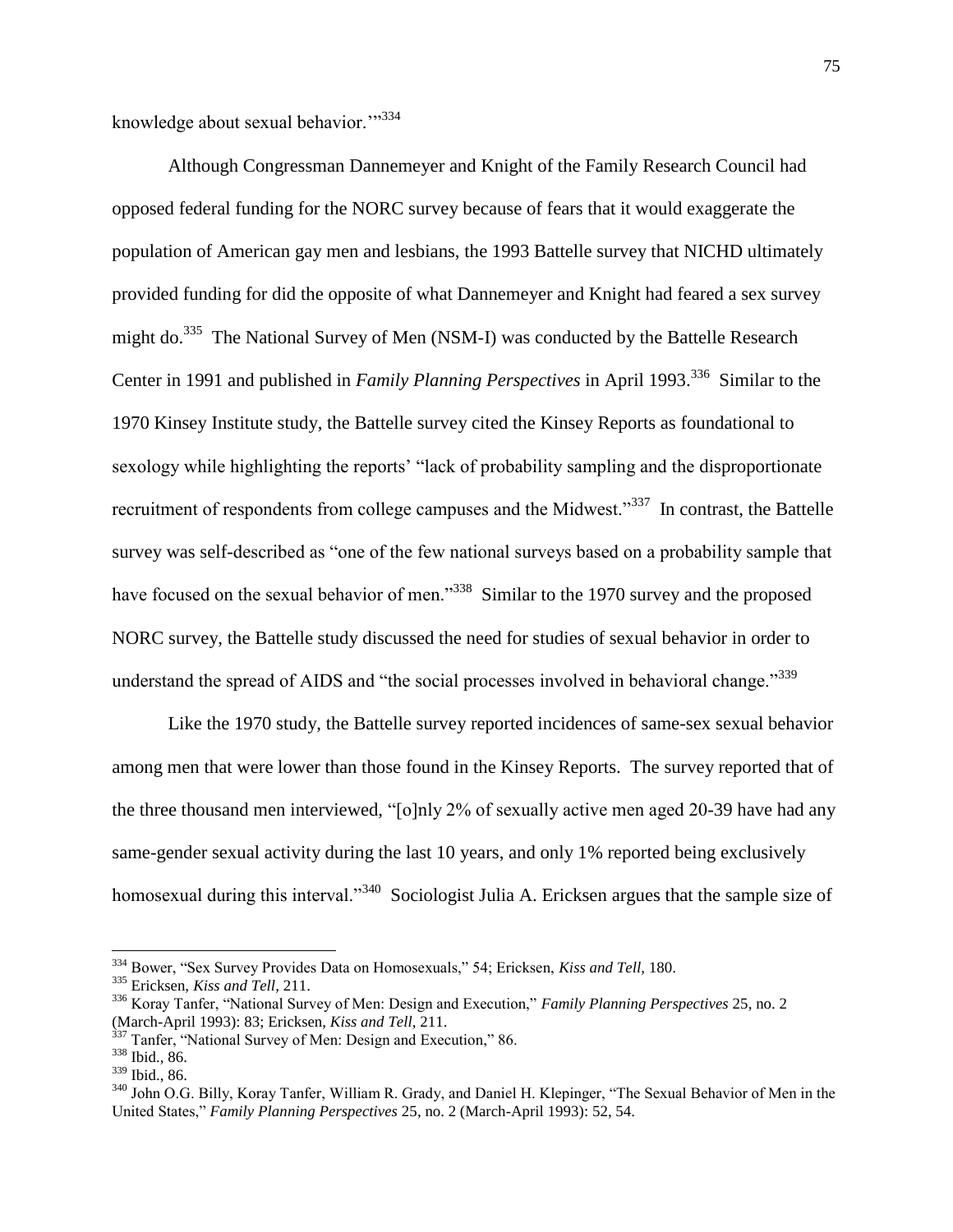knowledge about sexual behavior.'"[334]

Although Congressman Dannemeyer and Knight of the Family Research Council had opposed federal funding for the NORC survey because of fears that it would exaggerate the population of American gay men and lesbians, the 1993 Battelle survey that NICHD ultimately provided funding for did the opposite of what Dannemeyer and Knight had feared a sex survey might do.[335] The National Survey of Men (NSM-I) was conducted by the Battelle Research Center in 1991 and published in *Family Planning Perspectives* in April 1993.[336] Similar to the 1970 Kinsey Institute study, the Battelle survey cited the Kinsey Reports as foundational to sexology while highlighting the reports' "lack of probability sampling and the disproportionate recruitment of respondents from college campuses and the Midwest."[337] In contrast, the Battelle survey was self-described as "one of the few national surveys based on a probability sample that have focused on the sexual behavior of men."[338] Similar to the 1970 survey and the proposed NORC survey, the Battelle study discussed the need for studies of sexual behavior in order to understand the spread of AIDS and "the social processes involved in behavioral change."[339]

Like the 1970 study, the Battelle survey reported incidences of same-sex sexual behavior among men that were lower than those found in the Kinsey Reports. The survey reported that of the three thousand men interviewed, "[o]nly 2% of sexually active men aged 20-39 have had any same-gender sexual activity during the last 10 years, and only 1% reported being exclusively homosexual during this interval."[340] Sociologist Julia A. Ericksen argues that the sample size of

---

[334] Bower, "Sex Survey Provides Data on Homosexuals," 54; Ericksen, *Kiss and Tell*, 180.

[335] Ericksen, *Kiss and Tell*, 211.

[336] Koray Tanfer, "National Survey of Men: Design and Execution," *Family Planning Perspectives* 25, no. 2 (March-April 1993): 83; Ericksen, *Kiss and Tell*, 211.

[337] Tanfer, "National Survey of Men: Design and Execution," 86.

[338] Ibid., 86.

[339] Ibid., 86.

[340] John O.G. Billy, Koray Tanfer, William R. Grady, and Daniel H. Klepinger, "The Sexual Behavior of Men in the United States," *Family Planning Perspectives* 25, no. 2 (March-April 1993): 52, 54.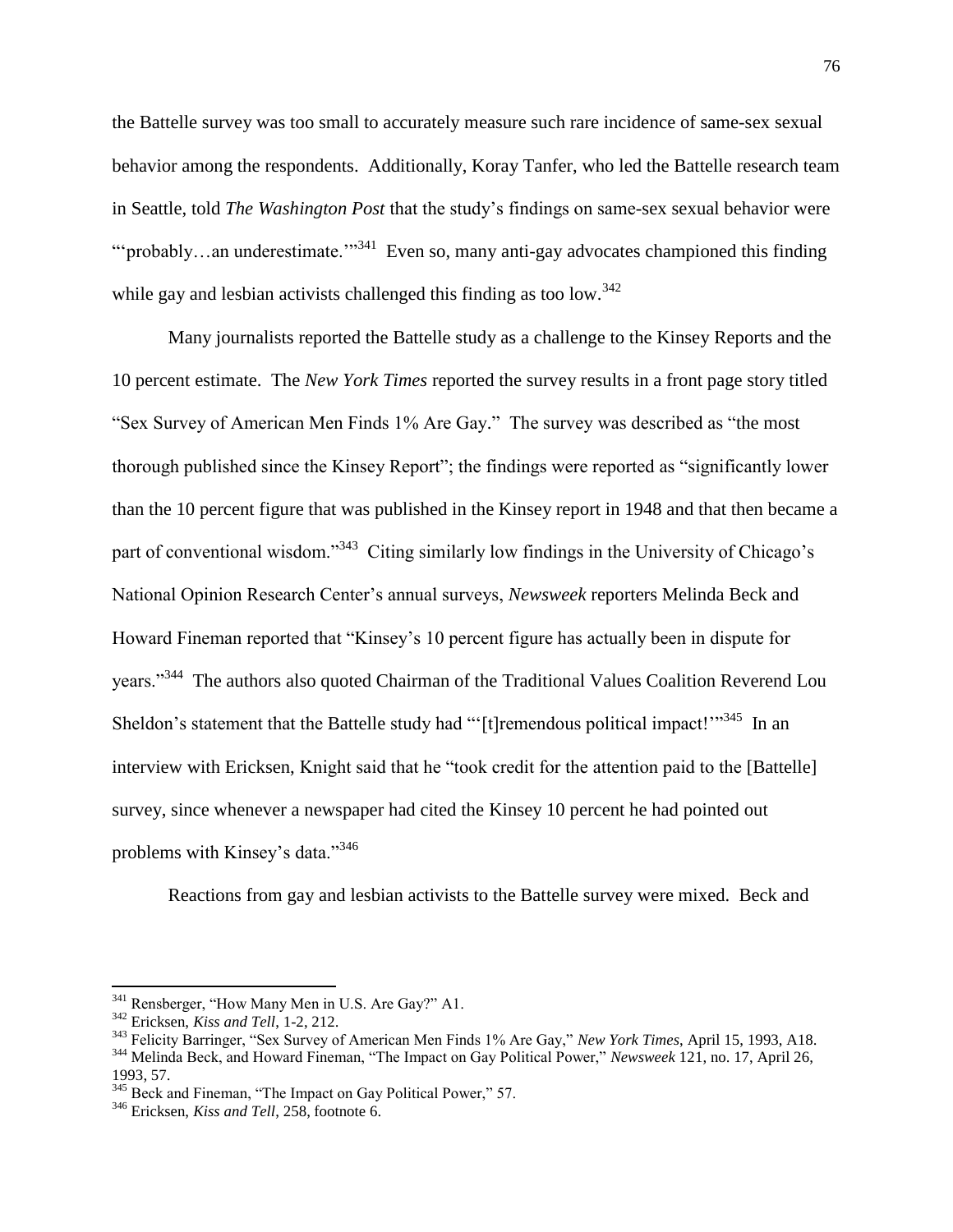the Battelle survey was too small to accurately measure such rare incidence of same-sex sexual behavior among the respondents. Additionally, Koray Tanfer, who led the Battelle research team in Seattle, told *The Washington Post* that the study's findings on same-sex sexual behavior were "'probably…an underestimate.'"[341] Even so, many anti-gay advocates championed this finding while gay and lesbian activists challenged this finding as too low.[342]

Many journalists reported the Battelle study as a challenge to the Kinsey Reports and the 10 percent estimate. The *New York Times* reported the survey results in a front page story titled "Sex Survey of American Men Finds 1% Are Gay." The survey was described as "the most thorough published since the Kinsey Report"; the findings were reported as "significantly lower than the 10 percent figure that was published in the Kinsey report in 1948 and that then became a part of conventional wisdom."[343] Citing similarly low findings in the University of Chicago's National Opinion Research Center's annual surveys, *Newsweek* reporters Melinda Beck and Howard Fineman reported that "Kinsey's 10 percent figure has actually been in dispute for years."[344] The authors also quoted Chairman of the Traditional Values Coalition Reverend Lou Sheldon's statement that the Battelle study had "'[t]remendous political impact!'"[345] In an interview with Ericksen, Knight said that he "took credit for the attention paid to the [Battelle] survey, since whenever a newspaper had cited the Kinsey 10 percent he had pointed out problems with Kinsey's data."[346]

Reactions from gay and lesbian activists to the Battelle survey were mixed. Beck and

---

[341] Rensberger, "How Many Men in U.S. Are Gay?" A1.

[342] Ericksen, *Kiss and Tell*, 1-2, 212.

[343] Felicity Barringer, "Sex Survey of American Men Finds 1% Are Gay," *New York Times*, April 15, 1993, A18.

[344] Melinda Beck, and Howard Fineman, "The Impact on Gay Political Power," *Newsweek* 121, no. 17, April 26, 1993, 57.

[345] Beck and Fineman, "The Impact on Gay Political Power," 57.

[346] Ericksen, *Kiss and Tell*, 258, footnote 6.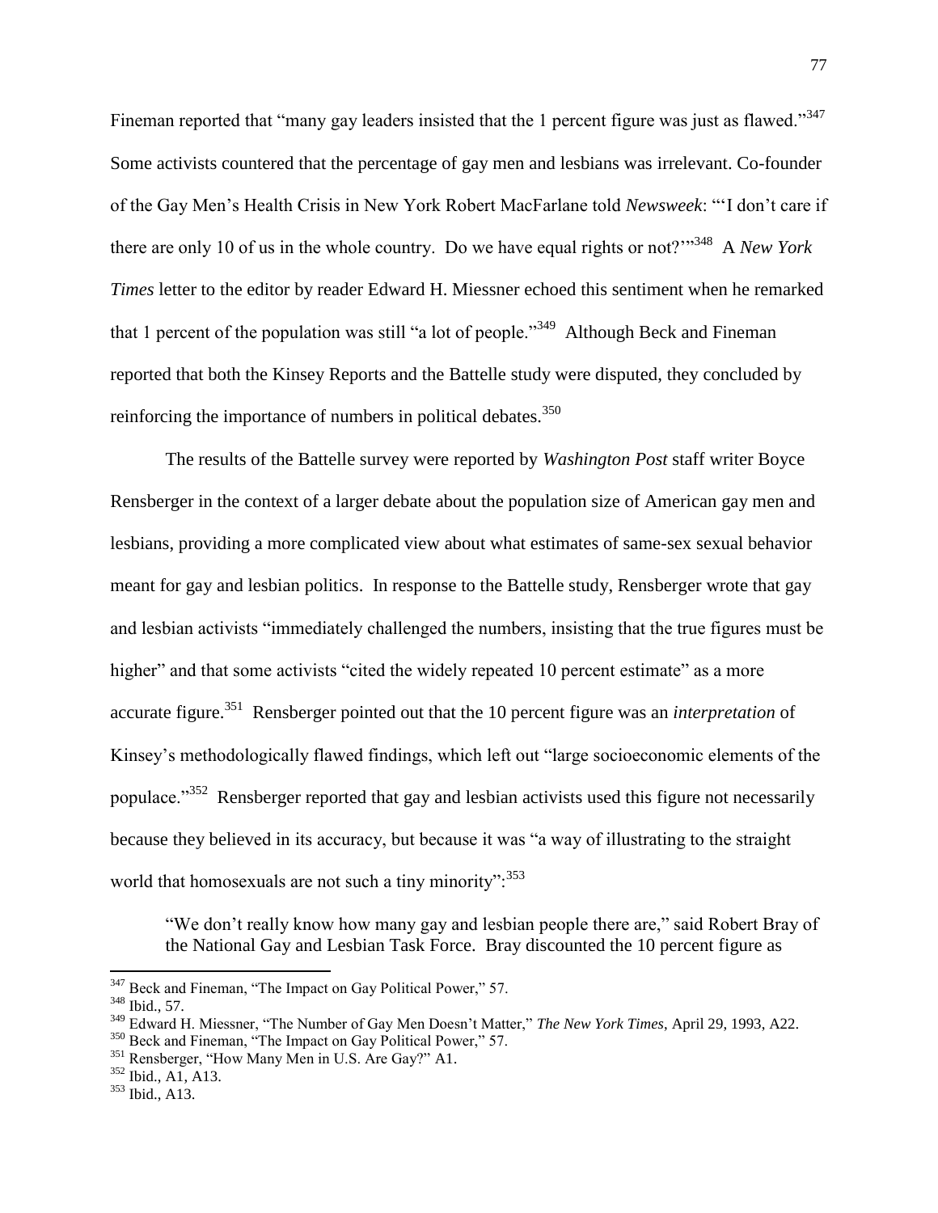Fineman reported that "many gay leaders insisted that the 1 percent figure was just as flawed."[347] Some activists countered that the percentage of gay men and lesbians was irrelevant. Co-founder of the Gay Men's Health Crisis in New York Robert MacFarlane told *Newsweek*: "'I don't care if there are only 10 of us in the whole country. Do we have equal rights or not?'"[348] A *New York Times* letter to the editor by reader Edward H. Miessner echoed this sentiment when he remarked that 1 percent of the population was still "a lot of people."[349] Although Beck and Fineman reported that both the Kinsey Reports and the Battelle study were disputed, they concluded by reinforcing the importance of numbers in political debates.[350]

The results of the Battelle survey were reported by *Washington Post* staff writer Boyce Rensberger in the context of a larger debate about the population size of American gay men and lesbians, providing a more complicated view about what estimates of same-sex sexual behavior meant for gay and lesbian politics. In response to the Battelle study, Rensberger wrote that gay and lesbian activists "immediately challenged the numbers, insisting that the true figures must be higher" and that some activists "cited the widely repeated 10 percent estimate" as a more accurate figure.[351] Rensberger pointed out that the 10 percent figure was an *interpretation* of Kinsey's methodologically flawed findings, which left out "large socioeconomic elements of the populace."[352] Rensberger reported that gay and lesbian activists used this figure not necessarily because they believed in its accuracy, but because it was "a way of illustrating to the straight world that homosexuals are not such a tiny minority":[353]

> "We don't really know how many gay and lesbian people there are," said Robert Bray of the National Gay and Lesbian Task Force. Bray discounted the 10 percent figure as

---

[347] Beck and Fineman, "The Impact on Gay Political Power," 57.

[348] Ibid., 57.

[349] Edward H. Miessner, "The Number of Gay Men Doesn't Matter," *The New York Times*, April 29, 1993, A22.

[350] Beck and Fineman, "The Impact on Gay Political Power," 57.

[351] Rensberger, "How Many Men in U.S. Are Gay?" A1.

[352] Ibid., A1, A13.

[353] Ibid., A13.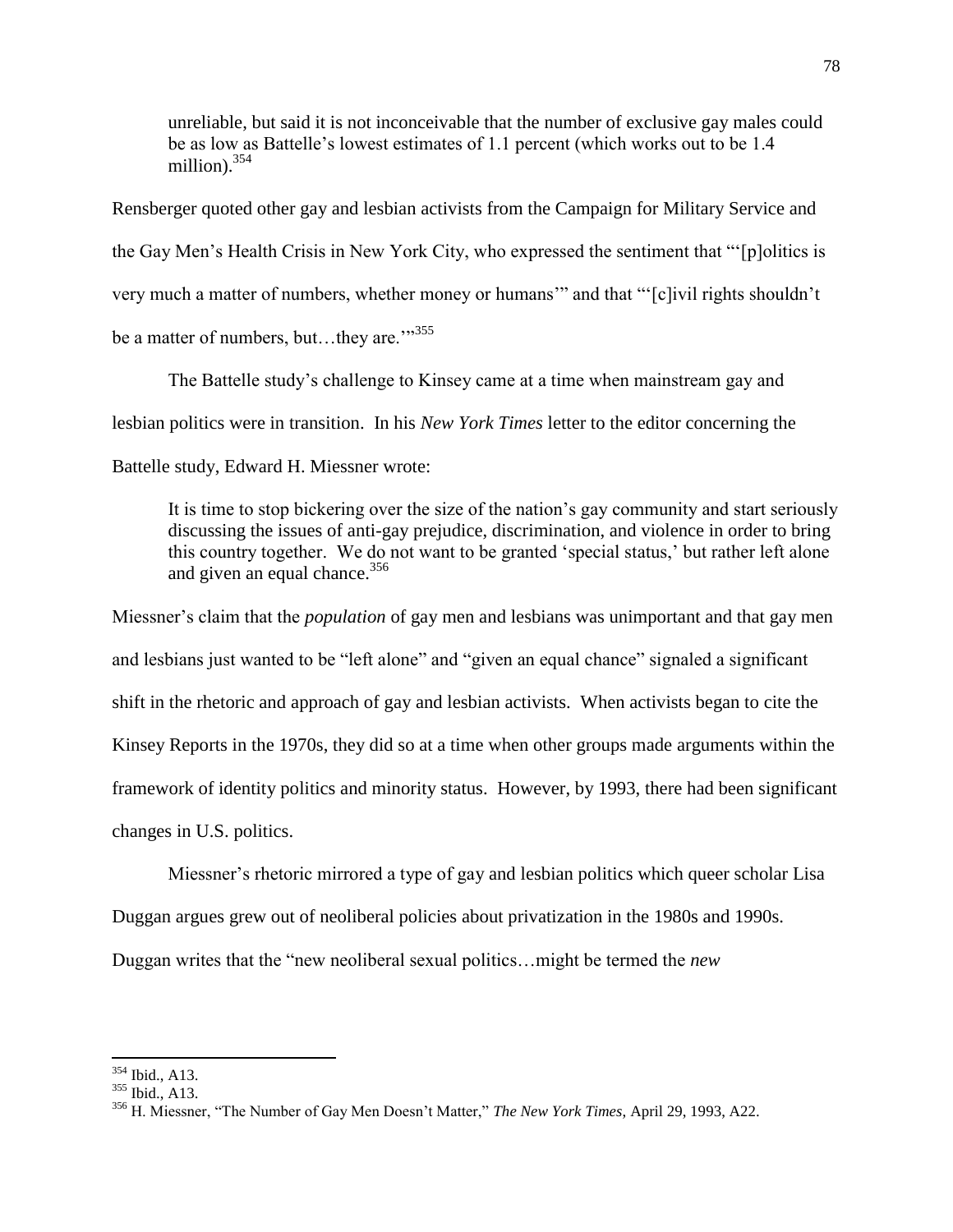> unreliable, but said it is not inconceivable that the number of exclusive gay males could be as low as Battelle's lowest estimates of 1.1 percent (which works out to be 1.4 million).[354]

Rensberger quoted other gay and lesbian activists from the Campaign for Military Service and the Gay Men's Health Crisis in New York City, who expressed the sentiment that "'[p]olitics is very much a matter of numbers, whether money or humans'" and that "'[c]ivil rights shouldn't be a matter of numbers, but…they are.'"[355]

The Battelle study's challenge to Kinsey came at a time when mainstream gay and lesbian politics were in transition. In his *New York Times* letter to the editor concerning the Battelle study, Edward H. Miessner wrote:

> It is time to stop bickering over the size of the nation's gay community and start seriously discussing the issues of anti-gay prejudice, discrimination, and violence in order to bring this country together. We do not want to be granted 'special status,' but rather left alone and given an equal chance.[356]

Miessner's claim that the *population* of gay men and lesbians was unimportant and that gay men and lesbians just wanted to be "left alone" and "given an equal chance" signaled a significant shift in the rhetoric and approach of gay and lesbian activists. When activists began to cite the Kinsey Reports in the 1970s, they did so at a time when other groups made arguments within the framework of identity politics and minority status. However, by 1993, there had been significant changes in U.S. politics.

Miessner's rhetoric mirrored a type of gay and lesbian politics which queer scholar Lisa Duggan argues grew out of neoliberal policies about privatization in the 1980s and 1990s. Duggan writes that the "new neoliberal sexual politics…might be termed the *new*

---

[354] Ibid., A13.

[355] Ibid., A13.

[356] H. Miessner, "The Number of Gay Men Doesn't Matter," *The New York Times*, April 29, 1993, A22.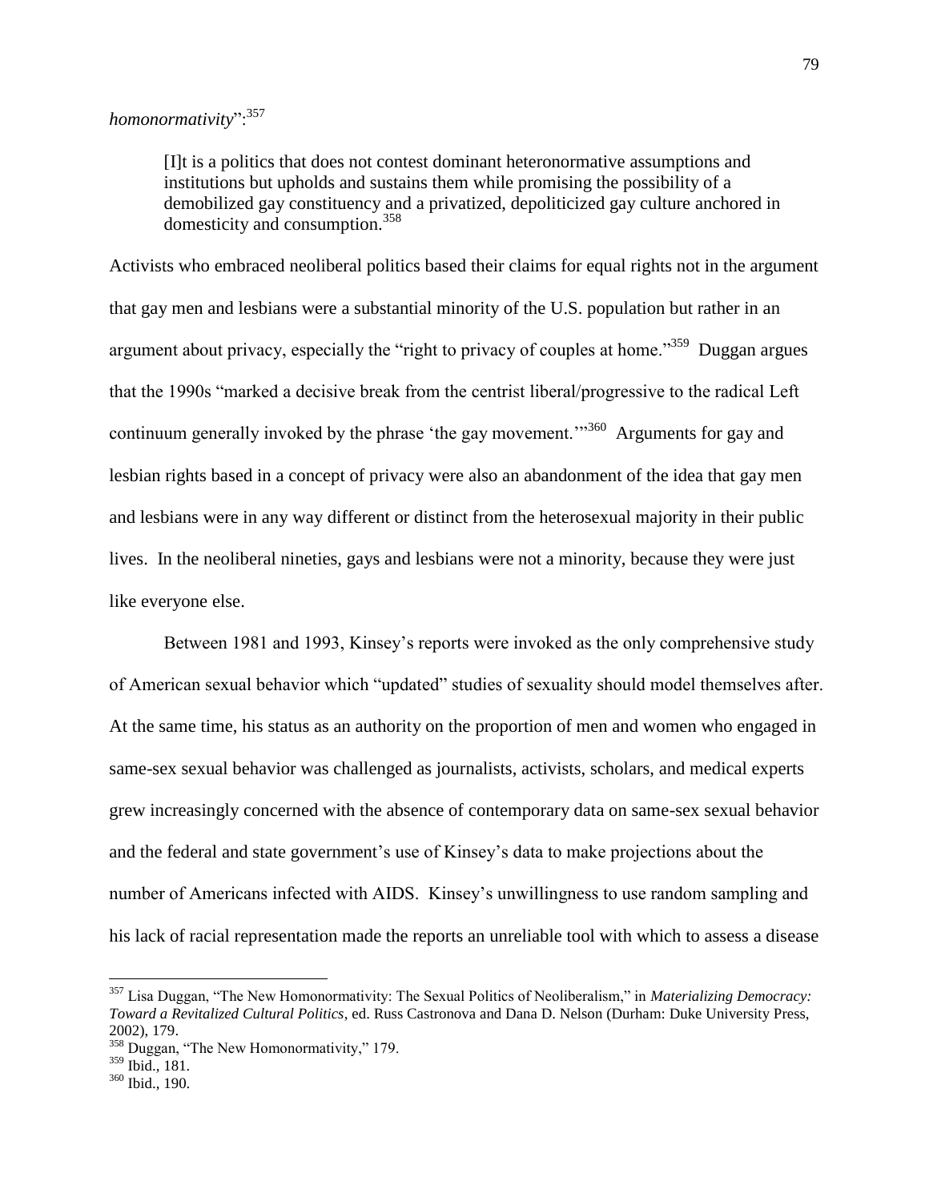*homonormativity*":[357]

> [I]t is a politics that does not contest dominant heteronormative assumptions and institutions but upholds and sustains them while promising the possibility of a demobilized gay constituency and a privatized, depoliticized gay culture anchored in domesticity and consumption.[358]

Activists who embraced neoliberal politics based their claims for equal rights not in the argument that gay men and lesbians were a substantial minority of the U.S. population but rather in an argument about privacy, especially the "right to privacy of couples at home."[359] Duggan argues that the 1990s "marked a decisive break from the centrist liberal/progressive to the radical Left continuum generally invoked by the phrase 'the gay movement.'"[360] Arguments for gay and lesbian rights based in a concept of privacy were also an abandonment of the idea that gay men and lesbians were in any way different or distinct from the heterosexual majority in their public lives. In the neoliberal nineties, gays and lesbians were not a minority, because they were just like everyone else.

Between 1981 and 1993, Kinsey's reports were invoked as the only comprehensive study of American sexual behavior which "updated" studies of sexuality should model themselves after. At the same time, his status as an authority on the proportion of men and women who engaged in same-sex sexual behavior was challenged as journalists, activists, scholars, and medical experts grew increasingly concerned with the absence of contemporary data on same-sex sexual behavior and the federal and state government's use of Kinsey's data to make projections about the number of Americans infected with AIDS. Kinsey's unwillingness to use random sampling and his lack of racial representation made the reports an unreliable tool with which to assess a disease

---

[357] Lisa Duggan, "The New Homonormativity: The Sexual Politics of Neoliberalism," in *Materializing Democracy: Toward a Revitalized Cultural Politics*, ed. Russ Castronova and Dana D. Nelson (Durham: Duke University Press, 2002), 179.

[358] Duggan, "The New Homonormativity," 179.

[359] Ibid., 181.

[360] Ibid., 190.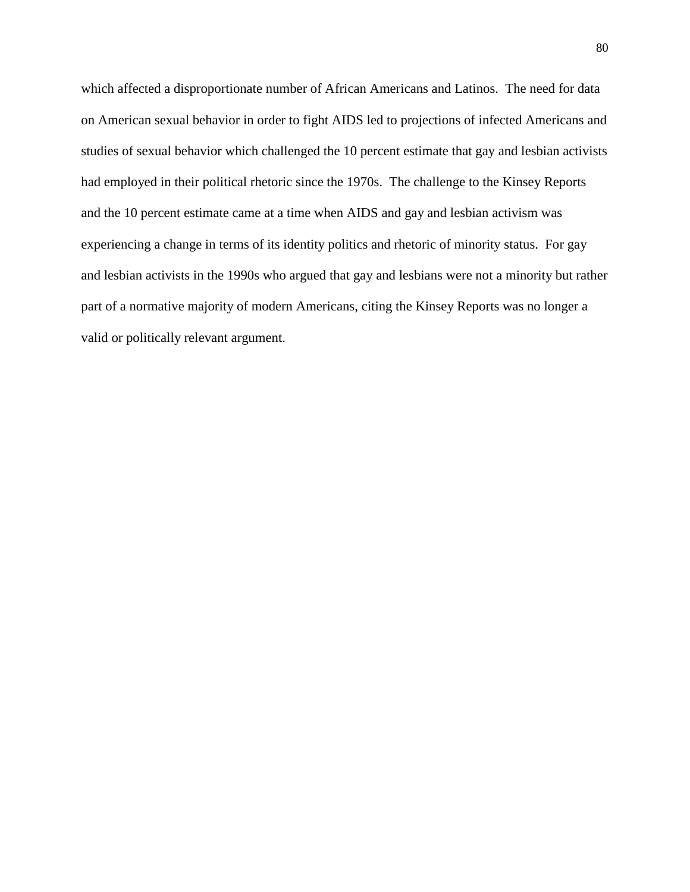which affected a disproportionate number of African Americans and Latinos. The need for data on American sexual behavior in order to fight AIDS led to projections of infected Americans and studies of sexual behavior which challenged the 10 percent estimate that gay and lesbian activists had employed in their political rhetoric since the 1970s. The challenge to the Kinsey Reports and the 10 percent estimate came at a time when AIDS and gay and lesbian activism was experiencing a change in terms of its identity politics and rhetoric of minority status. For gay and lesbian activists in the 1990s who argued that gay and lesbians were not a minority but rather part of a normative majority of modern Americans, citing the Kinsey Reports was no longer a valid or politically relevant argument.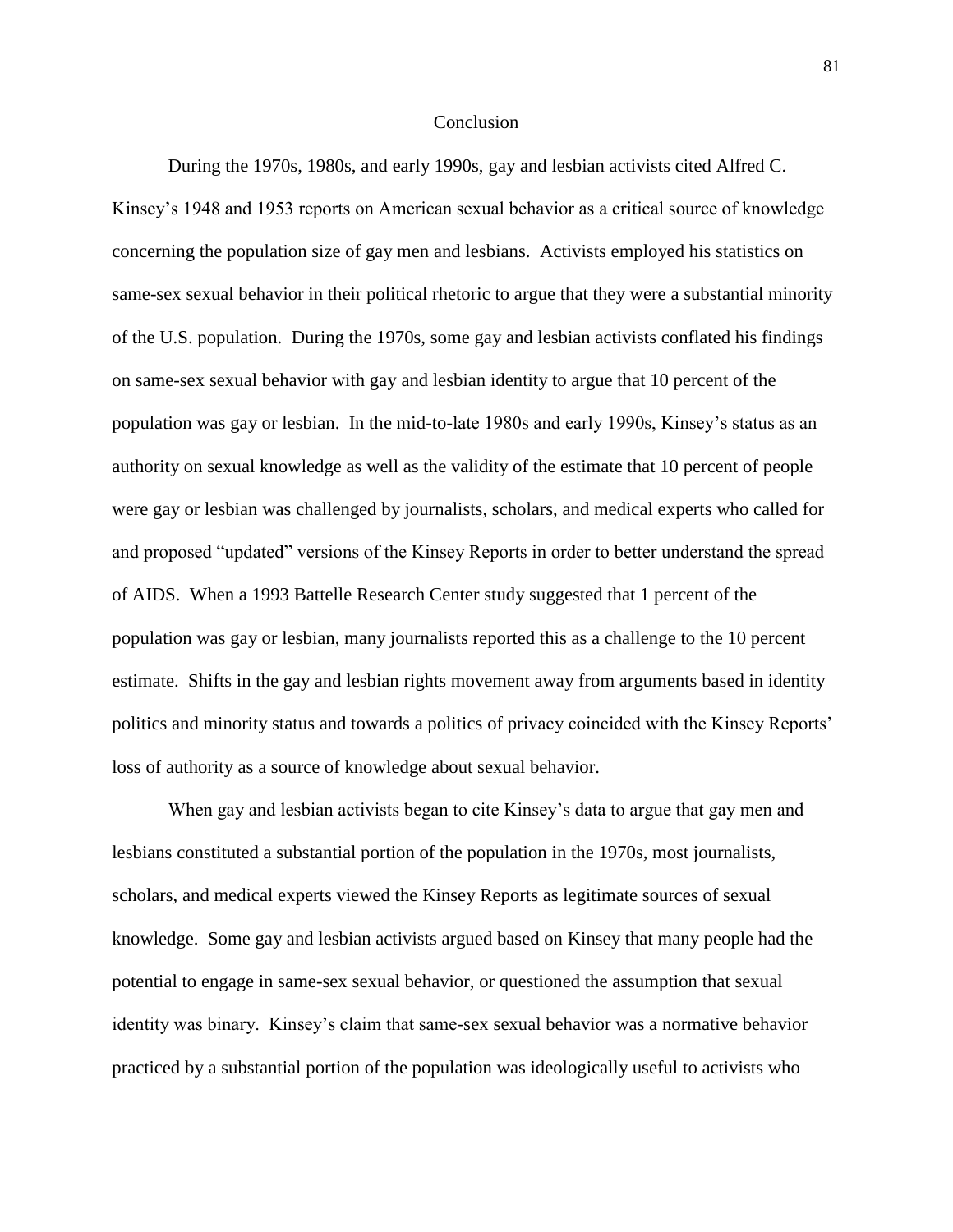# Conclusion

During the 1970s, 1980s, and early 1990s, gay and lesbian activists cited Alfred C. Kinsey's 1948 and 1953 reports on American sexual behavior as a critical source of knowledge concerning the population size of gay men and lesbians. Activists employed his statistics on same-sex sexual behavior in their political rhetoric to argue that they were a substantial minority of the U.S. population. During the 1970s, some gay and lesbian activists conflated his findings on same-sex sexual behavior with gay and lesbian identity to argue that 10 percent of the population was gay or lesbian. In the mid-to-late 1980s and early 1990s, Kinsey's status as an authority on sexual knowledge as well as the validity of the estimate that 10 percent of people were gay or lesbian was challenged by journalists, scholars, and medical experts who called for and proposed "updated" versions of the Kinsey Reports in order to better understand the spread of AIDS. When a 1993 Battelle Research Center study suggested that 1 percent of the population was gay or lesbian, many journalists reported this as a challenge to the 10 percent estimate. Shifts in the gay and lesbian rights movement away from arguments based in identity politics and minority status and towards a politics of privacy coincided with the Kinsey Reports' loss of authority as a source of knowledge about sexual behavior.

When gay and lesbian activists began to cite Kinsey's data to argue that gay men and lesbians constituted a substantial portion of the population in the 1970s, most journalists, scholars, and medical experts viewed the Kinsey Reports as legitimate sources of sexual knowledge. Some gay and lesbian activists argued based on Kinsey that many people had the potential to engage in same-sex sexual behavior, or questioned the assumption that sexual identity was binary. Kinsey's claim that same-sex sexual behavior was a normative behavior practiced by a substantial portion of the population was ideologically useful to activists who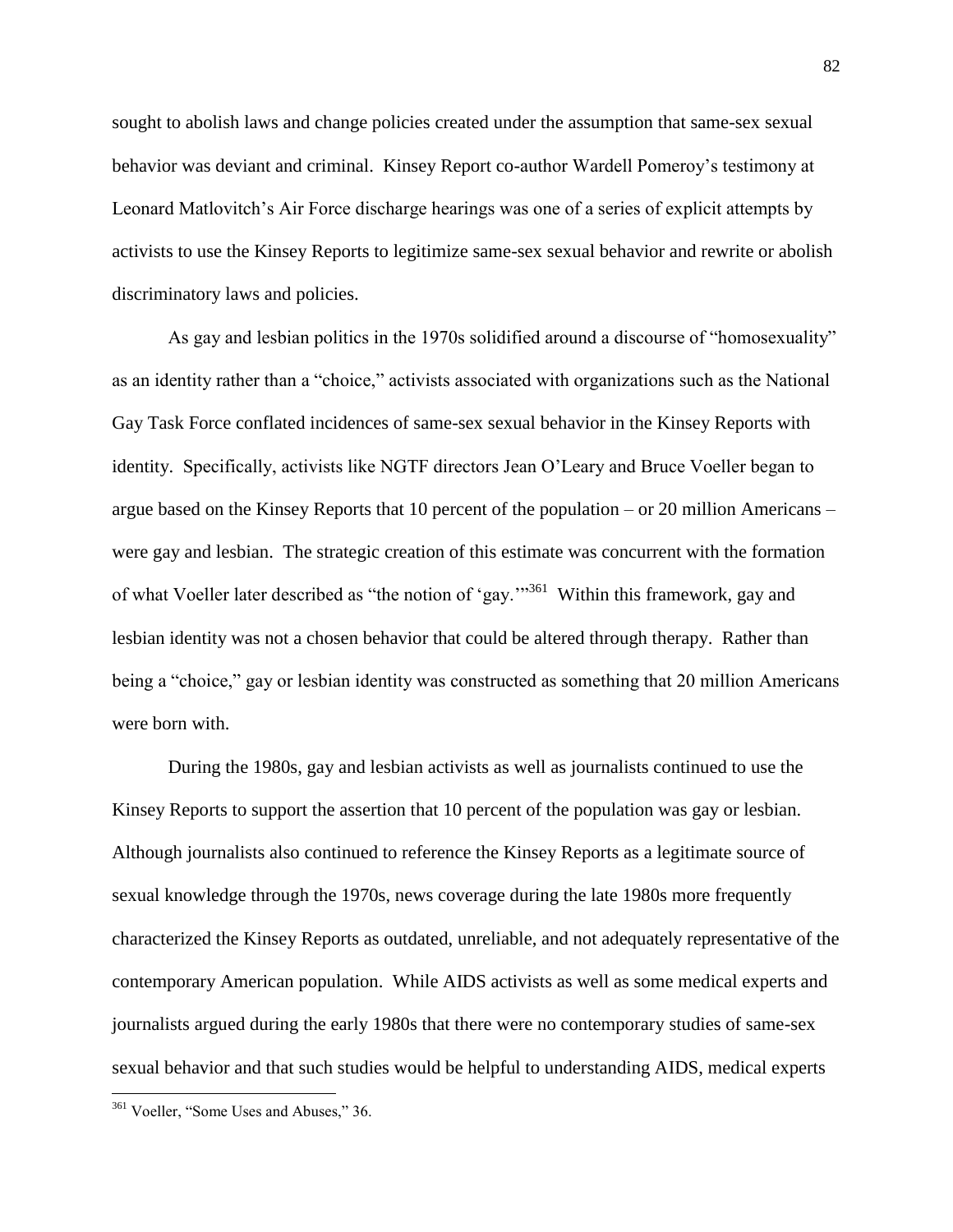sought to abolish laws and change policies created under the assumption that same-sex sexual behavior was deviant and criminal. Kinsey Report co-author Wardell Pomeroy's testimony at Leonard Matlovitch's Air Force discharge hearings was one of a series of explicit attempts by activists to use the Kinsey Reports to legitimize same-sex sexual behavior and rewrite or abolish discriminatory laws and policies.

As gay and lesbian politics in the 1970s solidified around a discourse of "homosexuality" as an identity rather than a "choice," activists associated with organizations such as the National Gay Task Force conflated incidences of same-sex sexual behavior in the Kinsey Reports with identity. Specifically, activists like NGTF directors Jean O'Leary and Bruce Voeller began to argue based on the Kinsey Reports that 10 percent of the population – or 20 million Americans – were gay and lesbian. The strategic creation of this estimate was concurrent with the formation of what Voeller later described as "the notion of 'gay.'"[361] Within this framework, gay and lesbian identity was not a chosen behavior that could be altered through therapy. Rather than being a "choice," gay or lesbian identity was constructed as something that 20 million Americans were born with.

During the 1980s, gay and lesbian activists as well as journalists continued to use the Kinsey Reports to support the assertion that 10 percent of the population was gay or lesbian. Although journalists also continued to reference the Kinsey Reports as a legitimate source of sexual knowledge through the 1970s, news coverage during the late 1980s more frequently characterized the Kinsey Reports as outdated, unreliable, and not adequately representative of the contemporary American population. While AIDS activists as well as some medical experts and journalists argued during the early 1980s that there were no contemporary studies of same-sex sexual behavior and that such studies would be helpful to understanding AIDS, medical experts

[361] Voeller, "Some Uses and Abuses," 36.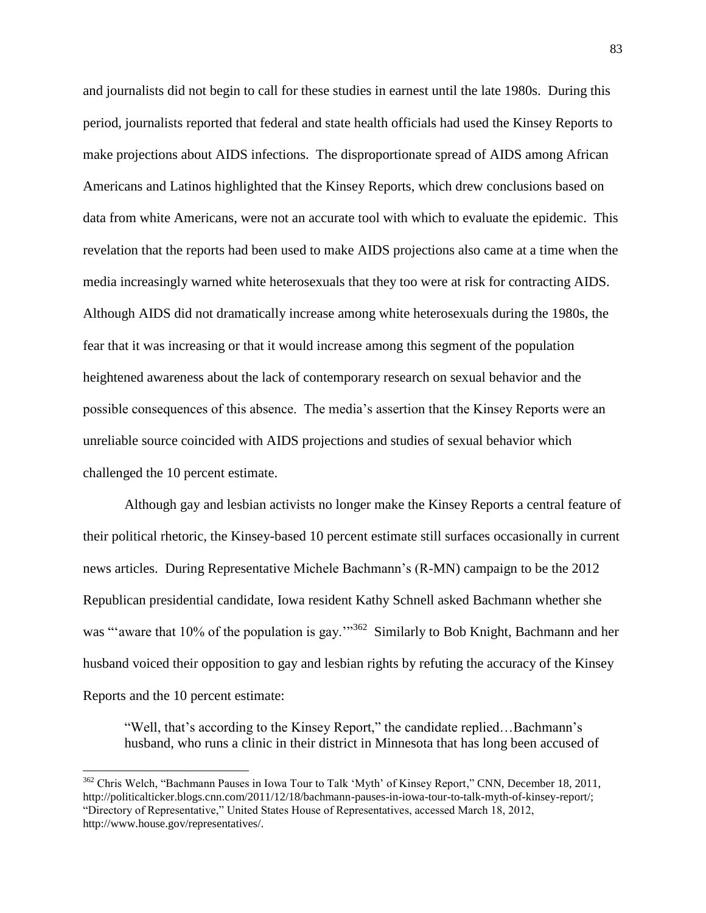and journalists did not begin to call for these studies in earnest until the late 1980s. During this period, journalists reported that federal and state health officials had used the Kinsey Reports to make projections about AIDS infections. The disproportionate spread of AIDS among African Americans and Latinos highlighted that the Kinsey Reports, which drew conclusions based on data from white Americans, were not an accurate tool with which to evaluate the epidemic. This revelation that the reports had been used to make AIDS projections also came at a time when the media increasingly warned white heterosexuals that they too were at risk for contracting AIDS. Although AIDS did not dramatically increase among white heterosexuals during the 1980s, the fear that it was increasing or that it would increase among this segment of the population heightened awareness about the lack of contemporary research on sexual behavior and the possible consequences of this absence. The media's assertion that the Kinsey Reports were an unreliable source coincided with AIDS projections and studies of sexual behavior which challenged the 10 percent estimate.

Although gay and lesbian activists no longer make the Kinsey Reports a central feature of their political rhetoric, the Kinsey-based 10 percent estimate still surfaces occasionally in current news articles. During Representative Michele Bachmann's (R-MN) campaign to be the 2012 Republican presidential candidate, Iowa resident Kathy Schnell asked Bachmann whether she was "'aware that 10% of the population is gay.'"[362] Similarly to Bob Knight, Bachmann and her husband voiced their opposition to gay and lesbian rights by refuting the accuracy of the Kinsey Reports and the 10 percent estimate:

> "Well, that's according to the Kinsey Report," the candidate replied…Bachmann's husband, who runs a clinic in their district in Minnesota that has long been accused of

---

[362] Chris Welch, "Bachmann Pauses in Iowa Tour to Talk 'Myth' of Kinsey Report," CNN, December 18, 2011, http://politicalticker.blogs.cnn.com/2011/12/18/bachmann-pauses-in-iowa-tour-to-talk-myth-of-kinsey-report/; "Directory of Representative," United States House of Representatives, accessed March 18, 2012, http://www.house.gov/representatives/.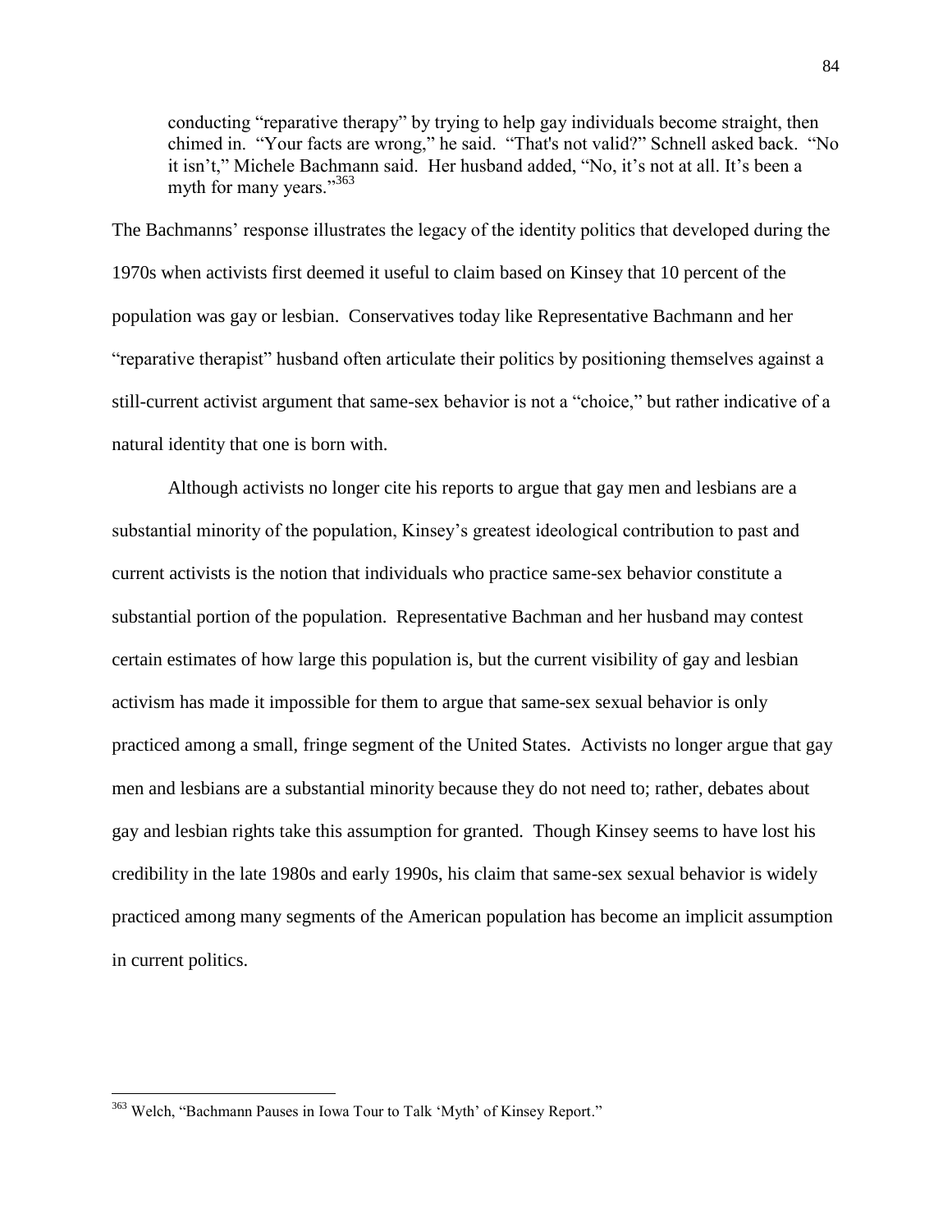> conducting "reparative therapy" by trying to help gay individuals become straight, then chimed in. "Your facts are wrong," he said. "That's not valid?" Schnell asked back. "No it isn't," Michele Bachmann said. Her husband added, "No, it's not at all. It's been a myth for many years."[363]

The Bachmanns' response illustrates the legacy of the identity politics that developed during the 1970s when activists first deemed it useful to claim based on Kinsey that 10 percent of the population was gay or lesbian. Conservatives today like Representative Bachmann and her "reparative therapist" husband often articulate their politics by positioning themselves against a still-current activist argument that same-sex behavior is not a "choice," but rather indicative of a natural identity that one is born with.

Although activists no longer cite his reports to argue that gay men and lesbians are a substantial minority of the population, Kinsey's greatest ideological contribution to past and current activists is the notion that individuals who practice same-sex behavior constitute a substantial portion of the population. Representative Bachman and her husband may contest certain estimates of how large this population is, but the current visibility of gay and lesbian activism has made it impossible for them to argue that same-sex sexual behavior is only practiced among a small, fringe segment of the United States. Activists no longer argue that gay men and lesbians are a substantial minority because they do not need to; rather, debates about gay and lesbian rights take this assumption for granted. Though Kinsey seems to have lost his credibility in the late 1980s and early 1990s, his claim that same-sex sexual behavior is widely practiced among many segments of the American population has become an implicit assumption in current politics.

---

[363] Welch, "Bachmann Pauses in Iowa Tour to Talk 'Myth' of Kinsey Report."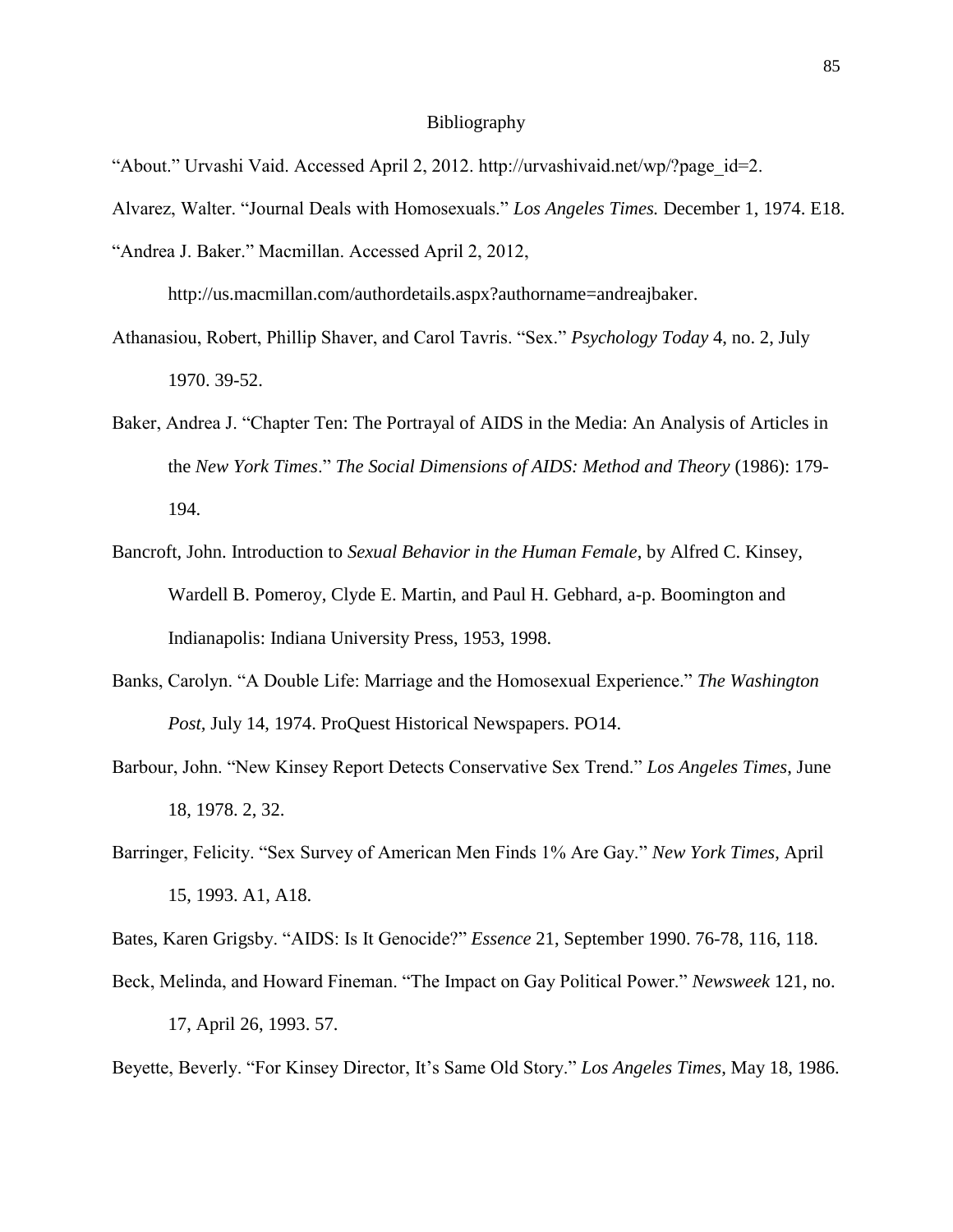# Bibliography

"About." Urvashi Vaid. Accessed April 2, 2012. http://urvashivaid.net/wp/?page_id=2.

Alvarez, Walter. "Journal Deals with Homosexuals." *Los Angeles Times.* December 1, 1974. E18.

"Andrea J. Baker." Macmillan. Accessed April 2, 2012, http://us.macmillan.com/authordetails.aspx?authorname=andreajbaker.

Athanasiou, Robert, Phillip Shaver, and Carol Tavris. "Sex." *Psychology Today* 4, no. 2, July 1970. 39-52.

Baker, Andrea J. "Chapter Ten: The Portrayal of AIDS in the Media: An Analysis of Articles in the *New York Times*." *The Social Dimensions of AIDS: Method and Theory* (1986): 179-194.

Bancroft, John. Introduction to *Sexual Behavior in the Human Female*, by Alfred C. Kinsey, Wardell B. Pomeroy, Clyde E. Martin, and Paul H. Gebhard, a-p. Boomington and Indianapolis: Indiana University Press, 1953, 1998.

Banks, Carolyn. "A Double Life: Marriage and the Homosexual Experience." *The Washington Post,* July 14, 1974. ProQuest Historical Newspapers. PO14.

Barbour, John. "New Kinsey Report Detects Conservative Sex Trend." *Los Angeles Times*, June 18, 1978. 2, 32.

Barringer, Felicity. "Sex Survey of American Men Finds 1% Are Gay." *New York Times*, April 15, 1993. A1, A18.

Bates, Karen Grigsby. "AIDS: Is It Genocide?" *Essence* 21, September 1990. 76-78, 116, 118.

Beck, Melinda, and Howard Fineman. "The Impact on Gay Political Power." *Newsweek* 121, no. 17, April 26, 1993. 57.

Beyette, Beverly. "For Kinsey Director, It's Same Old Story." *Los Angeles Times*, May 18, 1986.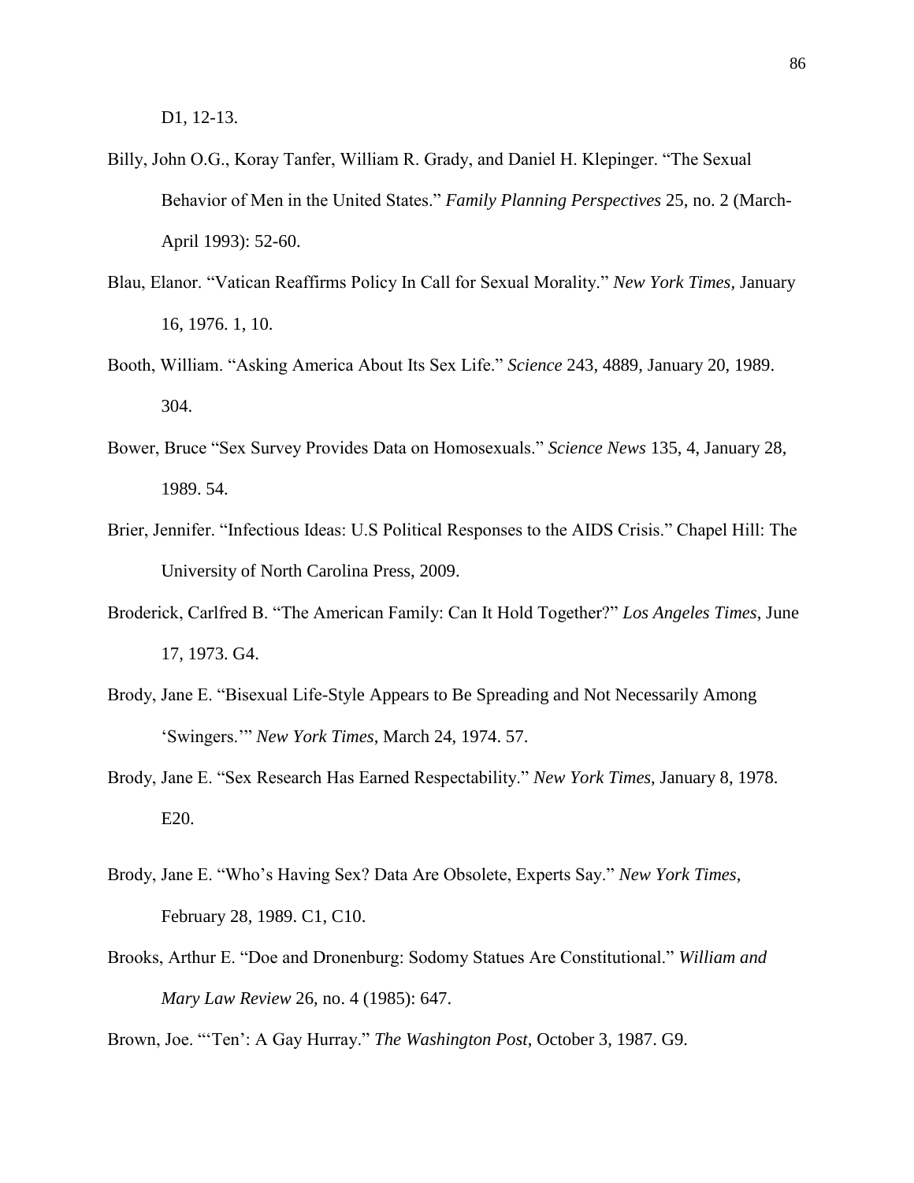D1, 12-13.

Billy, John O.G., Koray Tanfer, William R. Grady, and Daniel H. Klepinger. "The Sexual Behavior of Men in the United States." *Family Planning Perspectives* 25, no. 2 (March-April 1993): 52-60.

Blau, Elanor. "Vatican Reaffirms Policy In Call for Sexual Morality." *New York Times,* January 16, 1976. 1, 10.

Booth, William. "Asking America About Its Sex Life." *Science* 243, 4889, January 20, 1989. 304.

Bower, Bruce "Sex Survey Provides Data on Homosexuals." *Science News* 135, 4, January 28, 1989. 54.

Brier, Jennifer. "Infectious Ideas: U.S Political Responses to the AIDS Crisis." Chapel Hill: The University of North Carolina Press, 2009.

Broderick, Carlfred B. "The American Family: Can It Hold Together?" *Los Angeles Times*, June 17, 1973. G4.

Brody, Jane E. "Bisexual Life-Style Appears to Be Spreading and Not Necessarily Among 'Swingers.'" *New York Times*, March 24, 1974. 57.

Brody, Jane E. "Sex Research Has Earned Respectability." *New York Times,* January 8, 1978. E20.

Brody, Jane E. "Who's Having Sex? Data Are Obsolete, Experts Say." *New York Times*, February 28, 1989. C1, C10.

Brooks, Arthur E. "Doe and Dronenburg: Sodomy Statues Are Constitutional." *William and Mary Law Review* 26, no. 4 (1985): 647.

Brown, Joe. "'Ten': A Gay Hurray." *The Washington Post*, October 3, 1987. G9.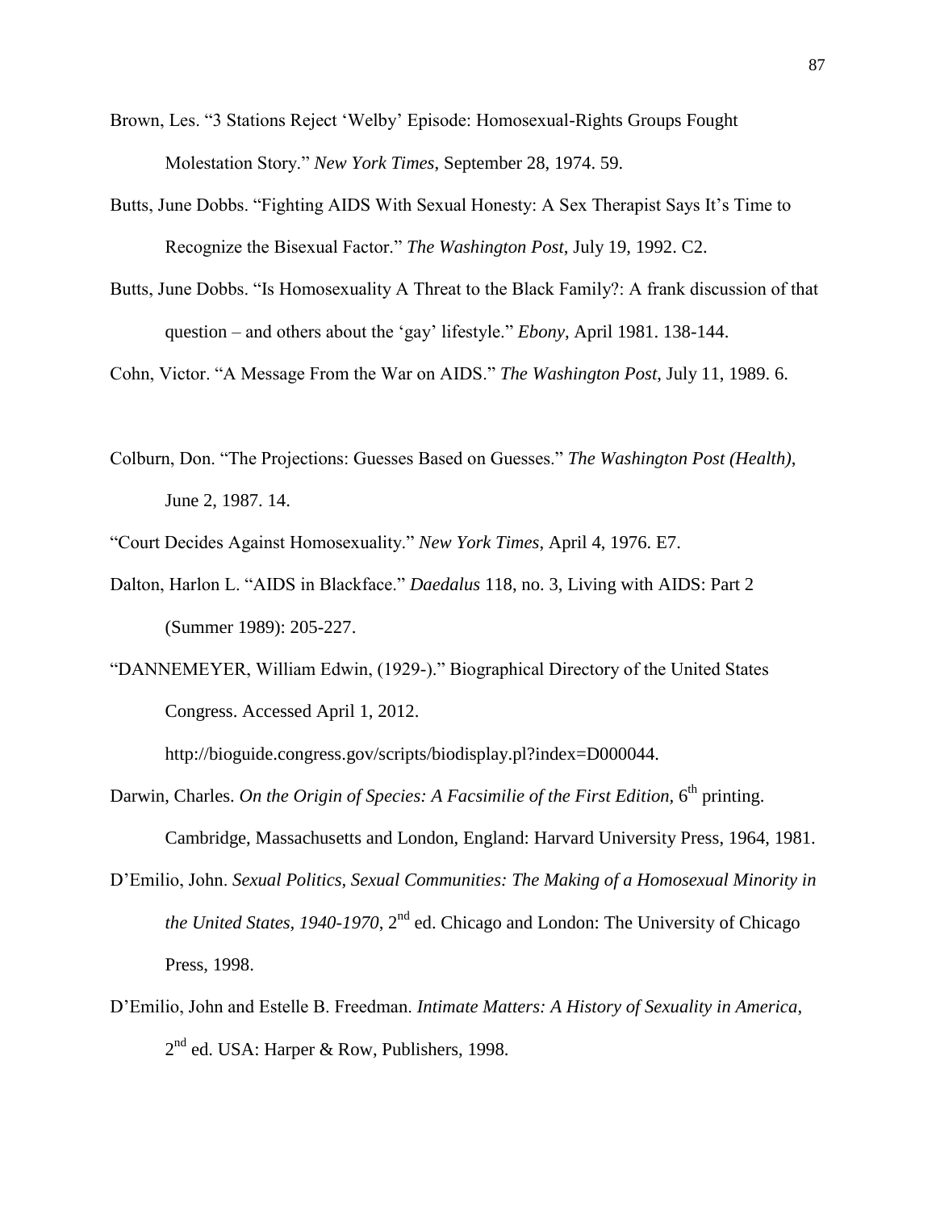Brown, Les. "3 Stations Reject 'Welby' Episode: Homosexual-Rights Groups Fought Molestation Story." *New York Times*, September 28, 1974. 59.

Butts, June Dobbs. "Fighting AIDS With Sexual Honesty: A Sex Therapist Says It's Time to Recognize the Bisexual Factor." *The Washington Post*, July 19, 1992. C2.

Butts, June Dobbs. "Is Homosexuality A Threat to the Black Family?: A frank discussion of that question – and others about the 'gay' lifestyle." *Ebony*, April 1981. 138-144.

Cohn, Victor. "A Message From the War on AIDS." *The Washington Post*, July 11, 1989. 6.

Colburn, Don. "The Projections: Guesses Based on Guesses." *The Washington Post (Health)*, June 2, 1987. 14.

"Court Decides Against Homosexuality." *New York Times*, April 4, 1976. E7.

Dalton, Harlon L. "AIDS in Blackface." *Daedalus* 118, no. 3, Living with AIDS: Part 2 (Summer 1989): 205-227.

"DANNEMEYER, William Edwin, (1929-)." Biographical Directory of the United States Congress. Accessed April 1, 2012. http://bioguide.congress.gov/scripts/biodisplay.pl?index=D000044.

Darwin, Charles. *On the Origin of Species: A Facsimilie of the First Edition*, 6th printing. Cambridge, Massachusetts and London, England: Harvard University Press, 1964, 1981.

D'Emilio, John. *Sexual Politics, Sexual Communities: The Making of a Homosexual Minority in the United States, 1940-1970*, 2nd ed. Chicago and London: The University of Chicago Press, 1998.

D'Emilio, John and Estelle B. Freedman. *Intimate Matters: A History of Sexuality in America*, 2nd ed. USA: Harper & Row, Publishers, 1998.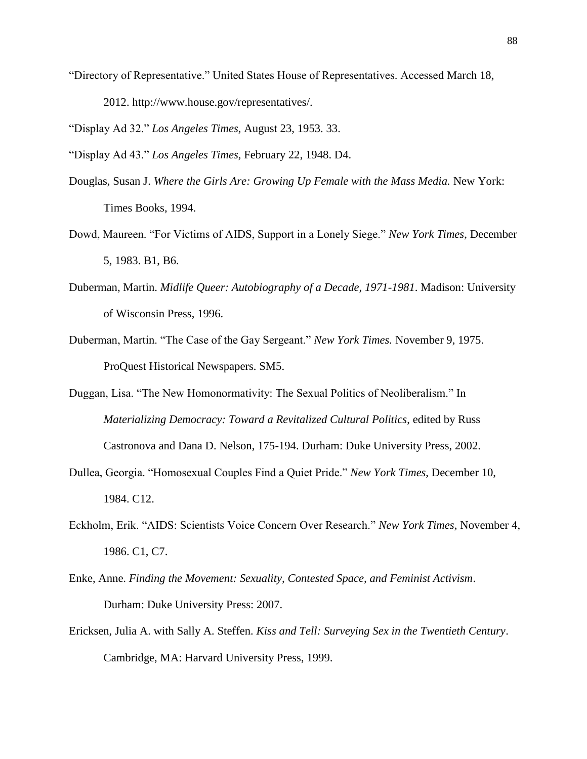“Directory of Representative.” United States House of Representatives. Accessed March 18, 2012. http://www.house.gov/representatives/.

“Display Ad 32.” *Los Angeles Times,* August 23, 1953. 33.

“Display Ad 43.” *Los Angeles Times,* February 22, 1948. D4.

Douglas, Susan J. *Where the Girls Are: Growing Up Female with the Mass Media.* New York: Times Books, 1994.

Dowd, Maureen. “For Victims of AIDS, Support in a Lonely Siege.” *New York Times*, December 5, 1983. B1, B6.

Duberman, Martin. *Midlife Queer: Autobiography of a Decade, 1971-1981*. Madison: University of Wisconsin Press, 1996.

Duberman, Martin. “The Case of the Gay Sergeant.” *New York Times.* November 9, 1975. ProQuest Historical Newspapers. SM5.

Duggan, Lisa. “The New Homonormativity: The Sexual Politics of Neoliberalism.” In *Materializing Democracy: Toward a Revitalized Cultural Politics*, edited by Russ Castronova and Dana D. Nelson, 175-194. Durham: Duke University Press, 2002.

Dullea, Georgia. “Homosexual Couples Find a Quiet Pride.” *New York Times*, December 10, 1984. C12.

Eckholm, Erik. “AIDS: Scientists Voice Concern Over Research.” *New York Times*, November 4, 1986. C1, C7.

Enke, Anne. *Finding the Movement: Sexuality, Contested Space, and Feminist Activism*. Durham: Duke University Press: 2007.

Ericksen, Julia A. with Sally A. Steffen. *Kiss and Tell: Surveying Sex in the Twentieth Century*. Cambridge, MA: Harvard University Press, 1999.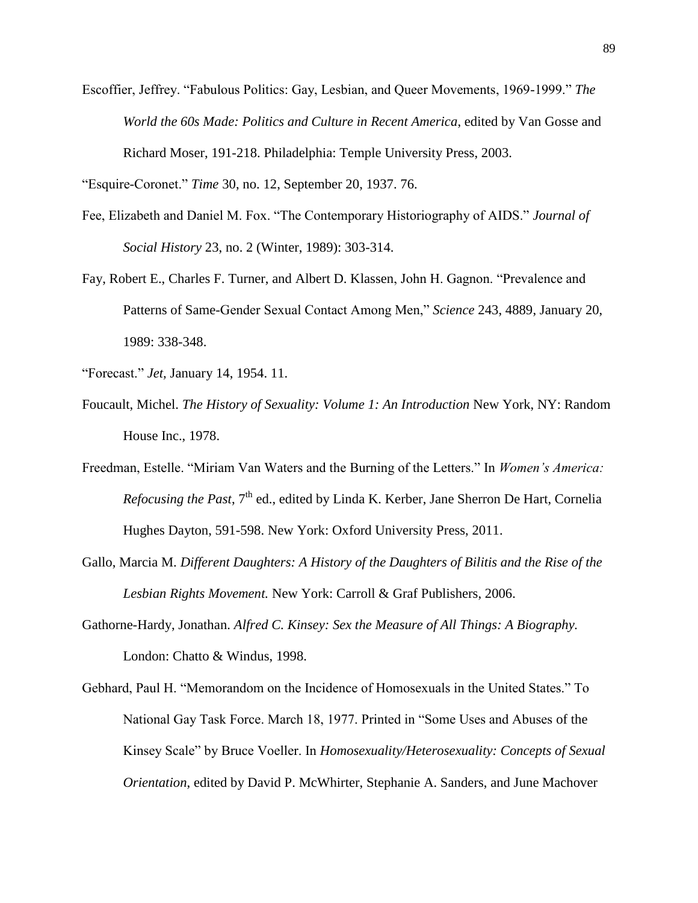Escoffier, Jeffrey. "Fabulous Politics: Gay, Lesbian, and Queer Movements, 1969-1999." *The World the 60s Made: Politics and Culture in Recent America*, edited by Van Gosse and Richard Moser, 191-218. Philadelphia: Temple University Press, 2003.

"Esquire-Coronet." *Time* 30, no. 12, September 20, 1937. 76.

Fee, Elizabeth and Daniel M. Fox. "The Contemporary Historiography of AIDS." *Journal of Social History* 23, no. 2 (Winter, 1989): 303-314.

Fay, Robert E., Charles F. Turner, and Albert D. Klassen, John H. Gagnon. "Prevalence and Patterns of Same-Gender Sexual Contact Among Men," *Science* 243, 4889, January 20, 1989: 338-348.

"Forecast." *Jet,* January 14, 1954. 11.

Foucault, Michel. *The History of Sexuality: Volume 1: An Introduction* New York, NY: Random House Inc., 1978.

Freedman, Estelle. "Miriam Van Waters and the Burning of the Letters." In *Women's America: Refocusing the Past*, 7th ed., edited by Linda K. Kerber, Jane Sherron De Hart, Cornelia Hughes Dayton, 591-598. New York: Oxford University Press, 2011.

Gallo, Marcia M. *Different Daughters: A History of the Daughters of Bilitis and the Rise of the Lesbian Rights Movement.* New York: Carroll & Graf Publishers, 2006.

Gathorne-Hardy, Jonathan. *Alfred C. Kinsey: Sex the Measure of All Things: A Biography.* London: Chatto & Windus, 1998.

Gebhard, Paul H. "Memorandom on the Incidence of Homosexuals in the United States." To National Gay Task Force. March 18, 1977. Printed in "Some Uses and Abuses of the Kinsey Scale" by Bruce Voeller. In *Homosexuality/Heterosexuality: Concepts of Sexual Orientation*, edited by David P. McWhirter, Stephanie A. Sanders, and June Machover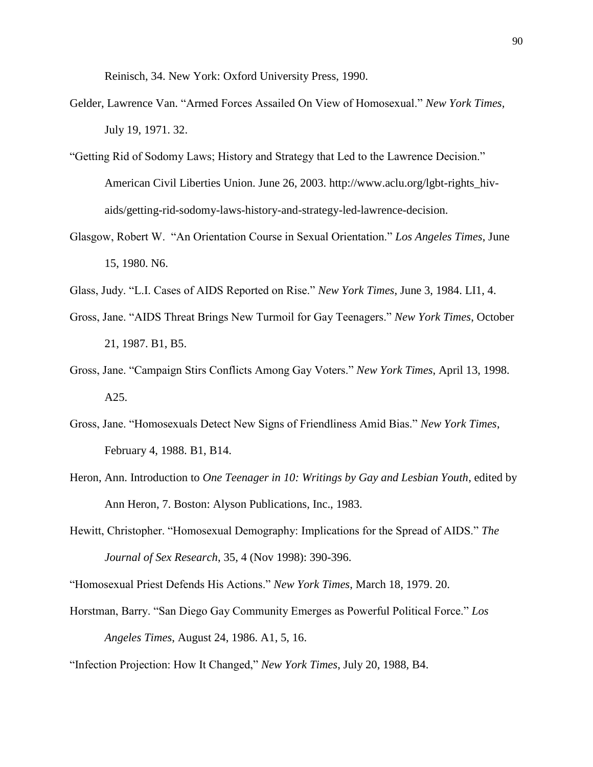Reinisch, 34. New York: Oxford University Press, 1990.

Gelder, Lawrence Van. "Armed Forces Assailed On View of Homosexual." *New York Times*, July 19, 1971. 32.

"Getting Rid of Sodomy Laws; History and Strategy that Led to the Lawrence Decision." American Civil Liberties Union. June 26, 2003. http://www.aclu.org/lgbt-rights_hiv-aids/getting-rid-sodomy-laws-history-and-strategy-led-lawrence-decision.

Glasgow, Robert W. "An Orientation Course in Sexual Orientation." *Los Angeles Times*, June 15, 1980. N6.

Glass, Judy. "L.I. Cases of AIDS Reported on Rise." *New York Times*, June 3, 1984. LI1, 4.

Gross, Jane. "AIDS Threat Brings New Turmoil for Gay Teenagers." *New York Times*, October 21, 1987. B1, B5.

Gross, Jane. "Campaign Stirs Conflicts Among Gay Voters." *New York Times*, April 13, 1998. A25.

Gross, Jane. "Homosexuals Detect New Signs of Friendliness Amid Bias." *New York Times*, February 4, 1988. B1, B14.

Heron, Ann. Introduction to *One Teenager in 10: Writings by Gay and Lesbian Youth*, edited by Ann Heron, 7. Boston: Alyson Publications, Inc., 1983.

Hewitt, Christopher. "Homosexual Demography: Implications for the Spread of AIDS." *The Journal of Sex Research*, 35, 4 (Nov 1998): 390-396.

"Homosexual Priest Defends His Actions." *New York Times*, March 18, 1979. 20.

Horstman, Barry. "San Diego Gay Community Emerges as Powerful Political Force." *Los Angeles Times*, August 24, 1986. A1, 5, 16.

"Infection Projection: How It Changed," *New York Times*, July 20, 1988, B4.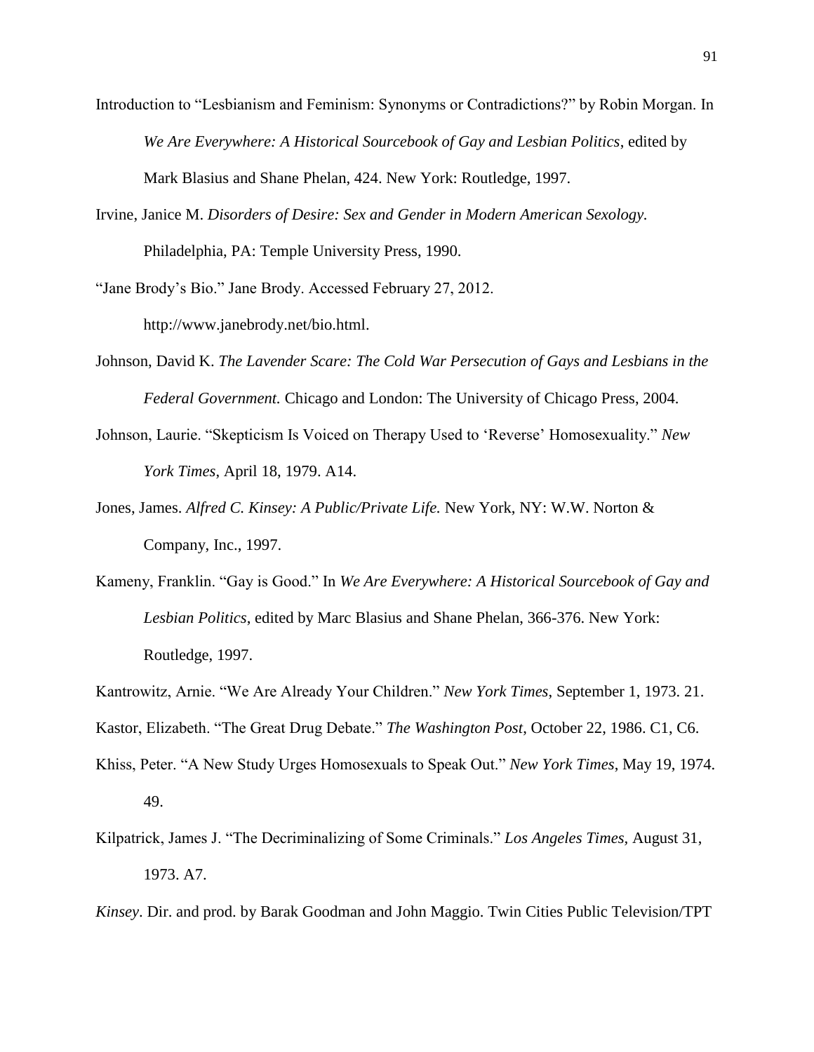Introduction to "Lesbianism and Feminism: Synonyms or Contradictions?" by Robin Morgan. In *We Are Everywhere: A Historical Sourcebook of Gay and Lesbian Politics*, edited by Mark Blasius and Shane Phelan, 424. New York: Routledge, 1997.

Irvine, Janice M. *Disorders of Desire: Sex and Gender in Modern American Sexology.* Philadelphia, PA: Temple University Press, 1990.

"Jane Brody's Bio." Jane Brody. Accessed February 27, 2012. http://www.janebrody.net/bio.html.

Johnson, David K. *The Lavender Scare: The Cold War Persecution of Gays and Lesbians in the Federal Government.* Chicago and London: The University of Chicago Press, 2004.

Johnson, Laurie. "Skepticism Is Voiced on Therapy Used to 'Reverse' Homosexuality." *New York Times*, April 18, 1979. A14.

Jones, James. *Alfred C. Kinsey: A Public/Private Life.* New York, NY: W.W. Norton & Company, Inc., 1997.

Kameny, Franklin. "Gay is Good." In *We Are Everywhere: A Historical Sourcebook of Gay and Lesbian Politics*, edited by Marc Blasius and Shane Phelan, 366-376. New York: Routledge, 1997.

Kantrowitz, Arnie. "We Are Already Your Children." *New York Times*, September 1, 1973. 21.

Kastor, Elizabeth. "The Great Drug Debate." *The Washington Post*, October 22, 1986. C1, C6.

Khiss, Peter. "A New Study Urges Homosexuals to Speak Out." *New York Times*, May 19, 1974. 49.

Kilpatrick, James J. "The Decriminalizing of Some Criminals." *Los Angeles Times*, August 31, 1973. A7.

*Kinsey*. Dir. and prod. by Barak Goodman and John Maggio. Twin Cities Public Television/TPT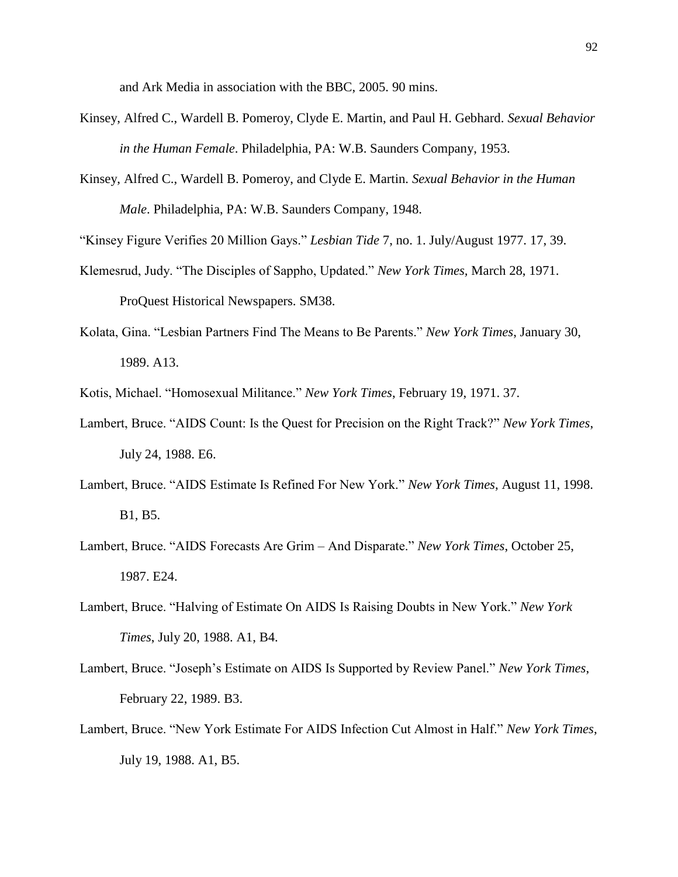and Ark Media in association with the BBC, 2005. 90 mins.

Kinsey, Alfred C., Wardell B. Pomeroy, Clyde E. Martin, and Paul H. Gebhard. *Sexual Behavior in the Human Female*. Philadelphia, PA: W.B. Saunders Company, 1953.

Kinsey, Alfred C., Wardell B. Pomeroy, and Clyde E. Martin. *Sexual Behavior in the Human Male*. Philadelphia, PA: W.B. Saunders Company, 1948.

"Kinsey Figure Verifies 20 Million Gays." *Lesbian Tide* 7, no. 1. July/August 1977. 17, 39.

Klemesrud, Judy. "The Disciples of Sappho, Updated." *New York Times*, March 28, 1971. ProQuest Historical Newspapers. SM38.

Kolata, Gina. "Lesbian Partners Find The Means to Be Parents." *New York Times*, January 30, 1989. A13.

Kotis, Michael. "Homosexual Militance." *New York Times*, February 19, 1971. 37.

Lambert, Bruce. "AIDS Count: Is the Quest for Precision on the Right Track?" *New York Times*, July 24, 1988. E6.

Lambert, Bruce. "AIDS Estimate Is Refined For New York." *New York Times*, August 11, 1998. B1, B5.

Lambert, Bruce. "AIDS Forecasts Are Grim – And Disparate." *New York Times*, October 25, 1987. E24.

Lambert, Bruce. "Halving of Estimate On AIDS Is Raising Doubts in New York." *New York Times*, July 20, 1988. A1, B4.

Lambert, Bruce. "Joseph's Estimate on AIDS Is Supported by Review Panel." *New York Times*, February 22, 1989. B3.

Lambert, Bruce. "New York Estimate For AIDS Infection Cut Almost in Half." *New York Times*, July 19, 1988. A1, B5.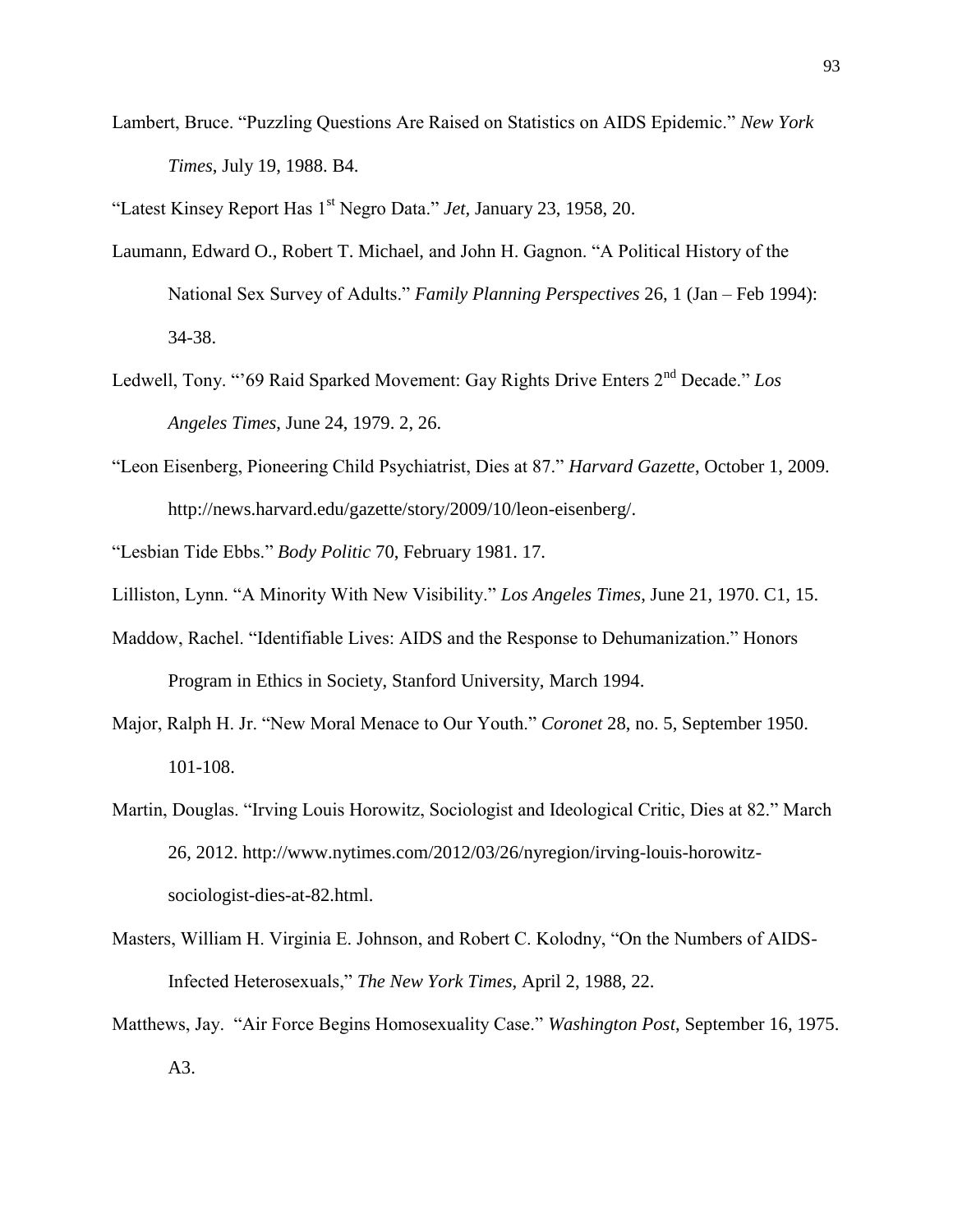Lambert, Bruce. "Puzzling Questions Are Raised on Statistics on AIDS Epidemic." *New York Times*, July 19, 1988. B4.

"Latest Kinsey Report Has 1st Negro Data." *Jet*, January 23, 1958, 20.

Laumann, Edward O., Robert T. Michael, and John H. Gagnon. "A Political History of the National Sex Survey of Adults." *Family Planning Perspectives* 26, 1 (Jan – Feb 1994): 34-38.

Ledwell, Tony. "'69 Raid Sparked Movement: Gay Rights Drive Enters 2nd Decade." *Los Angeles Times*, June 24, 1979. 2, 26.

"Leon Eisenberg, Pioneering Child Psychiatrist, Dies at 87." *Harvard Gazette*, October 1, 2009. http://news.harvard.edu/gazette/story/2009/10/leon-eisenberg/.

"Lesbian Tide Ebbs." *Body Politic* 70, February 1981. 17.

Lilliston, Lynn. "A Minority With New Visibility." *Los Angeles Times*, June 21, 1970. C1, 15.

Maddow, Rachel. "Identifiable Lives: AIDS and the Response to Dehumanization." Honors Program in Ethics in Society, Stanford University, March 1994.

Major, Ralph H. Jr. "New Moral Menace to Our Youth." *Coronet* 28, no. 5, September 1950. 101-108.

Martin, Douglas. "Irving Louis Horowitz, Sociologist and Ideological Critic, Dies at 82." March 26, 2012. http://www.nytimes.com/2012/03/26/nyregion/irving-louis-horowitz-sociologist-dies-at-82.html.

Masters, William H. Virginia E. Johnson, and Robert C. Kolodny, "On the Numbers of AIDS-Infected Heterosexuals," *The New York Times*, April 2, 1988, 22.

Matthews, Jay. "Air Force Begins Homosexuality Case." *Washington Post*, September 16, 1975. A3.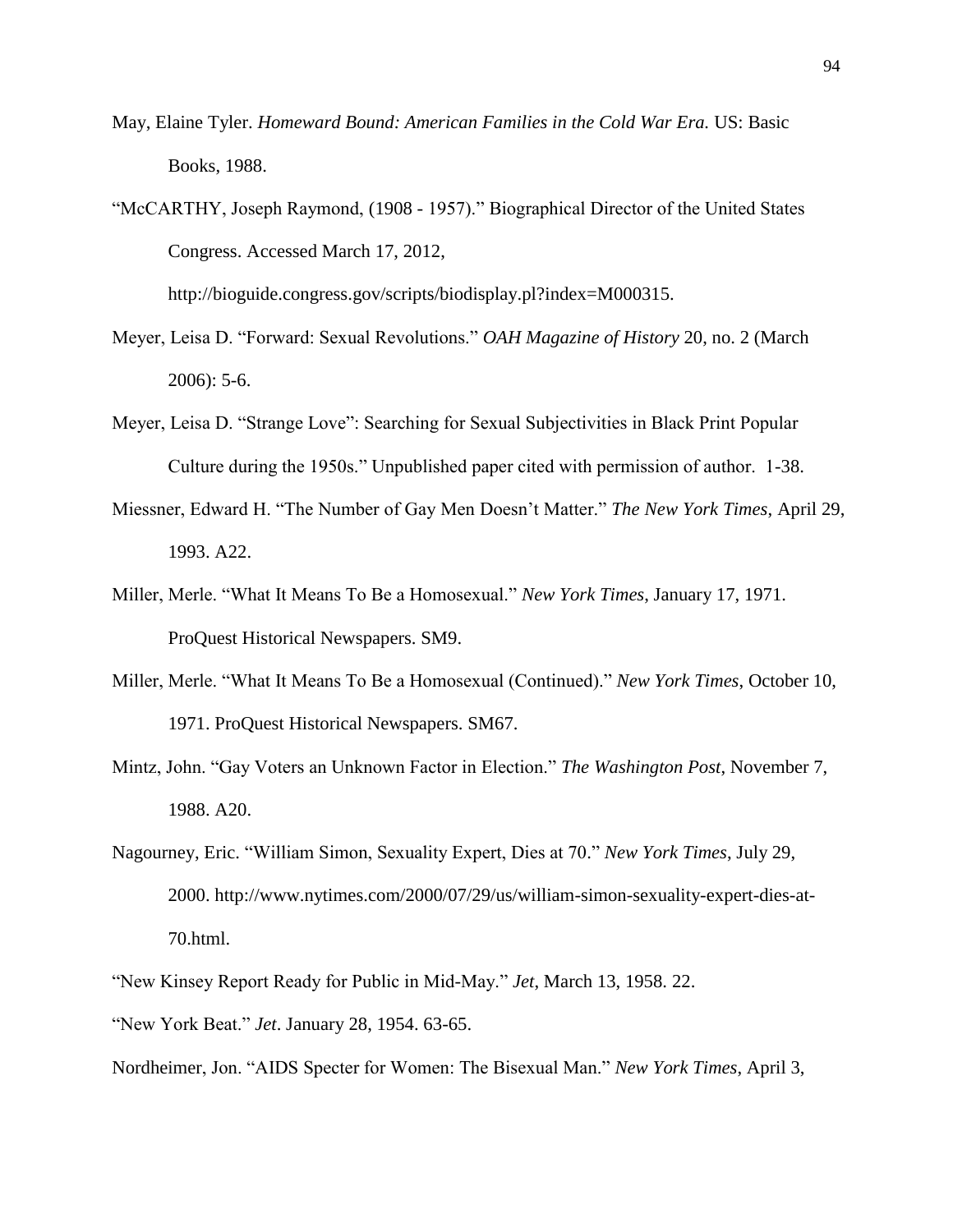May, Elaine Tyler. *Homeward Bound: American Families in the Cold War Era.* US: Basic Books, 1988.

"McCARTHY, Joseph Raymond, (1908 - 1957)." Biographical Director of the United States Congress. Accessed March 17, 2012, http://bioguide.congress.gov/scripts/biodisplay.pl?index=M000315.

Meyer, Leisa D. "Forward: Sexual Revolutions." *OAH Magazine of History* 20, no. 2 (March 2006): 5-6.

Meyer, Leisa D. "Strange Love": Searching for Sexual Subjectivities in Black Print Popular Culture during the 1950s." Unpublished paper cited with permission of author. 1-38.

Miessner, Edward H. "The Number of Gay Men Doesn't Matter." *The New York Times,* April 29, 1993. A22.

Miller, Merle. "What It Means To Be a Homosexual." *New York Times*, January 17, 1971. ProQuest Historical Newspapers. SM9.

Miller, Merle. "What It Means To Be a Homosexual (Continued)." *New York Times*, October 10, 1971. ProQuest Historical Newspapers. SM67.

Mintz, John. "Gay Voters an Unknown Factor in Election." *The Washington Post*, November 7, 1988. A20.

Nagourney, Eric. "William Simon, Sexuality Expert, Dies at 70." *New York Times*, July 29, 2000. http://www.nytimes.com/2000/07/29/us/william-simon-sexuality-expert-dies-at-70.html.

"New Kinsey Report Ready for Public in Mid-May." *Jet,* March 13, 1958. 22.

"New York Beat." *Jet*. January 28, 1954. 63-65.

Nordheimer, Jon. "AIDS Specter for Women: The Bisexual Man." *New York Times*, April 3,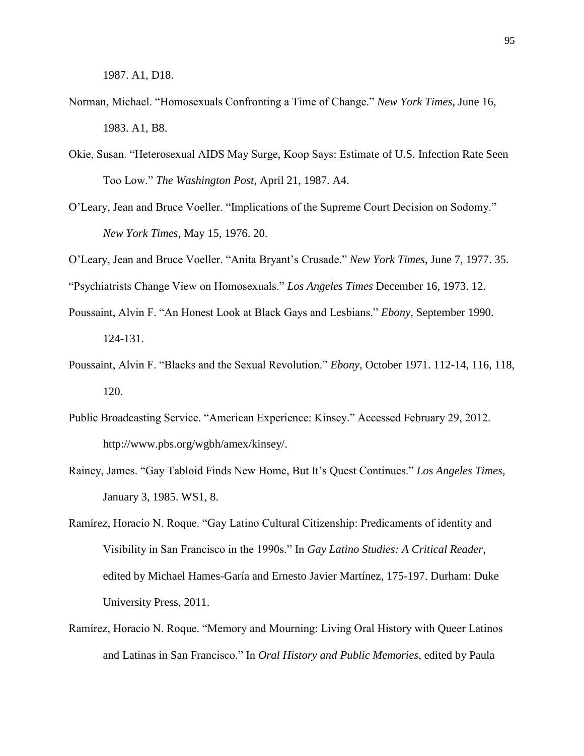1987. A1, D18.

Norman, Michael. “Homosexuals Confronting a Time of Change.” *New York Times*, June 16, 1983. A1, B8.

Okie, Susan. “Heterosexual AIDS May Surge, Koop Says: Estimate of U.S. Infection Rate Seen Too Low.” *The Washington Post*, April 21, 1987. A4.

O’Leary, Jean and Bruce Voeller. “Implications of the Supreme Court Decision on Sodomy.” *New York Times*, May 15, 1976. 20.

O’Leary, Jean and Bruce Voeller. “Anita Bryant’s Crusade.” *New York Times*, June 7, 1977. 35.

“Psychiatrists Change View on Homosexuals.” *Los Angeles Times* December 16, 1973. 12.

Poussaint, Alvin F. “An Honest Look at Black Gays and Lesbians.” *Ebony*, September 1990. 124-131.

Poussaint, Alvin F. “Blacks and the Sexual Revolution.” *Ebony*, October 1971. 112-14, 116, 118, 120.

Public Broadcasting Service. “American Experience: Kinsey.” Accessed February 29, 2012. http://www.pbs.org/wgbh/amex/kinsey/.

Rainey, James. “Gay Tabloid Finds New Home, But It’s Quest Continues.” *Los Angeles Times*, January 3, 1985. WS1, 8.

Ramírez, Horacio N. Roque. “Gay Latino Cultural Citizenship: Predicaments of identity and Visibility in San Francisco in the 1990s.” In *Gay Latino Studies: A Critical Reader*, edited by Michael Hames-García and Ernesto Javier Martínez, 175-197. Durham: Duke University Press, 2011.

Ramírez, Horacio N. Roque. “Memory and Mourning: Living Oral History with Queer Latinos and Latinas in San Francisco.” In *Oral History and Public Memories*, edited by Paula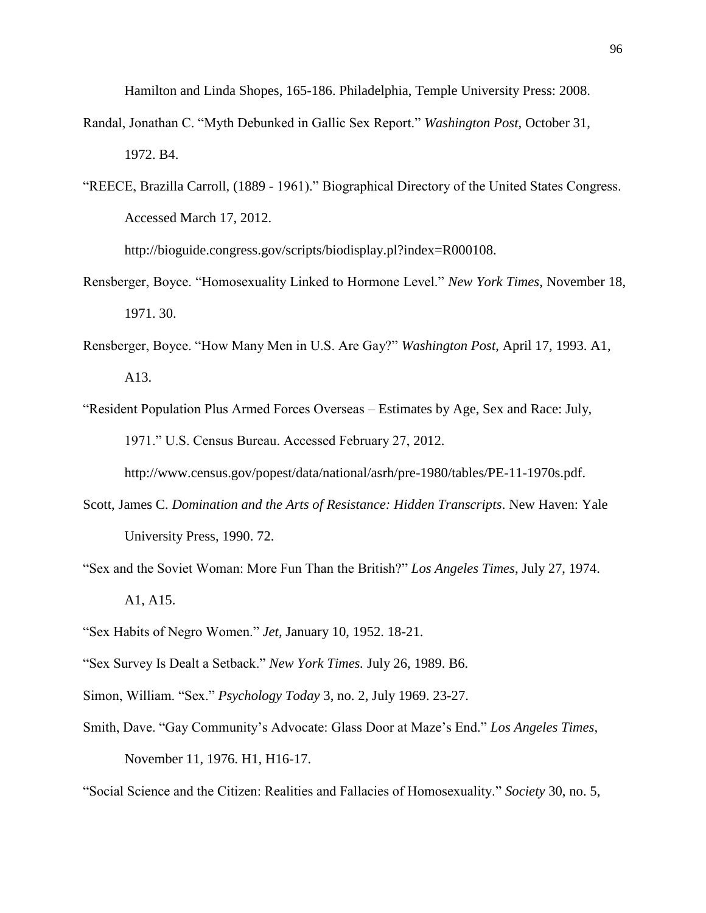Hamilton and Linda Shopes, 165-186. Philadelphia, Temple University Press: 2008.

Randal, Jonathan C. "Myth Debunked in Gallic Sex Report." *Washington Post*, October 31, 1972. B4.

"REECE, Brazilla Carroll, (1889 - 1961)." Biographical Directory of the United States Congress. Accessed March 17, 2012. http://bioguide.congress.gov/scripts/biodisplay.pl?index=R000108.

Rensberger, Boyce. "Homosexuality Linked to Hormone Level." *New York Times*, November 18, 1971. 30.

Rensberger, Boyce. "How Many Men in U.S. Are Gay?" *Washington Post*, April 17, 1993. A1, A13.

"Resident Population Plus Armed Forces Overseas – Estimates by Age, Sex and Race: July, 1971." U.S. Census Bureau. Accessed February 27, 2012. http://www.census.gov/popest/data/national/asrh/pre-1980/tables/PE-11-1970s.pdf.

Scott, James C. *Domination and the Arts of Resistance: Hidden Transcripts*. New Haven: Yale University Press, 1990. 72.

"Sex and the Soviet Woman: More Fun Than the British?" *Los Angeles Times*, July 27, 1974. A1, A15.

"Sex Habits of Negro Women." *Jet*, January 10, 1952. 18-21.

"Sex Survey Is Dealt a Setback." *New York Times.* July 26, 1989. B6.

Simon, William. "Sex." *Psychology Today* 3, no. 2, July 1969. 23-27.

Smith, Dave. "Gay Community's Advocate: Glass Door at Maze's End." *Los Angeles Times*, November 11, 1976. H1, H16-17.

"Social Science and the Citizen: Realities and Fallacies of Homosexuality." *Society* 30, no. 5,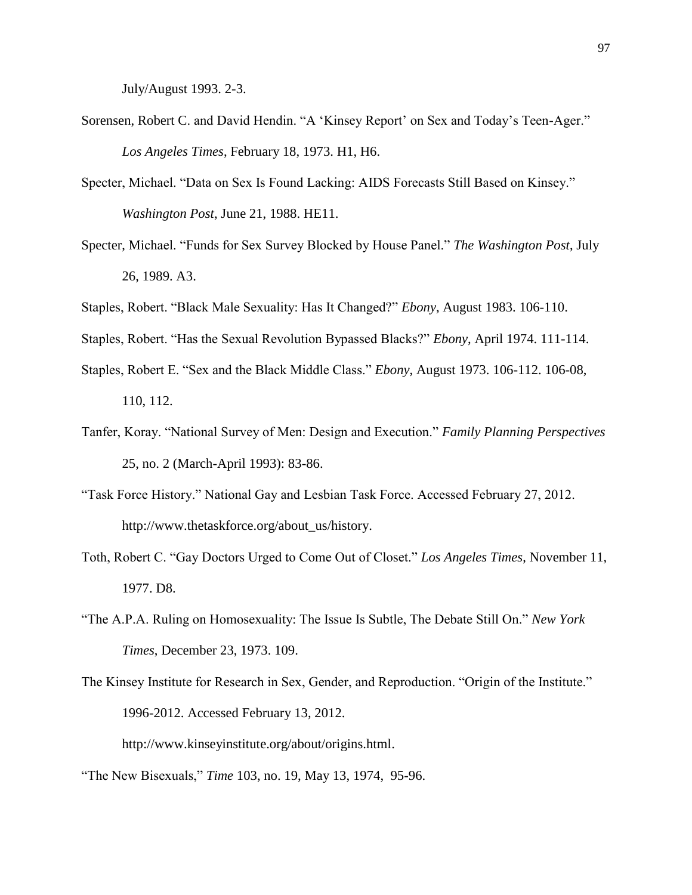July/August 1993. 2-3.

Sorensen, Robert C. and David Hendin. "A 'Kinsey Report' on Sex and Today's Teen-Ager." *Los Angeles Times*, February 18, 1973. H1, H6.

Specter, Michael. "Data on Sex Is Found Lacking: AIDS Forecasts Still Based on Kinsey." *Washington Post*, June 21, 1988. HE11.

Specter, Michael. "Funds for Sex Survey Blocked by House Panel." *The Washington Post*, July 26, 1989. A3.

Staples, Robert. "Black Male Sexuality: Has It Changed?" *Ebony*, August 1983. 106-110.

Staples, Robert. "Has the Sexual Revolution Bypassed Blacks?" *Ebony*, April 1974. 111-114.

Staples, Robert E. "Sex and the Black Middle Class." *Ebony*, August 1973. 106-112. 106-08, 110, 112.

Tanfer, Koray. "National Survey of Men: Design and Execution." *Family Planning Perspectives* 25, no. 2 (March-April 1993): 83-86.

"Task Force History." National Gay and Lesbian Task Force. Accessed February 27, 2012. http://www.thetaskforce.org/about_us/history.

Toth, Robert C. "Gay Doctors Urged to Come Out of Closet." *Los Angeles Times*, November 11, 1977. D8.

"The A.P.A. Ruling on Homosexuality: The Issue Is Subtle, The Debate Still On." *New York Times*, December 23, 1973. 109.

The Kinsey Institute for Research in Sex, Gender, and Reproduction. "Origin of the Institute." 1996-2012. Accessed February 13, 2012. http://www.kinseyinstitute.org/about/origins.html.

"The New Bisexuals," *Time* 103, no. 19, May 13, 1974, 95-96.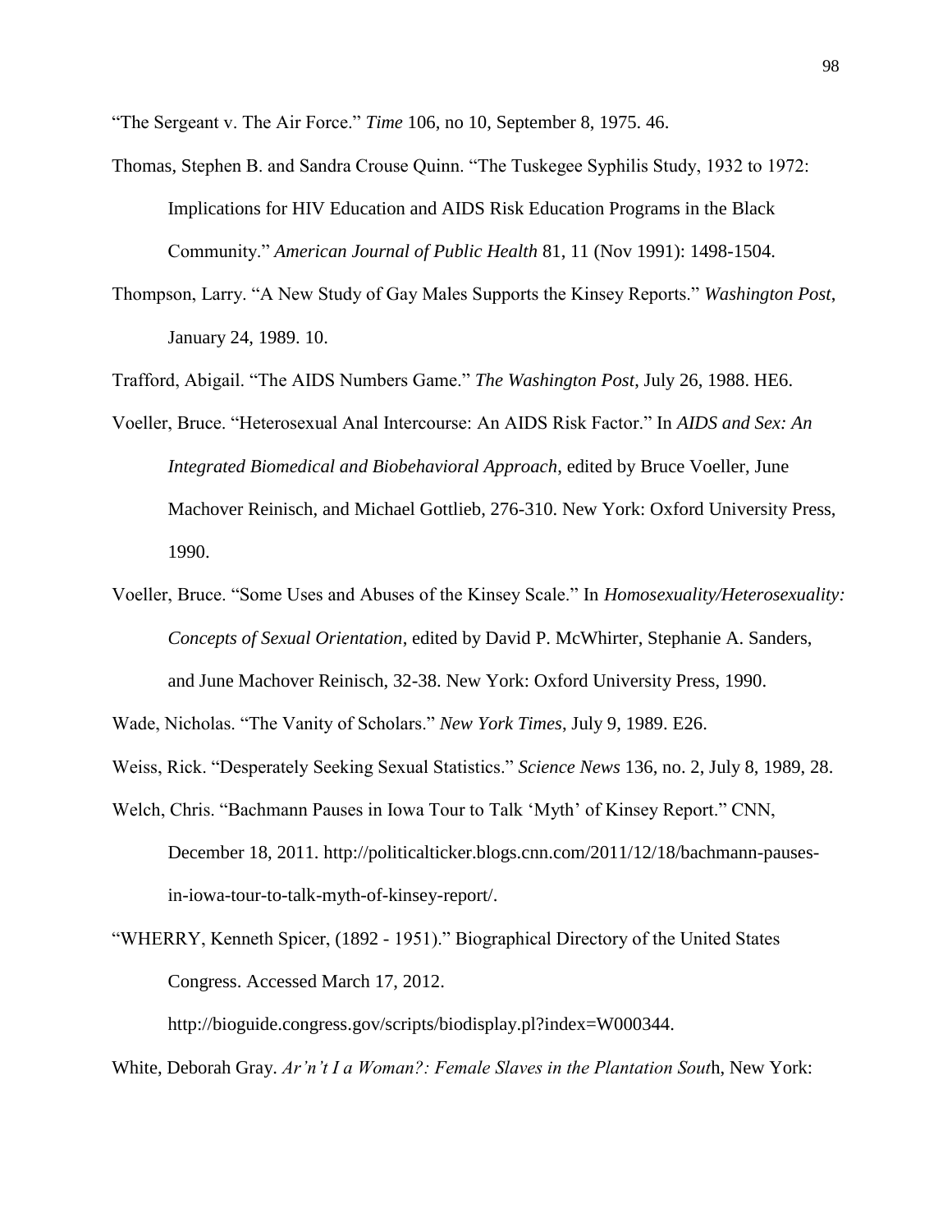"The Sergeant v. The Air Force." *Time* 106, no 10, September 8, 1975. 46.

Thomas, Stephen B. and Sandra Crouse Quinn. "The Tuskegee Syphilis Study, 1932 to 1972: Implications for HIV Education and AIDS Risk Education Programs in the Black Community." *American Journal of Public Health* 81, 11 (Nov 1991): 1498-1504.

Thompson, Larry. "A New Study of Gay Males Supports the Kinsey Reports." *Washington Post*, January 24, 1989. 10.

Trafford, Abigail. "The AIDS Numbers Game." *The Washington Post*, July 26, 1988. HE6.

Voeller, Bruce. "Heterosexual Anal Intercourse: An AIDS Risk Factor." In *AIDS and Sex: An Integrated Biomedical and Biobehavioral Approach*, edited by Bruce Voeller, June Machover Reinisch, and Michael Gottlieb, 276-310. New York: Oxford University Press, 1990.

Voeller, Bruce. "Some Uses and Abuses of the Kinsey Scale." In *Homosexuality/Heterosexuality: Concepts of Sexual Orientation*, edited by David P. McWhirter, Stephanie A. Sanders, and June Machover Reinisch, 32-38. New York: Oxford University Press, 1990.

Wade, Nicholas. "The Vanity of Scholars." *New York Times*, July 9, 1989. E26.

Weiss, Rick. "Desperately Seeking Sexual Statistics." *Science News* 136, no. 2, July 8, 1989, 28.

Welch, Chris. "Bachmann Pauses in Iowa Tour to Talk 'Myth' of Kinsey Report." CNN, December 18, 2011. http://politicalticker.blogs.cnn.com/2011/12/18/bachmann-pauses-in-iowa-tour-to-talk-myth-of-kinsey-report/.

"WHERRY, Kenneth Spicer, (1892 - 1951)." Biographical Directory of the United States Congress. Accessed March 17, 2012. http://bioguide.congress.gov/scripts/biodisplay.pl?index=W000344.

White, Deborah Gray. *Ar'n't I a Woman?: Female Slaves in the Plantation Sout*h, New York: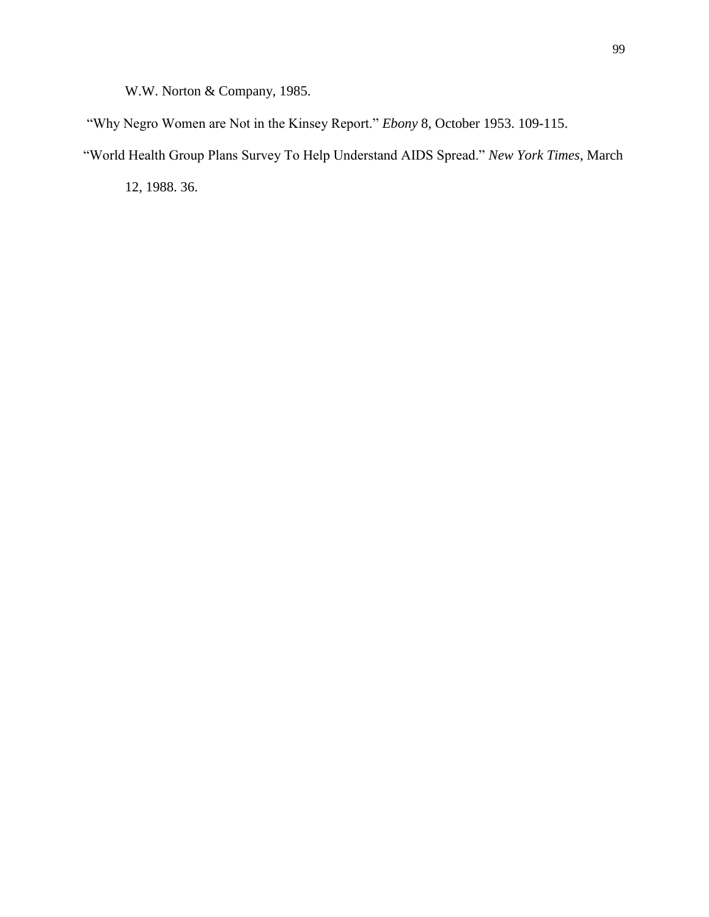W.W. Norton & Company, 1985.

"Why Negro Women are Not in the Kinsey Report." *Ebony* 8, October 1953. 109-115.

"World Health Group Plans Survey To Help Understand AIDS Spread." *New York Times*, March 12, 1988. 36.